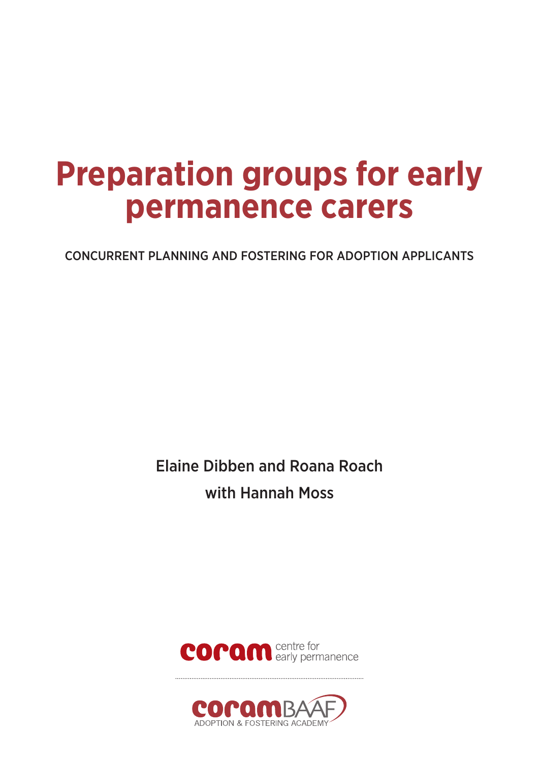# Preparation groups for early permanence carers

CONCURRENT PLANNING AND FOSTERING FOR ADOPTION APPLICANTS

Elaine Dibben and Roana Roach

with Hannah Moss

coram centre for early permanence

coramBAAF ADOPTION & FOSTERING ACADEMY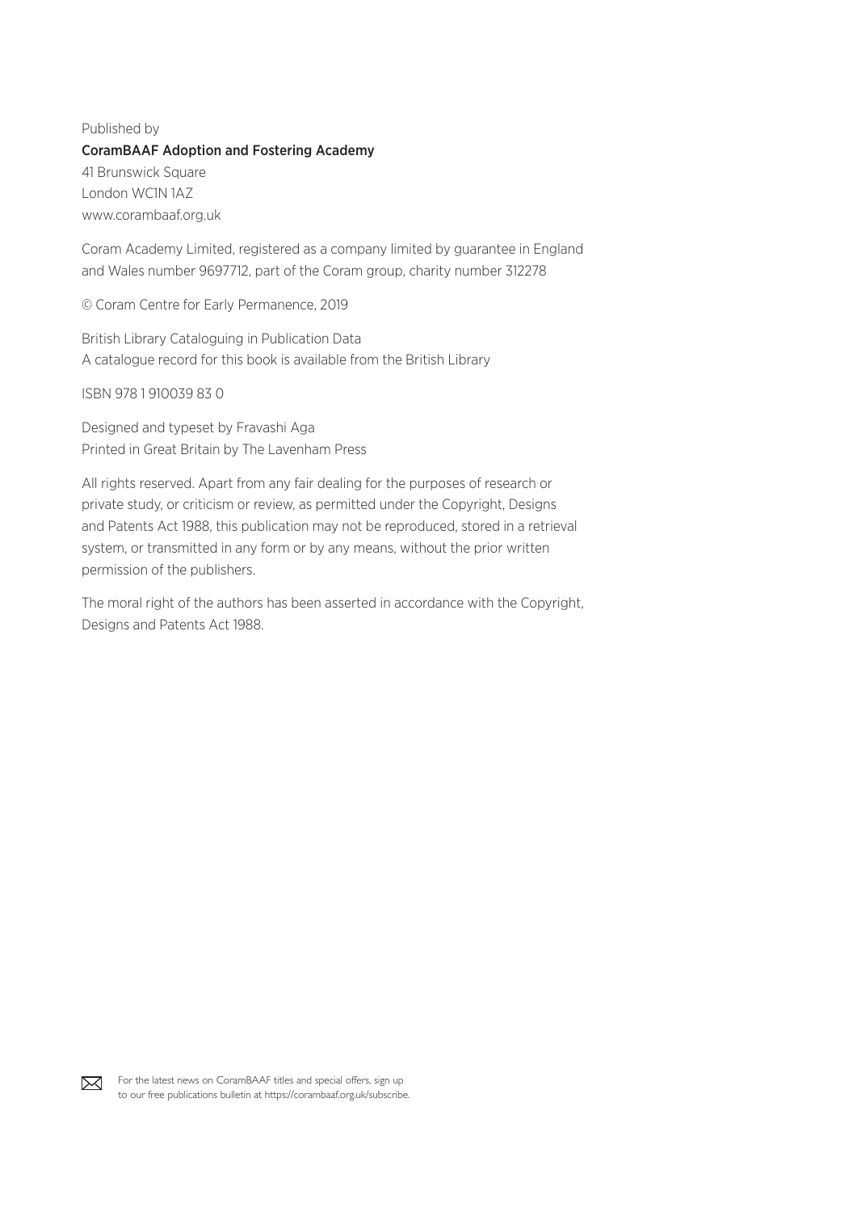Published by

**CoramBAAF Adoption and Fostering Academy**

41 Brunswick Square
London WC1N 1AZ
www.corambaaf.org.uk

Coram Academy Limited, registered as a company limited by guarantee in England and Wales number 9697712, part of the Coram group, charity number 312278

© Coram Centre for Early Permanence, 2019

British Library Cataloguing in Publication Data
A catalogue record for this book is available from the British Library

ISBN 978 1 910039 83 0

Designed and typeset by Fravashi Aga
Printed in Great Britain by The Lavenham Press

All rights reserved. Apart from any fair dealing for the purposes of research or private study, or criticism or review, as permitted under the Copyright, Designs and Patents Act 1988, this publication may not be reproduced, stored in a retrieval system, or transmitted in any form or by any means, without the prior written permission of the publishers.

The moral right of the authors has been asserted in accordance with the Copyright, Designs and Patents Act 1988.

For the latest news on CoramBAAF titles and special offers, sign up to our free publications bulletin at https://corambaaf.org.uk/subscribe.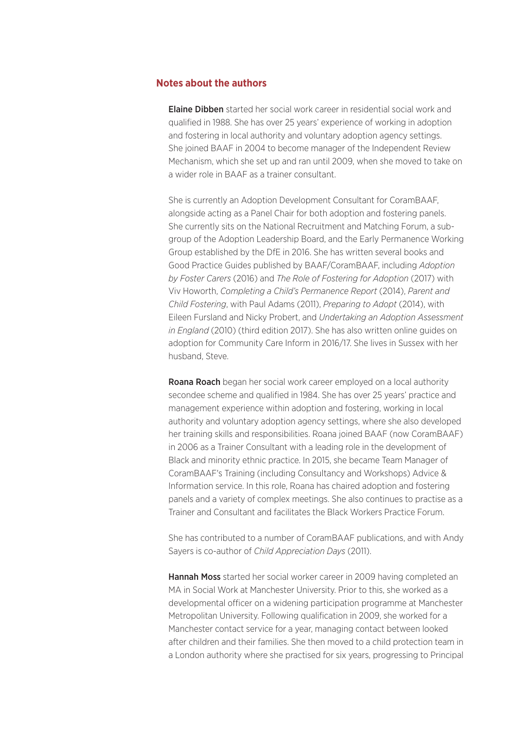## Notes about the authors

**Elaine Dibben** started her social work career in residential social work and qualified in 1988. She has over 25 years' experience of working in adoption and fostering in local authority and voluntary adoption agency settings. She joined BAAF in 2004 to become manager of the Independent Review Mechanism, which she set up and ran until 2009, when she moved to take on a wider role in BAAF as a trainer consultant.

She is currently an Adoption Development Consultant for CoramBAAF, alongside acting as a Panel Chair for both adoption and fostering panels. She currently sits on the National Recruitment and Matching Forum, a sub-group of the Adoption Leadership Board, and the Early Permanence Working Group established by the DfE in 2016. She has written several books and Good Practice Guides published by BAAF/CoramBAAF, including *Adoption by Foster Carers* (2016) and *The Role of Fostering for Adoption* (2017) with Viv Howorth, *Completing a Child's Permanence Report* (2014), *Parent and Child Fostering*, with Paul Adams (2011), *Preparing to Adopt* (2014), with Eileen Fursland and Nicky Probert, and *Undertaking an Adoption Assessment in England* (2010) (third edition 2017). She has also written online guides on adoption for Community Care Inform in 2016/17. She lives in Sussex with her husband, Steve.

**Roana Roach** began her social work career employed on a local authority secondee scheme and qualified in 1984. She has over 25 years' practice and management experience within adoption and fostering, working in local authority and voluntary adoption agency settings, where she also developed her training skills and responsibilities. Roana joined BAAF (now CoramBAAF) in 2006 as a Trainer Consultant with a leading role in the development of Black and minority ethnic practice. In 2015, she became Team Manager of CoramBAAF's Training (including Consultancy and Workshops) Advice & Information service. In this role, Roana has chaired adoption and fostering panels and a variety of complex meetings. She also continues to practise as a Trainer and Consultant and facilitates the Black Workers Practice Forum.

She has contributed to a number of CoramBAAF publications, and with Andy Sayers is co-author of *Child Appreciation Days* (2011).

**Hannah Moss** started her social worker career in 2009 having completed an MA in Social Work at Manchester University. Prior to this, she worked as a developmental officer on a widening participation programme at Manchester Metropolitan University. Following qualification in 2009, she worked for a Manchester contact service for a year, managing contact between looked after children and their families. She then moved to a child protection team in a London authority where she practised for six years, progressing to Principal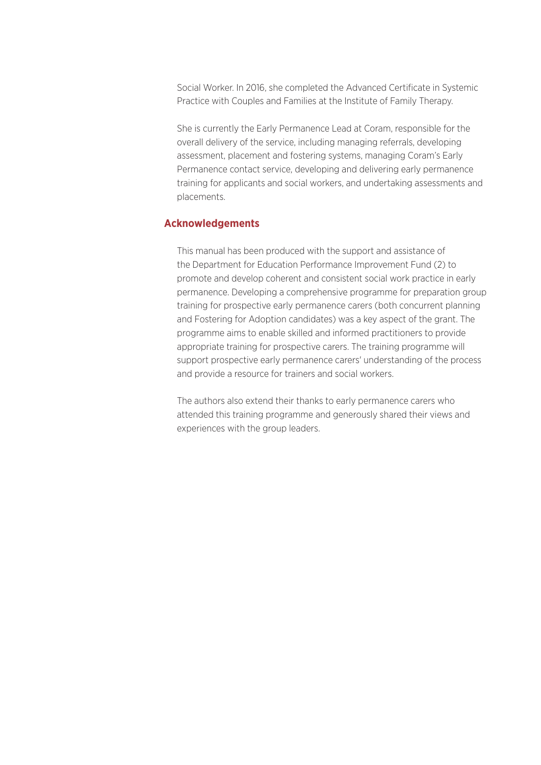Social Worker. In 2016, she completed the Advanced Certificate in Systemic Practice with Couples and Families at the Institute of Family Therapy.

She is currently the Early Permanence Lead at Coram, responsible for the overall delivery of the service, including managing referrals, developing assessment, placement and fostering systems, managing Coram's Early Permanence contact service, developing and delivering early permanence training for applicants and social workers, and undertaking assessments and placements.

## Acknowledgements

This manual has been produced with the support and assistance of the Department for Education Performance Improvement Fund (2) to promote and develop coherent and consistent social work practice in early permanence. Developing a comprehensive programme for preparation group training for prospective early permanence carers (both concurrent planning and Fostering for Adoption candidates) was a key aspect of the grant. The programme aims to enable skilled and informed practitioners to provide appropriate training for prospective carers. The training programme will support prospective early permanence carers' understanding of the process and provide a resource for trainers and social workers.

The authors also extend their thanks to early permanence carers who attended this training programme and generously shared their views and experiences with the group leaders.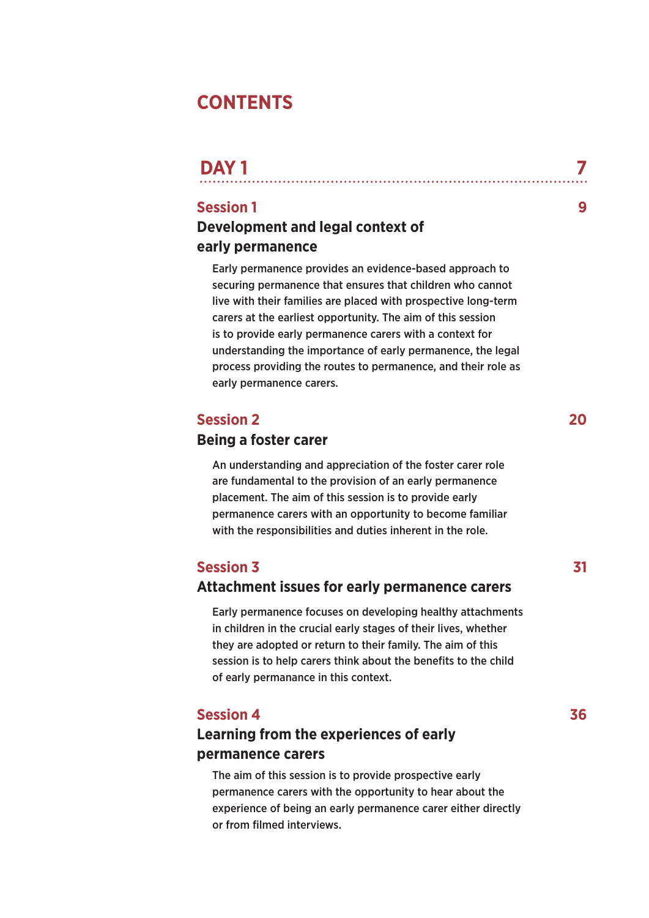# CONTENTS

## DAY 1 — 7

### Session 1 — 9

**Development and legal context of early permanence**

Early permanence provides an evidence-based approach to securing permanence that ensures that children who cannot live with their families are placed with prospective long-term carers at the earliest opportunity. The aim of this session is to provide early permanence carers with a context for understanding the importance of early permanence, the legal process providing the routes to permanence, and their role as early permanence carers.

### Session 2 — 20

**Being a foster carer**

An understanding and appreciation of the foster carer role are fundamental to the provision of an early permanence placement. The aim of this session is to provide early permanence carers with an opportunity to become familiar with the responsibilities and duties inherent in the role.

### Session 3 — 31

**Attachment issues for early permanence carers**

Early permanence focuses on developing healthy attachments in children in the crucial early stages of their lives, whether they are adopted or return to their family. The aim of this session is to help carers think about the benefits to the child of early permanance in this context.

### Session 4 — 36

**Learning from the experiences of early permanence carers**

The aim of this session is to provide prospective early permanence carers with the opportunity to hear about the experience of being an early permanence carer either directly or from filmed interviews.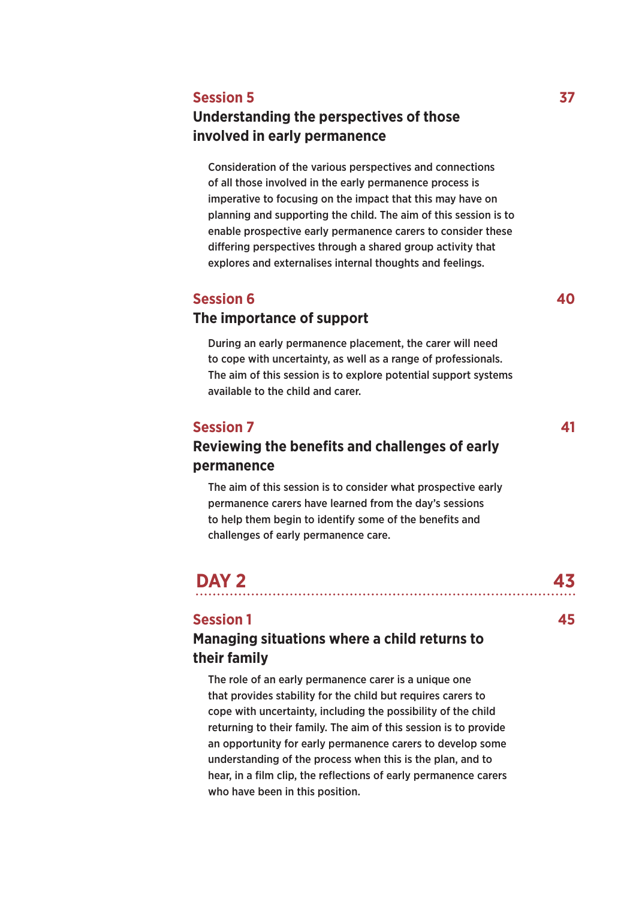## Session 5 — 37

### Understanding the perspectives of those involved in early permanence

Consideration of the various perspectives and connections of all those involved in the early permanence process is imperative to focusing on the impact that this may have on planning and supporting the child. The aim of this session is to enable prospective early permanence carers to consider these differing perspectives through a shared group activity that explores and externalises internal thoughts and feelings.

## Session 6 — 40

### The importance of support

During an early permanence placement, the carer will need to cope with uncertainty, as well as a range of professionals. The aim of this session is to explore potential support systems available to the child and carer.

## Session 7 — 41

### Reviewing the benefits and challenges of early permanence

The aim of this session is to consider what prospective early permanence carers have learned from the day's sessions to help them begin to identify some of the benefits and challenges of early permanence care.

# DAY 2 — 43

## Session 1 — 45

### Managing situations where a child returns to their family

The role of an early permanence carer is a unique one that provides stability for the child but requires carers to cope with uncertainty, including the possibility of the child returning to their family. The aim of this session is to provide an opportunity for early permanence carers to develop some understanding of the process when this is the plan, and to hear, in a film clip, the reflections of early permanence carers who have been in this position.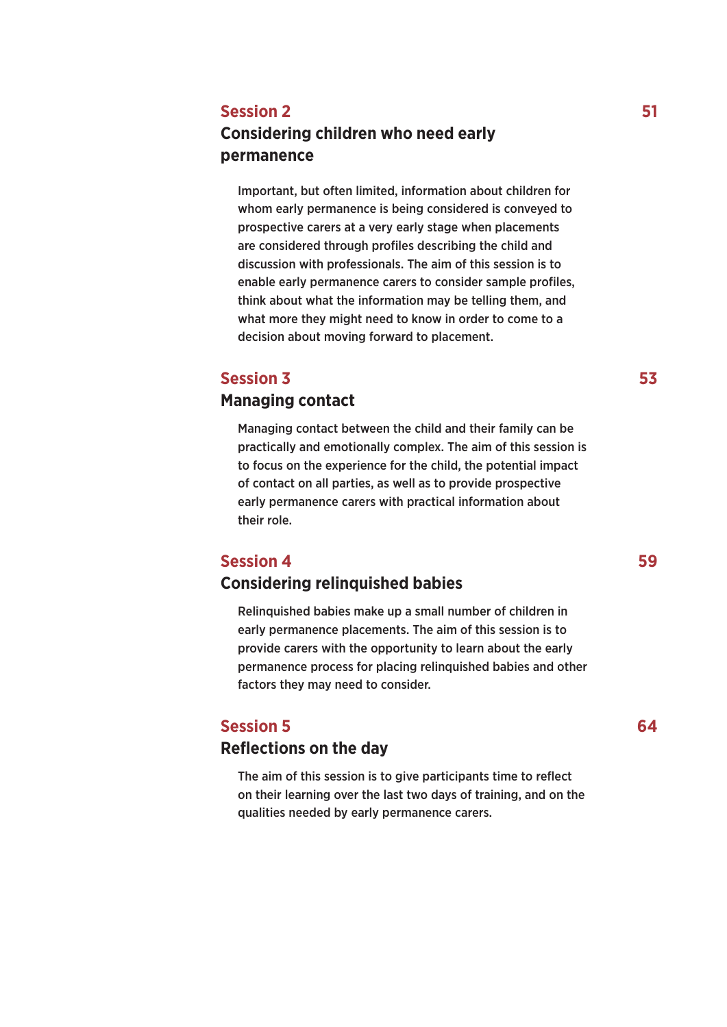## Session 2 — 51

### Considering children who need early permanence

Important, but often limited, information about children for whom early permanence is being considered is conveyed to prospective carers at a very early stage when placements are considered through profiles describing the child and discussion with professionals. The aim of this session is to enable early permanence carers to consider sample profiles, think about what the information may be telling them, and what more they might need to know in order to come to a decision about moving forward to placement.

## Session 3 — 53

### Managing contact

Managing contact between the child and their family can be practically and emotionally complex. The aim of this session is to focus on the experience for the child, the potential impact of contact on all parties, as well as to provide prospective early permanence carers with practical information about their role.

## Session 4 — 59

### Considering relinquished babies

Relinquished babies make up a small number of children in early permanence placements. The aim of this session is to provide carers with the opportunity to learn about the early permanence process for placing relinquished babies and other factors they may need to consider.

## Session 5 — 64

### Reflections on the day

The aim of this session is to give participants time to reflect on their learning over the last two days of training, and on the qualities needed by early permanence carers.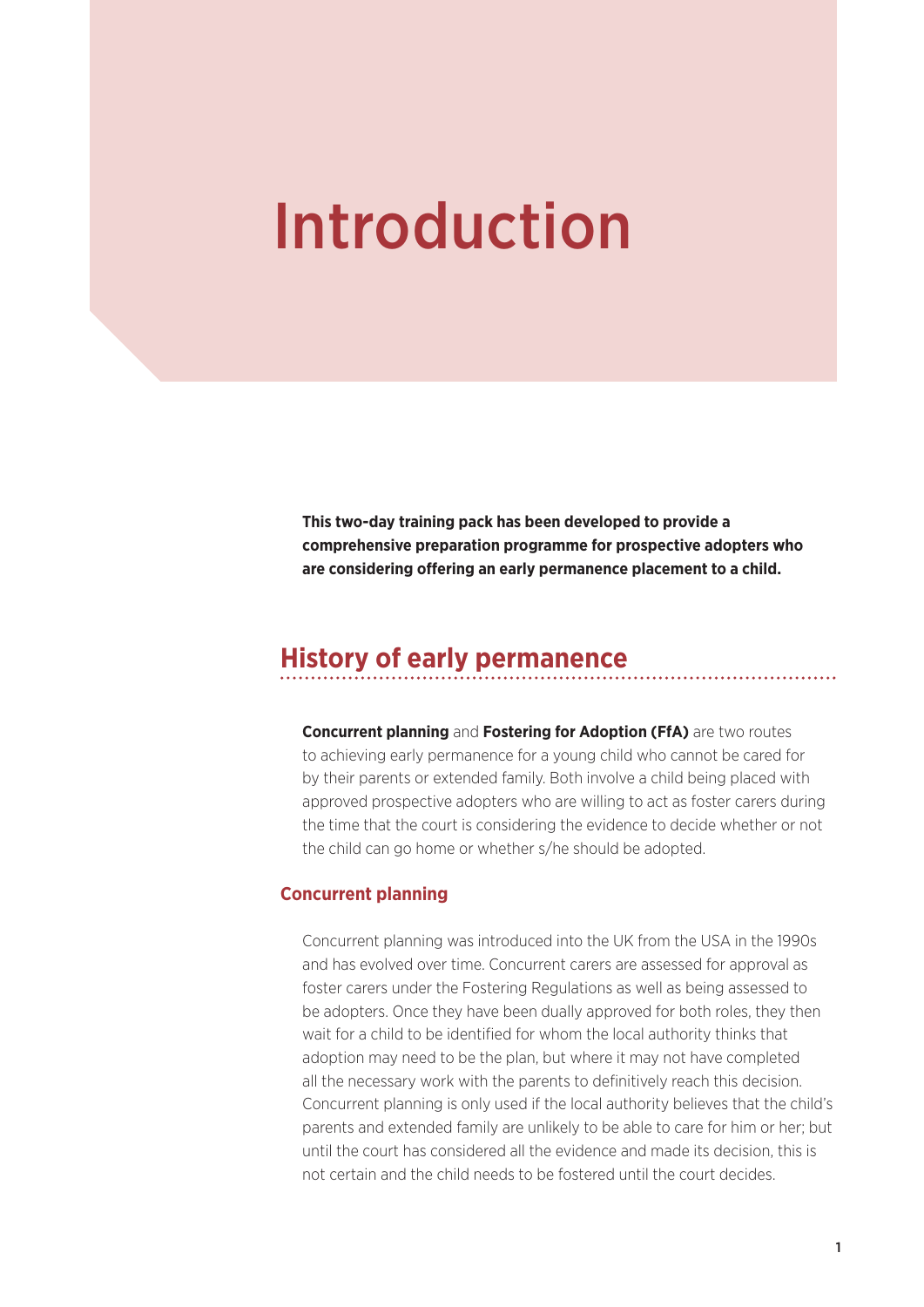# Introduction

**This two-day training pack has been developed to provide a comprehensive preparation programme for prospective adopters who are considering offering an early permanence placement to a child.**

## History of early permanence

**Concurrent planning** and **Fostering for Adoption (FfA)** are two routes to achieving early permanence for a young child who cannot be cared for by their parents or extended family. Both involve a child being placed with approved prospective adopters who are willing to act as foster carers during the time that the court is considering the evidence to decide whether or not the child can go home or whether s/he should be adopted.

### Concurrent planning

Concurrent planning was introduced into the UK from the USA in the 1990s and has evolved over time. Concurrent carers are assessed for approval as foster carers under the Fostering Regulations as well as being assessed to be adopters. Once they have been dually approved for both roles, they then wait for a child to be identified for whom the local authority thinks that adoption may need to be the plan, but where it may not have completed all the necessary work with the parents to definitively reach this decision. Concurrent planning is only used if the local authority believes that the child's parents and extended family are unlikely to be able to care for him or her; but until the court has considered all the evidence and made its decision, this is not certain and the child needs to be fostered until the court decides.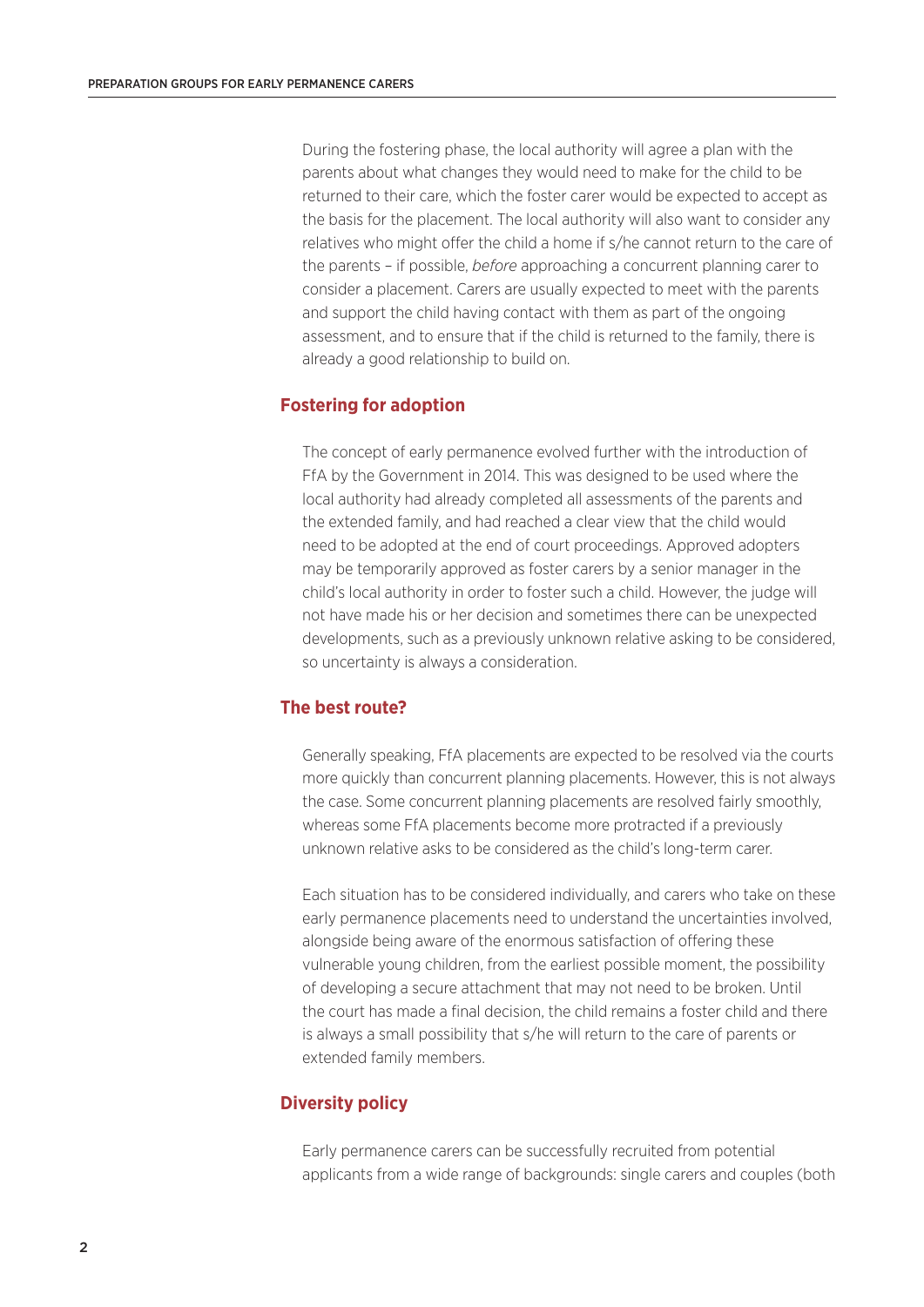During the fostering phase, the local authority will agree a plan with the parents about what changes they would need to make for the child to be returned to their care, which the foster carer would be expected to accept as the basis for the placement. The local authority will also want to consider any relatives who might offer the child a home if s/he cannot return to the care of the parents – if possible, *before* approaching a concurrent planning carer to consider a placement. Carers are usually expected to meet with the parents and support the child having contact with them as part of the ongoing assessment, and to ensure that if the child is returned to the family, there is already a good relationship to build on.

## Fostering for adoption

The concept of early permanence evolved further with the introduction of FfA by the Government in 2014. This was designed to be used where the local authority had already completed all assessments of the parents and the extended family, and had reached a clear view that the child would need to be adopted at the end of court proceedings. Approved adopters may be temporarily approved as foster carers by a senior manager in the child's local authority in order to foster such a child. However, the judge will not have made his or her decision and sometimes there can be unexpected developments, such as a previously unknown relative asking to be considered, so uncertainty is always a consideration.

## The best route?

Generally speaking, FfA placements are expected to be resolved via the courts more quickly than concurrent planning placements. However, this is not always the case. Some concurrent planning placements are resolved fairly smoothly, whereas some FfA placements become more protracted if a previously unknown relative asks to be considered as the child's long-term carer.

Each situation has to be considered individually, and carers who take on these early permanence placements need to understand the uncertainties involved, alongside being aware of the enormous satisfaction of offering these vulnerable young children, from the earliest possible moment, the possibility of developing a secure attachment that may not need to be broken. Until the court has made a final decision, the child remains a foster child and there is always a small possibility that s/he will return to the care of parents or extended family members.

## Diversity policy

Early permanence carers can be successfully recruited from potential applicants from a wide range of backgrounds: single carers and couples (both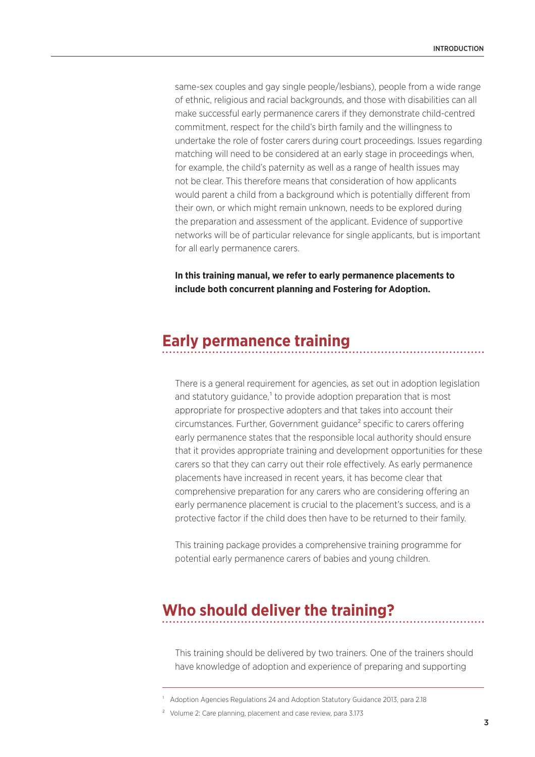same-sex couples and gay single people/lesbians), people from a wide range of ethnic, religious and racial backgrounds, and those with disabilities can all make successful early permanence carers if they demonstrate child-centred commitment, respect for the child's birth family and the willingness to undertake the role of foster carers during court proceedings. Issues regarding matching will need to be considered at an early stage in proceedings when, for example, the child's paternity as well as a range of health issues may not be clear. This therefore means that consideration of how applicants would parent a child from a background which is potentially different from their own, or which might remain unknown, needs to be explored during the preparation and assessment of the applicant. Evidence of supportive networks will be of particular relevance for single applicants, but is important for all early permanence carers.

**In this training manual, we refer to early permanence placements to include both concurrent planning and Fostering for Adoption.**

## Early permanence training

There is a general requirement for agencies, as set out in adoption legislation and statutory guidance,[1] to provide adoption preparation that is most appropriate for prospective adopters and that takes into account their circumstances. Further, Government guidance[2] specific to carers offering early permanence states that the responsible local authority should ensure that it provides appropriate training and development opportunities for these carers so that they can carry out their role effectively. As early permanence placements have increased in recent years, it has become clear that comprehensive preparation for any carers who are considering offering an early permanence placement is crucial to the placement's success, and is a protective factor if the child does then have to be returned to their family.

This training package provides a comprehensive training programme for potential early permanence carers of babies and young children.

## Who should deliver the training?

This training should be delivered by two trainers. One of the trainers should have knowledge of adoption and experience of preparing and supporting

[1] Adoption Agencies Regulations 24 and Adoption Statutory Guidance 2013, para 2.18

[2] Volume 2: Care planning, placement and case review, para 3.173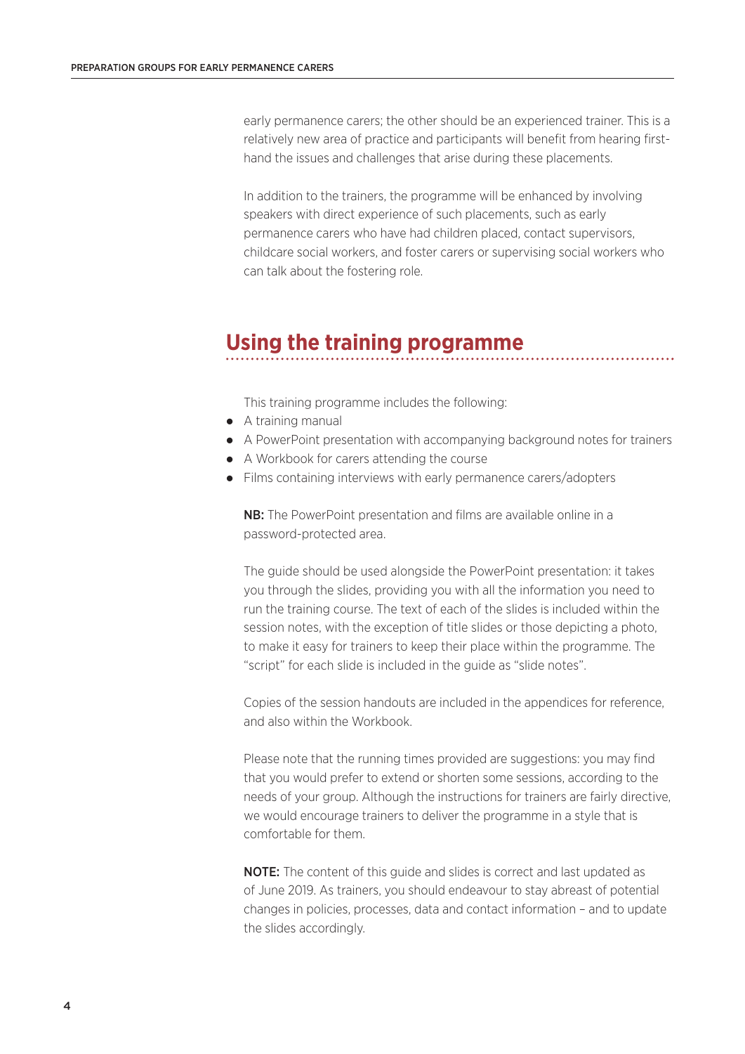early permanence carers; the other should be an experienced trainer. This is a relatively new area of practice and participants will benefit from hearing first-hand the issues and challenges that arise during these placements.

In addition to the trainers, the programme will be enhanced by involving speakers with direct experience of such placements, such as early permanence carers who have had children placed, contact supervisors, childcare social workers, and foster carers or supervising social workers who can talk about the fostering role.

## Using the training programme

This training programme includes the following:

- A training manual
- A PowerPoint presentation with accompanying background notes for trainers
- A Workbook for carers attending the course
- Films containing interviews with early permanence carers/adopters

**NB:** The PowerPoint presentation and films are available online in a password-protected area.

The guide should be used alongside the PowerPoint presentation: it takes you through the slides, providing you with all the information you need to run the training course. The text of each of the slides is included within the session notes, with the exception of title slides or those depicting a photo, to make it easy for trainers to keep their place within the programme. The "script" for each slide is included in the guide as "slide notes".

Copies of the session handouts are included in the appendices for reference, and also within the Workbook.

Please note that the running times provided are suggestions: you may find that you would prefer to extend or shorten some sessions, according to the needs of your group. Although the instructions for trainers are fairly directive, we would encourage trainers to deliver the programme in a style that is comfortable for them.

**NOTE:** The content of this guide and slides is correct and last updated as of June 2019. As trainers, you should endeavour to stay abreast of potential changes in policies, processes, data and contact information – and to update the slides accordingly.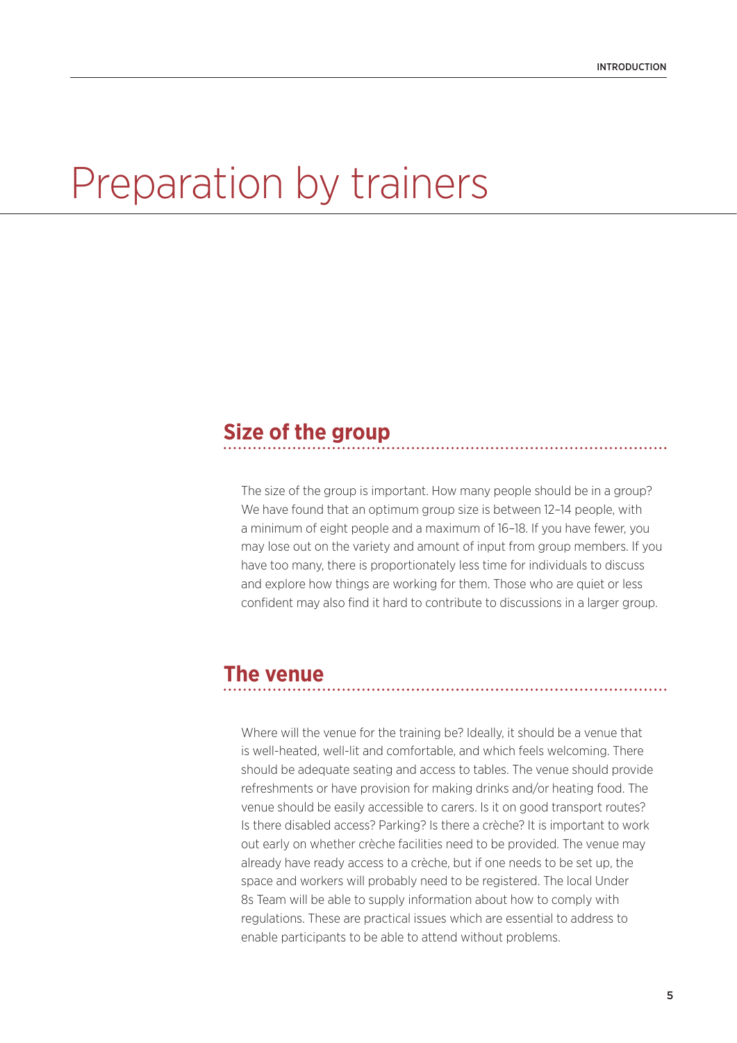# Preparation by trainers

## Size of the group

The size of the group is important. How many people should be in a group? We have found that an optimum group size is between 12–14 people, with a minimum of eight people and a maximum of 16–18. If you have fewer, you may lose out on the variety and amount of input from group members. If you have too many, there is proportionately less time for individuals to discuss and explore how things are working for them. Those who are quiet or less confident may also find it hard to contribute to discussions in a larger group.

## The venue

Where will the venue for the training be? Ideally, it should be a venue that is well-heated, well-lit and comfortable, and which feels welcoming. There should be adequate seating and access to tables. The venue should provide refreshments or have provision for making drinks and/or heating food. The venue should be easily accessible to carers. Is it on good transport routes? Is there disabled access? Parking? Is there a crèche? It is important to work out early on whether crèche facilities need to be provided. The venue may already have ready access to a crèche, but if one needs to be set up, the space and workers will probably need to be registered. The local Under 8s Team will be able to supply information about how to comply with regulations. These are practical issues which are essential to address to enable participants to be able to attend without problems.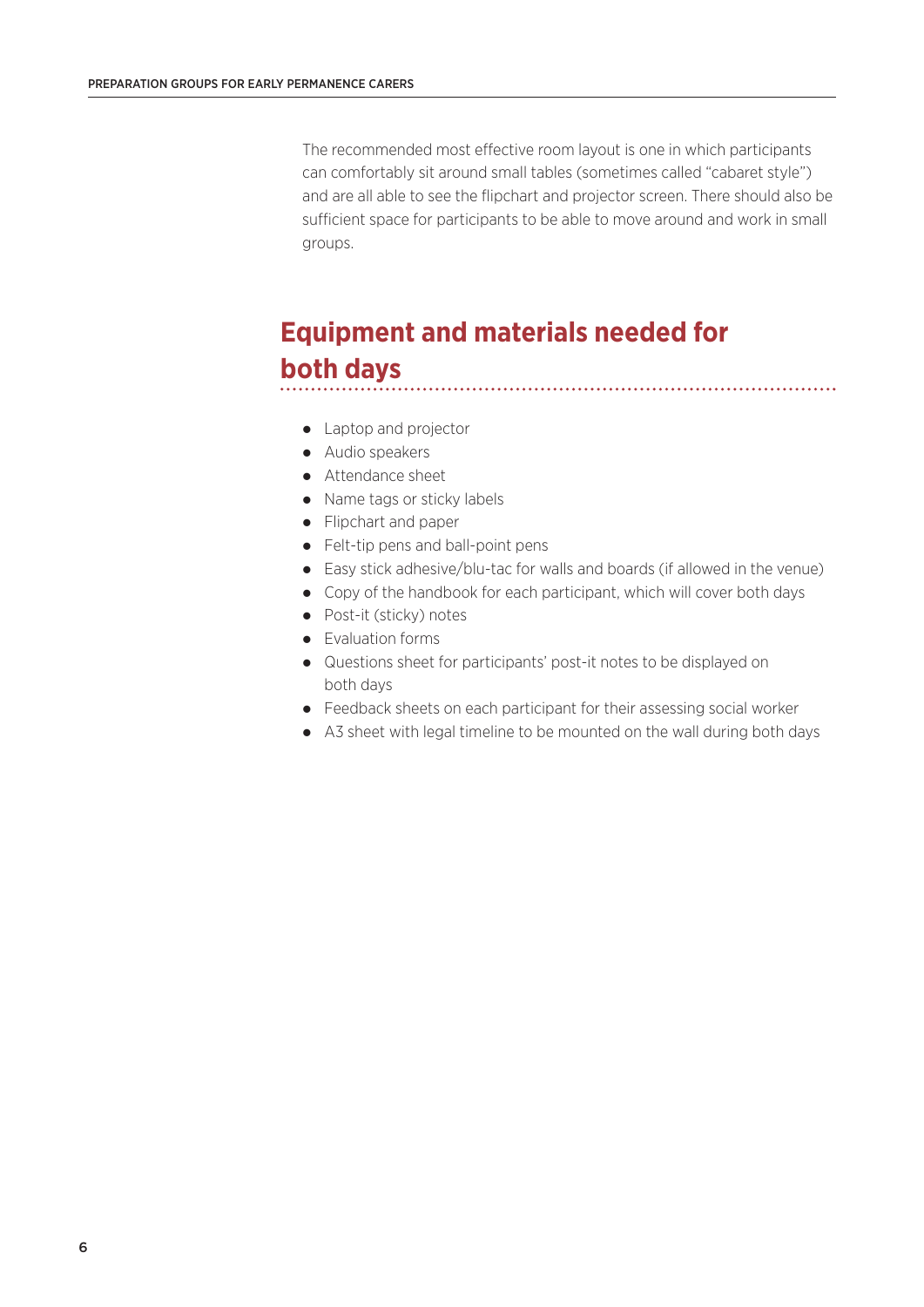The recommended most effective room layout is one in which participants can comfortably sit around small tables (sometimes called "cabaret style") and are all able to see the flipchart and projector screen. There should also be sufficient space for participants to be able to move around and work in small groups.

## Equipment and materials needed for both days

- Laptop and projector
- Audio speakers
- Attendance sheet
- Name tags or sticky labels
- Flipchart and paper
- Felt-tip pens and ball-point pens
- Easy stick adhesive/blu-tac for walls and boards (if allowed in the venue)
- Copy of the handbook for each participant, which will cover both days
- Post-it (sticky) notes
- Evaluation forms
- Questions sheet for participants' post-it notes to be displayed on both days
- Feedback sheets on each participant for their assessing social worker
- A3 sheet with legal timeline to be mounted on the wall during both days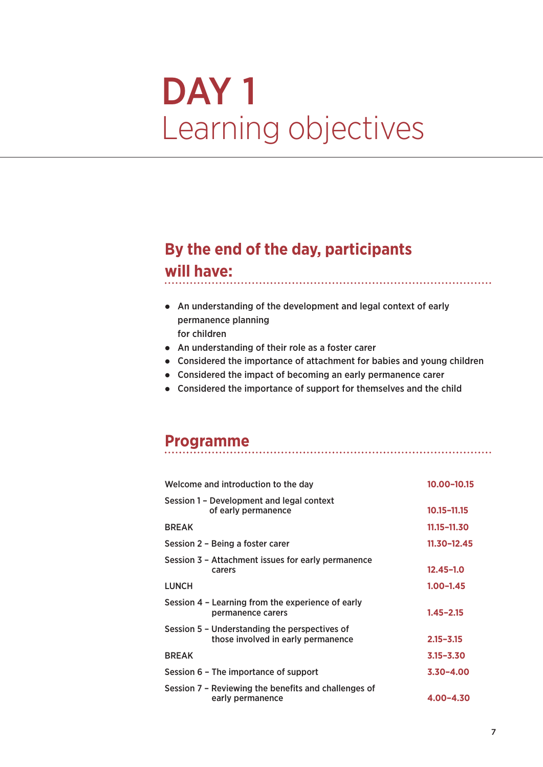# DAY 1
Learning objectives

## By the end of the day, participants will have:

- An understanding of the development and legal context of early permanence planning
  for children
- An understanding of their role as a foster carer
- Considered the importance of attachment for babies and young children
- Considered the impact of becoming an early permanence carer
- Considered the importance of support for themselves and the child

## Programme

| | |
|---|---|
| Welcome and introduction to the day | **10.00–10.15** |
| Session 1 – Development and legal context of early permanence | **10.15–11.15** |
| BREAK | **11.15–11.30** |
| Session 2 – Being a foster carer | **11.30–12.45** |
| Session 3 – Attachment issues for early permanence carers | **12.45–1.0** |
| LUNCH | **1.00–1.45** |
| Session 4 – Learning from the experience of early permanence carers | **1.45–2.15** |
| Session 5 – Understanding the perspectives of those involved in early permanence | **2.15–3.15** |
| BREAK | **3.15–3.30** |
| Session 6 – The importance of support | **3.30–4.00** |
| Session 7 – Reviewing the benefits and challenges of early permanence | **4.00–4.30** |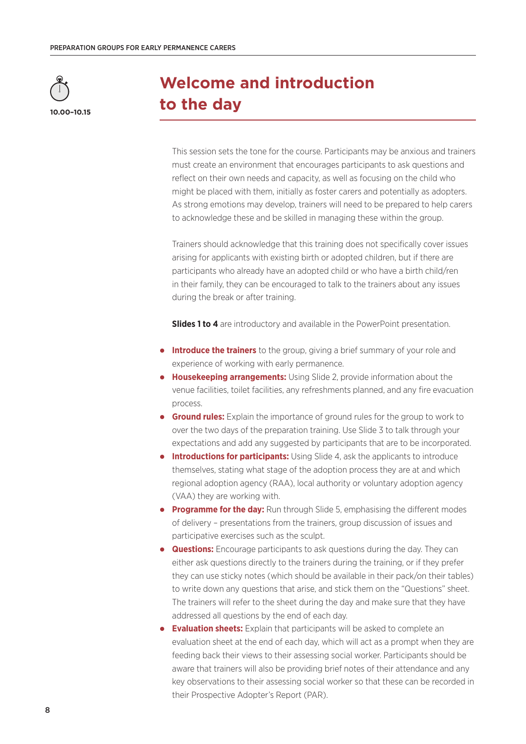10.00–10.15

# Welcome and introduction to the day

This session sets the tone for the course. Participants may be anxious and trainers must create an environment that encourages participants to ask questions and reflect on their own needs and capacity, as well as focusing on the child who might be placed with them, initially as foster carers and potentially as adopters. As strong emotions may develop, trainers will need to be prepared to help carers to acknowledge these and be skilled in managing these within the group.

Trainers should acknowledge that this training does not specifically cover issues arising for applicants with existing birth or adopted children, but if there are participants who already have an adopted child or who have a birth child/ren in their family, they can be encouraged to talk to the trainers about any issues during the break or after training.

**Slides 1 to 4** are introductory and available in the PowerPoint presentation.

- **Introduce the trainers** to the group, giving a brief summary of your role and experience of working with early permanence.
- **Housekeeping arrangements:** Using Slide 2, provide information about the venue facilities, toilet facilities, any refreshments planned, and any fire evacuation process.
- **Ground rules:** Explain the importance of ground rules for the group to work to over the two days of the preparation training. Use Slide 3 to talk through your expectations and add any suggested by participants that are to be incorporated.
- **Introductions for participants:** Using Slide 4, ask the applicants to introduce themselves, stating what stage of the adoption process they are at and which regional adoption agency (RAA), local authority or voluntary adoption agency (VAA) they are working with.
- **Programme for the day:** Run through Slide 5, emphasising the different modes of delivery – presentations from the trainers, group discussion of issues and participative exercises such as the sculpt.
- **Questions:** Encourage participants to ask questions during the day. They can either ask questions directly to the trainers during the training, or if they prefer they can use sticky notes (which should be available in their pack/on their tables) to write down any questions that arise, and stick them on the "Questions" sheet. The trainers will refer to the sheet during the day and make sure that they have addressed all questions by the end of each day.
- **Evaluation sheets:** Explain that participants will be asked to complete an evaluation sheet at the end of each day, which will act as a prompt when they are feeding back their views to their assessing social worker. Participants should be aware that trainers will also be providing brief notes of their attendance and any key observations to their assessing social worker so that these can be recorded in their Prospective Adopter's Report (PAR).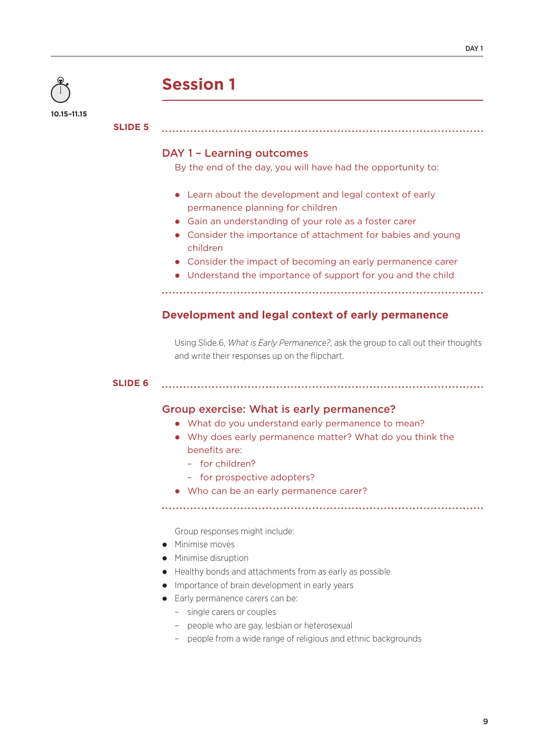# Session 1

10.15–11.15

**SLIDE 5**

## DAY 1 – Learning outcomes

By the end of the day, you will have had the opportunity to:

- Learn about the development and legal context of early permanence planning for children
- Gain an understanding of your role as a foster carer
- Consider the importance of attachment for babies and young children
- Consider the impact of becoming an early permanence carer
- Understand the importance of support for you and the child

## Development and legal context of early permanence

Using Slide 6, *What is Early Permanence?*, ask the group to call out their thoughts and write their responses up on the flipchart.

**SLIDE 6**

## Group exercise: What is early permanence?

- What do you understand early permanence to mean?
- Why does early permanence matter? What do you think the benefits are:
  - for children?
  - for prospective adopters?
- Who can be an early permanence carer?

Group responses might include:

- Minimise moves
- Minimise disruption
- Healthy bonds and attachments from as early as possible
- Importance of brain development in early years
- Early permanence carers can be:
  - single carers or couples
  - people who are gay, lesbian or heterosexual
  - people from a wide range of religious and ethnic backgrounds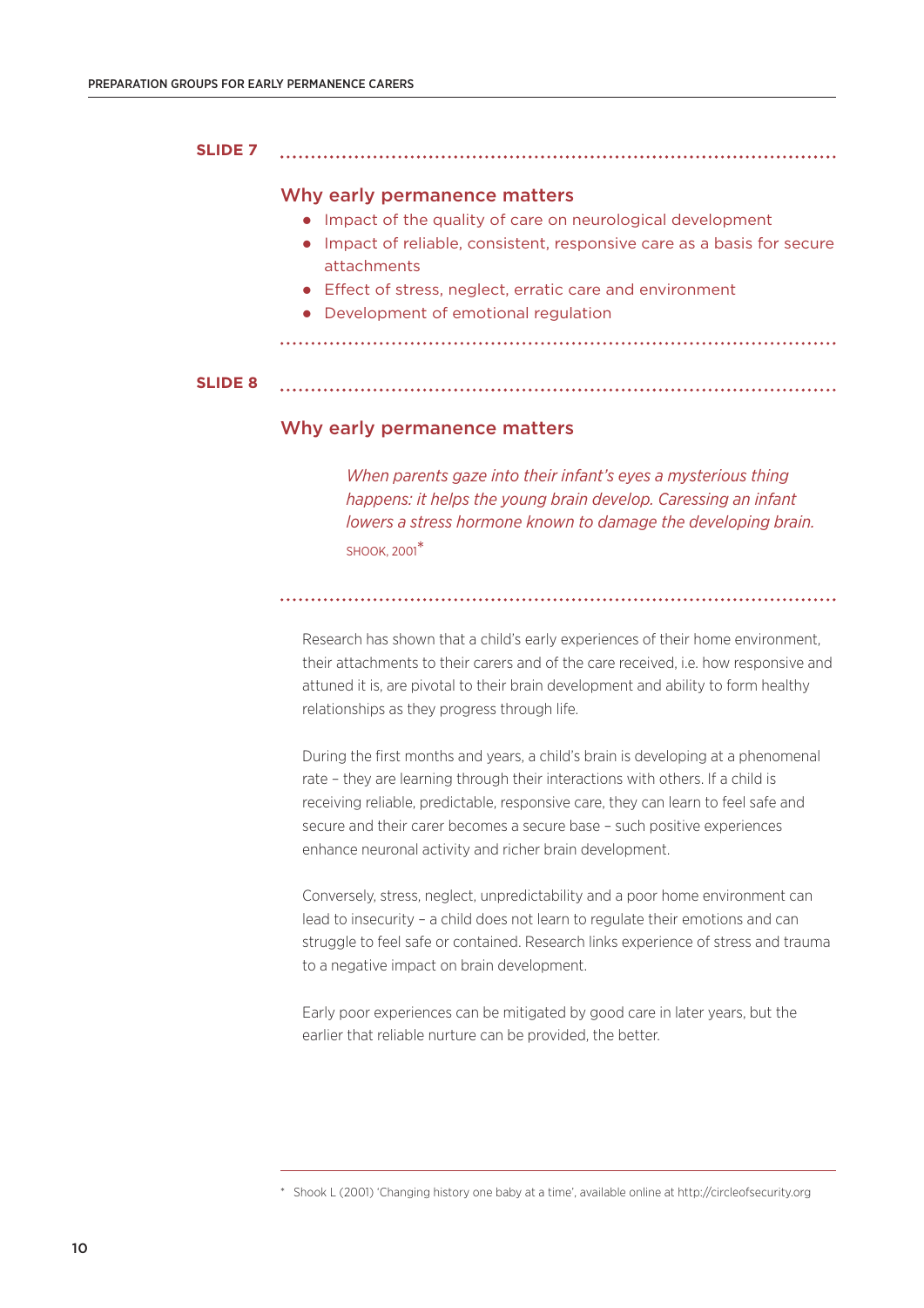**SLIDE 7**

### Why early permanence matters

- Impact of the quality of care on neurological development
- Impact of reliable, consistent, responsive care as a basis for secure attachments
- Effect of stress, neglect, erratic care and environment
- Development of emotional regulation

**SLIDE 8**

### Why early permanence matters

> *When parents gaze into their infant's eyes a mysterious thing happens: it helps the young brain develop. Caressing an infant lowers a stress hormone known to damage the developing brain.*
>
> SHOOK, 2001*

Research has shown that a child's early experiences of their home environment, their attachments to their carers and of the care received, i.e. how responsive and attuned it is, are pivotal to their brain development and ability to form healthy relationships as they progress through life.

During the first months and years, a child's brain is developing at a phenomenal rate – they are learning through their interactions with others. If a child is receiving reliable, predictable, responsive care, they can learn to feel safe and secure and their carer becomes a secure base – such positive experiences enhance neuronal activity and richer brain development.

Conversely, stress, neglect, unpredictability and a poor home environment can lead to insecurity – a child does not learn to regulate their emotions and can struggle to feel safe or contained. Research links experience of stress and trauma to a negative impact on brain development.

Early poor experiences can be mitigated by good care in later years, but the earlier that reliable nurture can be provided, the better.

---

\* Shook L (2001) 'Changing history one baby at a time', available online at http://circleofsecurity.org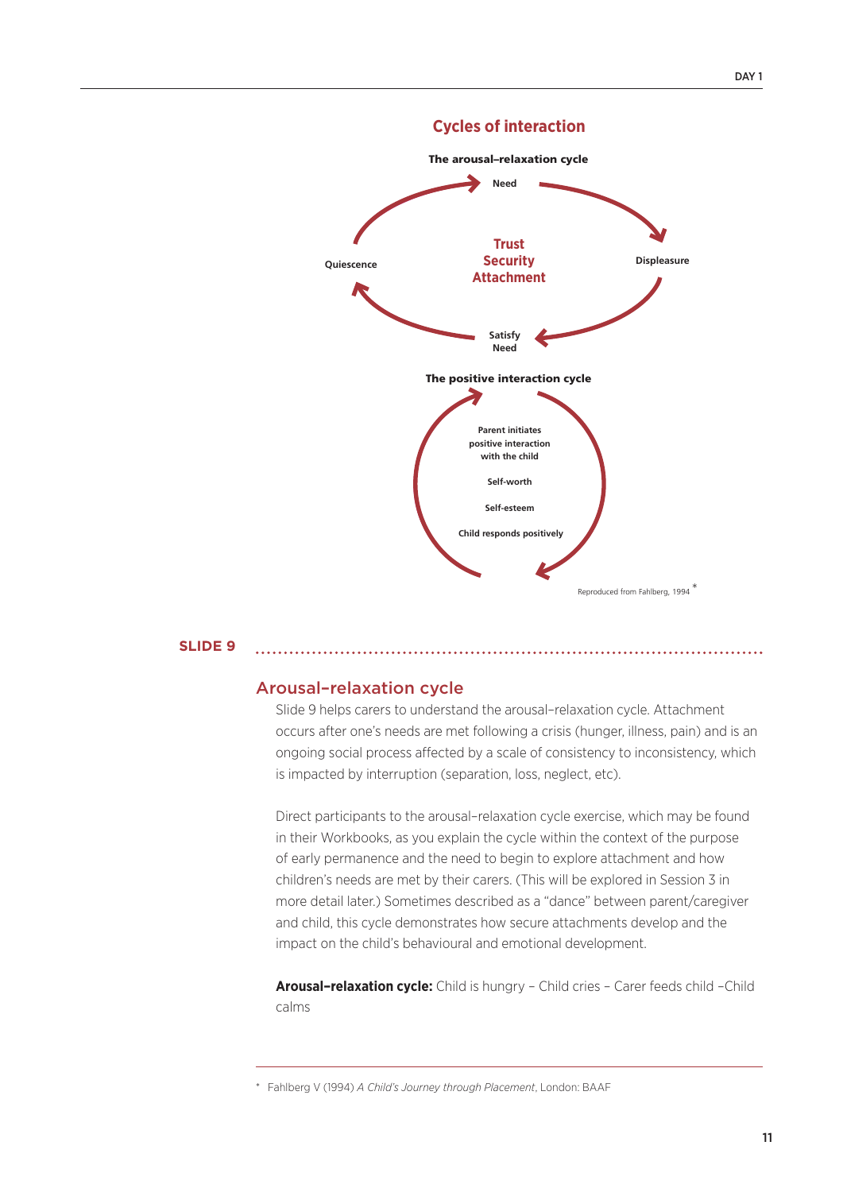## Cycles of interaction

**The arousal–relaxation cycle**

Need

Displeasure

Satisfy Need

Quiescence

**Trust**
**Security**
**Attachment**

**The positive interaction cycle**

Parent initiates positive interaction with the child

Self-worth

Self-esteem

Child responds positively

Reproduced from Fahlberg, 1994 *

**SLIDE 9**

## Arousal–relaxation cycle

Slide 9 helps carers to understand the arousal–relaxation cycle. Attachment occurs after one's needs are met following a crisis (hunger, illness, pain) and is an ongoing social process affected by a scale of consistency to inconsistency, which is impacted by interruption (separation, loss, neglect, etc).

Direct participants to the arousal–relaxation cycle exercise, which may be found in their Workbooks, as you explain the cycle within the context of the purpose of early permanence and the need to begin to explore attachment and how children's needs are met by their carers. (This will be explored in Session 3 in more detail later.) Sometimes described as a "dance" between parent/caregiver and child, this cycle demonstrates how secure attachments develop and the impact on the child's behavioural and emotional development.

**Arousal–relaxation cycle:** Child is hungry – Child cries – Carer feeds child –Child calms

---

* Fahlberg V (1994) *A Child's Journey through Placement*, London: BAAF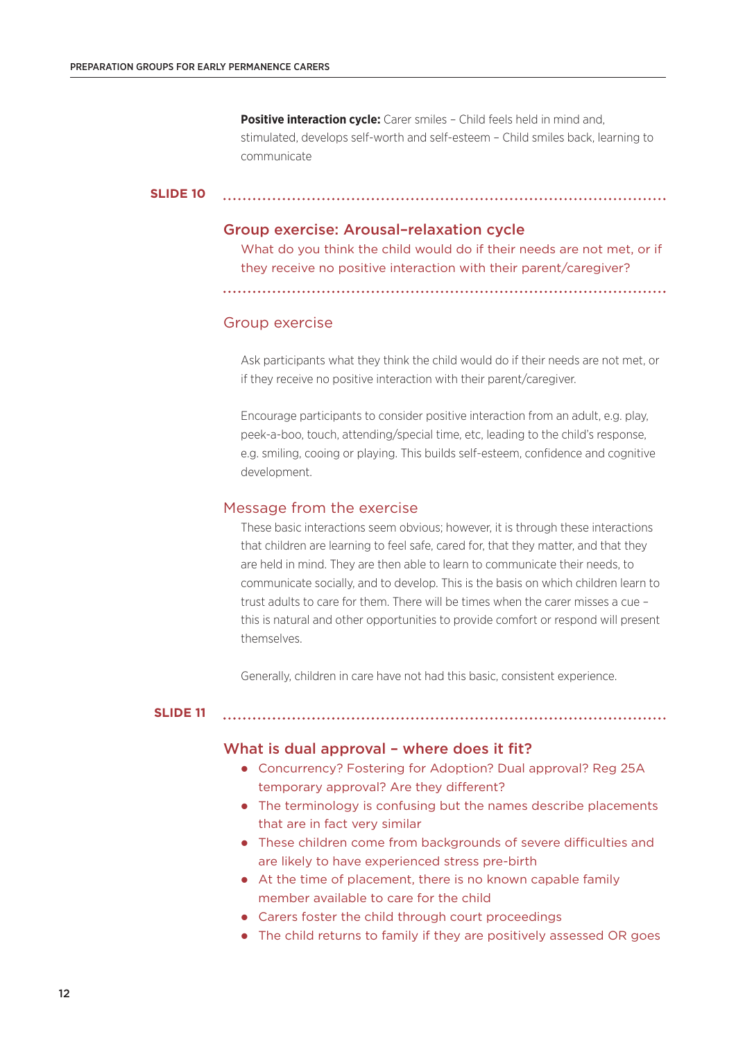**Positive interaction cycle:** Carer smiles – Child feels held in mind and, stimulated, develops self-worth and self-esteem – Child smiles back, learning to communicate

**SLIDE 10**

## Group exercise: Arousal–relaxation cycle

What do you think the child would do if their needs are not met, or if they receive no positive interaction with their parent/caregiver?

### Group exercise

Ask participants what they think the child would do if their needs are not met, or if they receive no positive interaction with their parent/caregiver.

Encourage participants to consider positive interaction from an adult, e.g. play, peek-a-boo, touch, attending/special time, etc, leading to the child's response, e.g. smiling, cooing or playing. This builds self-esteem, confidence and cognitive development.

### Message from the exercise

These basic interactions seem obvious; however, it is through these interactions that children are learning to feel safe, cared for, that they matter, and that they are held in mind. They are then able to learn to communicate their needs, to communicate socially, and to develop. This is the basis on which children learn to trust adults to care for them. There will be times when the carer misses a cue – this is natural and other opportunities to provide comfort or respond will present themselves.

Generally, children in care have not had this basic, consistent experience.

**SLIDE 11**

## What is dual approval – where does it fit?

- Concurrency? Fostering for Adoption? Dual approval? Reg 25A temporary approval? Are they different?
- The terminology is confusing but the names describe placements that are in fact very similar
- These children come from backgrounds of severe difficulties and are likely to have experienced stress pre-birth
- At the time of placement, there is no known capable family member available to care for the child
- Carers foster the child through court proceedings
- The child returns to family if they are positively assessed OR goes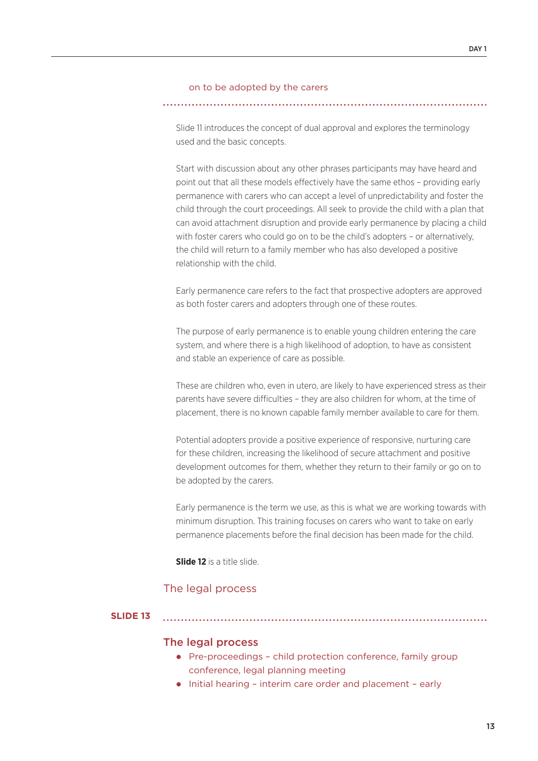on to be adopted by the carers

Slide 11 introduces the concept of dual approval and explores the terminology used and the basic concepts.

Start with discussion about any other phrases participants may have heard and point out that all these models effectively have the same ethos – providing early permanence with carers who can accept a level of unpredictability and foster the child through the court proceedings. All seek to provide the child with a plan that can avoid attachment disruption and provide early permanence by placing a child with foster carers who could go on to be the child's adopters – or alternatively, the child will return to a family member who has also developed a positive relationship with the child.

Early permanence care refers to the fact that prospective adopters are approved as both foster carers and adopters through one of these routes.

The purpose of early permanence is to enable young children entering the care system, and where there is a high likelihood of adoption, to have as consistent and stable an experience of care as possible.

These are children who, even in utero, are likely to have experienced stress as their parents have severe difficulties – they are also children for whom, at the time of placement, there is no known capable family member available to care for them.

Potential adopters provide a positive experience of responsive, nurturing care for these children, increasing the likelihood of secure attachment and positive development outcomes for them, whether they return to their family or go on to be adopted by the carers.

Early permanence is the term we use, as this is what we are working towards with minimum disruption. This training focuses on carers who want to take on early permanence placements before the final decision has been made for the child.

**Slide 12** is a title slide.

## The legal process

**SLIDE 13**

### The legal process

- Pre-proceedings – child protection conference, family group conference, legal planning meeting
- Initial hearing – interim care order and placement – early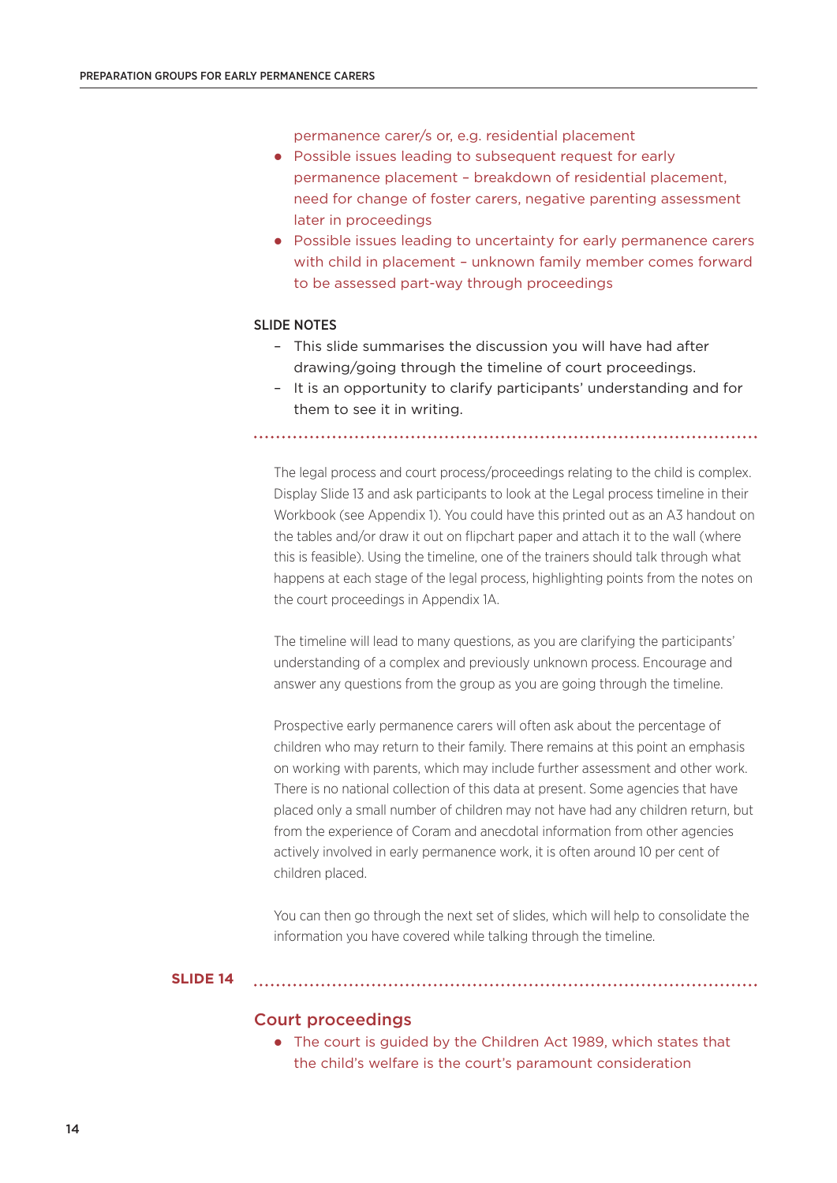permanence carer/s or, e.g. residential placement

- Possible issues leading to subsequent request for early permanence placement – breakdown of residential placement, need for change of foster carers, negative parenting assessment later in proceedings
- Possible issues leading to uncertainty for early permanence carers with child in placement – unknown family member comes forward to be assessed part-way through proceedings

SLIDE NOTES

- This slide summarises the discussion you will have had after drawing/going through the timeline of court proceedings.
- It is an opportunity to clarify participants' understanding and for them to see it in writing.

The legal process and court process/proceedings relating to the child is complex. Display Slide 13 and ask participants to look at the Legal process timeline in their Workbook (see Appendix 1). You could have this printed out as an A3 handout on the tables and/or draw it out on flipchart paper and attach it to the wall (where this is feasible). Using the timeline, one of the trainers should talk through what happens at each stage of the legal process, highlighting points from the notes on the court proceedings in Appendix 1A.

The timeline will lead to many questions, as you are clarifying the participants' understanding of a complex and previously unknown process. Encourage and answer any questions from the group as you are going through the timeline.

Prospective early permanence carers will often ask about the percentage of children who may return to their family. There remains at this point an emphasis on working with parents, which may include further assessment and other work. There is no national collection of this data at present. Some agencies that have placed only a small number of children may not have had any children return, but from the experience of Coram and anecdotal information from other agencies actively involved in early permanence work, it is often around 10 per cent of children placed.

You can then go through the next set of slides, which will help to consolidate the information you have covered while talking through the timeline.

**SLIDE 14**

## Court proceedings

- The court is guided by the Children Act 1989, which states that the child's welfare is the court's paramount consideration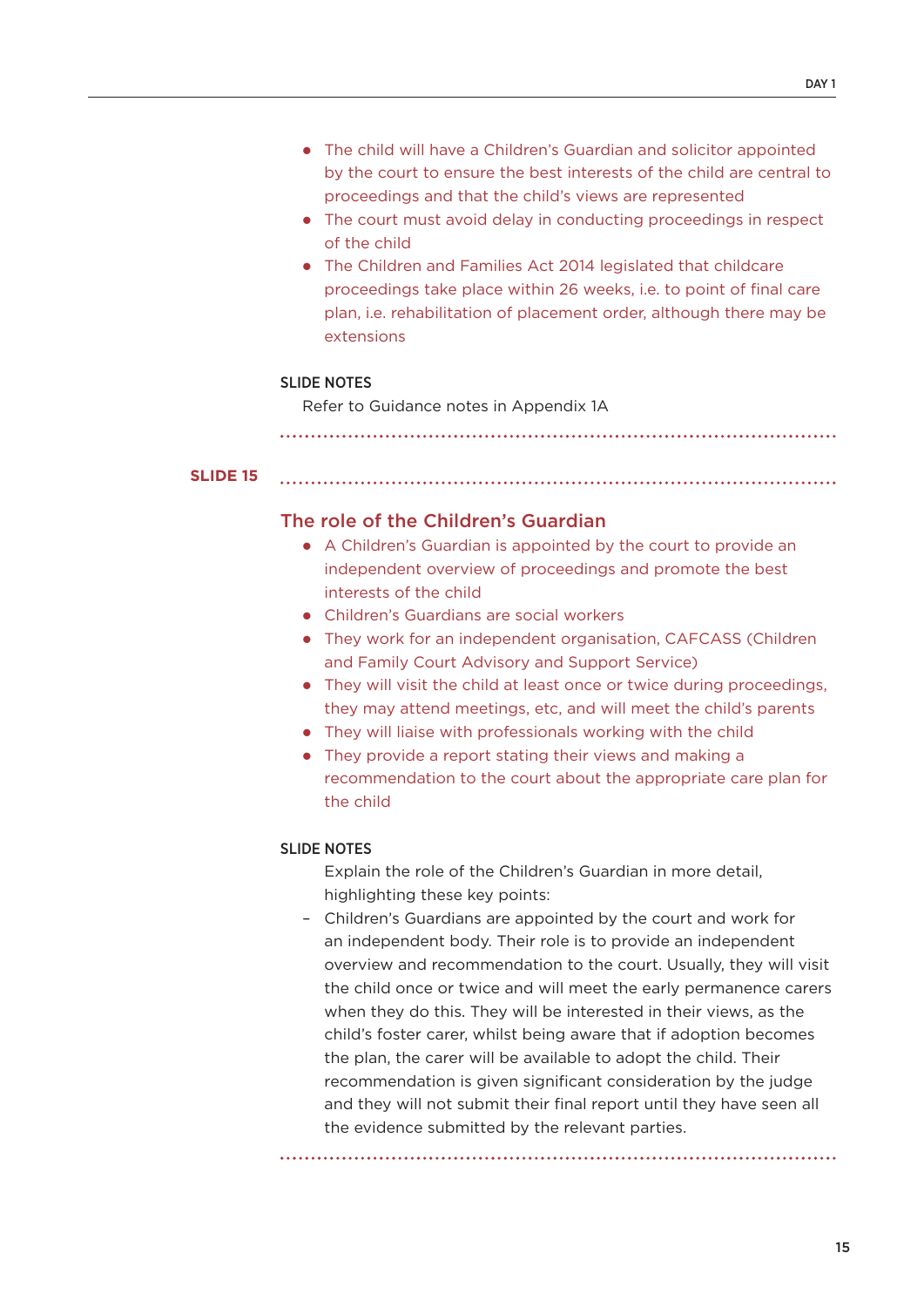- The child will have a Children's Guardian and solicitor appointed by the court to ensure the best interests of the child are central to proceedings and that the child's views are represented
- The court must avoid delay in conducting proceedings in respect of the child
- The Children and Families Act 2014 legislated that childcare proceedings take place within 26 weeks, i.e. to point of final care plan, i.e. rehabilitation of placement order, although there may be extensions

**SLIDE NOTES**

Refer to Guidance notes in Appendix 1A

**SLIDE 15**

## The role of the Children's Guardian

- A Children's Guardian is appointed by the court to provide an independent overview of proceedings and promote the best interests of the child
- Children's Guardians are social workers
- They work for an independent organisation, CAFCASS (Children and Family Court Advisory and Support Service)
- They will visit the child at least once or twice during proceedings, they may attend meetings, etc, and will meet the child's parents
- They will liaise with professionals working with the child
- They provide a report stating their views and making a recommendation to the court about the appropriate care plan for the child

**SLIDE NOTES**

Explain the role of the Children's Guardian in more detail, highlighting these key points:

- Children's Guardians are appointed by the court and work for an independent body. Their role is to provide an independent overview and recommendation to the court. Usually, they will visit the child once or twice and will meet the early permanence carers when they do this. They will be interested in their views, as the child's foster carer, whilst being aware that if adoption becomes the plan, the carer will be available to adopt the child. Their recommendation is given significant consideration by the judge and they will not submit their final report until they have seen all the evidence submitted by the relevant parties.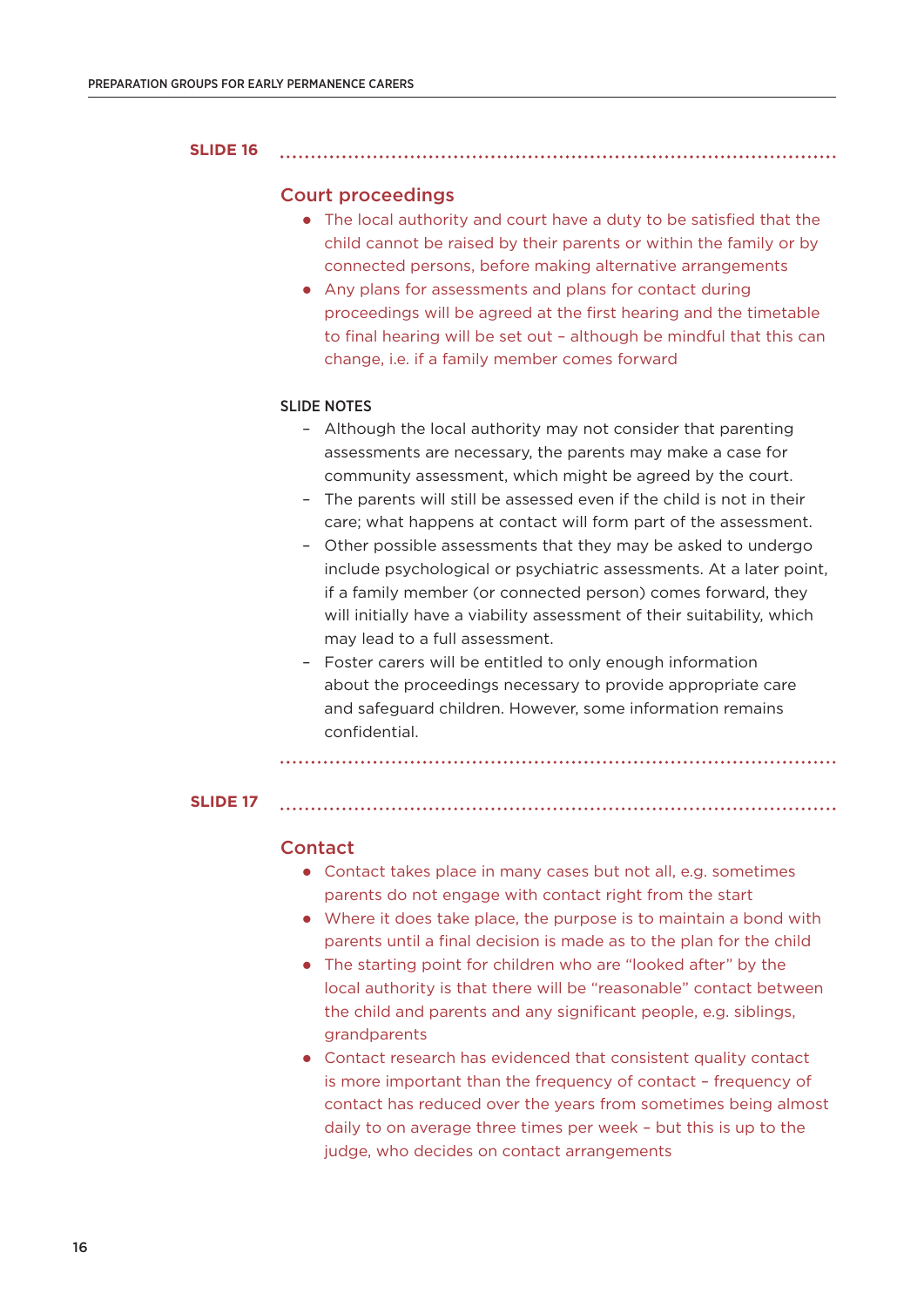## SLIDE 16

### Court proceedings

- The local authority and court have a duty to be satisfied that the child cannot be raised by their parents or within the family or by connected persons, before making alternative arrangements
- Any plans for assessments and plans for contact during proceedings will be agreed at the first hearing and the timetable to final hearing will be set out – although be mindful that this can change, i.e. if a family member comes forward

SLIDE NOTES

- Although the local authority may not consider that parenting assessments are necessary, the parents may make a case for community assessment, which might be agreed by the court.
- The parents will still be assessed even if the child is not in their care; what happens at contact will form part of the assessment.
- Other possible assessments that they may be asked to undergo include psychological or psychiatric assessments. At a later point, if a family member (or connected person) comes forward, they will initially have a viability assessment of their suitability, which may lead to a full assessment.
- Foster carers will be entitled to only enough information about the proceedings necessary to provide appropriate care and safeguard children. However, some information remains confidential.

## SLIDE 17

### Contact

- Contact takes place in many cases but not all, e.g. sometimes parents do not engage with contact right from the start
- Where it does take place, the purpose is to maintain a bond with parents until a final decision is made as to the plan for the child
- The starting point for children who are "looked after" by the local authority is that there will be "reasonable" contact between the child and parents and any significant people, e.g. siblings, grandparents
- Contact research has evidenced that consistent quality contact is more important than the frequency of contact – frequency of contact has reduced over the years from sometimes being almost daily to on average three times per week – but this is up to the judge, who decides on contact arrangements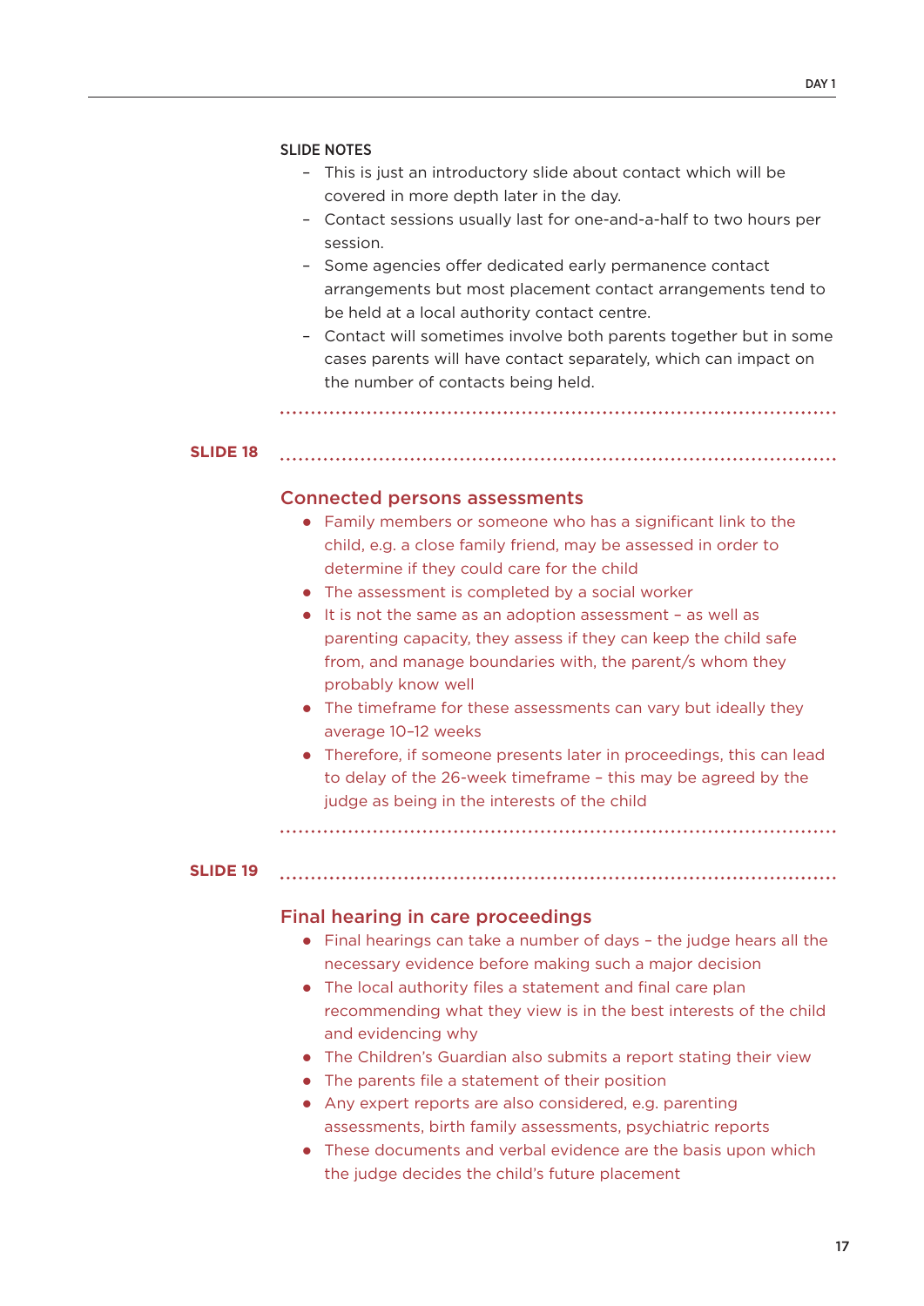SLIDE NOTES

- This is just an introductory slide about contact which will be covered in more depth later in the day.
- Contact sessions usually last for one-and-a-half to two hours per session.
- Some agencies offer dedicated early permanence contact arrangements but most placement contact arrangements tend to be held at a local authority contact centre.
- Contact will sometimes involve both parents together but in some cases parents will have contact separately, which can impact on the number of contacts being held.

**SLIDE 18**

## Connected persons assessments

- Family members or someone who has a significant link to the child, e.g. a close family friend, may be assessed in order to determine if they could care for the child
- The assessment is completed by a social worker
- It is not the same as an adoption assessment – as well as parenting capacity, they assess if they can keep the child safe from, and manage boundaries with, the parent/s whom they probably know well
- The timeframe for these assessments can vary but ideally they average 10–12 weeks
- Therefore, if someone presents later in proceedings, this can lead to delay of the 26-week timeframe – this may be agreed by the judge as being in the interests of the child

**SLIDE 19**

## Final hearing in care proceedings

- Final hearings can take a number of days – the judge hears all the necessary evidence before making such a major decision
- The local authority files a statement and final care plan recommending what they view is in the best interests of the child and evidencing why
- The Children's Guardian also submits a report stating their view
- The parents file a statement of their position
- Any expert reports are also considered, e.g. parenting assessments, birth family assessments, psychiatric reports
- These documents and verbal evidence are the basis upon which the judge decides the child's future placement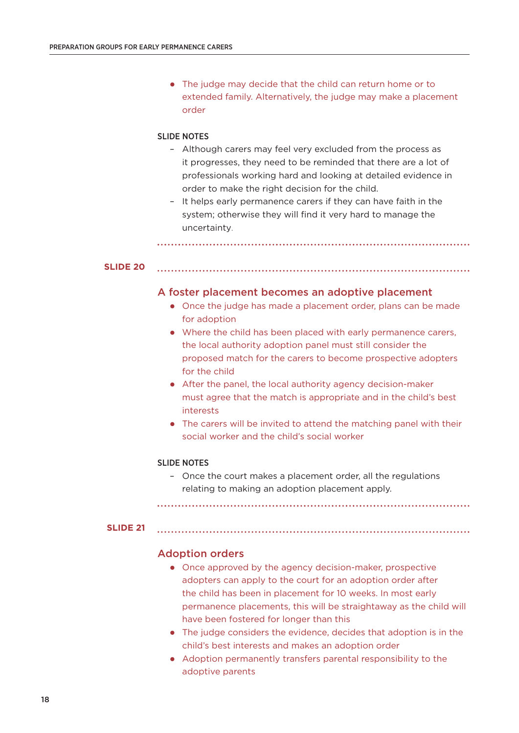- The judge may decide that the child can return home or to extended family. Alternatively, the judge may make a placement order

SLIDE NOTES

- Although carers may feel very excluded from the process as it progresses, they need to be reminded that there are a lot of professionals working hard and looking at detailed evidence in order to make the right decision for the child.
- It helps early permanence carers if they can have faith in the system; otherwise they will find it very hard to manage the uncertainty.

**SLIDE 20**

## A foster placement becomes an adoptive placement

- Once the judge has made a placement order, plans can be made for adoption
- Where the child has been placed with early permanence carers, the local authority adoption panel must still consider the proposed match for the carers to become prospective adopters for the child
- After the panel, the local authority agency decision-maker must agree that the match is appropriate and in the child's best interests
- The carers will be invited to attend the matching panel with their social worker and the child's social worker

SLIDE NOTES

- Once the court makes a placement order, all the regulations relating to making an adoption placement apply.

**SLIDE 21**

## Adoption orders

- Once approved by the agency decision-maker, prospective adopters can apply to the court for an adoption order after the child has been in placement for 10 weeks. In most early permanence placements, this will be straightaway as the child will have been fostered for longer than this
- The judge considers the evidence, decides that adoption is in the child's best interests and makes an adoption order
- Adoption permanently transfers parental responsibility to the adoptive parents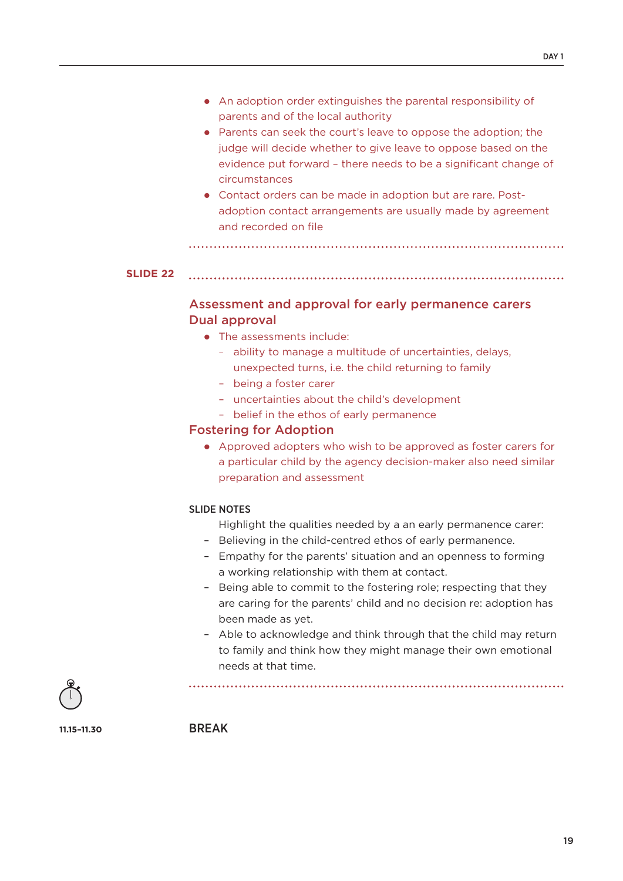- An adoption order extinguishes the parental responsibility of parents and of the local authority
- Parents can seek the court's leave to oppose the adoption; the judge will decide whether to give leave to oppose based on the evidence put forward – there needs to be a significant change of circumstances
- Contact orders can be made in adoption but are rare. Post-adoption contact arrangements are usually made by agreement and recorded on file

**SLIDE 22**

### Assessment and approval for early permanence carers

### Dual approval

- The assessments include:
  - ability to manage a multitude of uncertainties, delays, unexpected turns, i.e. the child returning to family
  - being a foster carer
  - uncertainties about the child's development
  - belief in the ethos of early permanence

### Fostering for Adoption

- Approved adopters who wish to be approved as foster carers for a particular child by the agency decision-maker also need similar preparation and assessment

**SLIDE NOTES**

Highlight the qualities needed by a an early permanence carer:

- Believing in the child-centred ethos of early permanence.
- Empathy for the parents' situation and an openness to forming a working relationship with them at contact.
- Being able to commit to the fostering role; respecting that they are caring for the parents' child and no decision re: adoption has been made as yet.
- Able to acknowledge and think through that the child may return to family and think how they might manage their own emotional needs at that time.

**11.15–11.30**

**BREAK**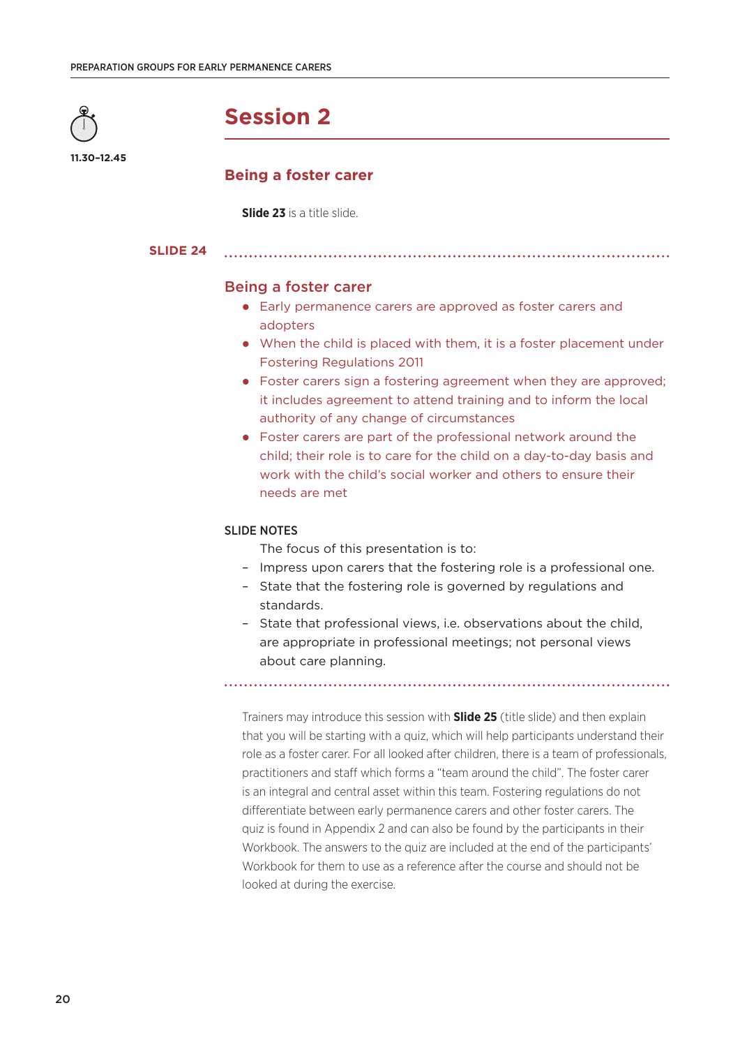11.30–12.45

# Session 2

## Being a foster carer

**Slide 23** is a title slide.

**SLIDE 24**

### Being a foster carer

- Early permanence carers are approved as foster carers and adopters
- When the child is placed with them, it is a foster placement under Fostering Regulations 2011
- Foster carers sign a fostering agreement when they are approved; it includes agreement to attend training and to inform the local authority of any change of circumstances
- Foster carers are part of the professional network around the child; their role is to care for the child on a day-to-day basis and work with the child's social worker and others to ensure their needs are met

SLIDE NOTES

The focus of this presentation is to:

- Impress upon carers that the fostering role is a professional one.
- State that the fostering role is governed by regulations and standards.
- State that professional views, i.e. observations about the child, are appropriate in professional meetings; not personal views about care planning.

Trainers may introduce this session with **Slide 25** (title slide) and then explain that you will be starting with a quiz, which will help participants understand their role as a foster carer. For all looked after children, there is a team of professionals, practitioners and staff which forms a "team around the child". The foster carer is an integral and central asset within this team. Fostering regulations do not differentiate between early permanence carers and other foster carers. The quiz is found in Appendix 2 and can also be found by the participants in their Workbook. The answers to the quiz are included at the end of the participants' Workbook for them to use as a reference after the course and should not be looked at during the exercise.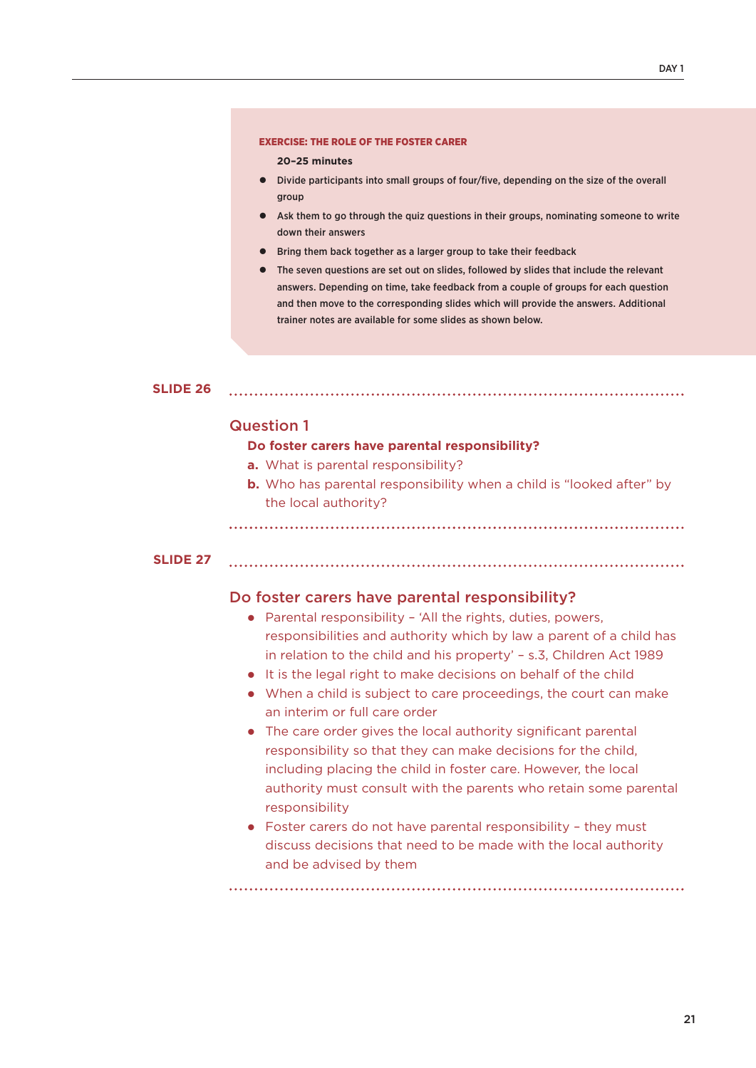**EXERCISE: THE ROLE OF THE FOSTER CARER**

**20–25 minutes**

- Divide participants into small groups of four/five, depending on the size of the overall group
- Ask them to go through the quiz questions in their groups, nominating someone to write down their answers
- Bring them back together as a larger group to take their feedback
- The seven questions are set out on slides, followed by slides that include the relevant answers. Depending on time, take feedback from a couple of groups for each question and then move to the corresponding slides which will provide the answers. Additional trainer notes are available for some slides as shown below.

**SLIDE 26**

## Question 1

**Do foster carers have parental responsibility?**

**a.** What is parental responsibility?

**b.** Who has parental responsibility when a child is "looked after" by the local authority?

**SLIDE 27**

## Do foster carers have parental responsibility?

- Parental responsibility – 'All the rights, duties, powers, responsibilities and authority which by law a parent of a child has in relation to the child and his property' – s.3, Children Act 1989
- It is the legal right to make decisions on behalf of the child
- When a child is subject to care proceedings, the court can make an interim or full care order
- The care order gives the local authority significant parental responsibility so that they can make decisions for the child, including placing the child in foster care. However, the local authority must consult with the parents who retain some parental responsibility
- Foster carers do not have parental responsibility – they must discuss decisions that need to be made with the local authority and be advised by them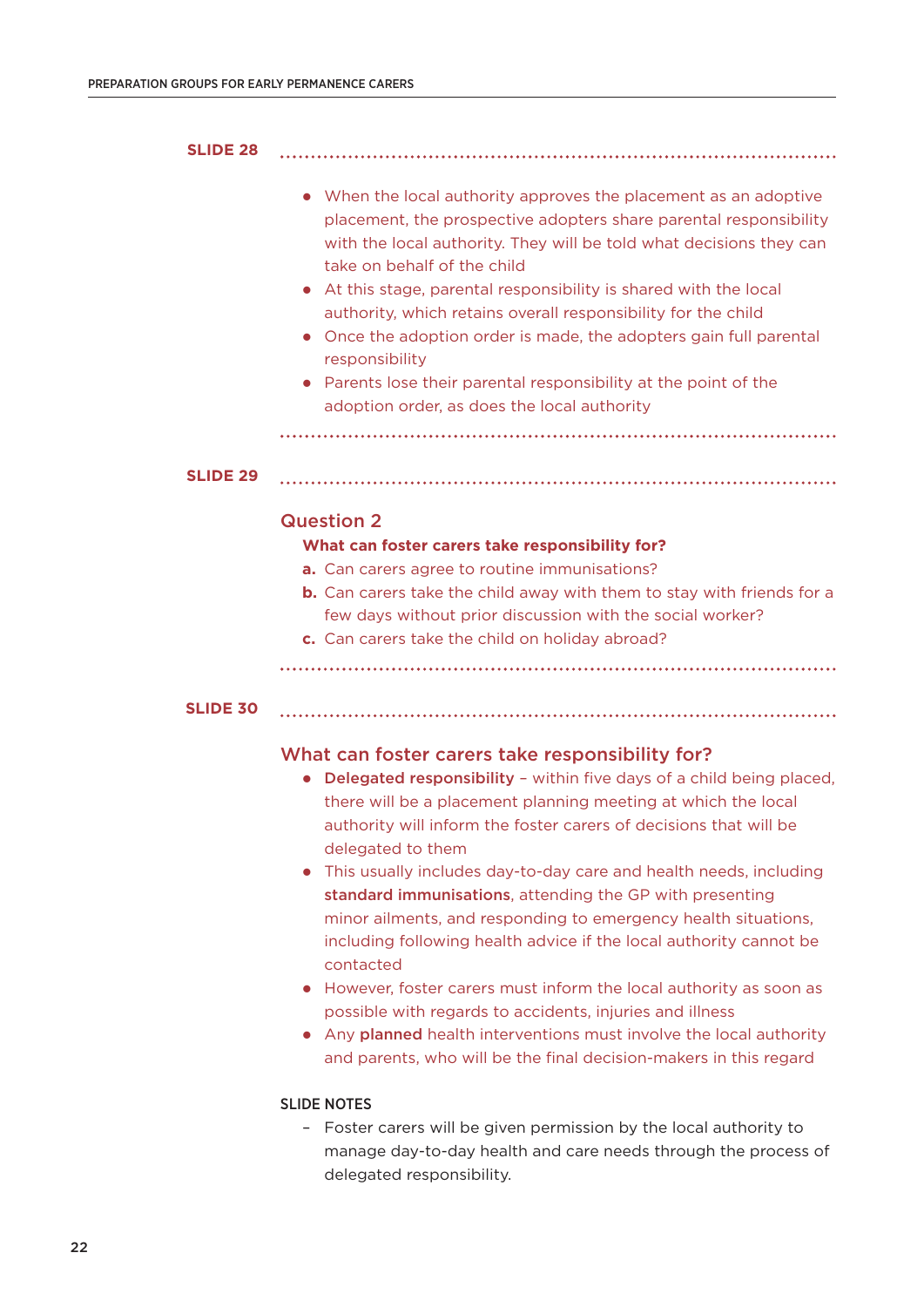**SLIDE 28**

- When the local authority approves the placement as an adoptive placement, the prospective adopters share parental responsibility with the local authority. They will be told what decisions they can take on behalf of the child
- At this stage, parental responsibility is shared with the local authority, which retains overall responsibility for the child
- Once the adoption order is made, the adopters gain full parental responsibility
- Parents lose their parental responsibility at the point of the adoption order, as does the local authority

**SLIDE 29**

## Question 2

**What can foster carers take responsibility for?**

**a.** Can carers agree to routine immunisations?

**b.** Can carers take the child away with them to stay with friends for a few days without prior discussion with the social worker?

**c.** Can carers take the child on holiday abroad?

**SLIDE 30**

## What can foster carers take responsibility for?

- **Delegated responsibility** – within five days of a child being placed, there will be a placement planning meeting at which the local authority will inform the foster carers of decisions that will be delegated to them
- This usually includes day-to-day care and health needs, including **standard immunisations**, attending the GP with presenting minor ailments, and responding to emergency health situations, including following health advice if the local authority cannot be contacted
- However, foster carers must inform the local authority as soon as possible with regards to accidents, injuries and illness
- Any **planned** health interventions must involve the local authority and parents, who will be the final decision-makers in this regard

SLIDE NOTES

- Foster carers will be given permission by the local authority to manage day-to-day health and care needs through the process of delegated responsibility.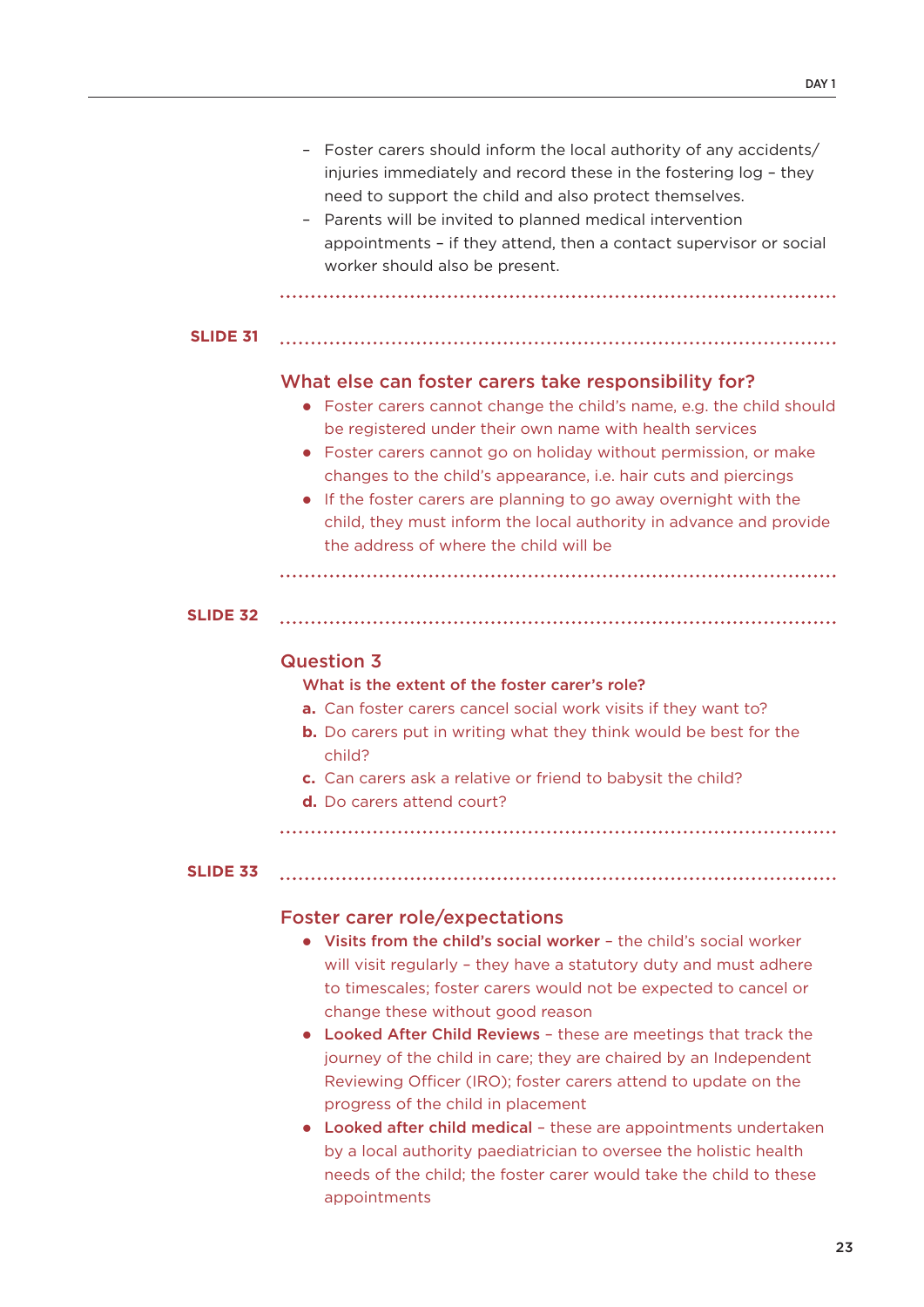- Foster carers should inform the local authority of any accidents/ injuries immediately and record these in the fostering log – they need to support the child and also protect themselves.
- Parents will be invited to planned medical intervention appointments – if they attend, then a contact supervisor or social worker should also be present.

**SLIDE 31**

## What else can foster carers take responsibility for?

- Foster carers cannot change the child's name, e.g. the child should be registered under their own name with health services
- Foster carers cannot go on holiday without permission, or make changes to the child's appearance, i.e. hair cuts and piercings
- If the foster carers are planning to go away overnight with the child, they must inform the local authority in advance and provide the address of where the child will be

**SLIDE 32**

## Question 3

**What is the extent of the foster carer's role?**

**a.** Can foster carers cancel social work visits if they want to?
**b.** Do carers put in writing what they think would be best for the child?
**c.** Can carers ask a relative or friend to babysit the child?
**d.** Do carers attend court?

**SLIDE 33**

## Foster carer role/expectations

- **Visits from the child's social worker** – the child's social worker will visit regularly – they have a statutory duty and must adhere to timescales; foster carers would not be expected to cancel or change these without good reason
- **Looked After Child Reviews** – these are meetings that track the journey of the child in care; they are chaired by an Independent Reviewing Officer (IRO); foster carers attend to update on the progress of the child in placement
- **Looked after child medical** – these are appointments undertaken by a local authority paediatrician to oversee the holistic health needs of the child; the foster carer would take the child to these appointments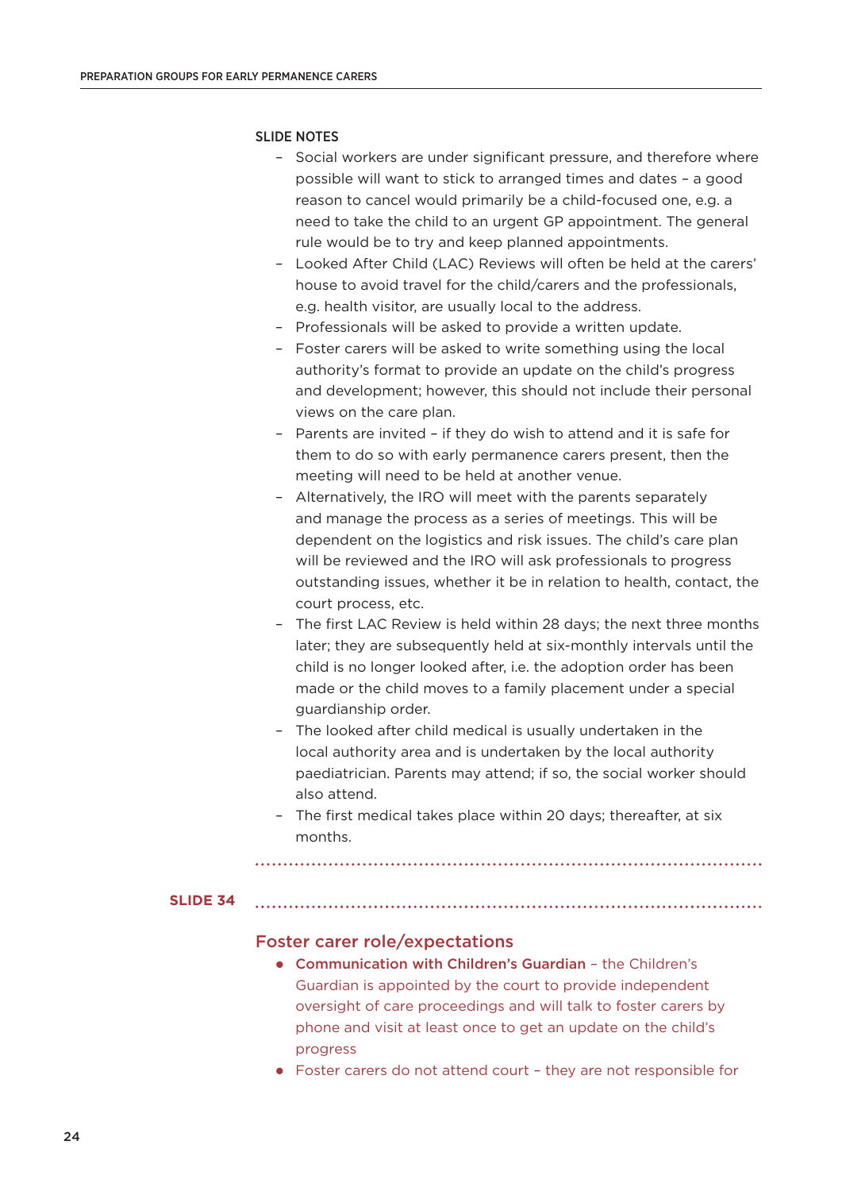SLIDE NOTES

- Social workers are under significant pressure, and therefore where possible will want to stick to arranged times and dates – a good reason to cancel would primarily be a child-focused one, e.g. a need to take the child to an urgent GP appointment. The general rule would be to try and keep planned appointments.
- Looked After Child (LAC) Reviews will often be held at the carers' house to avoid travel for the child/carers and the professionals, e.g. health visitor, are usually local to the address.
- Professionals will be asked to provide a written update.
- Foster carers will be asked to write something using the local authority's format to provide an update on the child's progress and development; however, this should not include their personal views on the care plan.
- Parents are invited – if they do wish to attend and it is safe for them to do so with early permanence carers present, then the meeting will need to be held at another venue.
- Alternatively, the IRO will meet with the parents separately and manage the process as a series of meetings. This will be dependent on the logistics and risk issues. The child's care plan will be reviewed and the IRO will ask professionals to progress outstanding issues, whether it be in relation to health, contact, the court process, etc.
- The first LAC Review is held within 28 days; the next three months later; they are subsequently held at six-monthly intervals until the child is no longer looked after, i.e. the adoption order has been made or the child moves to a family placement under a special guardianship order.
- The looked after child medical is usually undertaken in the local authority area and is undertaken by the local authority paediatrician. Parents may attend; if so, the social worker should also attend.
- The first medical takes place within 20 days; thereafter, at six months.

**SLIDE 34**

## Foster carer role/expectations

- **Communication with Children's Guardian** – the Children's Guardian is appointed by the court to provide independent oversight of care proceedings and will talk to foster carers by phone and visit at least once to get an update on the child's progress
- Foster carers do not attend court – they are not responsible for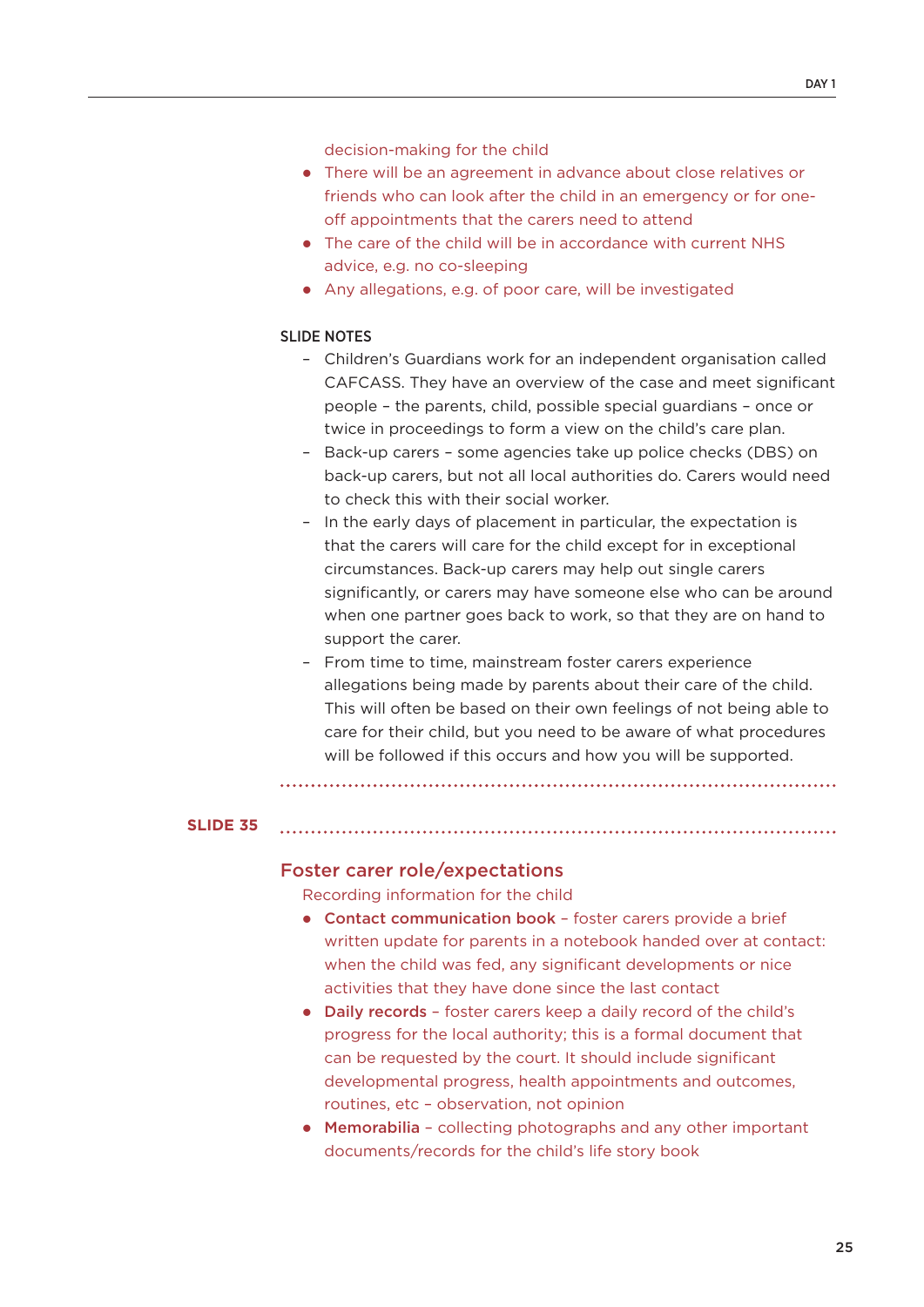decision-making for the child

- There will be an agreement in advance about close relatives or friends who can look after the child in an emergency or for one-off appointments that the carers need to attend
- The care of the child will be in accordance with current NHS advice, e.g. no co-sleeping
- Any allegations, e.g. of poor care, will be investigated

**SLIDE NOTES**

- Children's Guardians work for an independent organisation called CAFCASS. They have an overview of the case and meet significant people – the parents, child, possible special guardians – once or twice in proceedings to form a view on the child's care plan.
- Back-up carers – some agencies take up police checks (DBS) on back-up carers, but not all local authorities do. Carers would need to check this with their social worker.
- In the early days of placement in particular, the expectation is that the carers will care for the child except for in exceptional circumstances. Back-up carers may help out single carers significantly, or carers may have someone else who can be around when one partner goes back to work, so that they are on hand to support the carer.
- From time to time, mainstream foster carers experience allegations being made by parents about their care of the child. This will often be based on their own feelings of not being able to care for their child, but you need to be aware of what procedures will be followed if this occurs and how you will be supported.

**SLIDE 35**

## Foster carer role/expectations

Recording information for the child

- **Contact communication book** – foster carers provide a brief written update for parents in a notebook handed over at contact: when the child was fed, any significant developments or nice activities that they have done since the last contact
- **Daily records** – foster carers keep a daily record of the child's progress for the local authority; this is a formal document that can be requested by the court. It should include significant developmental progress, health appointments and outcomes, routines, etc – observation, not opinion
- **Memorabilia** – collecting photographs and any other important documents/records for the child's life story book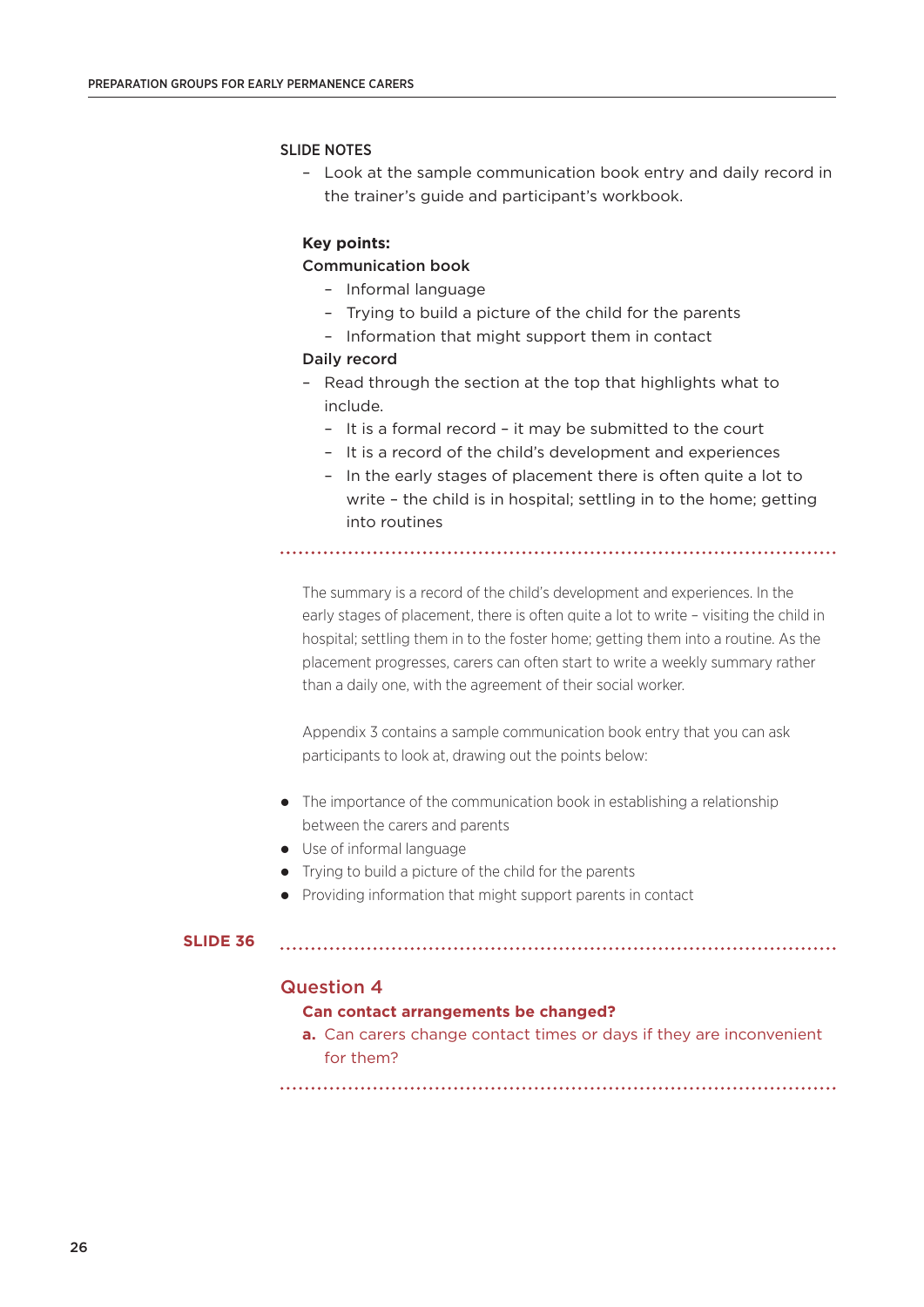SLIDE NOTES

- Look at the sample communication book entry and daily record in the trainer's guide and participant's workbook.

**Key points:**

**Communication book**

- Informal language
- Trying to build a picture of the child for the parents
- Information that might support them in contact

**Daily record**

- Read through the section at the top that highlights what to include.
  - It is a formal record – it may be submitted to the court
  - It is a record of the child's development and experiences
  - In the early stages of placement there is often quite a lot to write – the child is in hospital; settling in to the home; getting into routines

---

The summary is a record of the child's development and experiences. In the early stages of placement, there is often quite a lot to write – visiting the child in hospital; settling them in to the foster home; getting them into a routine. As the placement progresses, carers can often start to write a weekly summary rather than a daily one, with the agreement of their social worker.

Appendix 3 contains a sample communication book entry that you can ask participants to look at, drawing out the points below:

- The importance of the communication book in establishing a relationship between the carers and parents
- Use of informal language
- Trying to build a picture of the child for the parents
- Providing information that might support parents in contact

**SLIDE 36**

---

## Question 4

**Can contact arrangements be changed?**

**a.** Can carers change contact times or days if they are inconvenient for them?

---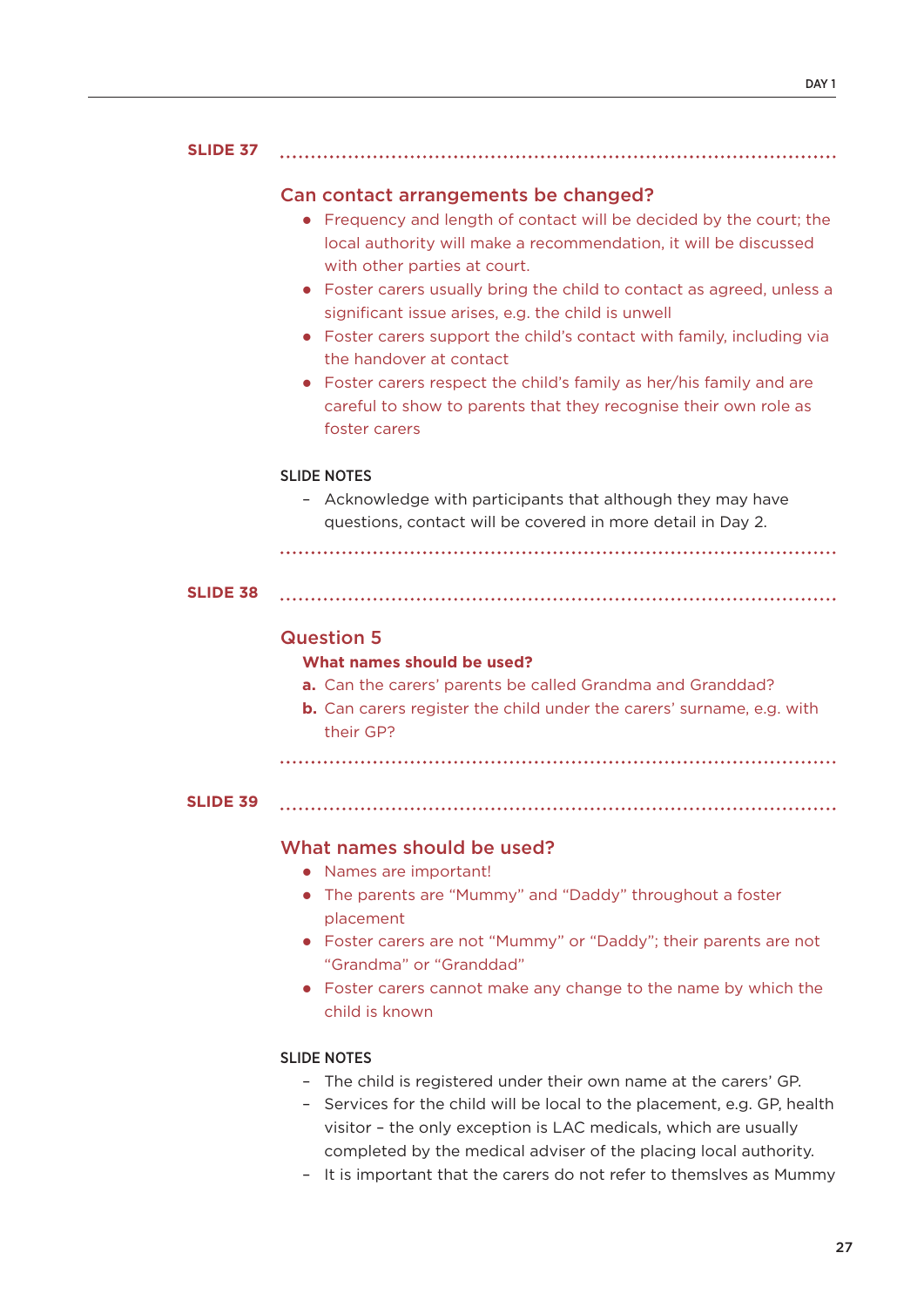**SLIDE 37**

## Can contact arrangements be changed?

- Frequency and length of contact will be decided by the court; the local authority will make a recommendation, it will be discussed with other parties at court.
- Foster carers usually bring the child to contact as agreed, unless a significant issue arises, e.g. the child is unwell
- Foster carers support the child's contact with family, including via the handover at contact
- Foster carers respect the child's family as her/his family and are careful to show to parents that they recognise their own role as foster carers

SLIDE NOTES

- Acknowledge with participants that although they may have questions, contact will be covered in more detail in Day 2.

**SLIDE 38**

## Question 5

**What names should be used?**

**a.** Can the carers' parents be called Grandma and Granddad?

**b.** Can carers register the child under the carers' surname, e.g. with their GP?

**SLIDE 39**

## What names should be used?

- Names are important!
- The parents are "Mummy" and "Daddy" throughout a foster placement
- Foster carers are not "Mummy" or "Daddy"; their parents are not "Grandma" or "Granddad"
- Foster carers cannot make any change to the name by which the child is known

SLIDE NOTES

- The child is registered under their own name at the carers' GP.
- Services for the child will be local to the placement, e.g. GP, health visitor – the only exception is LAC medicals, which are usually completed by the medical adviser of the placing local authority.
- It is important that the carers do not refer to themslves as Mummy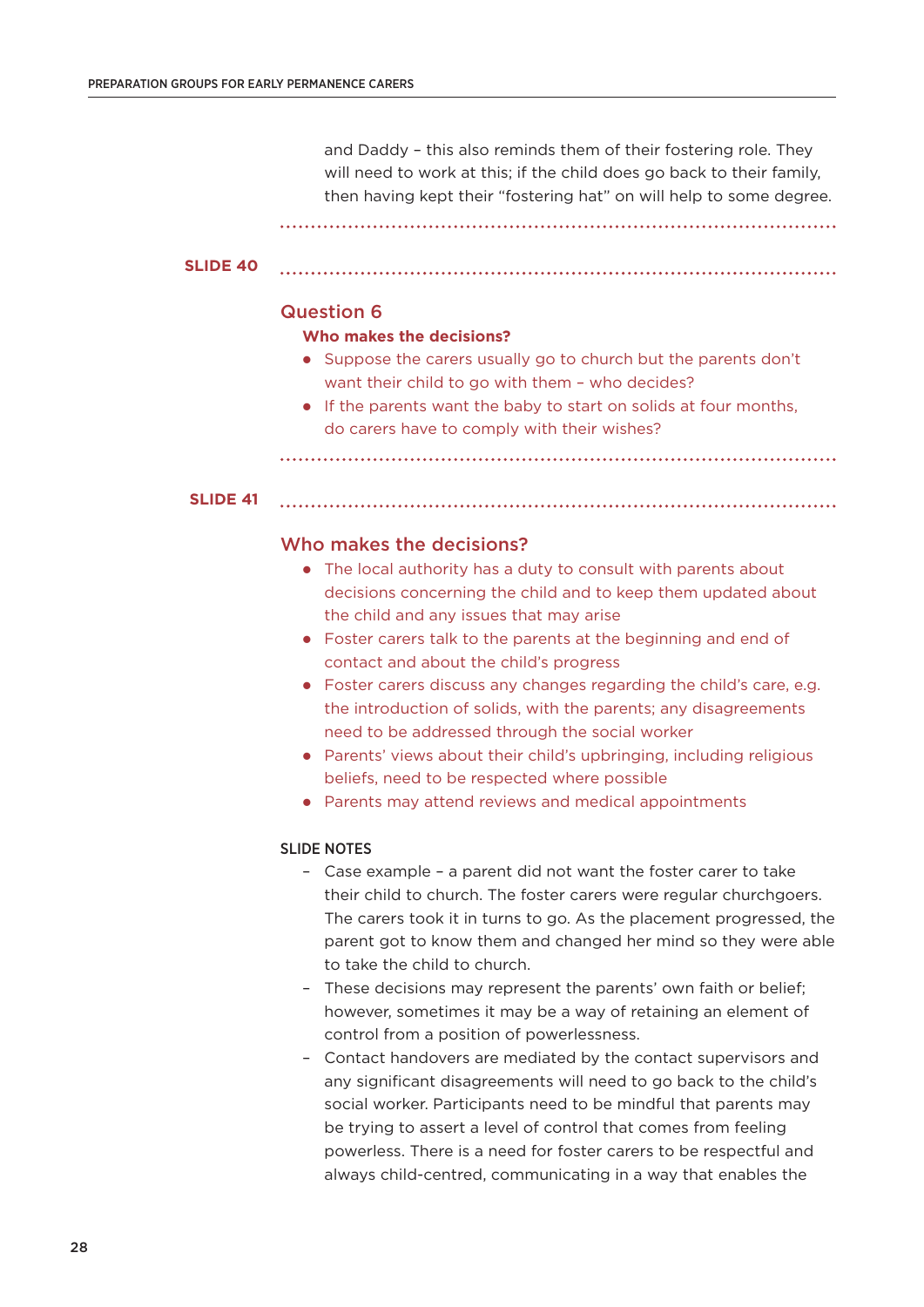and Daddy – this also reminds them of their fostering role. They will need to work at this; if the child does go back to their family, then having kept their "fostering hat" on will help to some degree.

**SLIDE 40**

## Question 6

**Who makes the decisions?**

- Suppose the carers usually go to church but the parents don't want their child to go with them – who decides?
- If the parents want the baby to start on solids at four months, do carers have to comply with their wishes?

**SLIDE 41**

## Who makes the decisions?

- The local authority has a duty to consult with parents about decisions concerning the child and to keep them updated about the child and any issues that may arise
- Foster carers talk to the parents at the beginning and end of contact and about the child's progress
- Foster carers discuss any changes regarding the child's care, e.g. the introduction of solids, with the parents; any disagreements need to be addressed through the social worker
- Parents' views about their child's upbringing, including religious beliefs, need to be respected where possible
- Parents may attend reviews and medical appointments

### SLIDE NOTES

- Case example – a parent did not want the foster carer to take their child to church. The foster carers were regular churchgoers. The carers took it in turns to go. As the placement progressed, the parent got to know them and changed her mind so they were able to take the child to church.
- These decisions may represent the parents' own faith or belief; however, sometimes it may be a way of retaining an element of control from a position of powerlessness.
- Contact handovers are mediated by the contact supervisors and any significant disagreements will need to go back to the child's social worker. Participants need to be mindful that parents may be trying to assert a level of control that comes from feeling powerless. There is a need for foster carers to be respectful and always child-centred, communicating in a way that enables the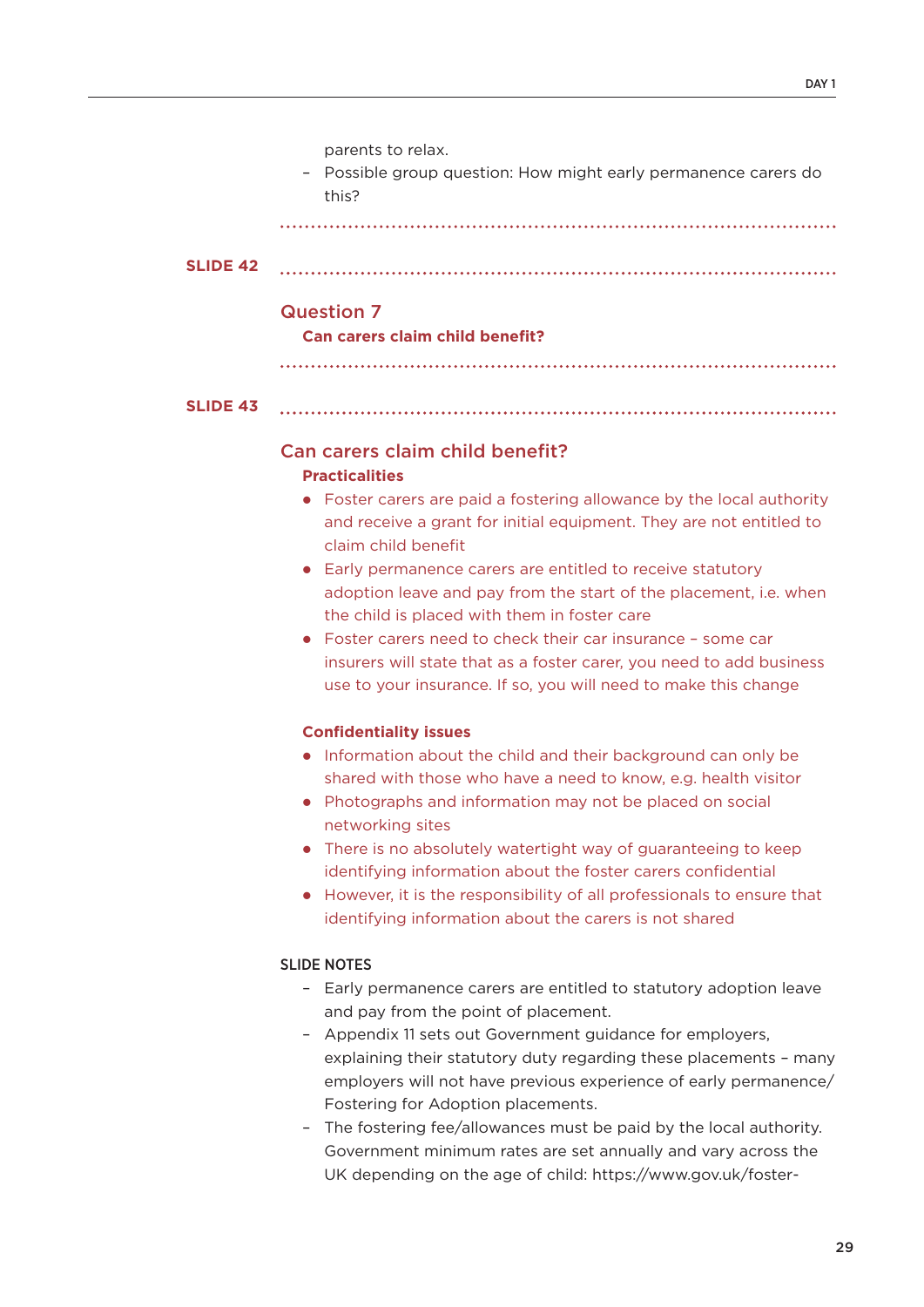parents to relax.

- Possible group question: How might early permanence carers do this?

**SLIDE 42**

## Question 7

**Can carers claim child benefit?**

**SLIDE 43**

## Can carers claim child benefit?

**Practicalities**

- Foster carers are paid a fostering allowance by the local authority and receive a grant for initial equipment. They are not entitled to claim child benefit
- Early permanence carers are entitled to receive statutory adoption leave and pay from the start of the placement, i.e. when the child is placed with them in foster care
- Foster carers need to check their car insurance – some car insurers will state that as a foster carer, you need to add business use to your insurance. If so, you will need to make this change

**Confidentiality issues**

- Information about the child and their background can only be shared with those who have a need to know, e.g. health visitor
- Photographs and information may not be placed on social networking sites
- There is no absolutely watertight way of guaranteeing to keep identifying information about the foster carers confidential
- However, it is the responsibility of all professionals to ensure that identifying information about the carers is not shared

SLIDE NOTES

- Early permanence carers are entitled to statutory adoption leave and pay from the point of placement.
- Appendix 11 sets out Government guidance for employers, explaining their statutory duty regarding these placements – many employers will not have previous experience of early permanence/ Fostering for Adoption placements.
- The fostering fee/allowances must be paid by the local authority. Government minimum rates are set annually and vary across the UK depending on the age of child: https://www.gov.uk/foster-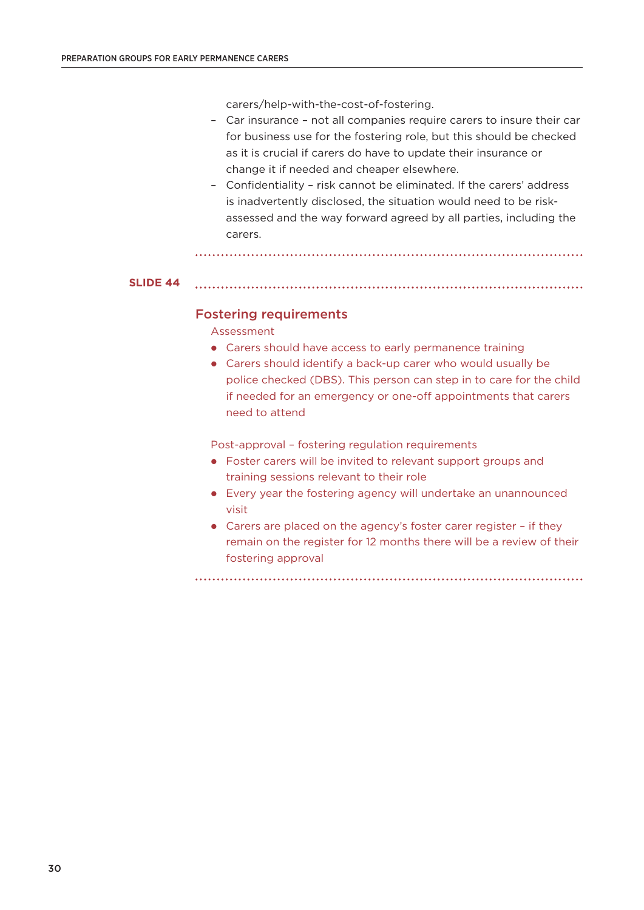carers/help-with-the-cost-of-fostering.

- Car insurance – not all companies require carers to insure their car for business use for the fostering role, but this should be checked as it is crucial if carers do have to update their insurance or change it if needed and cheaper elsewhere.
- Confidentiality – risk cannot be eliminated. If the carers' address is inadvertently disclosed, the situation would need to be risk-assessed and the way forward agreed by all parties, including the carers.

**SLIDE 44**

## Fostering requirements

Assessment

- Carers should have access to early permanence training
- Carers should identify a back-up carer who would usually be police checked (DBS). This person can step in to care for the child if needed for an emergency or one-off appointments that carers need to attend

Post-approval – fostering regulation requirements

- Foster carers will be invited to relevant support groups and training sessions relevant to their role
- Every year the fostering agency will undertake an unannounced visit
- Carers are placed on the agency's foster carer register – if they remain on the register for 12 months there will be a review of their fostering approval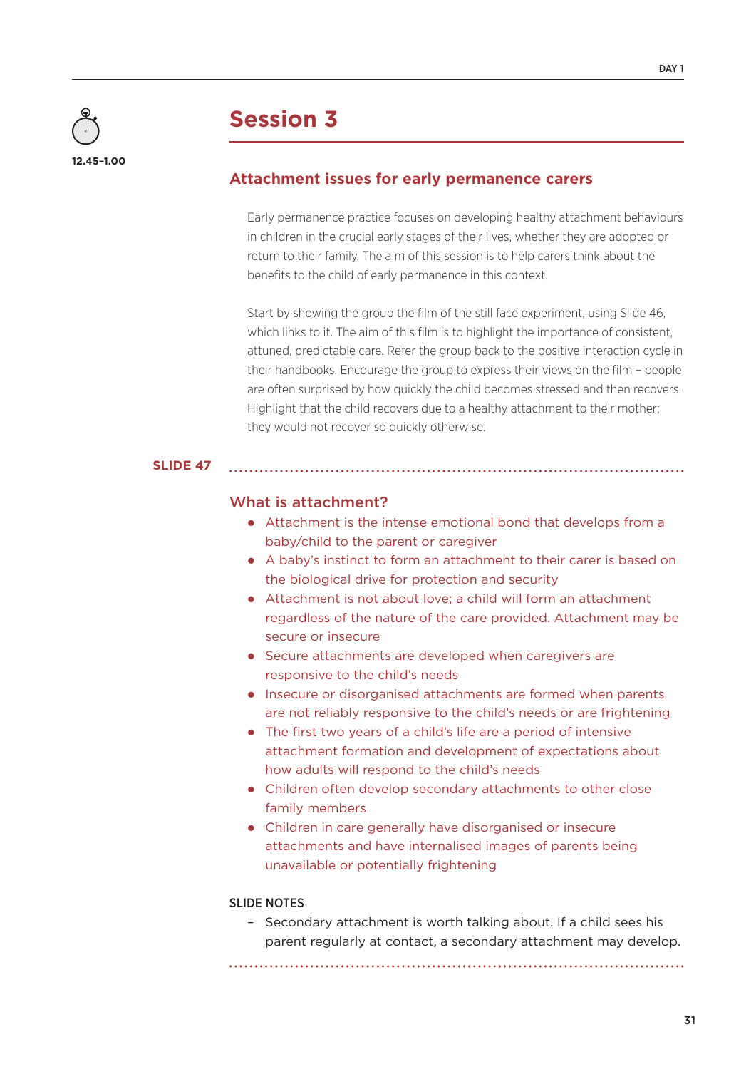12.45–1.00

# Session 3

## Attachment issues for early permanence carers

Early permanence practice focuses on developing healthy attachment behaviours in children in the crucial early stages of their lives, whether they are adopted or return to their family. The aim of this session is to help carers think about the benefits to the child of early permanence in this context.

Start by showing the group the film of the still face experiment, using Slide 46, which links to it. The aim of this film is to highlight the importance of consistent, attuned, predictable care. Refer the group back to the positive interaction cycle in their handbooks. Encourage the group to express their views on the film – people are often surprised by how quickly the child becomes stressed and then recovers. Highlight that the child recovers due to a healthy attachment to their mother; they would not recover so quickly otherwise.

**SLIDE 47**

### What is attachment?

- Attachment is the intense emotional bond that develops from a baby/child to the parent or caregiver
- A baby's instinct to form an attachment to their carer is based on the biological drive for protection and security
- Attachment is not about love; a child will form an attachment regardless of the nature of the care provided. Attachment may be secure or insecure
- Secure attachments are developed when caregivers are responsive to the child's needs
- Insecure or disorganised attachments are formed when parents are not reliably responsive to the child's needs or are frightening
- The first two years of a child's life are a period of intensive attachment formation and development of expectations about how adults will respond to the child's needs
- Children often develop secondary attachments to other close family members
- Children in care generally have disorganised or insecure attachments and have internalised images of parents being unavailable or potentially frightening

SLIDE NOTES

- Secondary attachment is worth talking about. If a child sees his parent regularly at contact, a secondary attachment may develop.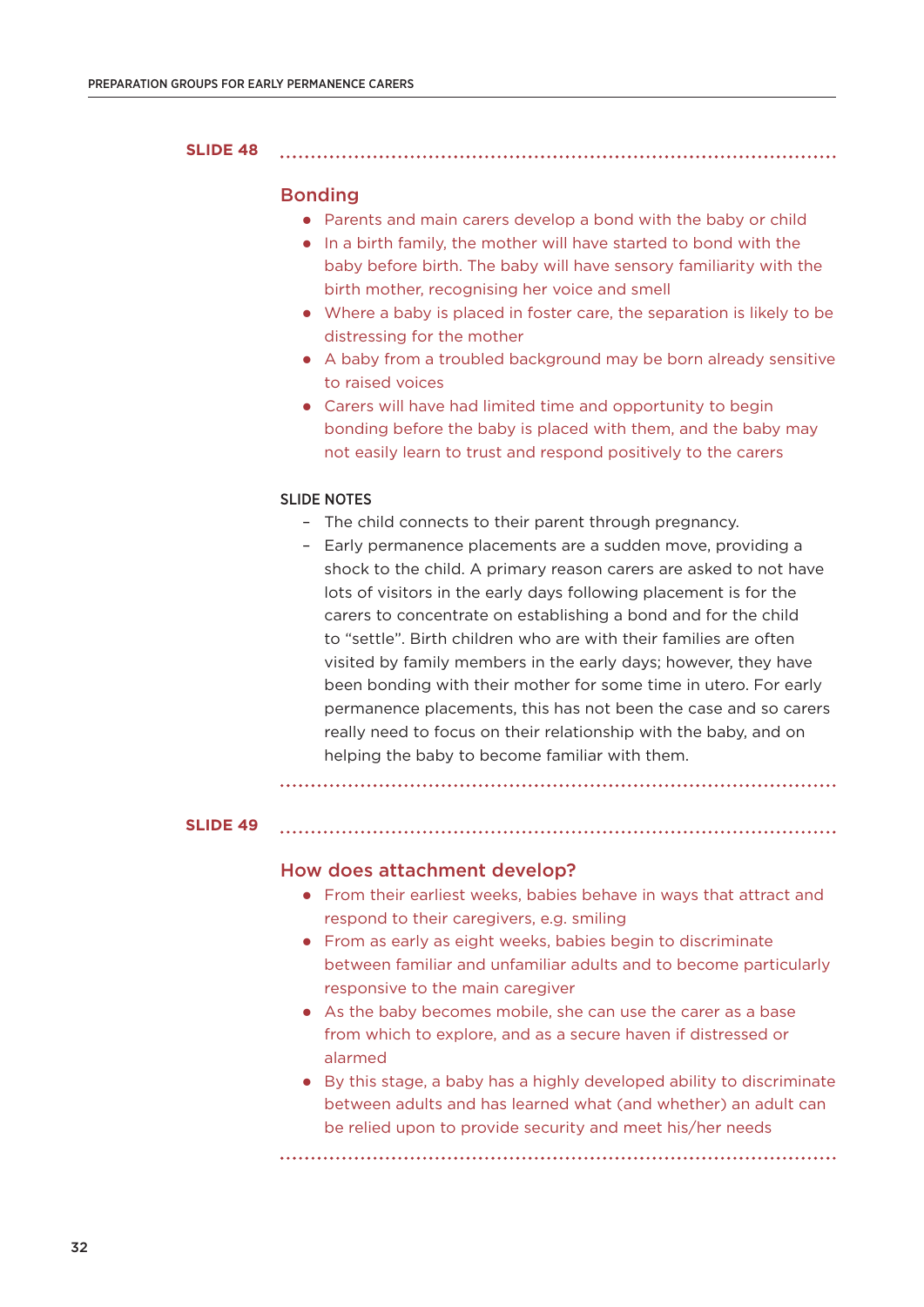**SLIDE 48**

## Bonding

- Parents and main carers develop a bond with the baby or child
- In a birth family, the mother will have started to bond with the baby before birth. The baby will have sensory familiarity with the birth mother, recognising her voice and smell
- Where a baby is placed in foster care, the separation is likely to be distressing for the mother
- A baby from a troubled background may be born already sensitive to raised voices
- Carers will have had limited time and opportunity to begin bonding before the baby is placed with them, and the baby may not easily learn to trust and respond positively to the carers

**SLIDE NOTES**

- The child connects to their parent through pregnancy.
- Early permanence placements are a sudden move, providing a shock to the child. A primary reason carers are asked to not have lots of visitors in the early days following placement is for the carers to concentrate on establishing a bond and for the child to "settle". Birth children who are with their families are often visited by family members in the early days; however, they have been bonding with their mother for some time in utero. For early permanence placements, this has not been the case and so carers really need to focus on their relationship with the baby, and on helping the baby to become familiar with them.

**SLIDE 49**

## How does attachment develop?

- From their earliest weeks, babies behave in ways that attract and respond to their caregivers, e.g. smiling
- From as early as eight weeks, babies begin to discriminate between familiar and unfamiliar adults and to become particularly responsive to the main caregiver
- As the baby becomes mobile, she can use the carer as a base from which to explore, and as a secure haven if distressed or alarmed
- By this stage, a baby has a highly developed ability to discriminate between adults and has learned what (and whether) an adult can be relied upon to provide security and meet his/her needs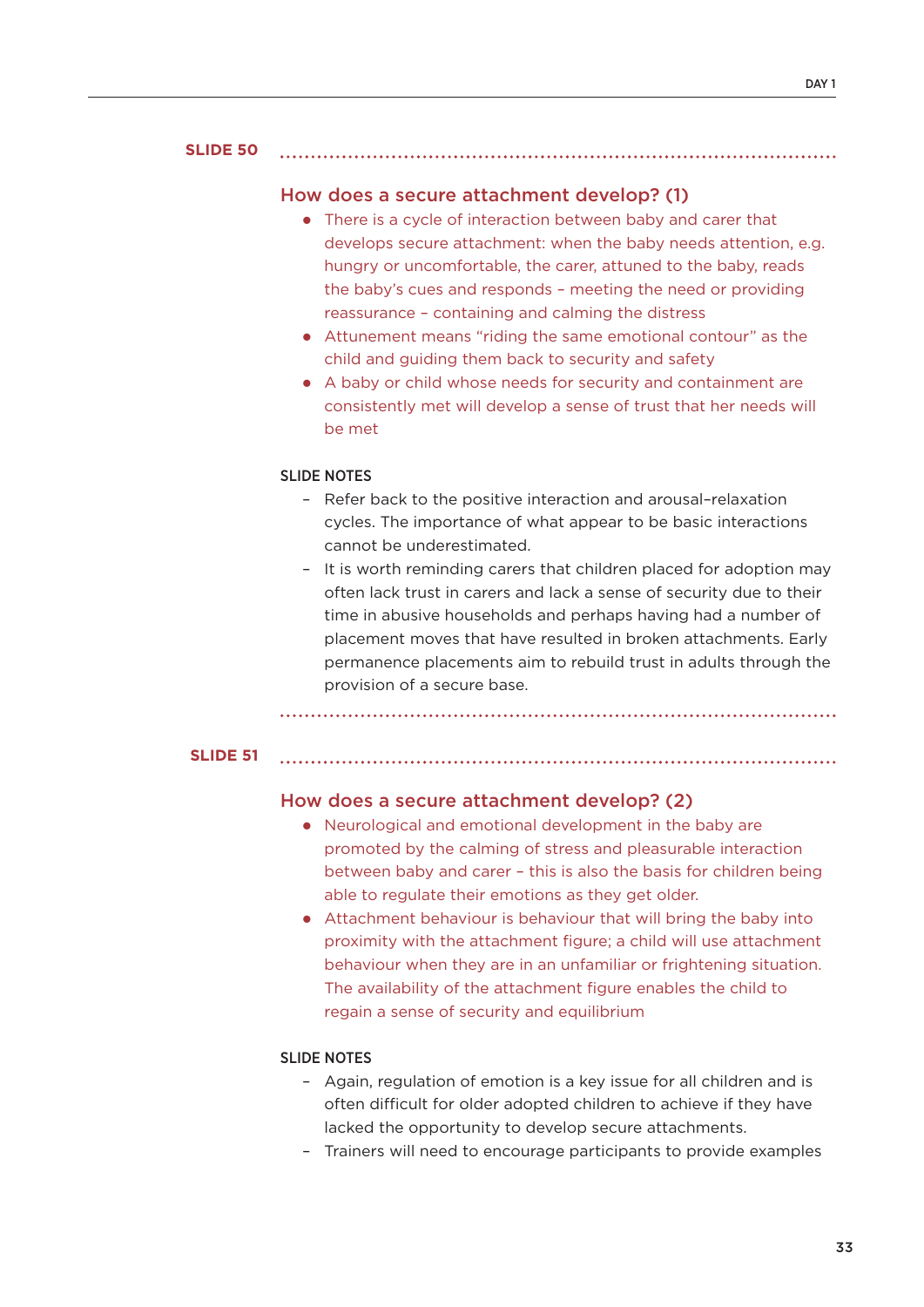**SLIDE 50**

## How does a secure attachment develop? (1)

- There is a cycle of interaction between baby and carer that develops secure attachment: when the baby needs attention, e.g. hungry or uncomfortable, the carer, attuned to the baby, reads the baby's cues and responds – meeting the need or providing reassurance – containing and calming the distress
- Attunement means "riding the same emotional contour" as the child and guiding them back to security and safety
- A baby or child whose needs for security and containment are consistently met will develop a sense of trust that her needs will be met

**SLIDE NOTES**

- Refer back to the positive interaction and arousal–relaxation cycles. The importance of what appear to be basic interactions cannot be underestimated.
- It is worth reminding carers that children placed for adoption may often lack trust in carers and lack a sense of security due to their time in abusive households and perhaps having had a number of placement moves that have resulted in broken attachments. Early permanence placements aim to rebuild trust in adults through the provision of a secure base.

**SLIDE 51**

## How does a secure attachment develop? (2)

- Neurological and emotional development in the baby are promoted by the calming of stress and pleasurable interaction between baby and carer – this is also the basis for children being able to regulate their emotions as they get older.
- Attachment behaviour is behaviour that will bring the baby into proximity with the attachment figure; a child will use attachment behaviour when they are in an unfamiliar or frightening situation. The availability of the attachment figure enables the child to regain a sense of security and equilibrium

**SLIDE NOTES**

- Again, regulation of emotion is a key issue for all children and is often difficult for older adopted children to achieve if they have lacked the opportunity to develop secure attachments.
- Trainers will need to encourage participants to provide examples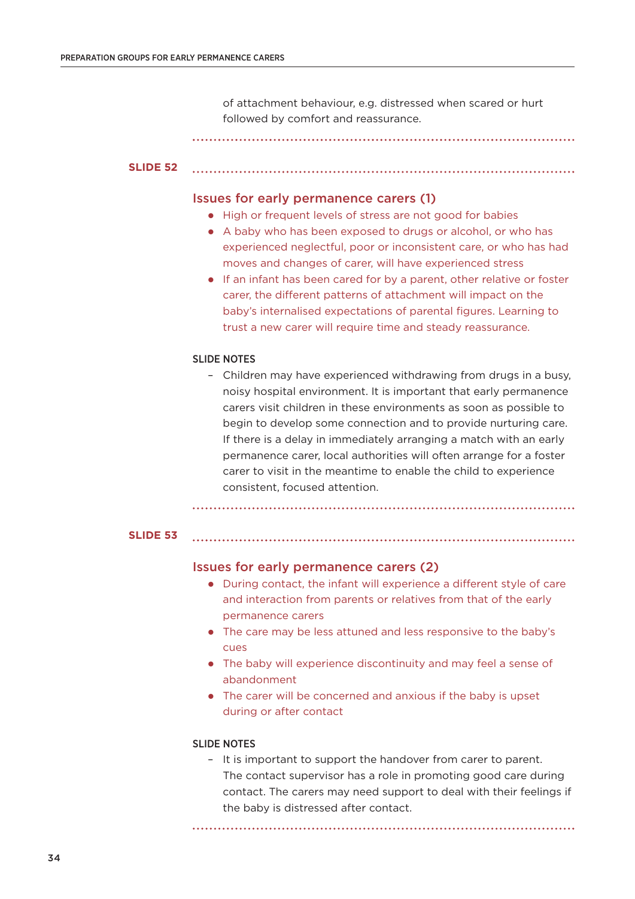of attachment behaviour, e.g. distressed when scared or hurt followed by comfort and reassurance.

**SLIDE 52**

### Issues for early permanence carers (1)

- High or frequent levels of stress are not good for babies
- A baby who has been exposed to drugs or alcohol, or who has experienced neglectful, poor or inconsistent care, or who has had moves and changes of carer, will have experienced stress
- If an infant has been cared for by a parent, other relative or foster carer, the different patterns of attachment will impact on the baby's internalised expectations of parental figures. Learning to trust a new carer will require time and steady reassurance.

SLIDE NOTES

- Children may have experienced withdrawing from drugs in a busy, noisy hospital environment. It is important that early permanence carers visit children in these environments as soon as possible to begin to develop some connection and to provide nurturing care. If there is a delay in immediately arranging a match with an early permanence carer, local authorities will often arrange for a foster carer to visit in the meantime to enable the child to experience consistent, focused attention.

**SLIDE 53**

### Issues for early permanence carers (2)

- During contact, the infant will experience a different style of care and interaction from parents or relatives from that of the early permanence carers
- The care may be less attuned and less responsive to the baby's cues
- The baby will experience discontinuity and may feel a sense of abandonment
- The carer will be concerned and anxious if the baby is upset during or after contact

SLIDE NOTES

- It is important to support the handover from carer to parent. The contact supervisor has a role in promoting good care during contact. The carers may need support to deal with their feelings if the baby is distressed after contact.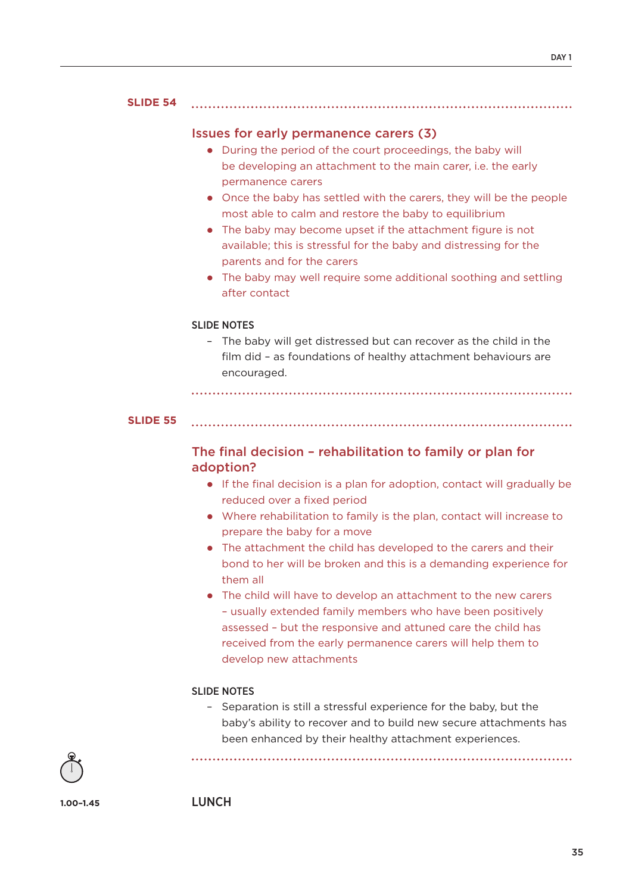**SLIDE 54**

## Issues for early permanence carers (3)

- During the period of the court proceedings, the baby will be developing an attachment to the main carer, i.e. the early permanence carers
- Once the baby has settled with the carers, they will be the people most able to calm and restore the baby to equilibrium
- The baby may become upset if the attachment figure is not available; this is stressful for the baby and distressing for the parents and for the carers
- The baby may well require some additional soothing and settling after contact

**SLIDE NOTES**

- The baby will get distressed but can recover as the child in the film did – as foundations of healthy attachment behaviours are encouraged.

**SLIDE 55**

## The final decision – rehabilitation to family or plan for adoption?

- If the final decision is a plan for adoption, contact will gradually be reduced over a fixed period
- Where rehabilitation to family is the plan, contact will increase to prepare the baby for a move
- The attachment the child has developed to the carers and their bond to her will be broken and this is a demanding experience for them all
- The child will have to develop an attachment to the new carers – usually extended family members who have been positively assessed – but the responsive and attuned care the child has received from the early permanence carers will help them to develop new attachments

**SLIDE NOTES**

- Separation is still a stressful experience for the baby, but the baby's ability to recover and to build new secure attachments has been enhanced by their healthy attachment experiences.

1.00–1.45

**LUNCH**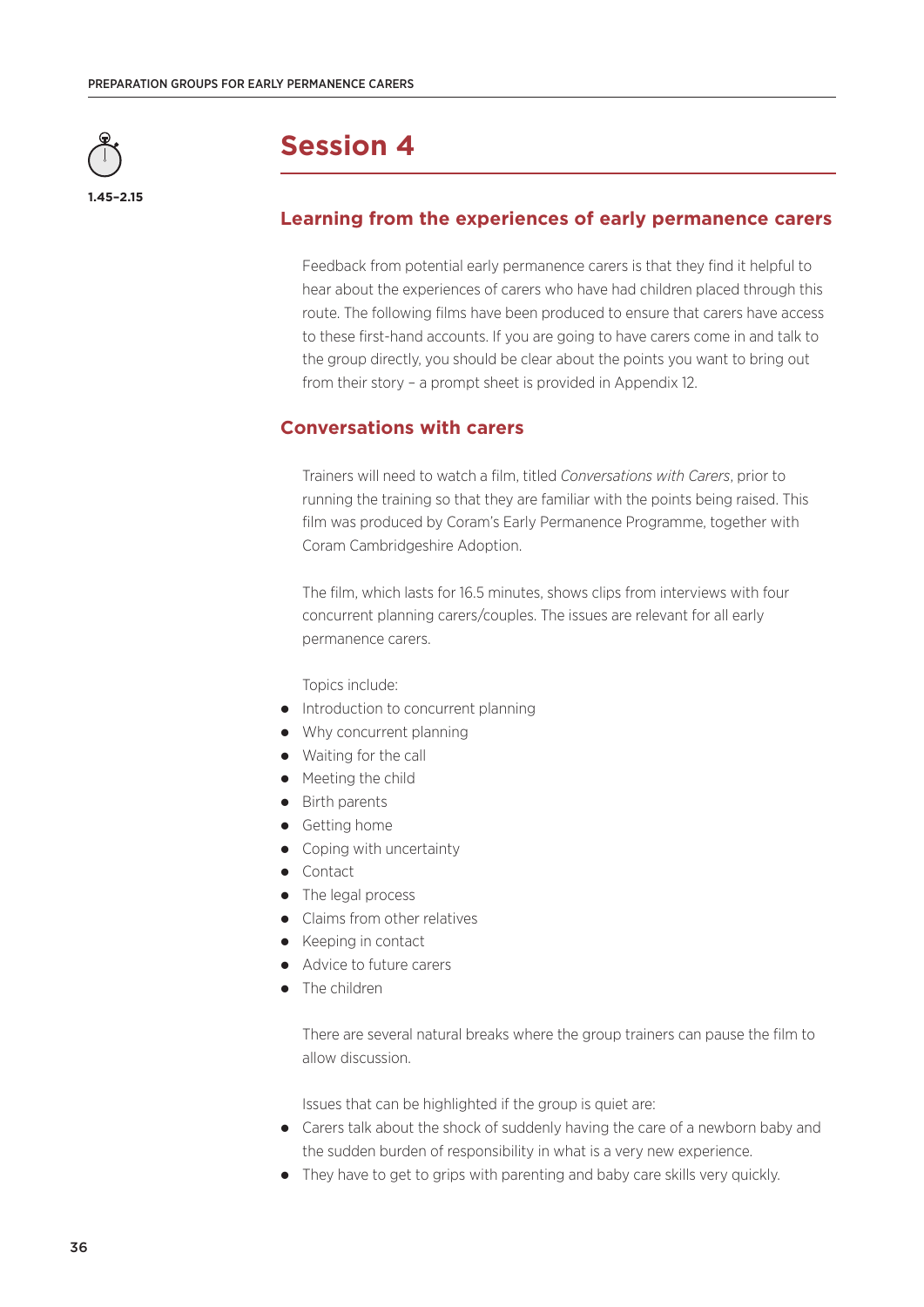1.45–2.15

# Session 4

## Learning from the experiences of early permanence carers

Feedback from potential early permanence carers is that they find it helpful to hear about the experiences of carers who have had children placed through this route. The following films have been produced to ensure that carers have access to these first-hand accounts. If you are going to have carers come in and talk to the group directly, you should be clear about the points you want to bring out from their story – a prompt sheet is provided in Appendix 12.

## Conversations with carers

Trainers will need to watch a film, titled *Conversations with Carers*, prior to running the training so that they are familiar with the points being raised. This film was produced by Coram's Early Permanence Programme, together with Coram Cambridgeshire Adoption.

The film, which lasts for 16.5 minutes, shows clips from interviews with four concurrent planning carers/couples. The issues are relevant for all early permanence carers.

Topics include:

- Introduction to concurrent planning
- Why concurrent planning
- Waiting for the call
- Meeting the child
- Birth parents
- Getting home
- Coping with uncertainty
- Contact
- The legal process
- Claims from other relatives
- Keeping in contact
- Advice to future carers
- The children

There are several natural breaks where the group trainers can pause the film to allow discussion.

Issues that can be highlighted if the group is quiet are:

- Carers talk about the shock of suddenly having the care of a newborn baby and the sudden burden of responsibility in what is a very new experience.
- They have to get to grips with parenting and baby care skills very quickly.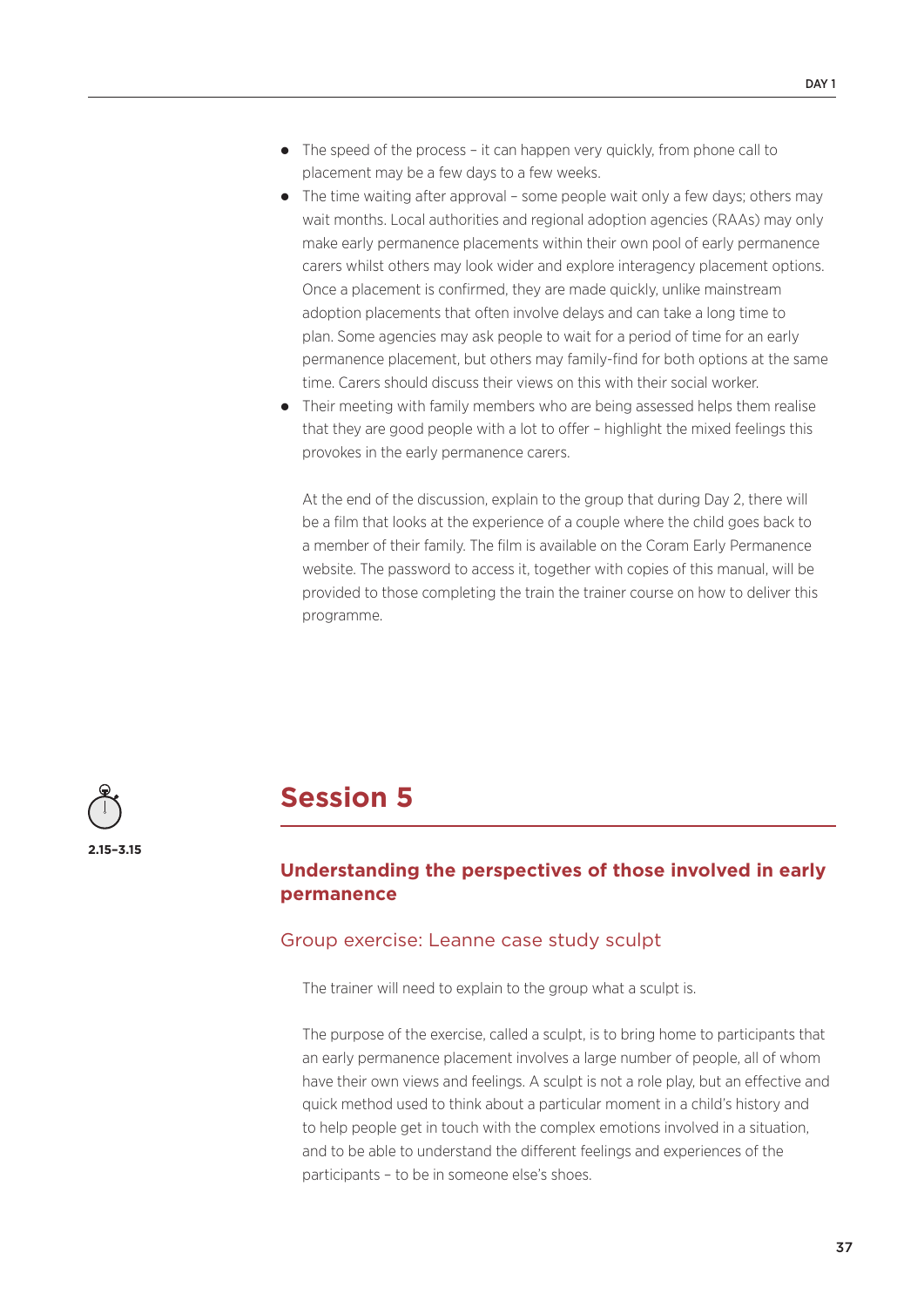- The speed of the process – it can happen very quickly, from phone call to placement may be a few days to a few weeks.
- The time waiting after approval – some people wait only a few days; others may wait months. Local authorities and regional adoption agencies (RAAs) may only make early permanence placements within their own pool of early permanence carers whilst others may look wider and explore interagency placement options. Once a placement is confirmed, they are made quickly, unlike mainstream adoption placements that often involve delays and can take a long time to plan. Some agencies may ask people to wait for a period of time for an early permanence placement, but others may family-find for both options at the same time. Carers should discuss their views on this with their social worker.
- Their meeting with family members who are being assessed helps them realise that they are good people with a lot to offer – highlight the mixed feelings this provokes in the early permanence carers.

At the end of the discussion, explain to the group that during Day 2, there will be a film that looks at the experience of a couple where the child goes back to a member of their family. The film is available on the Coram Early Permanence website. The password to access it, together with copies of this manual, will be provided to those completing the train the trainer course on how to deliver this programme.

## Session 5

2.15–3.15

### Understanding the perspectives of those involved in early permanence

#### Group exercise: Leanne case study sculpt

The trainer will need to explain to the group what a sculpt is.

The purpose of the exercise, called a sculpt, is to bring home to participants that an early permanence placement involves a large number of people, all of whom have their own views and feelings. A sculpt is not a role play, but an effective and quick method used to think about a particular moment in a child's history and to help people get in touch with the complex emotions involved in a situation, and to be able to understand the different feelings and experiences of the participants – to be in someone else's shoes.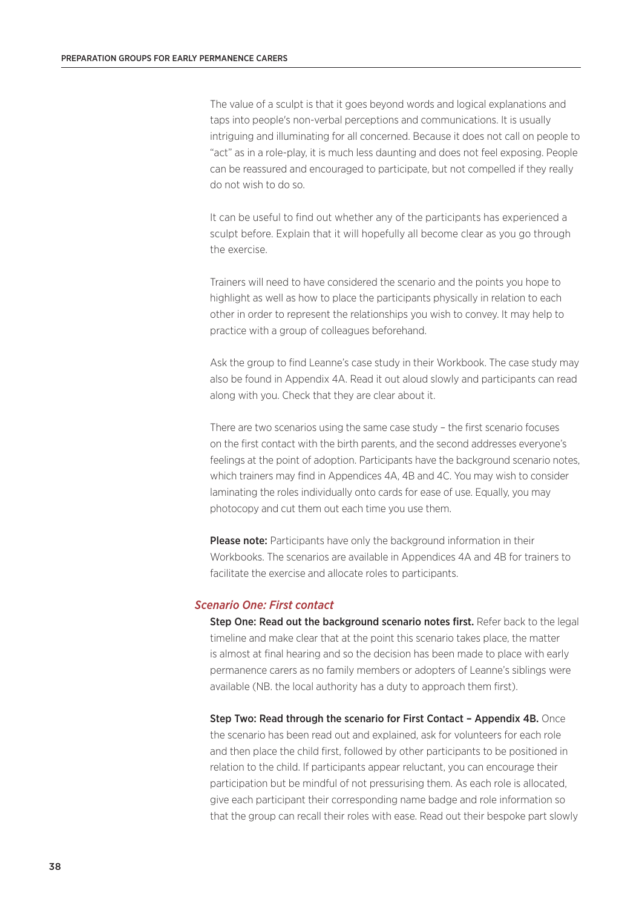The value of a sculpt is that it goes beyond words and logical explanations and taps into people's non-verbal perceptions and communications. It is usually intriguing and illuminating for all concerned. Because it does not call on people to "act" as in a role-play, it is much less daunting and does not feel exposing. People can be reassured and encouraged to participate, but not compelled if they really do not wish to do so.

It can be useful to find out whether any of the participants has experienced a sculpt before. Explain that it will hopefully all become clear as you go through the exercise.

Trainers will need to have considered the scenario and the points you hope to highlight as well as how to place the participants physically in relation to each other in order to represent the relationships you wish to convey. It may help to practice with a group of colleagues beforehand.

Ask the group to find Leanne's case study in their Workbook. The case study may also be found in Appendix 4A. Read it out aloud slowly and participants can read along with you. Check that they are clear about it.

There are two scenarios using the same case study – the first scenario focuses on the first contact with the birth parents, and the second addresses everyone's feelings at the point of adoption. Participants have the background scenario notes, which trainers may find in Appendices 4A, 4B and 4C. You may wish to consider laminating the roles individually onto cards for ease of use. Equally, you may photocopy and cut them out each time you use them.

**Please note:** Participants have only the background information in their Workbooks. The scenarios are available in Appendices 4A and 4B for trainers to facilitate the exercise and allocate roles to participants.

### *Scenario One: First contact*

**Step One: Read out the background scenario notes first.** Refer back to the legal timeline and make clear that at the point this scenario takes place, the matter is almost at final hearing and so the decision has been made to place with early permanence carers as no family members or adopters of Leanne's siblings were available (NB. the local authority has a duty to approach them first).

**Step Two: Read through the scenario for First Contact – Appendix 4B.** Once the scenario has been read out and explained, ask for volunteers for each role and then place the child first, followed by other participants to be positioned in relation to the child. If participants appear reluctant, you can encourage their participation but be mindful of not pressurising them. As each role is allocated, give each participant their corresponding name badge and role information so that the group can recall their roles with ease. Read out their bespoke part slowly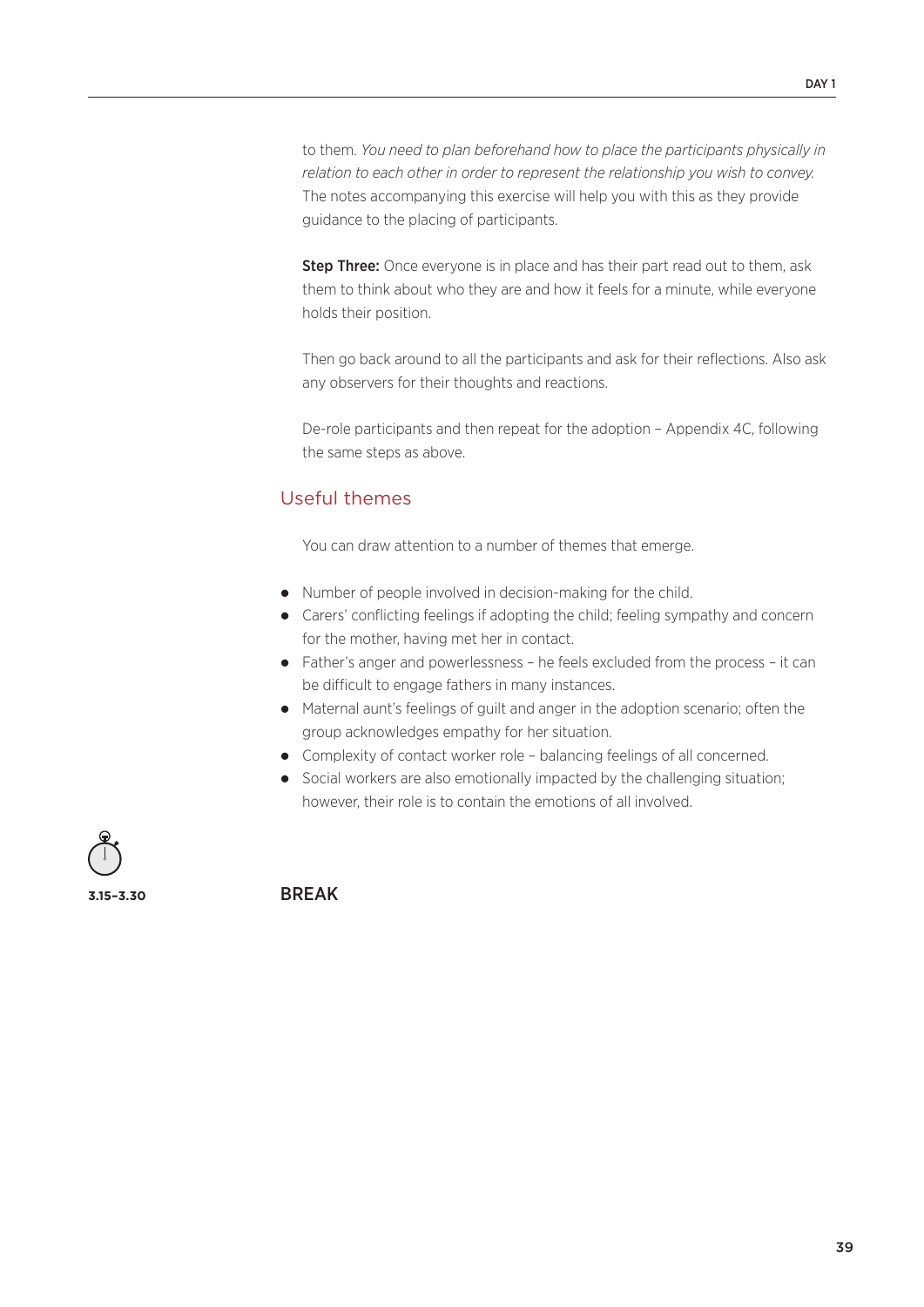to them. *You need to plan beforehand how to place the participants physically in relation to each other in order to represent the relationship you wish to convey.* The notes accompanying this exercise will help you with this as they provide guidance to the placing of participants.

**Step Three:** Once everyone is in place and has their part read out to them, ask them to think about who they are and how it feels for a minute, while everyone holds their position.

Then go back around to all the participants and ask for their reflections. Also ask any observers for their thoughts and reactions.

De-role participants and then repeat for the adoption – Appendix 4C, following the same steps as above.

## Useful themes

You can draw attention to a number of themes that emerge.

- Number of people involved in decision-making for the child.
- Carers' conflicting feelings if adopting the child; feeling sympathy and concern for the mother, having met her in contact.
- Father's anger and powerlessness – he feels excluded from the process – it can be difficult to engage fathers in many instances.
- Maternal aunt's feelings of guilt and anger in the adoption scenario; often the group acknowledges empathy for her situation.
- Complexity of contact worker role – balancing feelings of all concerned.
- Social workers are also emotionally impacted by the challenging situation; however, their role is to contain the emotions of all involved.

**3.15–3.30** BREAK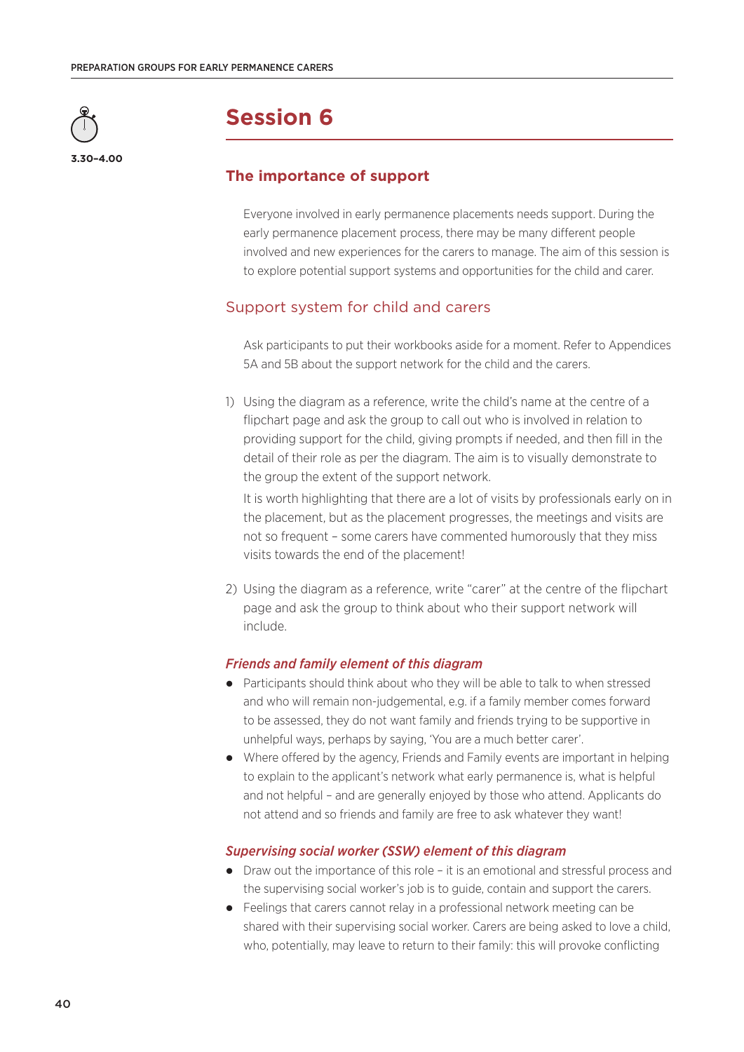3.30–4.00

# Session 6

## The importance of support

Everyone involved in early permanence placements needs support. During the early permanence placement process, there may be many different people involved and new experiences for the carers to manage. The aim of this session is to explore potential support systems and opportunities for the child and carer.

### Support system for child and carers

Ask participants to put their workbooks aside for a moment. Refer to Appendices 5A and 5B about the support network for the child and the carers.

1) Using the diagram as a reference, write the child's name at the centre of a flipchart page and ask the group to call out who is involved in relation to providing support for the child, giving prompts if needed, and then fill in the detail of their role as per the diagram. The aim is to visually demonstrate to the group the extent of the support network.

   It is worth highlighting that there are a lot of visits by professionals early on in the placement, but as the placement progresses, the meetings and visits are not so frequent – some carers have commented humorously that they miss visits towards the end of the placement!

2) Using the diagram as a reference, write "carer" at the centre of the flipchart page and ask the group to think about who their support network will include.

#### *Friends and family element of this diagram*

- Participants should think about who they will be able to talk to when stressed and who will remain non-judgemental, e.g. if a family member comes forward to be assessed, they do not want family and friends trying to be supportive in unhelpful ways, perhaps by saying, 'You are a much better carer'.
- Where offered by the agency, Friends and Family events are important in helping to explain to the applicant's network what early permanence is, what is helpful and not helpful – and are generally enjoyed by those who attend. Applicants do not attend and so friends and family are free to ask whatever they want!

#### *Supervising social worker (SSW) element of this diagram*

- Draw out the importance of this role – it is an emotional and stressful process and the supervising social worker's job is to guide, contain and support the carers.
- Feelings that carers cannot relay in a professional network meeting can be shared with their supervising social worker. Carers are being asked to love a child, who, potentially, may leave to return to their family: this will provoke conflicting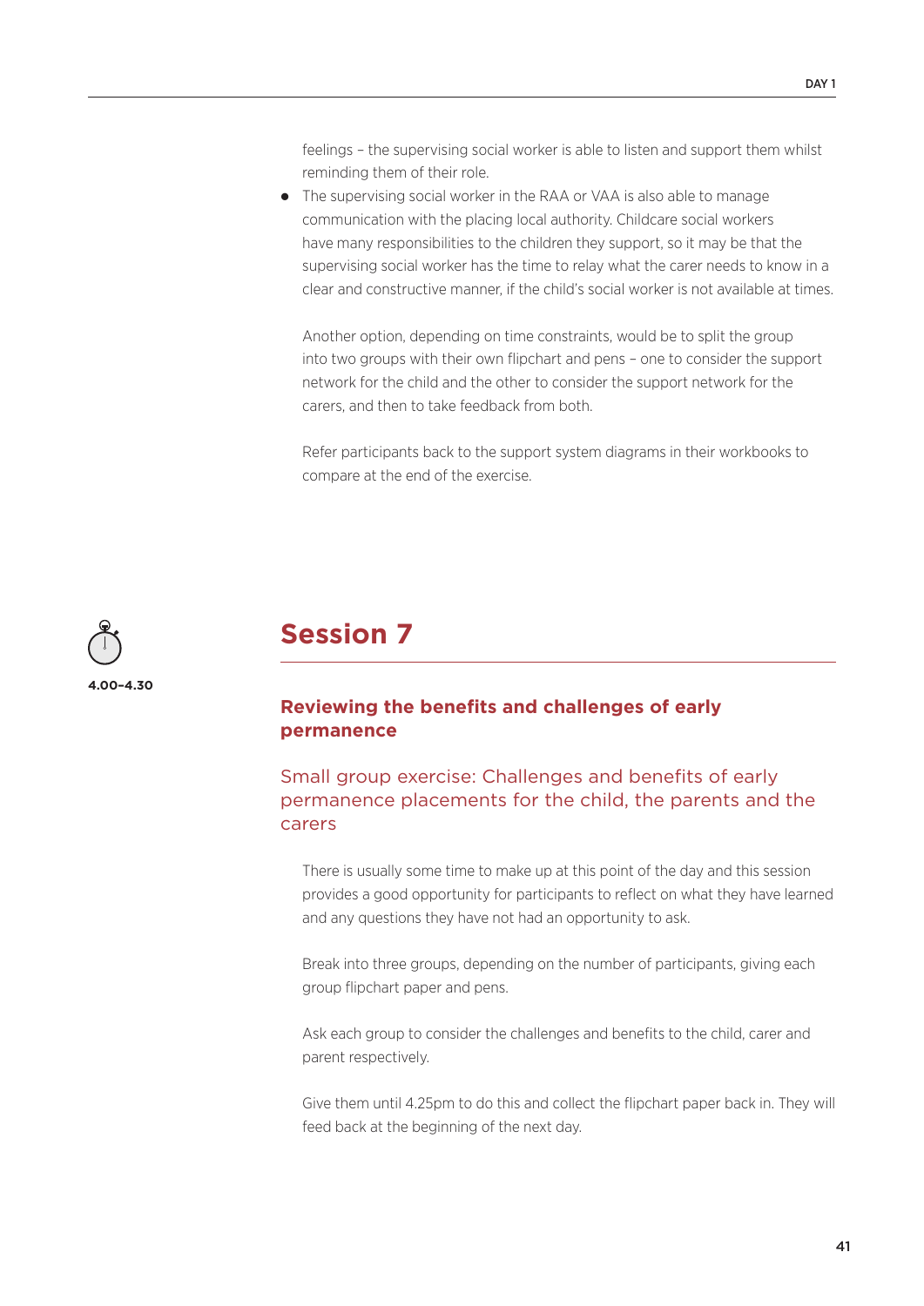feelings – the supervising social worker is able to listen and support them whilst reminding them of their role.

- The supervising social worker in the RAA or VAA is also able to manage communication with the placing local authority. Childcare social workers have many responsibilities to the children they support, so it may be that the supervising social worker has the time to relay what the carer needs to know in a clear and constructive manner, if the child's social worker is not available at times.

Another option, depending on time constraints, would be to split the group into two groups with their own flipchart and pens – one to consider the support network for the child and the other to consider the support network for the carers, and then to take feedback from both.

Refer participants back to the support system diagrams in their workbooks to compare at the end of the exercise.

## Session 7

**4.00–4.30**

### Reviewing the benefits and challenges of early permanence

#### Small group exercise: Challenges and benefits of early permanence placements for the child, the parents and the carers

There is usually some time to make up at this point of the day and this session provides a good opportunity for participants to reflect on what they have learned and any questions they have not had an opportunity to ask.

Break into three groups, depending on the number of participants, giving each group flipchart paper and pens.

Ask each group to consider the challenges and benefits to the child, carer and parent respectively.

Give them until 4.25pm to do this and collect the flipchart paper back in. They will feed back at the beginning of the next day.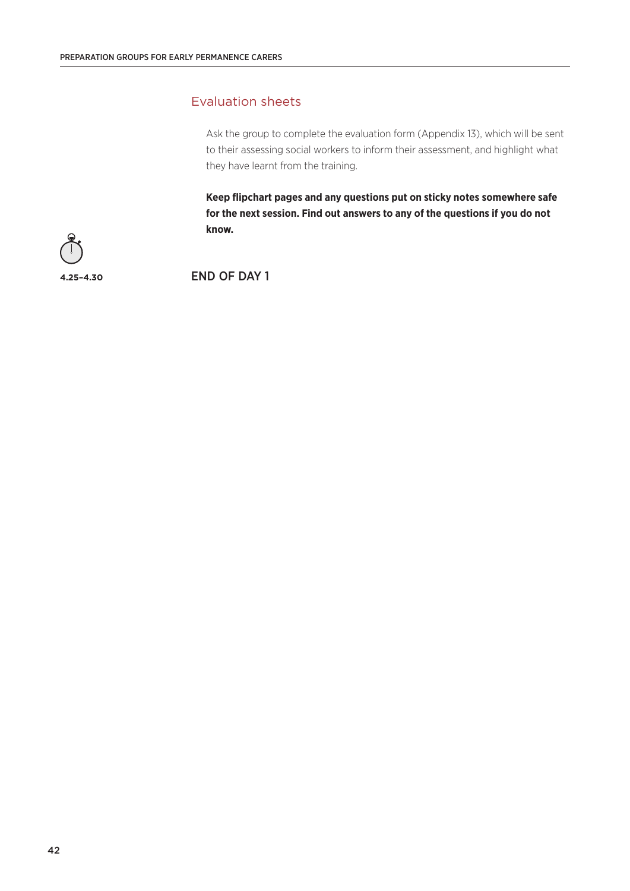## Evaluation sheets

Ask the group to complete the evaluation form (Appendix 13), which will be sent to their assessing social workers to inform their assessment, and highlight what they have learnt from the training.

**Keep flipchart pages and any questions put on sticky notes somewhere safe for the next session. Find out answers to any of the questions if you do not know.**

**4.25–4.30**

END OF DAY 1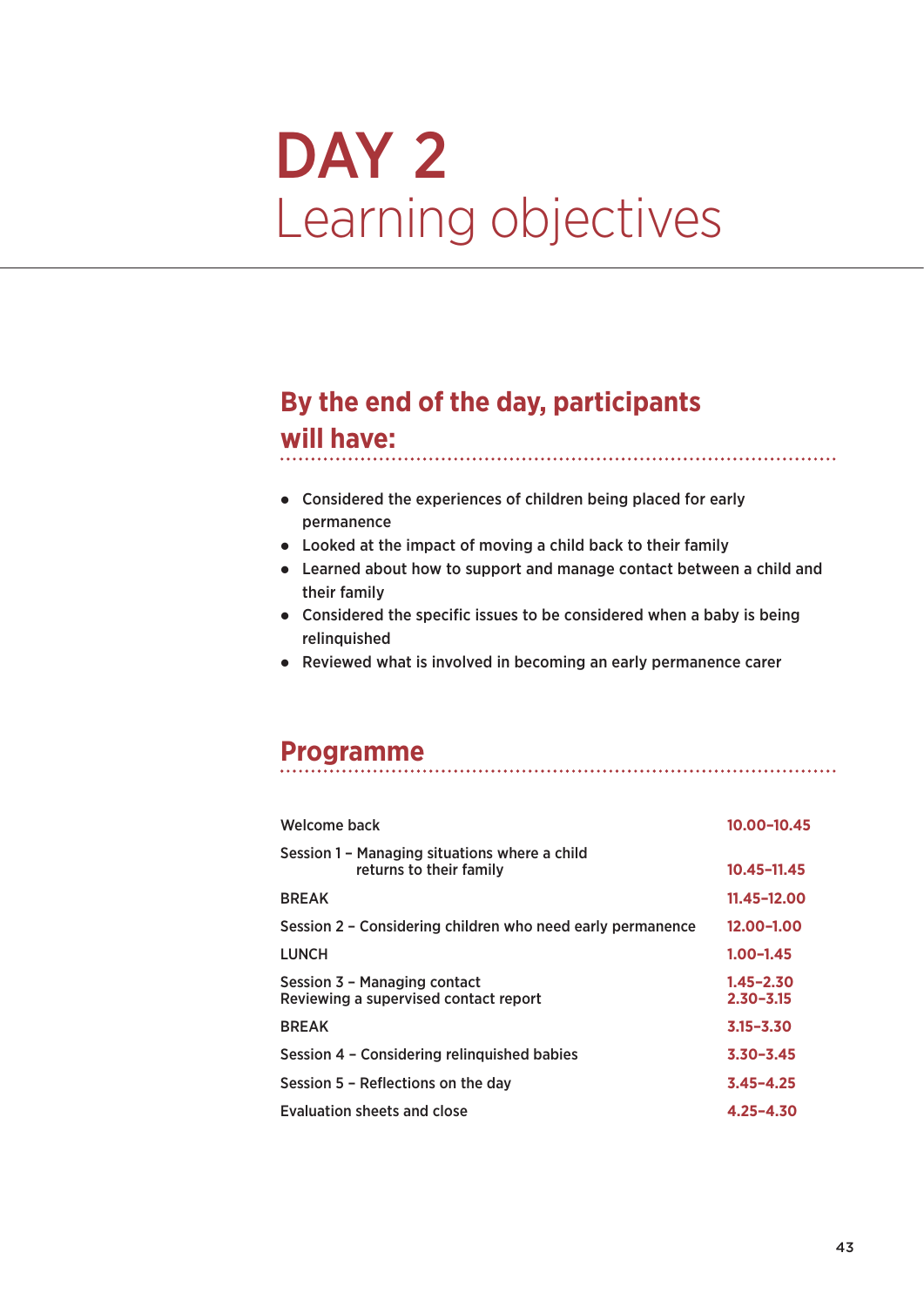# DAY 2
## Learning objectives

### By the end of the day, participants will have:

- Considered the experiences of children being placed for early permanence
- Looked at the impact of moving a child back to their family
- Learned about how to support and manage contact between a child and their family
- Considered the specific issues to be considered when a baby is being relinquished
- Reviewed what is involved in becoming an early permanence carer

### Programme

| | |
|---|---|
| Welcome back | **10.00–10.45** |
| Session 1 – Managing situations where a child returns to their family | **10.45–11.45** |
| BREAK | **11.45–12.00** |
| Session 2 – Considering children who need early permanence | **12.00–1.00** |
| LUNCH | **1.00–1.45** |
| Session 3 – Managing contact | **1.45–2.30** |
| Reviewing a supervised contact report | **2.30–3.15** |
| BREAK | **3.15–3.30** |
| Session 4 – Considering relinquished babies | **3.30–3.45** |
| Session 5 – Reflections on the day | **3.45–4.25** |
| Evaluation sheets and close | **4.25–4.30** |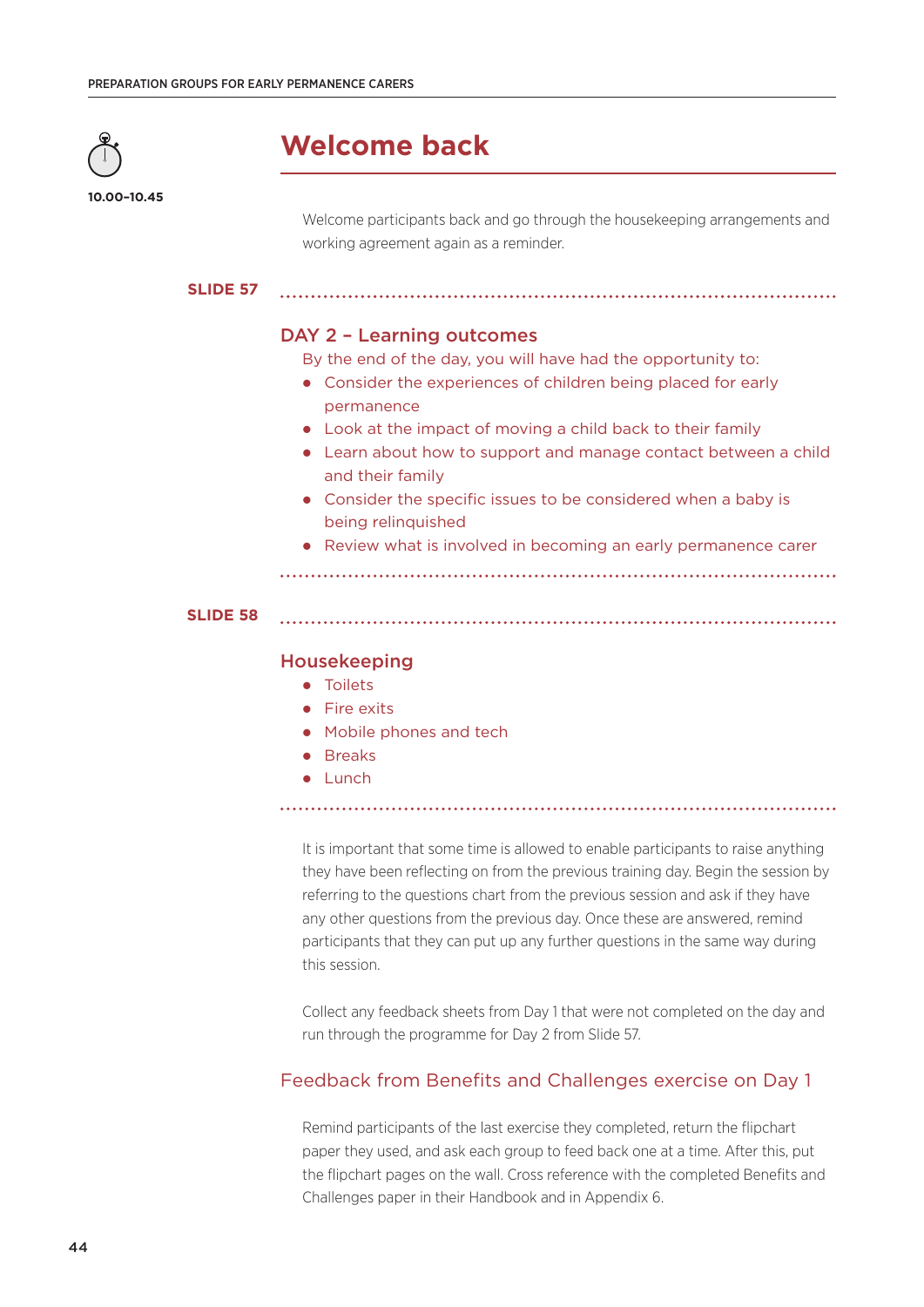# Welcome back

10.00–10.45

Welcome participants back and go through the housekeeping arrangements and working agreement again as a reminder.

**SLIDE 57**

### DAY 2 – Learning outcomes

By the end of the day, you will have had the opportunity to:

- Consider the experiences of children being placed for early permanence
- Look at the impact of moving a child back to their family
- Learn about how to support and manage contact between a child and their family
- Consider the specific issues to be considered when a baby is being relinquished
- Review what is involved in becoming an early permanence carer

**SLIDE 58**

### Housekeeping

- Toilets
- Fire exits
- Mobile phones and tech
- Breaks
- Lunch

It is important that some time is allowed to enable participants to raise anything they have been reflecting on from the previous training day. Begin the session by referring to the questions chart from the previous session and ask if they have any other questions from the previous day. Once these are answered, remind participants that they can put up any further questions in the same way during this session.

Collect any feedback sheets from Day 1 that were not completed on the day and run through the programme for Day 2 from Slide 57.

### Feedback from Benefits and Challenges exercise on Day 1

Remind participants of the last exercise they completed, return the flipchart paper they used, and ask each group to feed back one at a time. After this, put the flipchart pages on the wall. Cross reference with the completed Benefits and Challenges paper in their Handbook and in Appendix 6.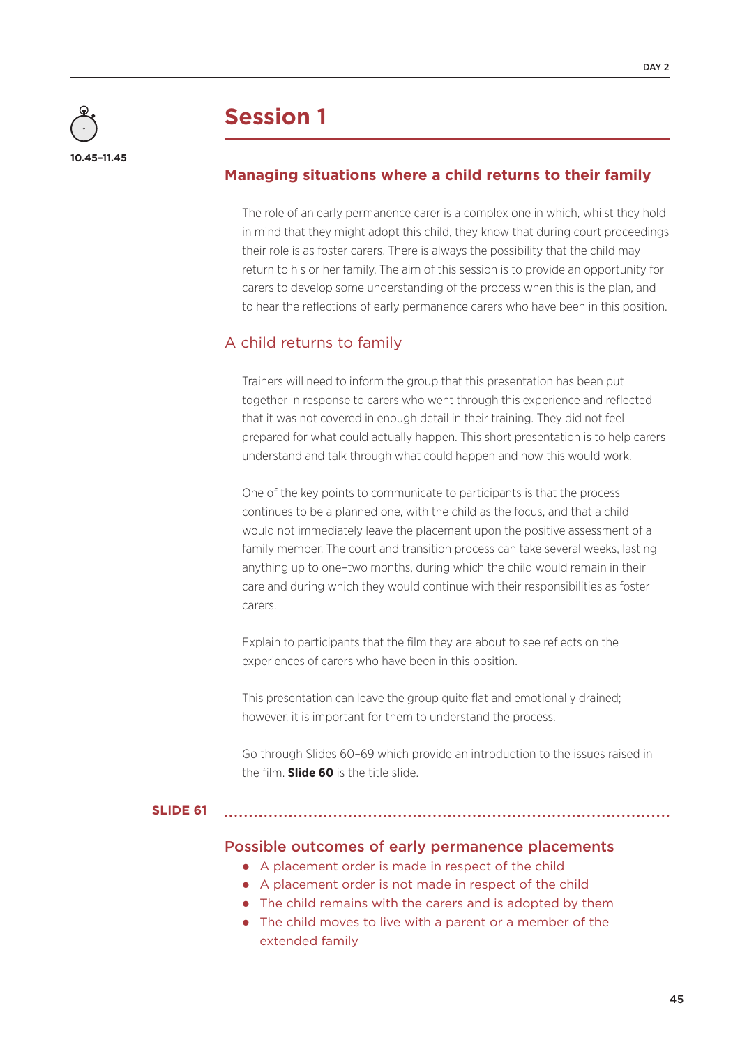10.45–11.45

# Session 1

## Managing situations where a child returns to their family

The role of an early permanence carer is a complex one in which, whilst they hold in mind that they might adopt this child, they know that during court proceedings their role is as foster carers. There is always the possibility that the child may return to his or her family. The aim of this session is to provide an opportunity for carers to develop some understanding of the process when this is the plan, and to hear the reflections of early permanence carers who have been in this position.

### A child returns to family

Trainers will need to inform the group that this presentation has been put together in response to carers who went through this experience and reflected that it was not covered in enough detail in their training. They did not feel prepared for what could actually happen. This short presentation is to help carers understand and talk through what could happen and how this would work.

One of the key points to communicate to participants is that the process continues to be a planned one, with the child as the focus, and that a child would not immediately leave the placement upon the positive assessment of a family member. The court and transition process can take several weeks, lasting anything up to one–two months, during which the child would remain in their care and during which they would continue with their responsibilities as foster carers.

Explain to participants that the film they are about to see reflects on the experiences of carers who have been in this position.

This presentation can leave the group quite flat and emotionally drained; however, it is important for them to understand the process.

Go through Slides 60–69 which provide an introduction to the issues raised in the film. **Slide 60** is the title slide.

**SLIDE 61**

### Possible outcomes of early permanence placements

- A placement order is made in respect of the child
- A placement order is not made in respect of the child
- The child remains with the carers and is adopted by them
- The child moves to live with a parent or a member of the extended family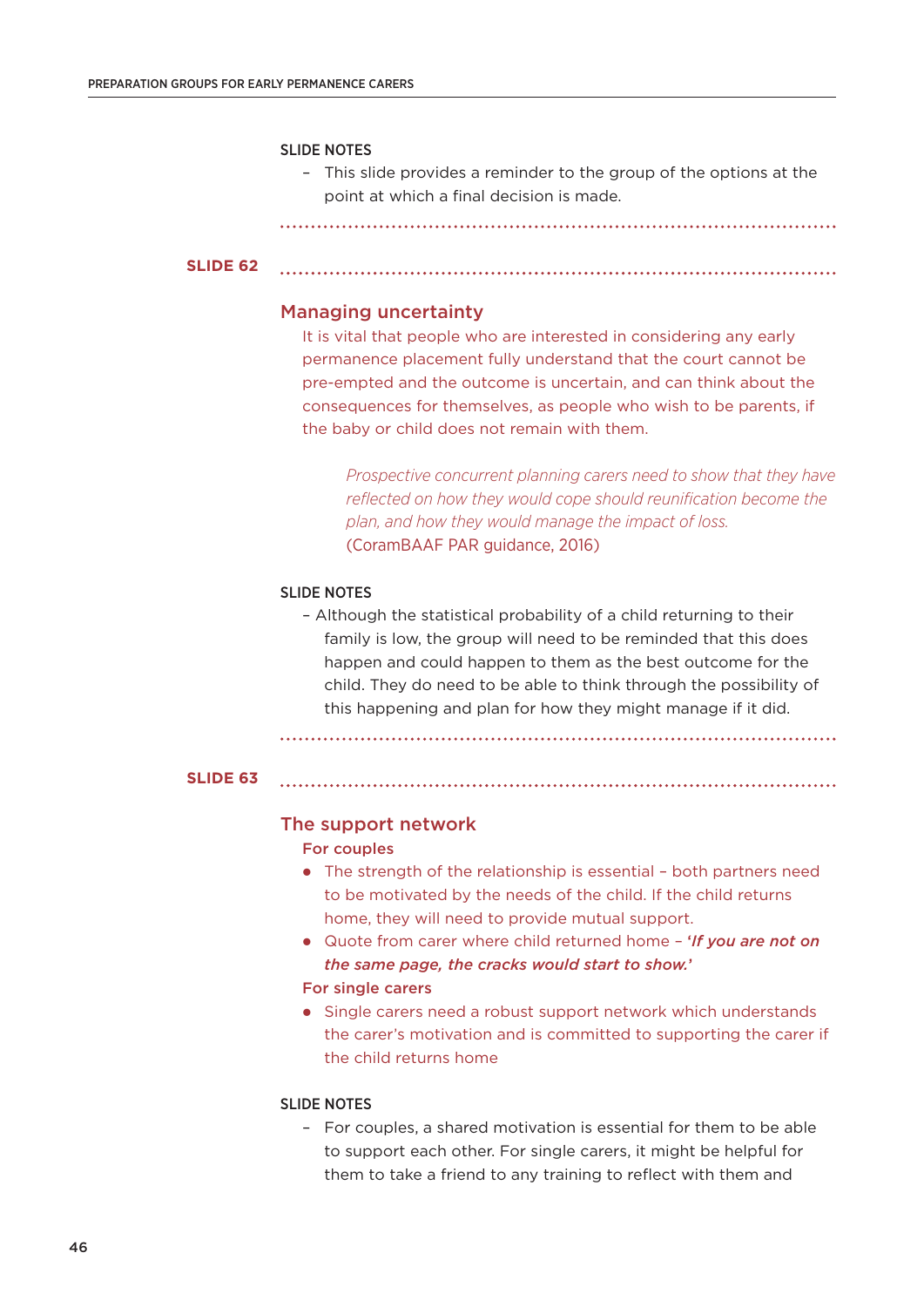SLIDE NOTES

- This slide provides a reminder to the group of the options at the point at which a final decision is made.

**SLIDE 62**

## Managing uncertainty

It is vital that people who are interested in considering any early permanence placement fully understand that the court cannot be pre-empted and the outcome is uncertain, and can think about the consequences for themselves, as people who wish to be parents, if the baby or child does not remain with them.

> *Prospective concurrent planning carers need to show that they have reflected on how they would cope should reunification become the plan, and how they would manage the impact of loss.*
> (CoramBAAF PAR guidance, 2016)

SLIDE NOTES

- Although the statistical probability of a child returning to their family is low, the group will need to be reminded that this does happen and could happen to them as the best outcome for the child. They do need to be able to think through the possibility of this happening and plan for how they might manage if it did.

**SLIDE 63**

## The support network

**For couples**

- The strength of the relationship is essential – both partners need to be motivated by the needs of the child. If the child returns home, they will need to provide mutual support.
- Quote from carer where child returned home – ***'If you are not on the same page, the cracks would start to show.'***

**For single carers**

- Single carers need a robust support network which understands the carer's motivation and is committed to supporting the carer if the child returns home

SLIDE NOTES

- For couples, a shared motivation is essential for them to be able to support each other. For single carers, it might be helpful for them to take a friend to any training to reflect with them and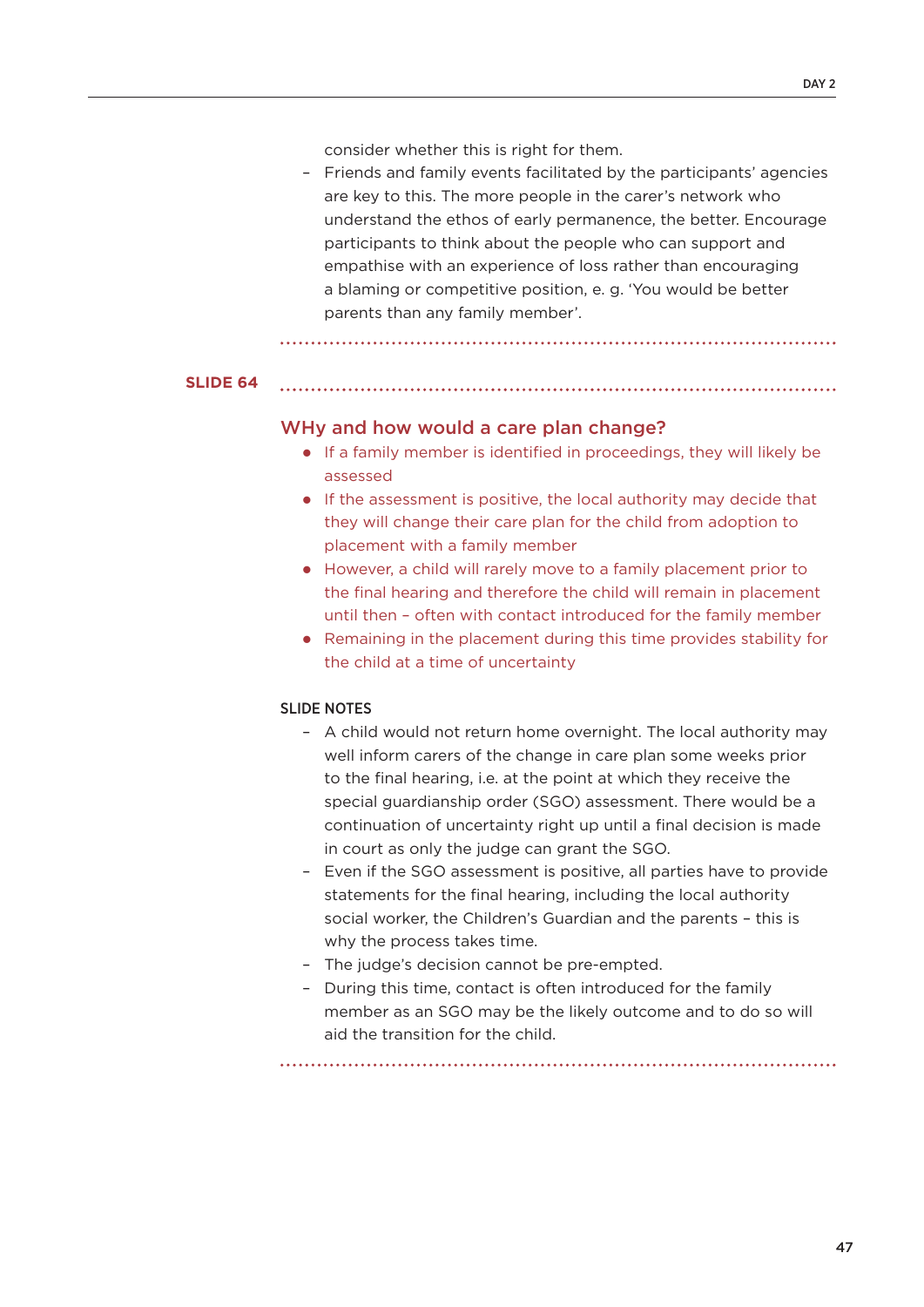consider whether this is right for them.

- Friends and family events facilitated by the participants' agencies are key to this. The more people in the carer's network who understand the ethos of early permanence, the better. Encourage participants to think about the people who can support and empathise with an experience of loss rather than encouraging a blaming or competitive position, e. g. 'You would be better parents than any family member'.

**SLIDE 64**

## WHy and how would a care plan change?

- If a family member is identified in proceedings, they will likely be assessed
- If the assessment is positive, the local authority may decide that they will change their care plan for the child from adoption to placement with a family member
- However, a child will rarely move to a family placement prior to the final hearing and therefore the child will remain in placement until then – often with contact introduced for the family member
- Remaining in the placement during this time provides stability for the child at a time of uncertainty

### SLIDE NOTES

- A child would not return home overnight. The local authority may well inform carers of the change in care plan some weeks prior to the final hearing, i.e. at the point at which they receive the special guardianship order (SGO) assessment. There would be a continuation of uncertainty right up until a final decision is made in court as only the judge can grant the SGO.
- Even if the SGO assessment is positive, all parties have to provide statements for the final hearing, including the local authority social worker, the Children's Guardian and the parents – this is why the process takes time.
- The judge's decision cannot be pre-empted.
- During this time, contact is often introduced for the family member as an SGO may be the likely outcome and to do so will aid the transition for the child.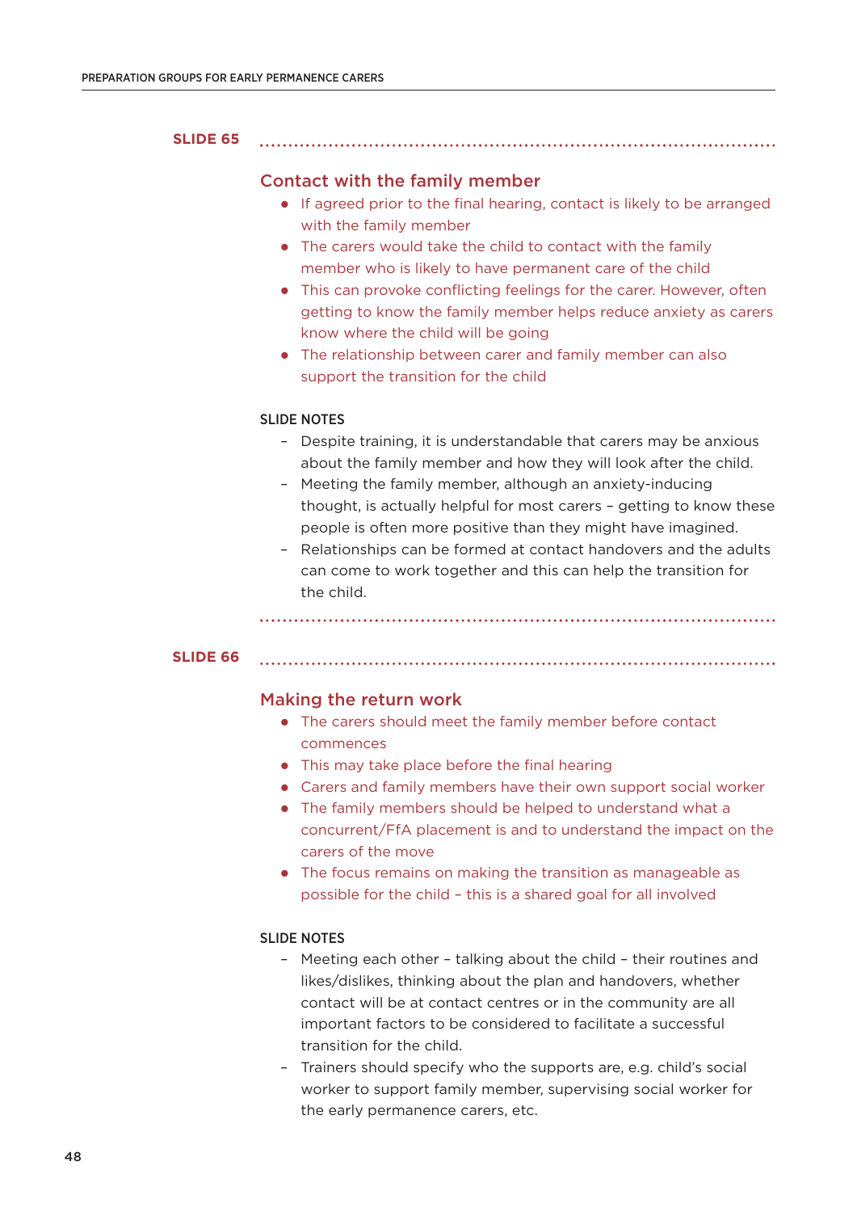## SLIDE 65

### Contact with the family member

- If agreed prior to the final hearing, contact is likely to be arranged with the family member
- The carers would take the child to contact with the family member who is likely to have permanent care of the child
- This can provoke conflicting feelings for the carer. However, often getting to know the family member helps reduce anxiety as carers know where the child will be going
- The relationship between carer and family member can also support the transition for the child

**SLIDE NOTES**

- Despite training, it is understandable that carers may be anxious about the family member and how they will look after the child.
- Meeting the family member, although an anxiety-inducing thought, is actually helpful for most carers – getting to know these people is often more positive than they might have imagined.
- Relationships can be formed at contact handovers and the adults can come to work together and this can help the transition for the child.

## SLIDE 66

### Making the return work

- The carers should meet the family member before contact commences
- This may take place before the final hearing
- Carers and family members have their own support social worker
- The family members should be helped to understand what a concurrent/FfA placement is and to understand the impact on the carers of the move
- The focus remains on making the transition as manageable as possible for the child – this is a shared goal for all involved

**SLIDE NOTES**

- Meeting each other – talking about the child – their routines and likes/dislikes, thinking about the plan and handovers, whether contact will be at contact centres or in the community are all important factors to be considered to facilitate a successful transition for the child.
- Trainers should specify who the supports are, e.g. child's social worker to support family member, supervising social worker for the early permanence carers, etc.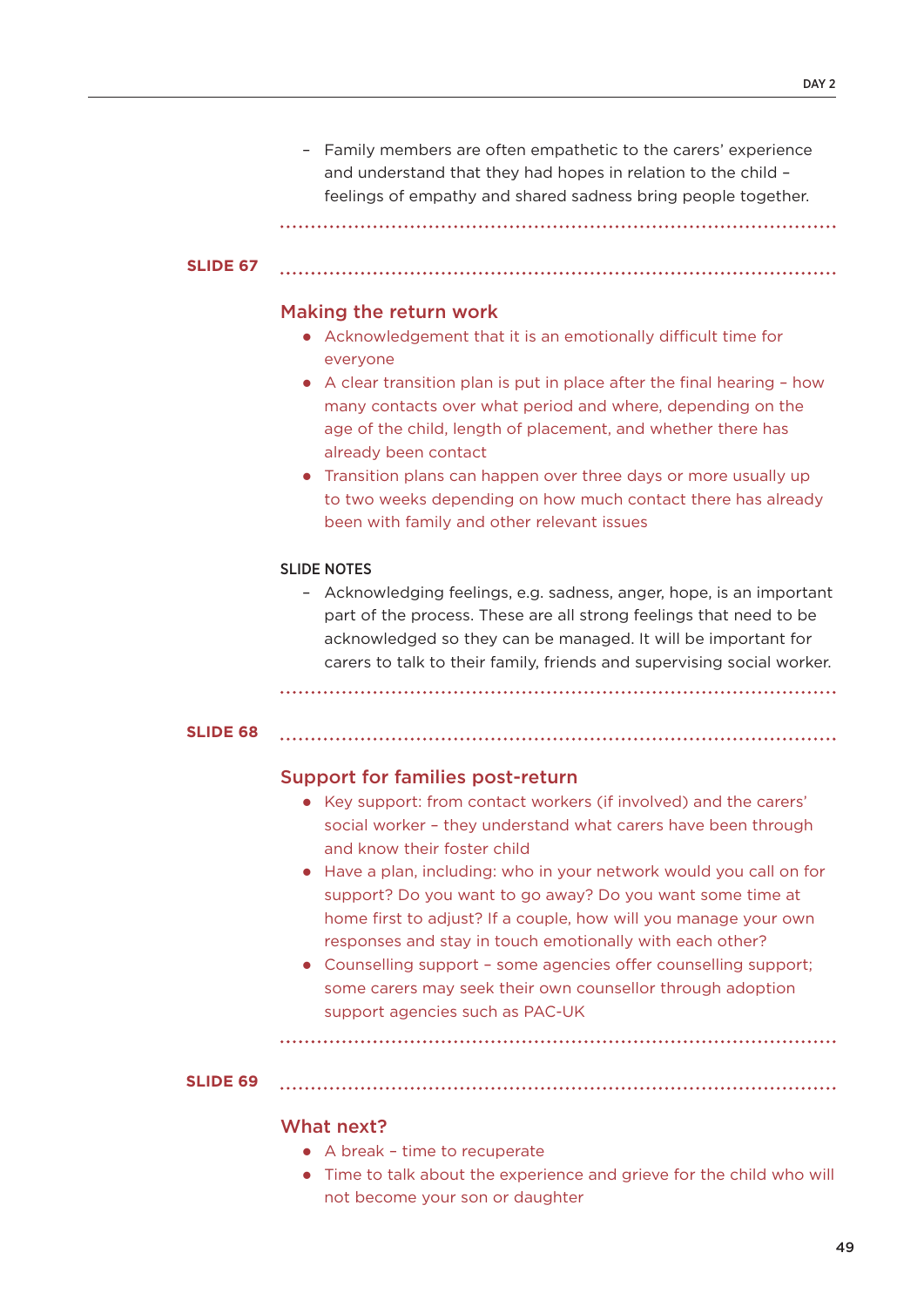- Family members are often empathetic to the carers' experience and understand that they had hopes in relation to the child – feelings of empathy and shared sadness bring people together.

**SLIDE 67**

## Making the return work

- Acknowledgement that it is an emotionally difficult time for everyone
- A clear transition plan is put in place after the final hearing – how many contacts over what period and where, depending on the age of the child, length of placement, and whether there has already been contact
- Transition plans can happen over three days or more usually up to two weeks depending on how much contact there has already been with family and other relevant issues

SLIDE NOTES

- Acknowledging feelings, e.g. sadness, anger, hope, is an important part of the process. These are all strong feelings that need to be acknowledged so they can be managed. It will be important for carers to talk to their family, friends and supervising social worker.

**SLIDE 68**

## Support for families post-return

- Key support: from contact workers (if involved) and the carers' social worker – they understand what carers have been through and know their foster child
- Have a plan, including: who in your network would you call on for support? Do you want to go away? Do you want some time at home first to adjust? If a couple, how will you manage your own responses and stay in touch emotionally with each other?
- Counselling support – some agencies offer counselling support; some carers may seek their own counsellor through adoption support agencies such as PAC-UK

**SLIDE 69**

## What next?

- A break – time to recuperate
- Time to talk about the experience and grieve for the child who will not become your son or daughter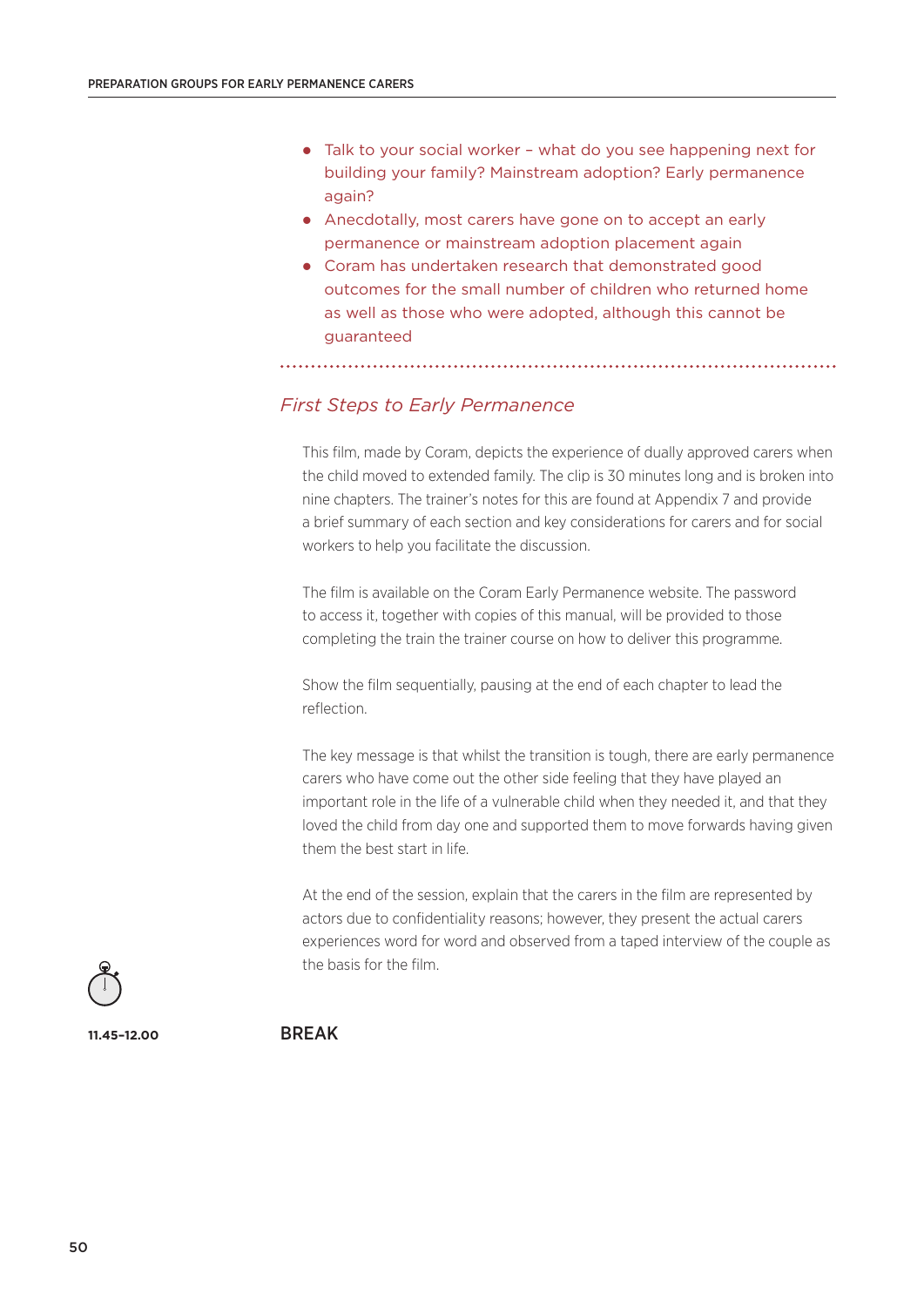- Talk to your social worker – what do you see happening next for building your family? Mainstream adoption? Early permanence again?
- Anecdotally, most carers have gone on to accept an early permanence or mainstream adoption placement again
- Coram has undertaken research that demonstrated good outcomes for the small number of children who returned home as well as those who were adopted, although this cannot be guaranteed

### *First Steps to Early Permanence*

This film, made by Coram, depicts the experience of dually approved carers when the child moved to extended family. The clip is 30 minutes long and is broken into nine chapters. The trainer's notes for this are found at Appendix 7 and provide a brief summary of each section and key considerations for carers and for social workers to help you facilitate the discussion.

The film is available on the Coram Early Permanence website. The password to access it, together with copies of this manual, will be provided to those completing the train the trainer course on how to deliver this programme.

Show the film sequentially, pausing at the end of each chapter to lead the reflection.

The key message is that whilst the transition is tough, there are early permanence carers who have come out the other side feeling that they have played an important role in the life of a vulnerable child when they needed it, and that they loved the child from day one and supported them to move forwards having given them the best start in life.

At the end of the session, explain that the carers in the film are represented by actors due to confidentiality reasons; however, they present the actual carers experiences word for word and observed from a taped interview of the couple as the basis for the film.

**11.45–12.00** BREAK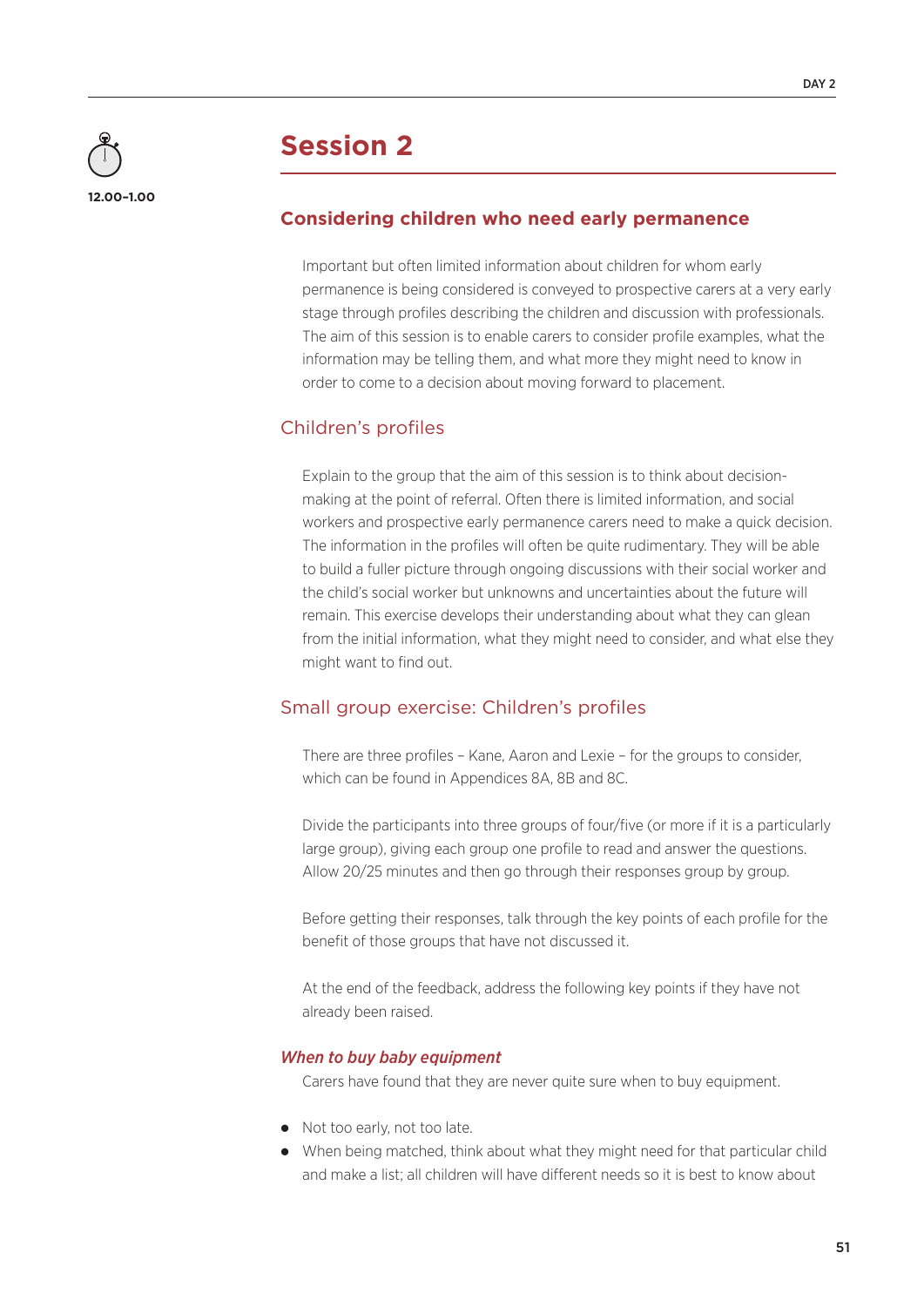12.00–1.00

# Session 2

## Considering children who need early permanence

Important but often limited information about children for whom early permanence is being considered is conveyed to prospective carers at a very early stage through profiles describing the children and discussion with professionals. The aim of this session is to enable carers to consider profile examples, what the information may be telling them, and what more they might need to know in order to come to a decision about moving forward to placement.

### Children's profiles

Explain to the group that the aim of this session is to think about decision-making at the point of referral. Often there is limited information, and social workers and prospective early permanence carers need to make a quick decision. The information in the profiles will often be quite rudimentary. They will be able to build a fuller picture through ongoing discussions with their social worker and the child's social worker but unknowns and uncertainties about the future will remain. This exercise develops their understanding about what they can glean from the initial information, what they might need to consider, and what else they might want to find out.

### Small group exercise: Children's profiles

There are three profiles – Kane, Aaron and Lexie – for the groups to consider, which can be found in Appendices 8A, 8B and 8C.

Divide the participants into three groups of four/five (or more if it is a particularly large group), giving each group one profile to read and answer the questions. Allow 20/25 minutes and then go through their responses group by group.

Before getting their responses, talk through the key points of each profile for the benefit of those groups that have not discussed it.

At the end of the feedback, address the following key points if they have not already been raised.

#### *When to buy baby equipment*

Carers have found that they are never quite sure when to buy equipment.

- Not too early, not too late.
- When being matched, think about what they might need for that particular child and make a list; all children will have different needs so it is best to know about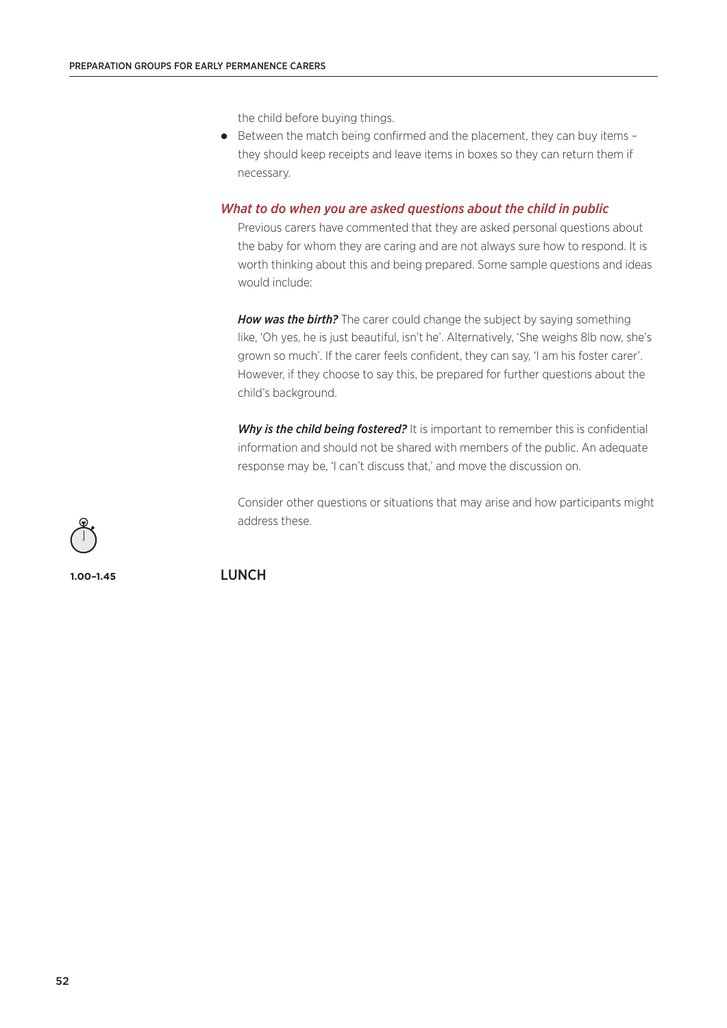the child before buying things.

- Between the match being confirmed and the placement, they can buy items – they should keep receipts and leave items in boxes so they can return them if necessary.

### *What to do when you are asked questions about the child in public*

Previous carers have commented that they are asked personal questions about the baby for whom they are caring and are not always sure how to respond. It is worth thinking about this and being prepared. Some sample questions and ideas would include:

***How was the birth?*** The carer could change the subject by saying something like, 'Oh yes, he is just beautiful, isn't he'. Alternatively, 'She weighs 8lb now, she's grown so much'. If the carer feels confident, they can say, 'I am his foster carer'. However, if they choose to say this, be prepared for further questions about the child's background.

***Why is the child being fostered?*** It is important to remember this is confidential information and should not be shared with members of the public. An adequate response may be, 'I can't discuss that,' and move the discussion on.

Consider other questions or situations that may arise and how participants might address these.

**1.00–1.45** LUNCH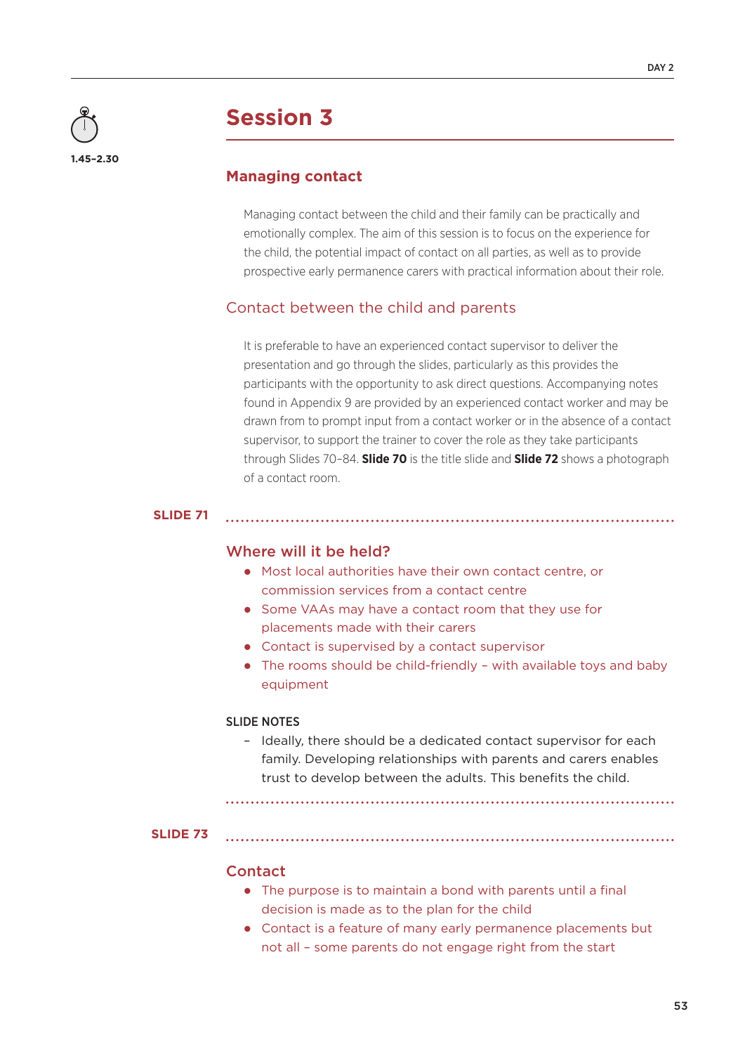1.45–2.30

# Session 3

## Managing contact

Managing contact between the child and their family can be practically and emotionally complex. The aim of this session is to focus on the experience for the child, the potential impact of contact on all parties, as well as to provide prospective early permanence carers with practical information about their role.

### Contact between the child and parents

It is preferable to have an experienced contact supervisor to deliver the presentation and go through the slides, particularly as this provides the participants with the opportunity to ask direct questions. Accompanying notes found in Appendix 9 are provided by an experienced contact worker and may be drawn from to prompt input from a contact worker or in the absence of a contact supervisor, to support the trainer to cover the role as they take participants through Slides 70–84. **Slide 70** is the title slide and **Slide 72** shows a photograph of a contact room.

**SLIDE 71**

### Where will it be held?

- Most local authorities have their own contact centre, or commission services from a contact centre
- Some VAAs may have a contact room that they use for placements made with their carers
- Contact is supervised by a contact supervisor
- The rooms should be child-friendly – with available toys and baby equipment

SLIDE NOTES

- Ideally, there should be a dedicated contact supervisor for each family. Developing relationships with parents and carers enables trust to develop between the adults. This benefits the child.

**SLIDE 73**

### Contact

- The purpose is to maintain a bond with parents until a final decision is made as to the plan for the child
- Contact is a feature of many early permanence placements but not all – some parents do not engage right from the start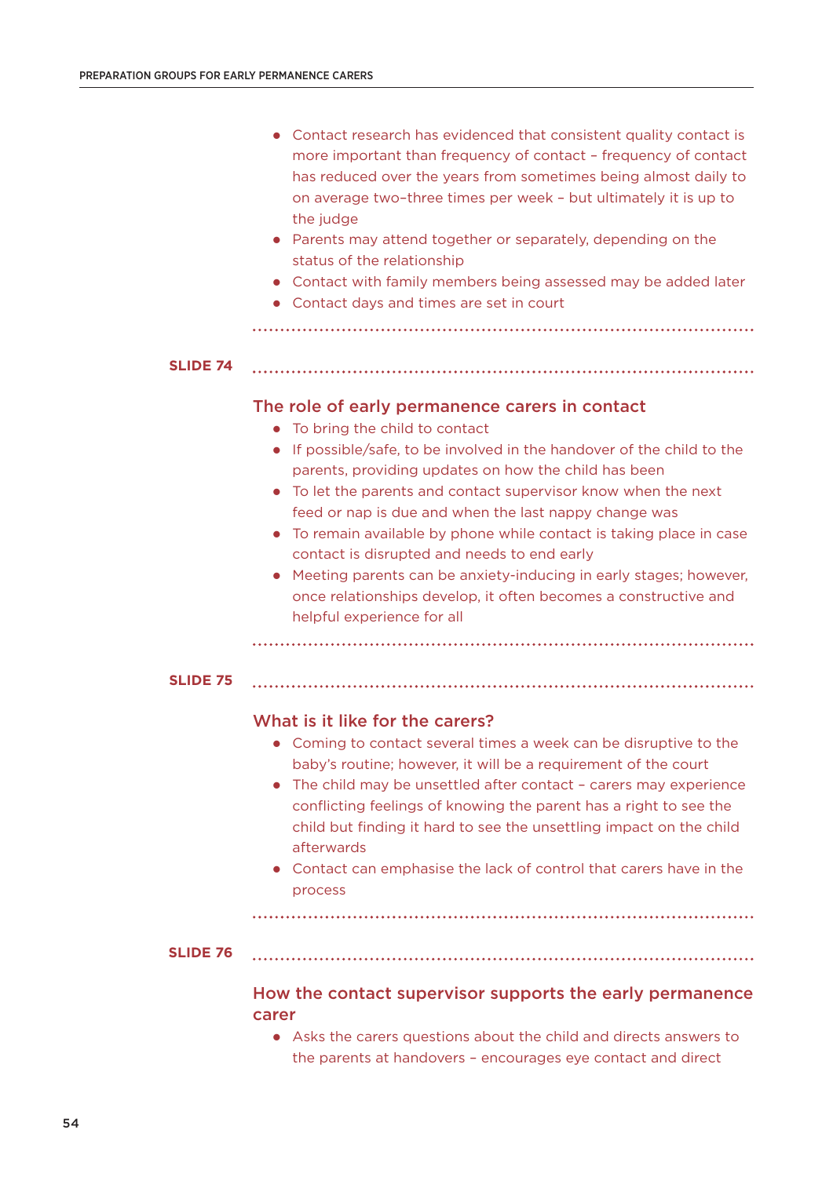- Contact research has evidenced that consistent quality contact is more important than frequency of contact – frequency of contact has reduced over the years from sometimes being almost daily to on average two–three times per week – but ultimately it is up to the judge
- Parents may attend together or separately, depending on the status of the relationship
- Contact with family members being assessed may be added later
- Contact days and times are set in court

**SLIDE 74**

## The role of early permanence carers in contact

- To bring the child to contact
- If possible/safe, to be involved in the handover of the child to the parents, providing updates on how the child has been
- To let the parents and contact supervisor know when the next feed or nap is due and when the last nappy change was
- To remain available by phone while contact is taking place in case contact is disrupted and needs to end early
- Meeting parents can be anxiety-inducing in early stages; however, once relationships develop, it often becomes a constructive and helpful experience for all

**SLIDE 75**

## What is it like for the carers?

- Coming to contact several times a week can be disruptive to the baby's routine; however, it will be a requirement of the court
- The child may be unsettled after contact – carers may experience conflicting feelings of knowing the parent has a right to see the child but finding it hard to see the unsettling impact on the child afterwards
- Contact can emphasise the lack of control that carers have in the process

**SLIDE 76**

## How the contact supervisor supports the early permanence carer

- Asks the carers questions about the child and directs answers to the parents at handovers – encourages eye contact and direct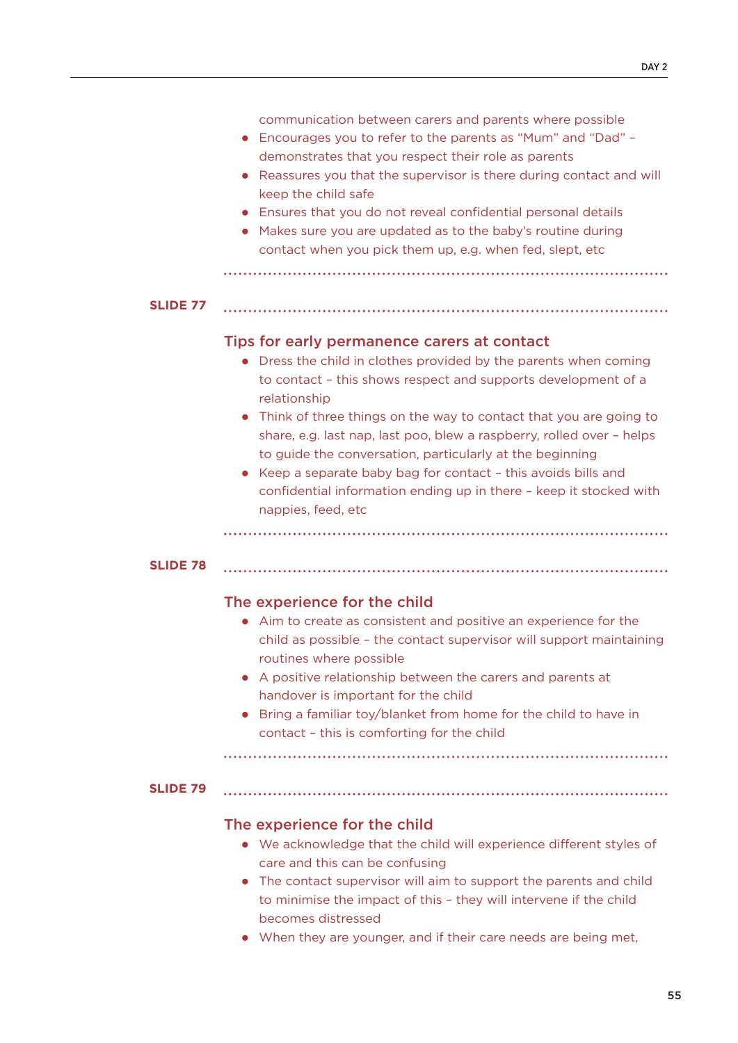communication between carers and parents where possible

- Encourages you to refer to the parents as "Mum" and "Dad" – demonstrates that you respect their role as parents
- Reassures you that the supervisor is there during contact and will keep the child safe
- Ensures that you do not reveal confidential personal details
- Makes sure you are updated as to the baby's routine during contact when you pick them up, e.g. when fed, slept, etc

**SLIDE 77**

### Tips for early permanence carers at contact

- Dress the child in clothes provided by the parents when coming to contact – this shows respect and supports development of a relationship
- Think of three things on the way to contact that you are going to share, e.g. last nap, last poo, blew a raspberry, rolled over – helps to guide the conversation, particularly at the beginning
- Keep a separate baby bag for contact – this avoids bills and confidential information ending up in there – keep it stocked with nappies, feed, etc

**SLIDE 78**

### The experience for the child

- Aim to create as consistent and positive an experience for the child as possible – the contact supervisor will support maintaining routines where possible
- A positive relationship between the carers and parents at handover is important for the child
- Bring a familiar toy/blanket from home for the child to have in contact – this is comforting for the child

**SLIDE 79**

### The experience for the child

- We acknowledge that the child will experience different styles of care and this can be confusing
- The contact supervisor will aim to support the parents and child to minimise the impact of this – they will intervene if the child becomes distressed
- When they are younger, and if their care needs are being met,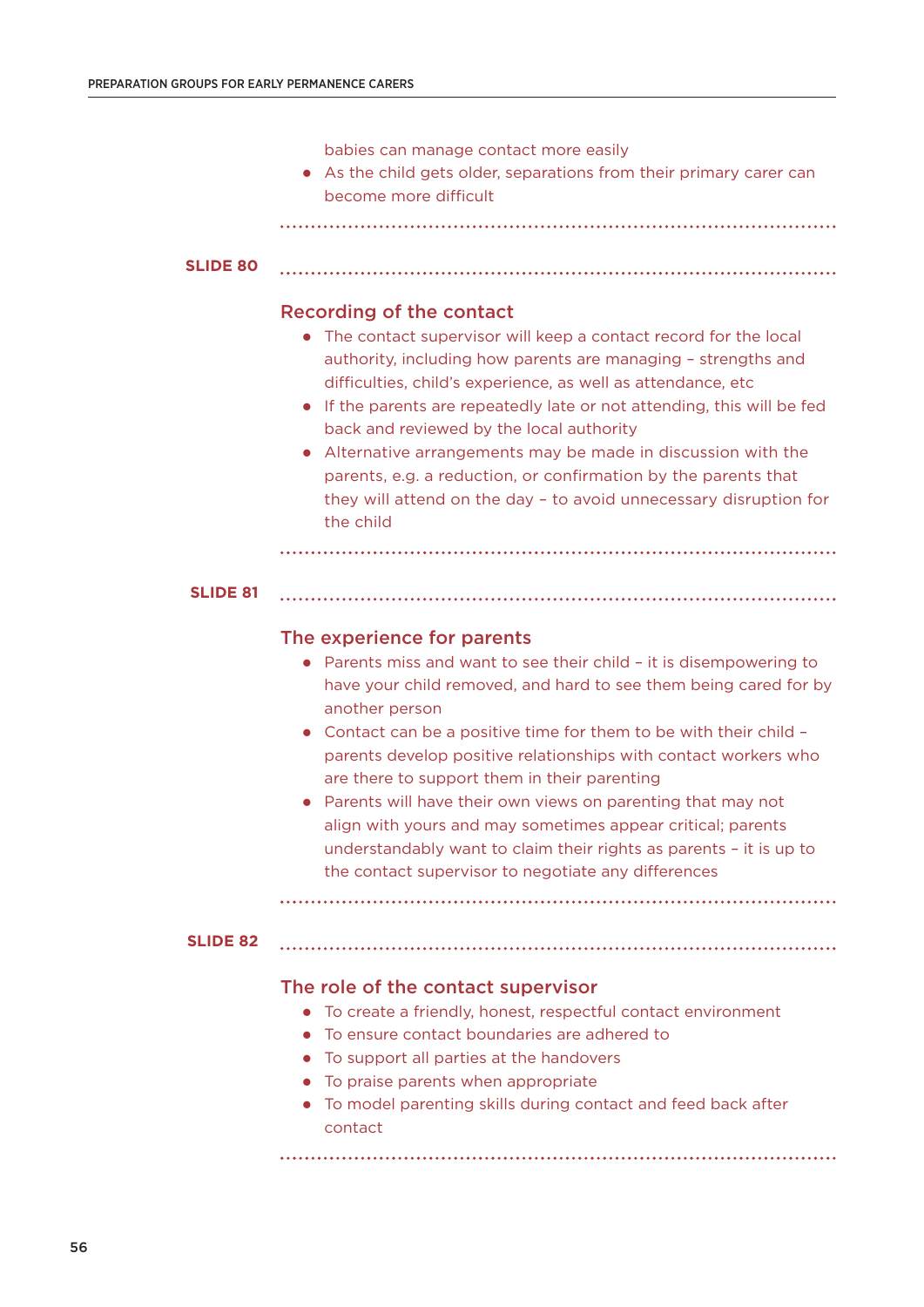babies can manage contact more easily

- As the child gets older, separations from their primary carer can become more difficult

**SLIDE 80**

### Recording of the contact

- The contact supervisor will keep a contact record for the local authority, including how parents are managing – strengths and difficulties, child's experience, as well as attendance, etc
- If the parents are repeatedly late or not attending, this will be fed back and reviewed by the local authority
- Alternative arrangements may be made in discussion with the parents, e.g. a reduction, or confirmation by the parents that they will attend on the day – to avoid unnecessary disruption for the child

**SLIDE 81**

### The experience for parents

- Parents miss and want to see their child – it is disempowering to have your child removed, and hard to see them being cared for by another person
- Contact can be a positive time for them to be with their child – parents develop positive relationships with contact workers who are there to support them in their parenting
- Parents will have their own views on parenting that may not align with yours and may sometimes appear critical; parents understandably want to claim their rights as parents – it is up to the contact supervisor to negotiate any differences

**SLIDE 82**

### The role of the contact supervisor

- To create a friendly, honest, respectful contact environment
- To ensure contact boundaries are adhered to
- To support all parties at the handovers
- To praise parents when appropriate
- To model parenting skills during contact and feed back after contact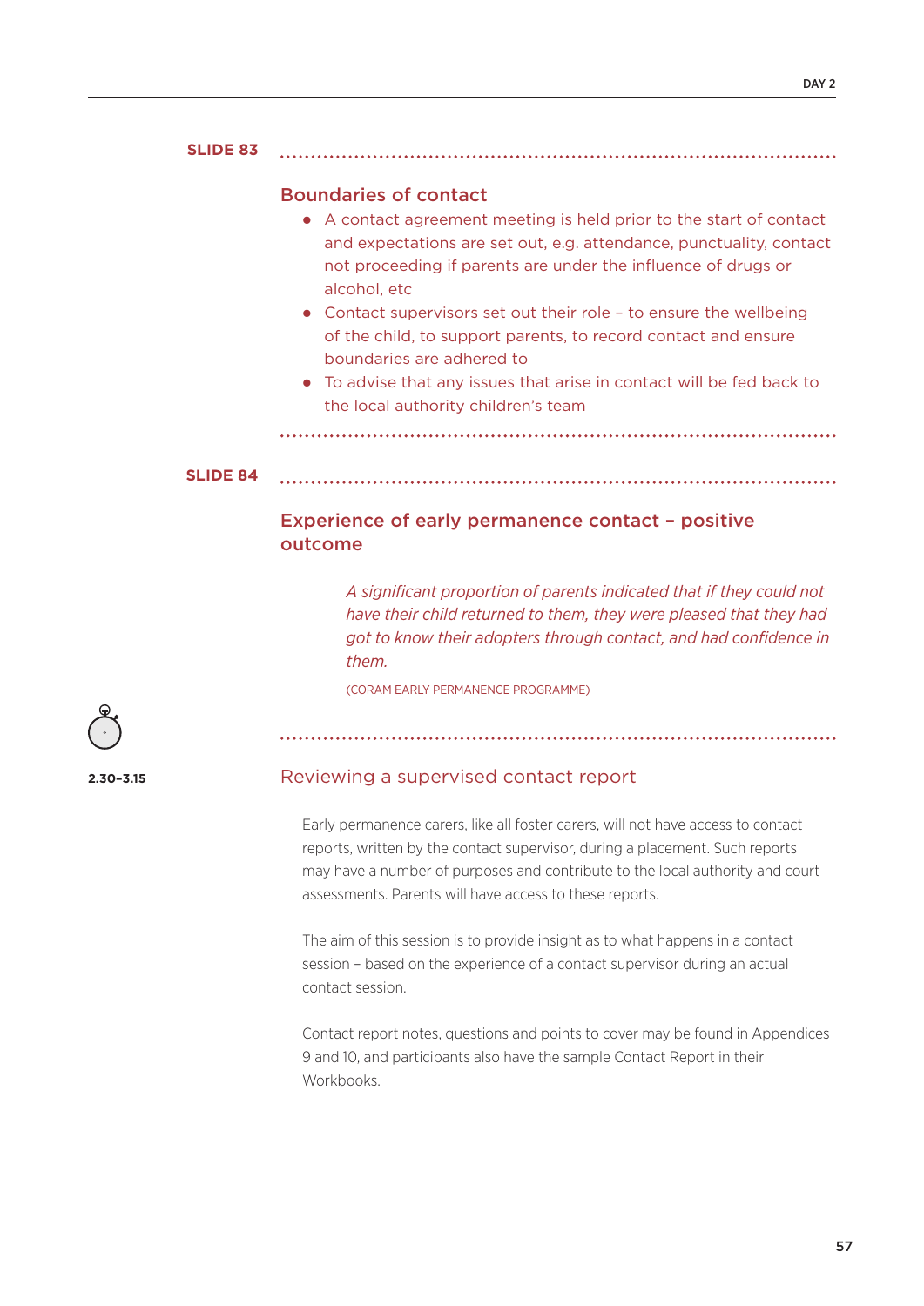**SLIDE 83**

### Boundaries of contact

- A contact agreement meeting is held prior to the start of contact and expectations are set out, e.g. attendance, punctuality, contact not proceeding if parents are under the influence of drugs or alcohol, etc
- Contact supervisors set out their role – to ensure the wellbeing of the child, to support parents, to record contact and ensure boundaries are adhered to
- To advise that any issues that arise in contact will be fed back to the local authority children's team

**SLIDE 84**

### Experience of early permanence contact – positive outcome

> *A significant proportion of parents indicated that if they could not have their child returned to them, they were pleased that they had got to know their adopters through contact, and had confidence in them.*
>
> (CORAM EARLY PERMANENCE PROGRAMME)

**2.30–3.15**

### Reviewing a supervised contact report

Early permanence carers, like all foster carers, will not have access to contact reports, written by the contact supervisor, during a placement. Such reports may have a number of purposes and contribute to the local authority and court assessments. Parents will have access to these reports.

The aim of this session is to provide insight as to what happens in a contact session – based on the experience of a contact supervisor during an actual contact session.

Contact report notes, questions and points to cover may be found in Appendices 9 and 10, and participants also have the sample Contact Report in their Workbooks.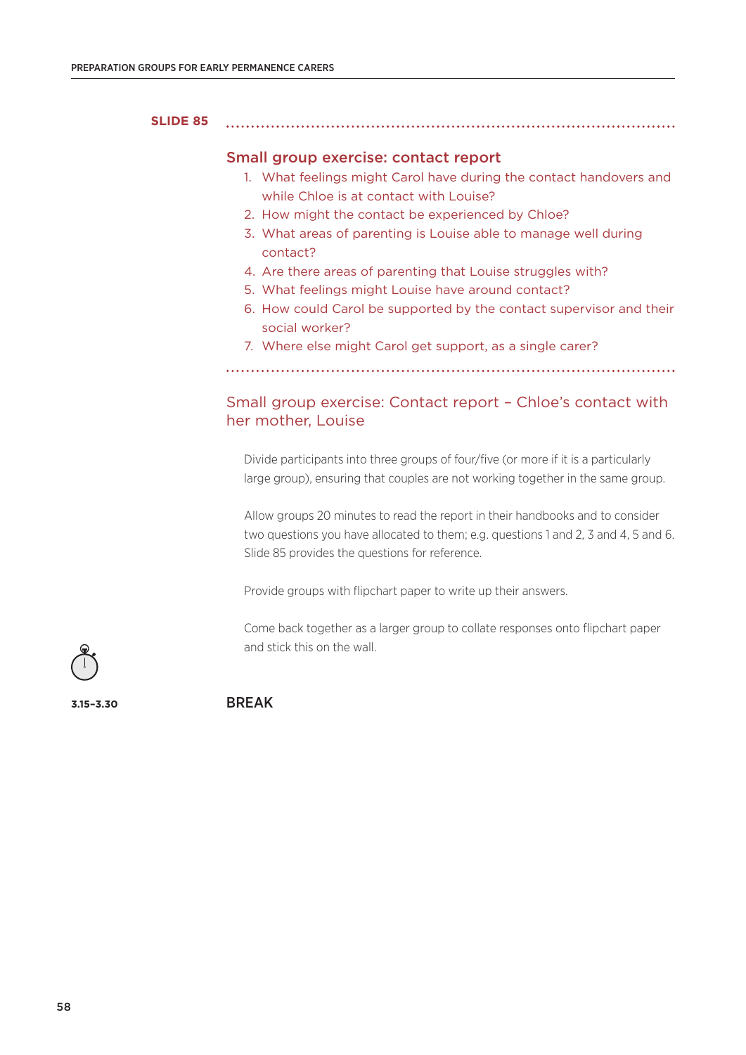**SLIDE 85**

## Small group exercise: contact report

1. What feelings might Carol have during the contact handovers and while Chloe is at contact with Louise?
2. How might the contact be experienced by Chloe?
3. What areas of parenting is Louise able to manage well during contact?
4. Are there areas of parenting that Louise struggles with?
5. What feelings might Louise have around contact?
6. How could Carol be supported by the contact supervisor and their social worker?
7. Where else might Carol get support, as a single carer?

## Small group exercise: Contact report – Chloe's contact with her mother, Louise

Divide participants into three groups of four/five (or more if it is a particularly large group), ensuring that couples are not working together in the same group.

Allow groups 20 minutes to read the report in their handbooks and to consider two questions you have allocated to them; e.g. questions 1 and 2, 3 and 4, 5 and 6. Slide 85 provides the questions for reference.

Provide groups with flipchart paper to write up their answers.

Come back together as a larger group to collate responses onto flipchart paper and stick this on the wall.

**3.15–3.30** BREAK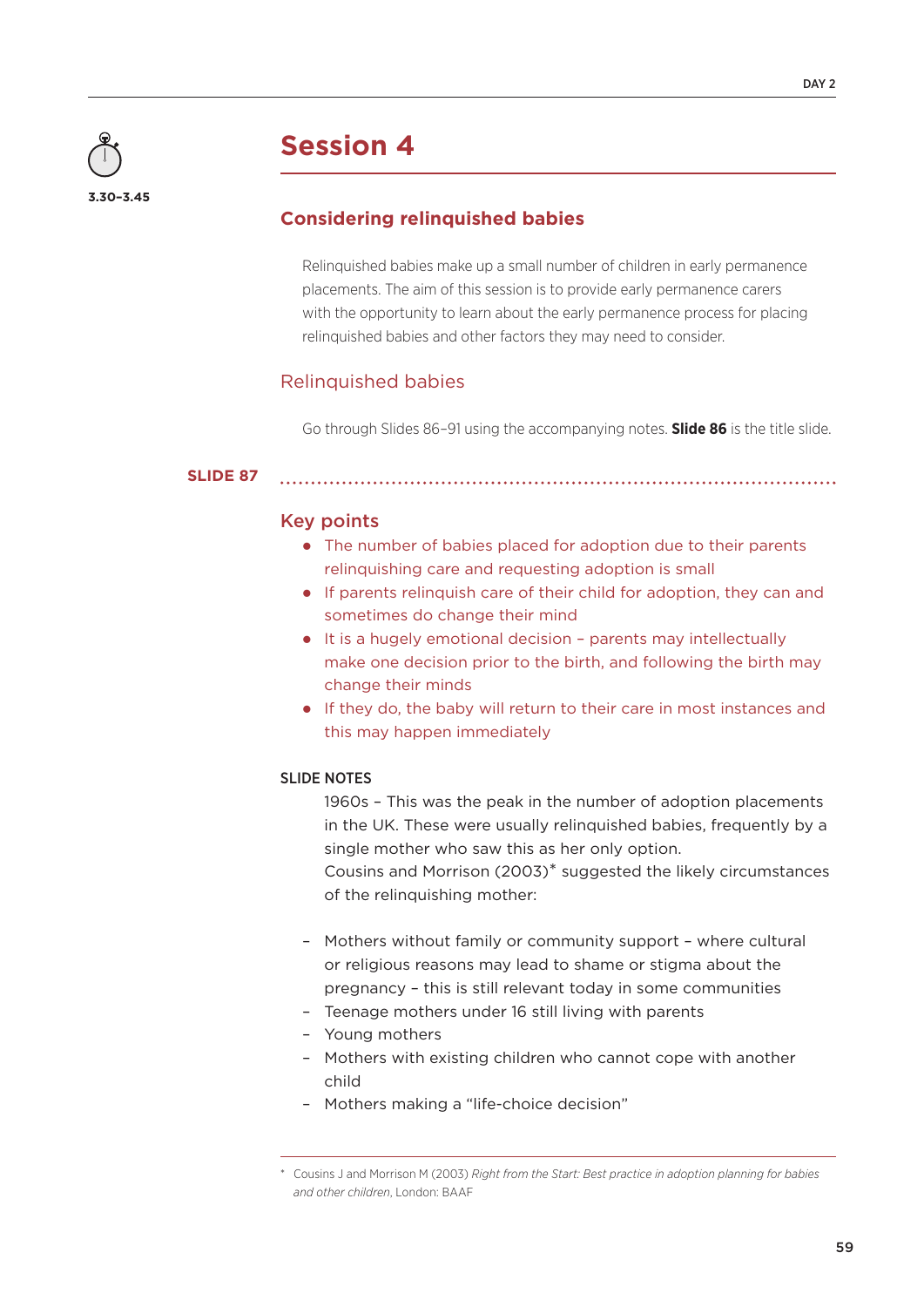3.30–3.45

# Session 4

## Considering relinquished babies

Relinquished babies make up a small number of children in early permanence placements. The aim of this session is to provide early permanence carers with the opportunity to learn about the early permanence process for placing relinquished babies and other factors they may need to consider.

### Relinquished babies

Go through Slides 86–91 using the accompanying notes. **Slide 86** is the title slide.

**SLIDE 87**

### Key points

- The number of babies placed for adoption due to their parents relinquishing care and requesting adoption is small
- If parents relinquish care of their child for adoption, they can and sometimes do change their mind
- It is a hugely emotional decision – parents may intellectually make one decision prior to the birth, and following the birth may change their minds
- If they do, the baby will return to their care in most instances and this may happen immediately

SLIDE NOTES

1960s – This was the peak in the number of adoption placements in the UK. These were usually relinquished babies, frequently by a single mother who saw this as her only option.

Cousins and Morrison (2003)* suggested the likely circumstances of the relinquishing mother:

- Mothers without family or community support – where cultural or religious reasons may lead to shame or stigma about the pregnancy – this is still relevant today in some communities
- Teenage mothers under 16 still living with parents
- Young mothers
- Mothers with existing children who cannot cope with another child
- Mothers making a "life-choice decision"

\* Cousins J and Morrison M (2003) *Right from the Start: Best practice in adoption planning for babies and other children*, London: BAAF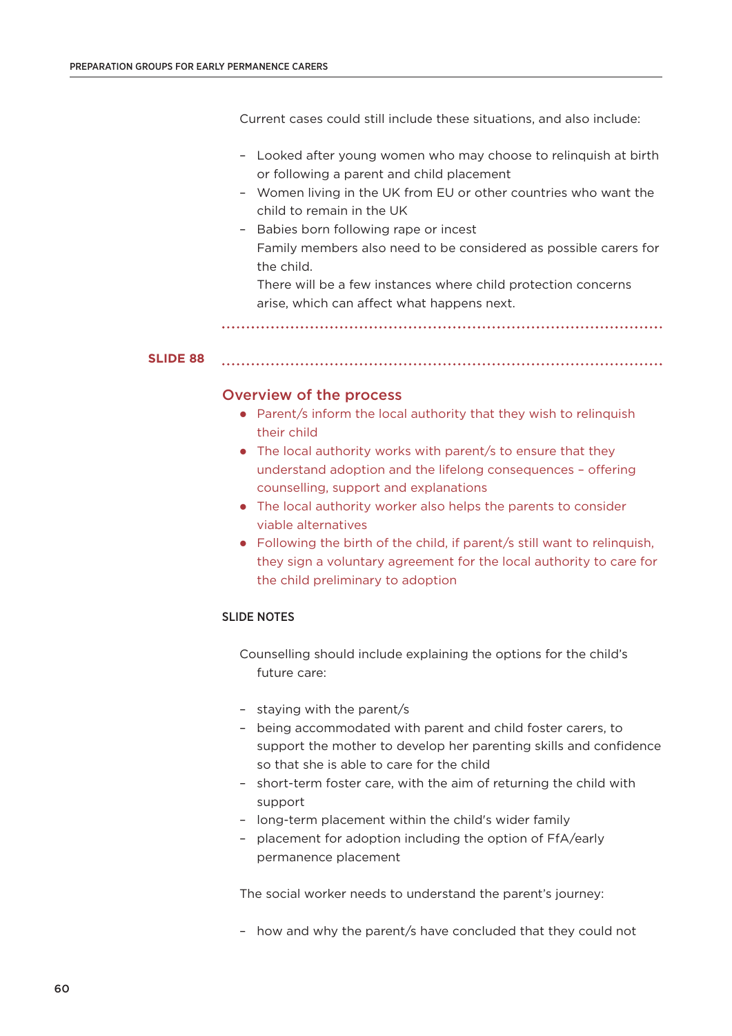Current cases could still include these situations, and also include:

- Looked after young women who may choose to relinquish at birth or following a parent and child placement
- Women living in the UK from EU or other countries who want the child to remain in the UK
- Babies born following rape or incest
  Family members also need to be considered as possible carers for the child.
  There will be a few instances where child protection concerns arise, which can affect what happens next.

**SLIDE 88**

## Overview of the process

- Parent/s inform the local authority that they wish to relinquish their child
- The local authority works with parent/s to ensure that they understand adoption and the lifelong consequences – offering counselling, support and explanations
- The local authority worker also helps the parents to consider viable alternatives
- Following the birth of the child, if parent/s still want to relinquish, they sign a voluntary agreement for the local authority to care for the child preliminary to adoption

### SLIDE NOTES

Counselling should include explaining the options for the child's future care:

- staying with the parent/s
- being accommodated with parent and child foster carers, to support the mother to develop her parenting skills and confidence so that she is able to care for the child
- short-term foster care, with the aim of returning the child with support
- long-term placement within the child's wider family
- placement for adoption including the option of FfA/early permanence placement

The social worker needs to understand the parent's journey:

- how and why the parent/s have concluded that they could not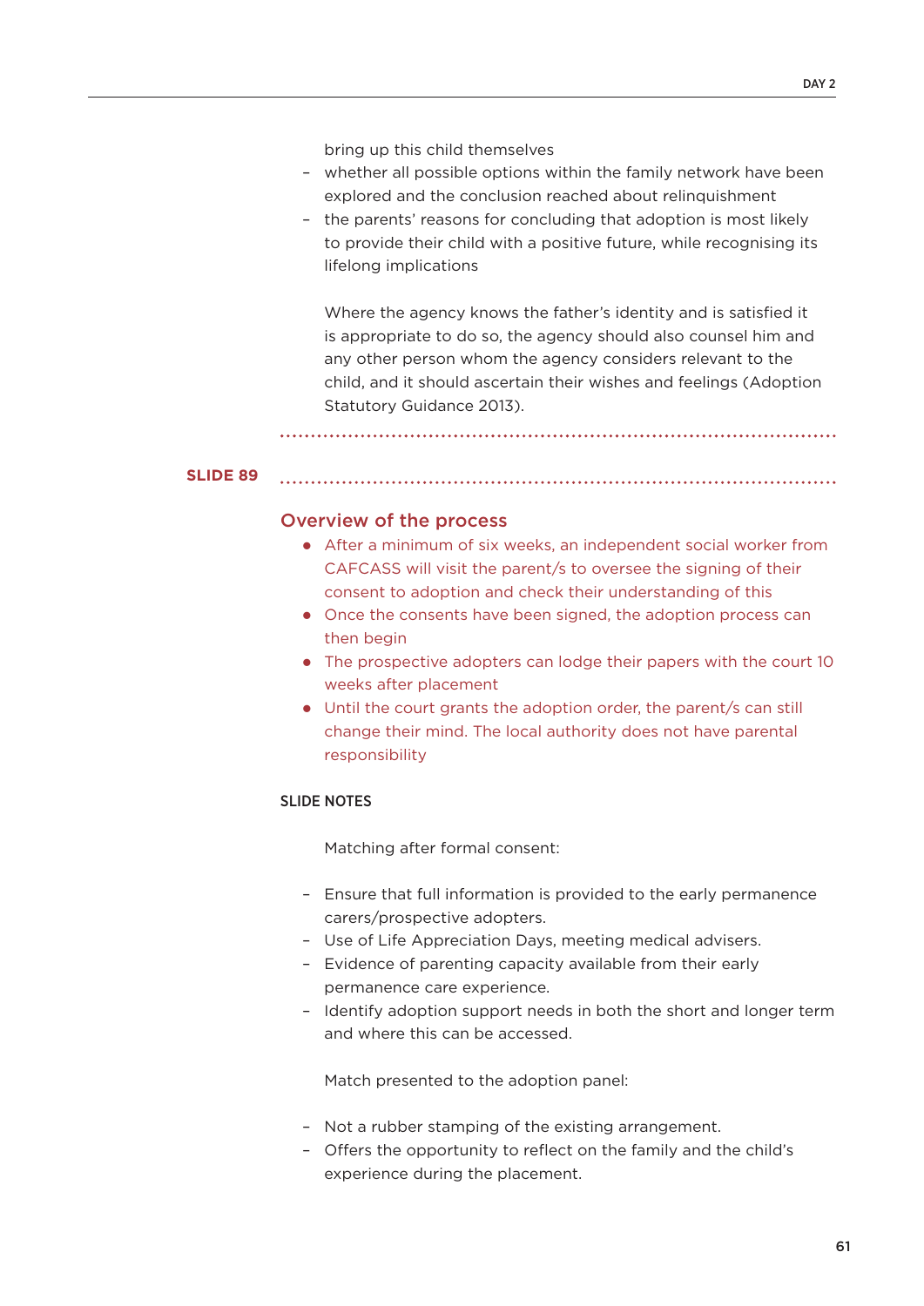bring up this child themselves

- whether all possible options within the family network have been explored and the conclusion reached about relinquishment
- the parents' reasons for concluding that adoption is most likely to provide their child with a positive future, while recognising its lifelong implications

Where the agency knows the father's identity and is satisfied it is appropriate to do so, the agency should also counsel him and any other person whom the agency considers relevant to the child, and it should ascertain their wishes and feelings (Adoption Statutory Guidance 2013).

**SLIDE 89**

## Overview of the process

- After a minimum of six weeks, an independent social worker from CAFCASS will visit the parent/s to oversee the signing of their consent to adoption and check their understanding of this
- Once the consents have been signed, the adoption process can then begin
- The prospective adopters can lodge their papers with the court 10 weeks after placement
- Until the court grants the adoption order, the parent/s can still change their mind. The local authority does not have parental responsibility

### SLIDE NOTES

Matching after formal consent:

- Ensure that full information is provided to the early permanence carers/prospective adopters.
- Use of Life Appreciation Days, meeting medical advisers.
- Evidence of parenting capacity available from their early permanence care experience.
- Identify adoption support needs in both the short and longer term and where this can be accessed.

Match presented to the adoption panel:

- Not a rubber stamping of the existing arrangement.
- Offers the opportunity to reflect on the family and the child's experience during the placement.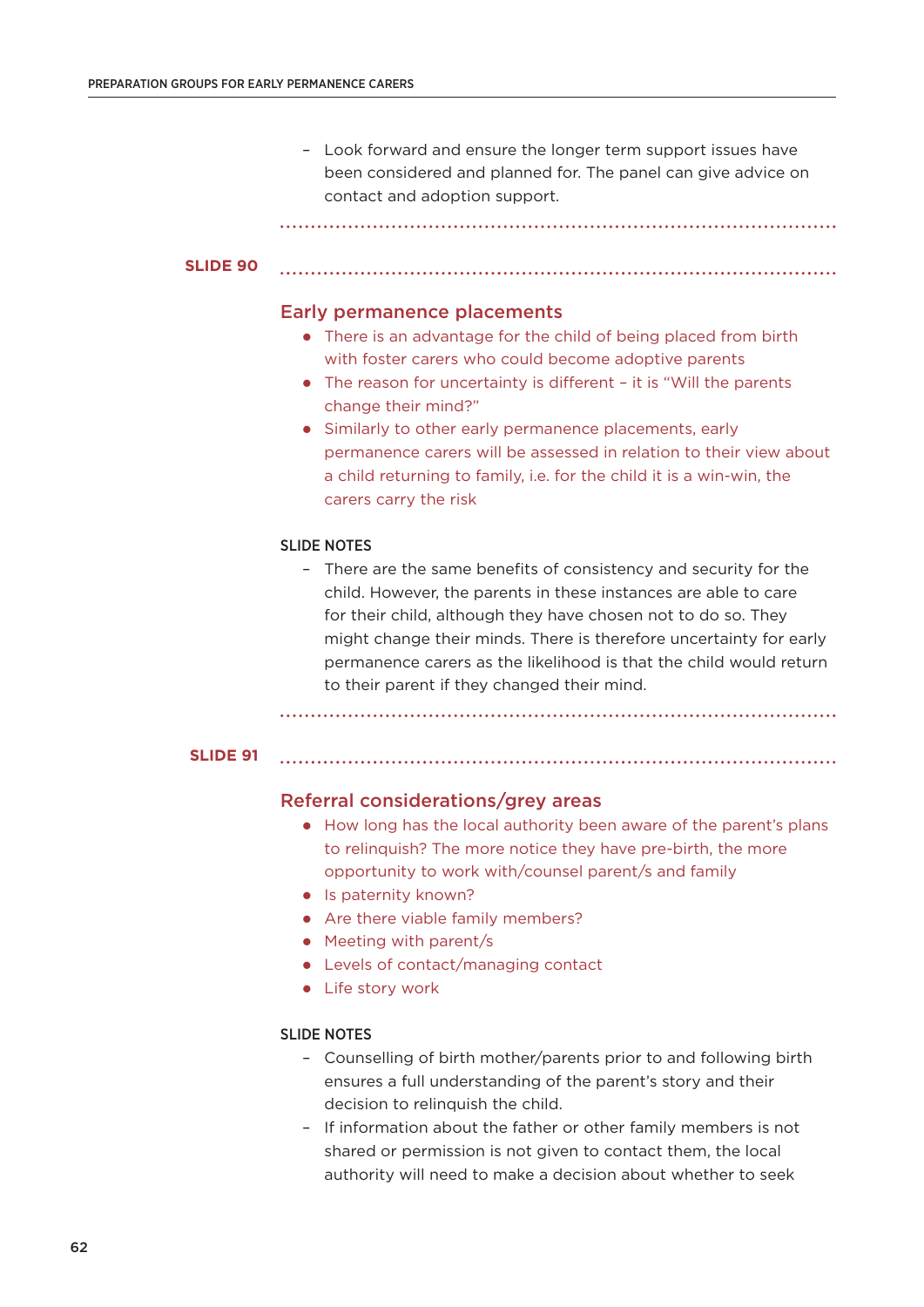- Look forward and ensure the longer term support issues have been considered and planned for. The panel can give advice on contact and adoption support.

**SLIDE 90**

### Early permanence placements

- There is an advantage for the child of being placed from birth with foster carers who could become adoptive parents
- The reason for uncertainty is different – it is "Will the parents change their mind?"
- Similarly to other early permanence placements, early permanence carers will be assessed in relation to their view about a child returning to family, i.e. for the child it is a win-win, the carers carry the risk

SLIDE NOTES

- There are the same benefits of consistency and security for the child. However, the parents in these instances are able to care for their child, although they have chosen not to do so. They might change their minds. There is therefore uncertainty for early permanence carers as the likelihood is that the child would return to their parent if they changed their mind.

**SLIDE 91**

### Referral considerations/grey areas

- How long has the local authority been aware of the parent's plans to relinquish? The more notice they have pre-birth, the more opportunity to work with/counsel parent/s and family
- Is paternity known?
- Are there viable family members?
- Meeting with parent/s
- Levels of contact/managing contact
- Life story work

SLIDE NOTES

- Counselling of birth mother/parents prior to and following birth ensures a full understanding of the parent's story and their decision to relinquish the child.
- If information about the father or other family members is not shared or permission is not given to contact them, the local authority will need to make a decision about whether to seek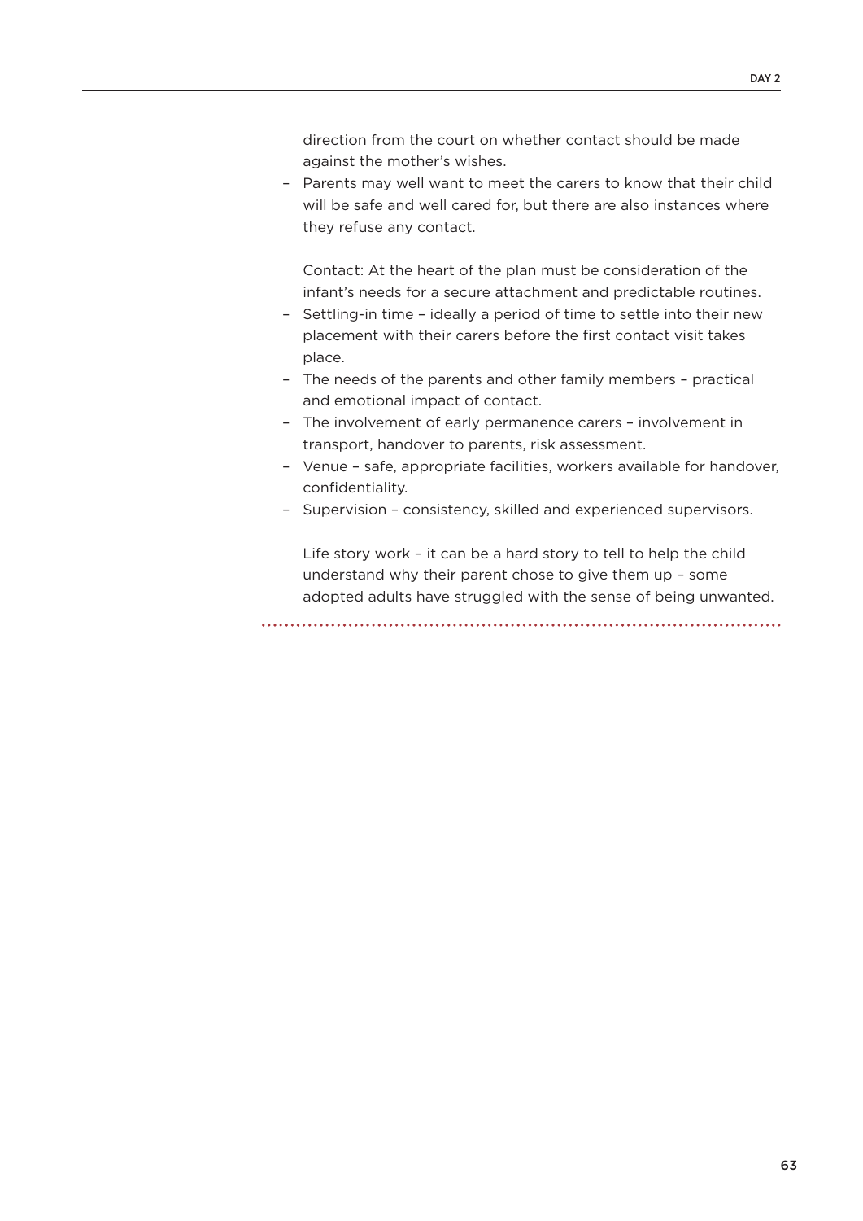direction from the court on whether contact should be made against the mother's wishes.

- Parents may well want to meet the carers to know that their child will be safe and well cared for, but there are also instances where they refuse any contact.

Contact: At the heart of the plan must be consideration of the infant's needs for a secure attachment and predictable routines.

- Settling-in time – ideally a period of time to settle into their new placement with their carers before the first contact visit takes place.
- The needs of the parents and other family members – practical and emotional impact of contact.
- The involvement of early permanence carers – involvement in transport, handover to parents, risk assessment.
- Venue – safe, appropriate facilities, workers available for handover, confidentiality.
- Supervision – consistency, skilled and experienced supervisors.

Life story work – it can be a hard story to tell to help the child understand why their parent chose to give them up – some adopted adults have struggled with the sense of being unwanted.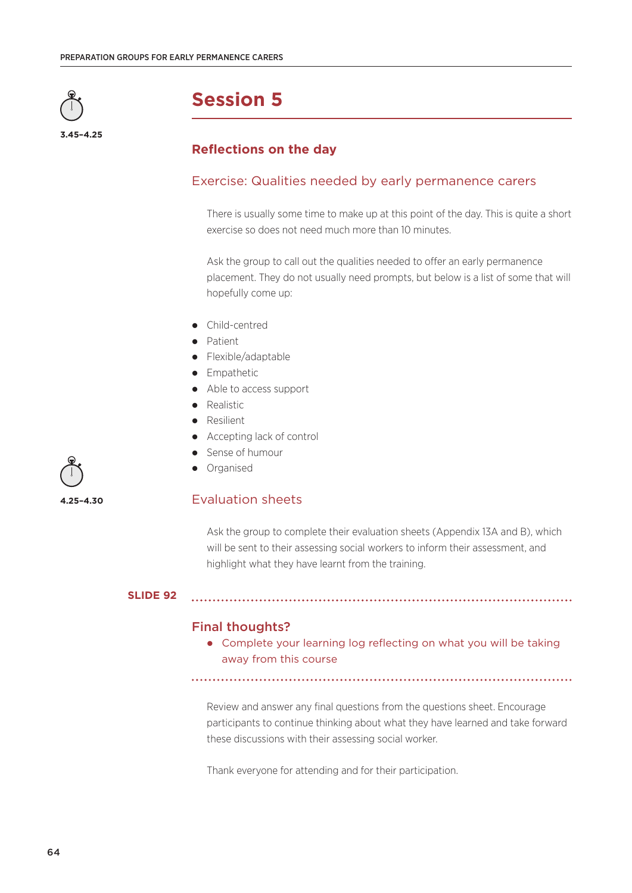3.45–4.25

# Session 5

## Reflections on the day

### Exercise: Qualities needed by early permanence carers

There is usually some time to make up at this point of the day. This is quite a short exercise so does not need much more than 10 minutes.

Ask the group to call out the qualities needed to offer an early permanence placement. They do not usually need prompts, but below is a list of some that will hopefully come up:

- Child-centred
- Patient
- Flexible/adaptable
- Empathetic
- Able to access support
- Realistic
- Resilient
- Accepting lack of control
- Sense of humour
- Organised

4.25–4.30

### Evaluation sheets

Ask the group to complete their evaluation sheets (Appendix 13A and B), which will be sent to their assessing social workers to inform their assessment, and highlight what they have learnt from the training.

**SLIDE 92**

---

**Final thoughts?**

- Complete your learning log reflecting on what you will be taking away from this course

---

Review and answer any final questions from the questions sheet. Encourage participants to continue thinking about what they have learned and take forward these discussions with their assessing social worker.

Thank everyone for attending and for their participation.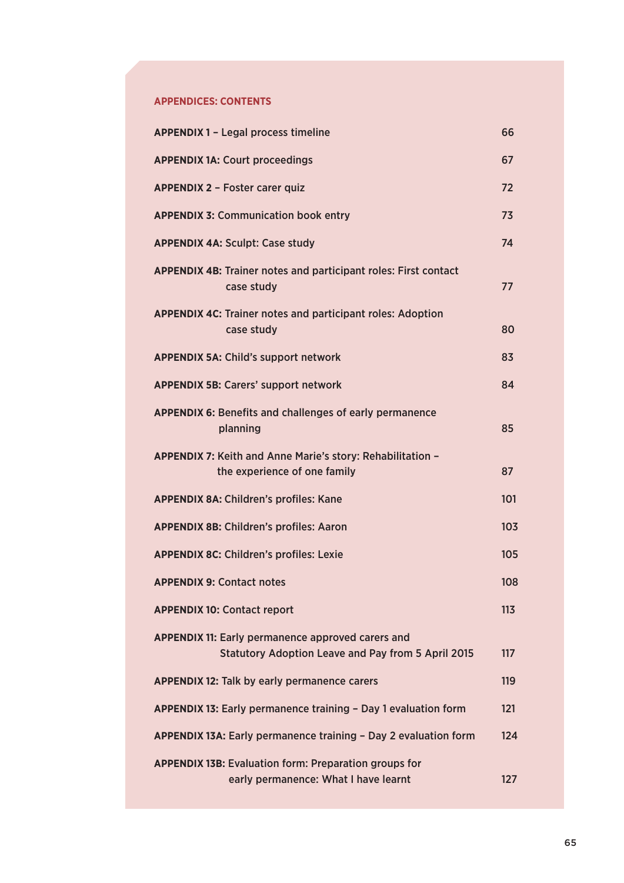## APPENDICES: CONTENTS

| | |
|---|---|
| **APPENDIX 1** – Legal process timeline | 66 |
| **APPENDIX 1A:** Court proceedings | 67 |
| **APPENDIX 2** – Foster carer quiz | 72 |
| **APPENDIX 3:** Communication book entry | 73 |
| **APPENDIX 4A:** Sculpt: Case study | 74 |
| **APPENDIX 4B:** Trainer notes and participant roles: First contact case study | 77 |
| **APPENDIX 4C:** Trainer notes and participant roles: Adoption case study | 80 |
| **APPENDIX 5A:** Child's support network | 83 |
| **APPENDIX 5B:** Carers' support network | 84 |
| **APPENDIX 6:** Benefits and challenges of early permanence planning | 85 |
| **APPENDIX 7:** Keith and Anne Marie's story: Rehabilitation – the experience of one family | 87 |
| **APPENDIX 8A:** Children's profiles: Kane | 101 |
| **APPENDIX 8B:** Children's profiles: Aaron | 103 |
| **APPENDIX 8C:** Children's profiles: Lexie | 105 |
| **APPENDIX 9:** Contact notes | 108 |
| **APPENDIX 10:** Contact report | 113 |
| **APPENDIX 11:** Early permanence approved carers and Statutory Adoption Leave and Pay from 5 April 2015 | 117 |
| **APPENDIX 12:** Talk by early permanence carers | 119 |
| **APPENDIX 13:** Early permanence training – Day 1 evaluation form | 121 |
| **APPENDIX 13A:** Early permanence training – Day 2 evaluation form | 124 |
| **APPENDIX 13B:** Evaluation form: Preparation groups for early permanence: What I have learnt | 127 |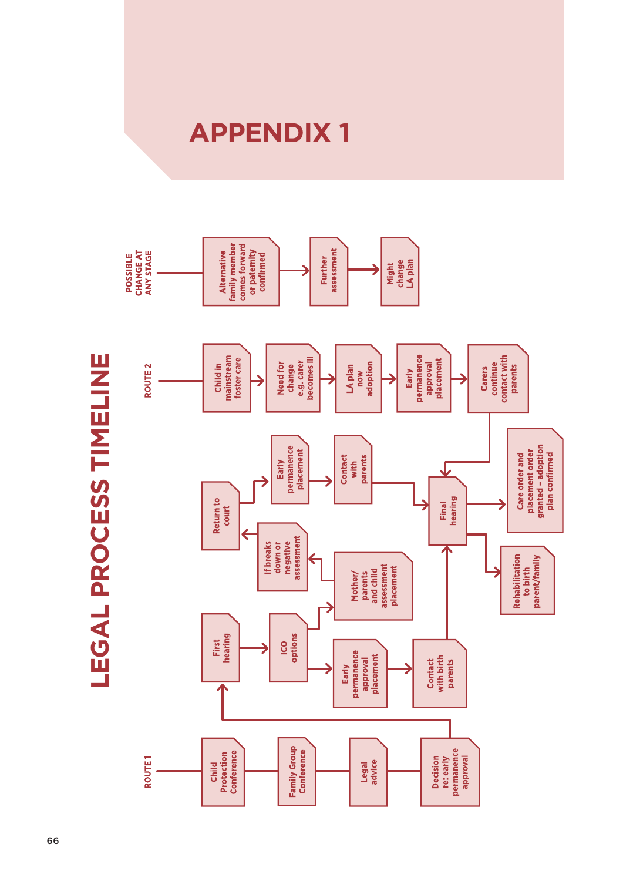# APPENDIX 1

## LEGAL PROCESS TIMELINE

**ROUTE 1**

- Child Protection Conference
- Family Group Conference
- Legal advice
- Decision re: early permanence approval
- First hearing
- ICO options
  - Early permanence approval placement → Contact with birth parents → Final hearing
  - Mother/parents and child assessment placement → If breaks down or negative assessment → Return to court → Early permanence placement → Contact with parents → Final hearing
- Final hearing
  - Care order and placement order granted – adoption plan confirmed
  - Rehabilitation to birth parent/family

**ROUTE 2**

- Child in mainstream foster care
- Need for change e.g. carer becomes ill
- LA plan now adoption
- Early permanence approval placement
- Carers continue contact with parents → Final hearing

**POSSIBLE CHANGE AT ANY STAGE**

- Alternative family member comes forward or paternity confirmed
- Further assessment
- Might change LA plan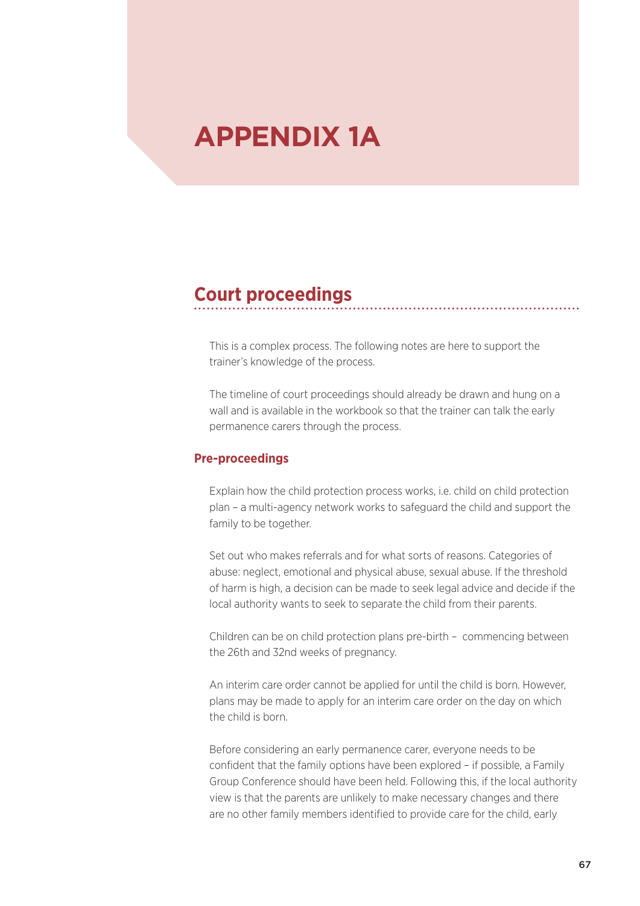# APPENDIX 1A

## Court proceedings

This is a complex process. The following notes are here to support the trainer's knowledge of the process.

The timeline of court proceedings should already be drawn and hung on a wall and is available in the workbook so that the trainer can talk the early permanence carers through the process.

### Pre-proceedings

Explain how the child protection process works, i.e. child on child protection plan – a multi-agency network works to safeguard the child and support the family to be together.

Set out who makes referrals and for what sorts of reasons. Categories of abuse: neglect, emotional and physical abuse, sexual abuse. If the threshold of harm is high, a decision can be made to seek legal advice and decide if the local authority wants to seek to separate the child from their parents.

Children can be on child protection plans pre-birth – commencing between the 26th and 32nd weeks of pregnancy.

An interim care order cannot be applied for until the child is born. However, plans may be made to apply for an interim care order on the day on which the child is born.

Before considering an early permanence carer, everyone needs to be confident that the family options have been explored – if possible, a Family Group Conference should have been held. Following this, if the local authority view is that the parents are unlikely to make necessary changes and there are no other family members identified to provide care for the child, early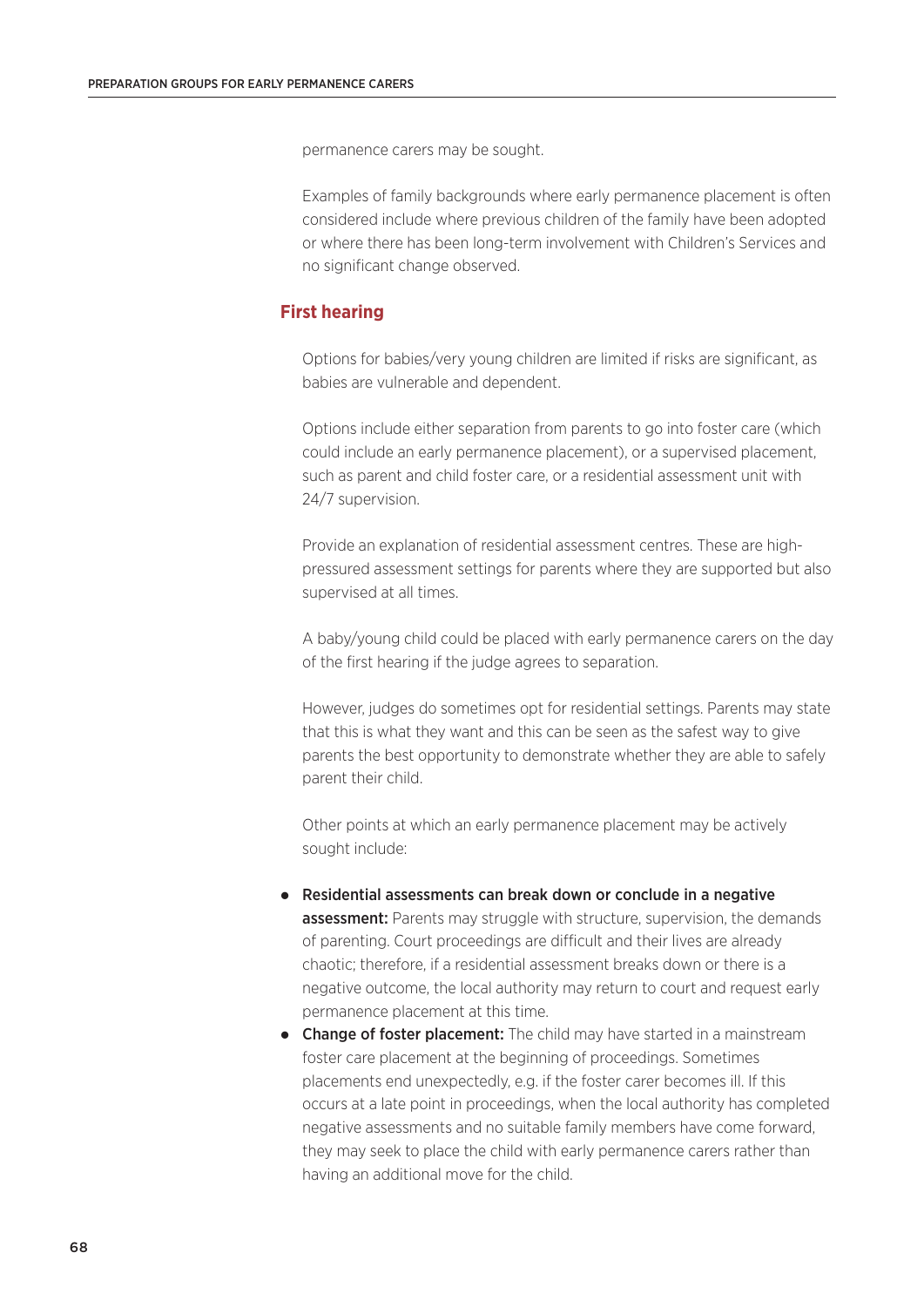permanence carers may be sought.

Examples of family backgrounds where early permanence placement is often considered include where previous children of the family have been adopted or where there has been long-term involvement with Children's Services and no significant change observed.

## First hearing

Options for babies/very young children are limited if risks are significant, as babies are vulnerable and dependent.

Options include either separation from parents to go into foster care (which could include an early permanence placement), or a supervised placement, such as parent and child foster care, or a residential assessment unit with 24/7 supervision.

Provide an explanation of residential assessment centres. These are high-pressured assessment settings for parents where they are supported but also supervised at all times.

A baby/young child could be placed with early permanence carers on the day of the first hearing if the judge agrees to separation.

However, judges do sometimes opt for residential settings. Parents may state that this is what they want and this can be seen as the safest way to give parents the best opportunity to demonstrate whether they are able to safely parent their child.

Other points at which an early permanence placement may be actively sought include:

- **Residential assessments can break down or conclude in a negative assessment:** Parents may struggle with structure, supervision, the demands of parenting. Court proceedings are difficult and their lives are already chaotic; therefore, if a residential assessment breaks down or there is a negative outcome, the local authority may return to court and request early permanence placement at this time.
- **Change of foster placement:** The child may have started in a mainstream foster care placement at the beginning of proceedings. Sometimes placements end unexpectedly, e.g. if the foster carer becomes ill. If this occurs at a late point in proceedings, when the local authority has completed negative assessments and no suitable family members have come forward, they may seek to place the child with early permanence carers rather than having an additional move for the child.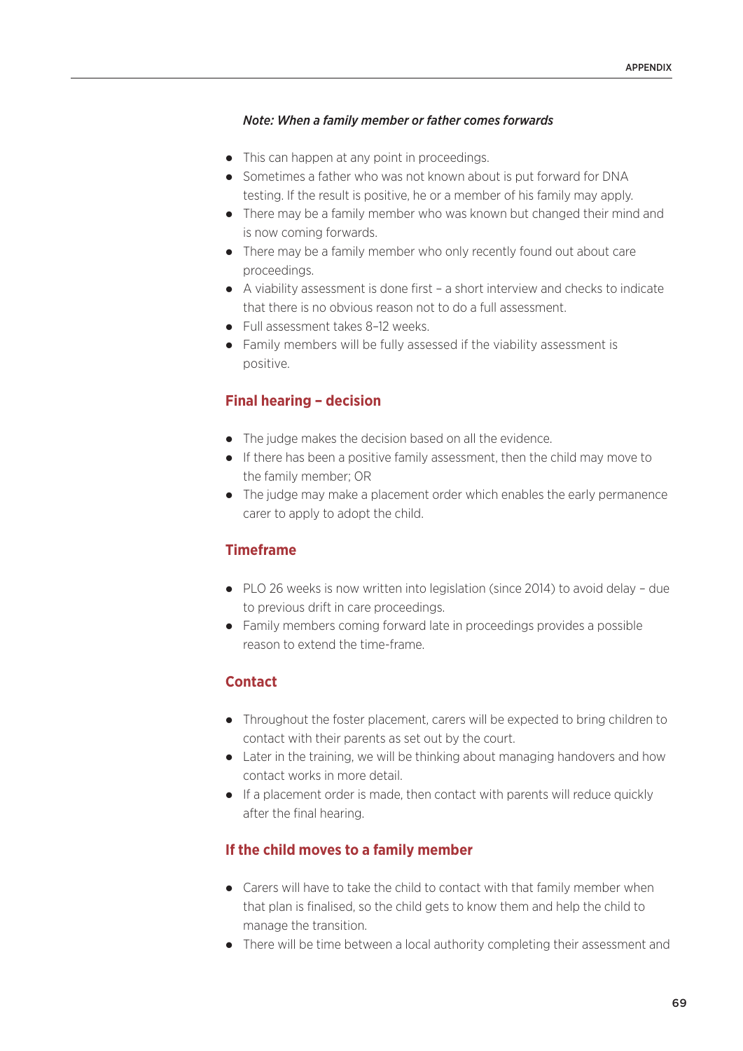***Note: When a family member or father comes forwards***

- This can happen at any point in proceedings.
- Sometimes a father who was not known about is put forward for DNA testing. If the result is positive, he or a member of his family may apply.
- There may be a family member who was known but changed their mind and is now coming forwards.
- There may be a family member who only recently found out about care proceedings.
- A viability assessment is done first – a short interview and checks to indicate that there is no obvious reason not to do a full assessment.
- Full assessment takes 8–12 weeks.
- Family members will be fully assessed if the viability assessment is positive.

## Final hearing – decision

- The judge makes the decision based on all the evidence.
- If there has been a positive family assessment, then the child may move to the family member; OR
- The judge may make a placement order which enables the early permanence carer to apply to adopt the child.

## Timeframe

- PLO 26 weeks is now written into legislation (since 2014) to avoid delay – due to previous drift in care proceedings.
- Family members coming forward late in proceedings provides a possible reason to extend the time-frame.

## Contact

- Throughout the foster placement, carers will be expected to bring children to contact with their parents as set out by the court.
- Later in the training, we will be thinking about managing handovers and how contact works in more detail.
- If a placement order is made, then contact with parents will reduce quickly after the final hearing.

## If the child moves to a family member

- Carers will have to take the child to contact with that family member when that plan is finalised, so the child gets to know them and help the child to manage the transition.
- There will be time between a local authority completing their assessment and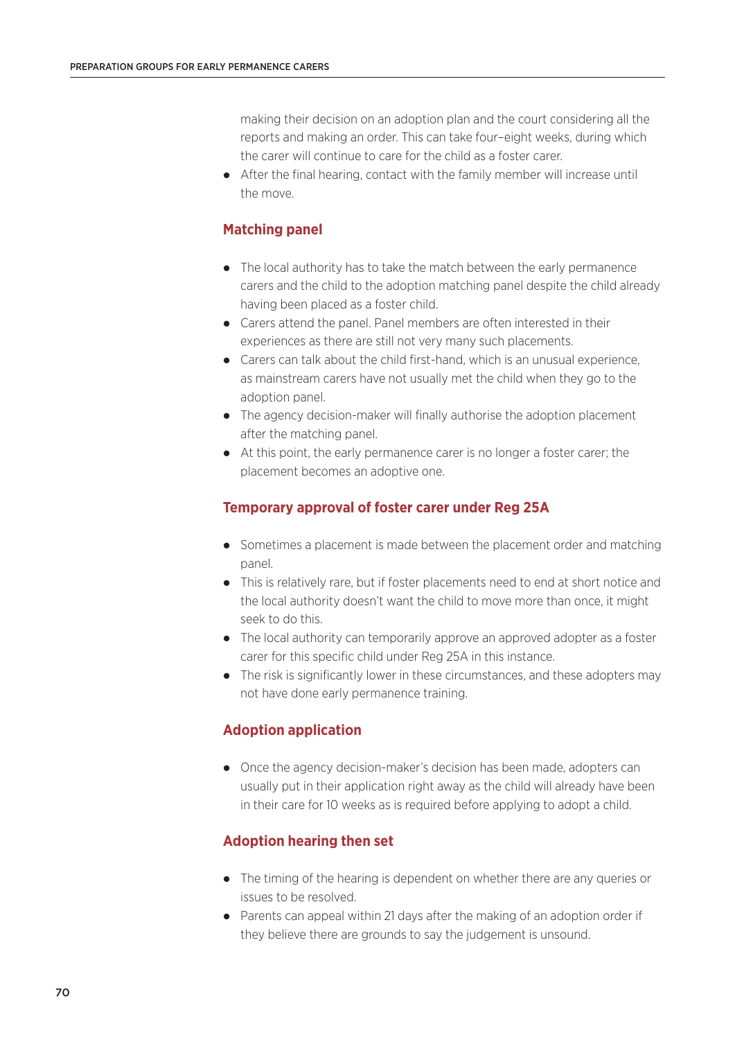making their decision on an adoption plan and the court considering all the reports and making an order. This can take four–eight weeks, during which the carer will continue to care for the child as a foster carer.

- After the final hearing, contact with the family member will increase until the move.

### Matching panel

- The local authority has to take the match between the early permanence carers and the child to the adoption matching panel despite the child already having been placed as a foster child.
- Carers attend the panel. Panel members are often interested in their experiences as there are still not very many such placements.
- Carers can talk about the child first-hand, which is an unusual experience, as mainstream carers have not usually met the child when they go to the adoption panel.
- The agency decision-maker will finally authorise the adoption placement after the matching panel.
- At this point, the early permanence carer is no longer a foster carer; the placement becomes an adoptive one.

### Temporary approval of foster carer under Reg 25A

- Sometimes a placement is made between the placement order and matching panel.
- This is relatively rare, but if foster placements need to end at short notice and the local authority doesn't want the child to move more than once, it might seek to do this.
- The local authority can temporarily approve an approved adopter as a foster carer for this specific child under Reg 25A in this instance.
- The risk is significantly lower in these circumstances, and these adopters may not have done early permanence training.

### Adoption application

- Once the agency decision-maker's decision has been made, adopters can usually put in their application right away as the child will already have been in their care for 10 weeks as is required before applying to adopt a child.

### Adoption hearing then set

- The timing of the hearing is dependent on whether there are any queries or issues to be resolved.
- Parents can appeal within 21 days after the making of an adoption order if they believe there are grounds to say the judgement is unsound.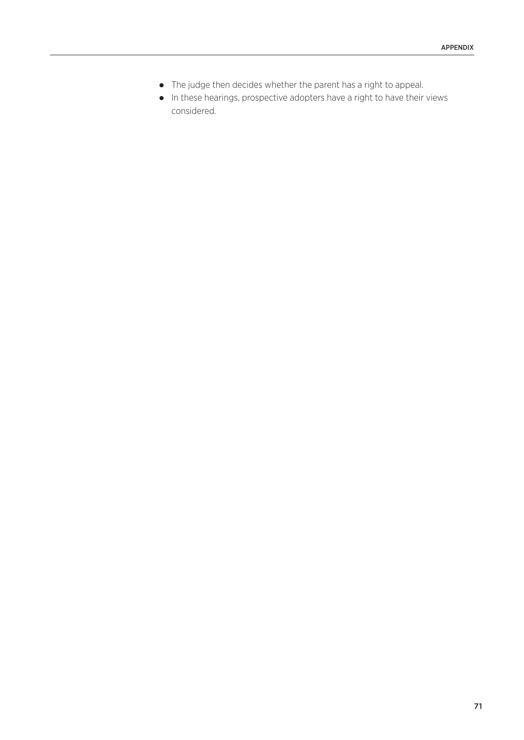- The judge then decides whether the parent has a right to appeal.
- In these hearings, prospective adopters have a right to have their views considered.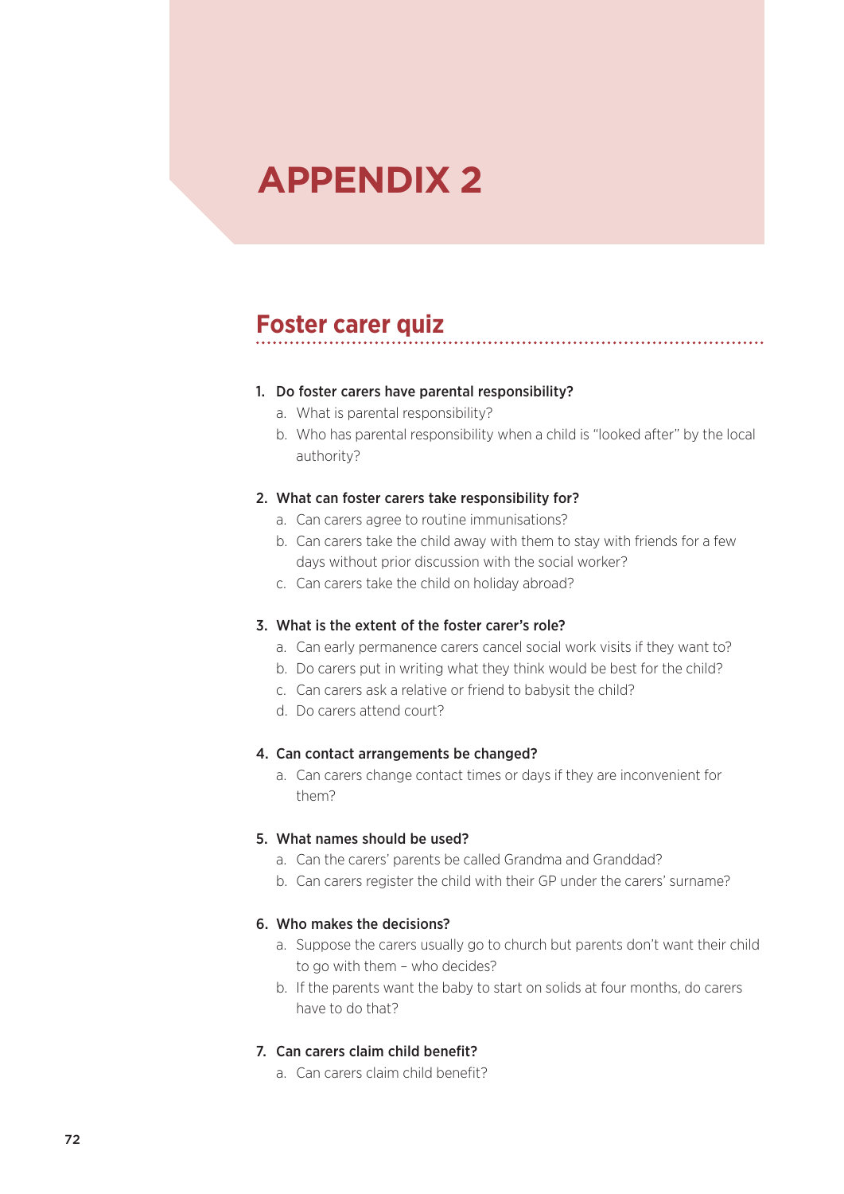# APPENDIX 2

## Foster carer quiz

1. **Do foster carers have parental responsibility?**
   a. What is parental responsibility?
   b. Who has parental responsibility when a child is "looked after" by the local authority?

2. **What can foster carers take responsibility for?**
   a. Can carers agree to routine immunisations?
   b. Can carers take the child away with them to stay with friends for a few days without prior discussion with the social worker?
   c. Can carers take the child on holiday abroad?

3. **What is the extent of the foster carer's role?**
   a. Can early permanence carers cancel social work visits if they want to?
   b. Do carers put in writing what they think would be best for the child?
   c. Can carers ask a relative or friend to babysit the child?
   d. Do carers attend court?

4. **Can contact arrangements be changed?**
   a. Can carers change contact times or days if they are inconvenient for them?

5. **What names should be used?**
   a. Can the carers' parents be called Grandma and Granddad?
   b. Can carers register the child with their GP under the carers' surname?

6. **Who makes the decisions?**
   a. Suppose the carers usually go to church but parents don't want their child to go with them – who decides?
   b. If the parents want the baby to start on solids at four months, do carers have to do that?

7. **Can carers claim child benefit?**
   a. Can carers claim child benefit?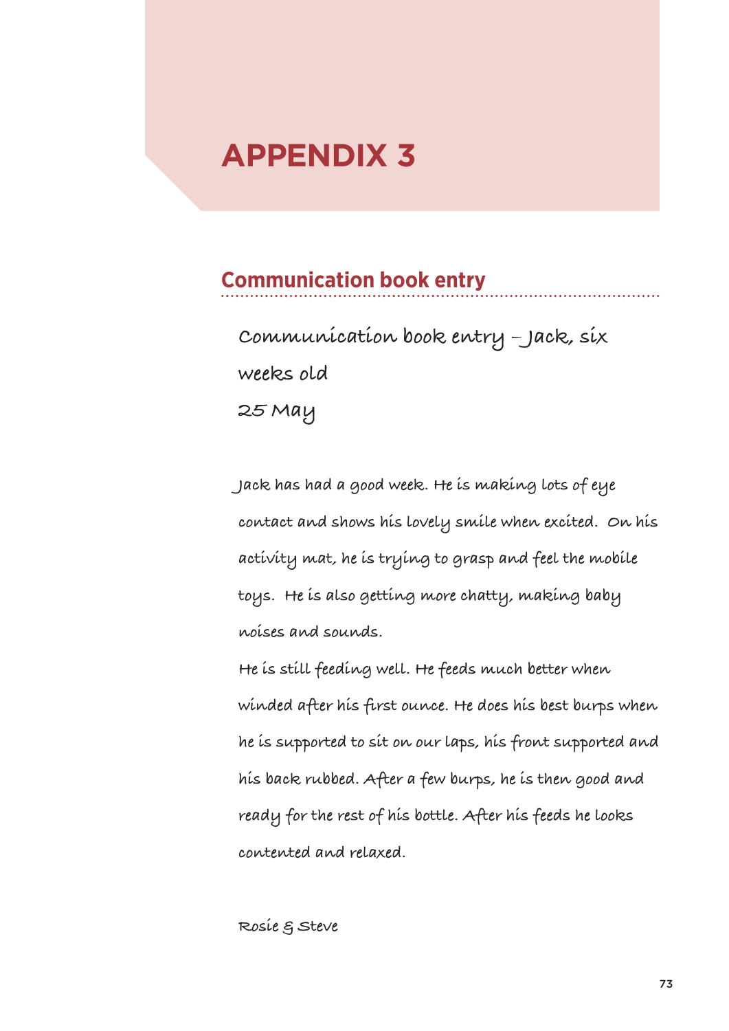# APPENDIX 3

## Communication book entry

Communication book entry – Jack, six weeks old

25 May

Jack has had a good week. He is making lots of eye contact and shows his lovely smile when excited. On his activity mat, he is trying to grasp and feel the mobile toys. He is also getting more chatty, making baby noises and sounds.

He is still feeding well. He feeds much better when winded after his first ounce. He does his best burps when he is supported to sit on our laps, his front supported and his back rubbed. After a few burps, he is then good and ready for the rest of his bottle. After his feeds he looks contented and relaxed.

Rosie & Steve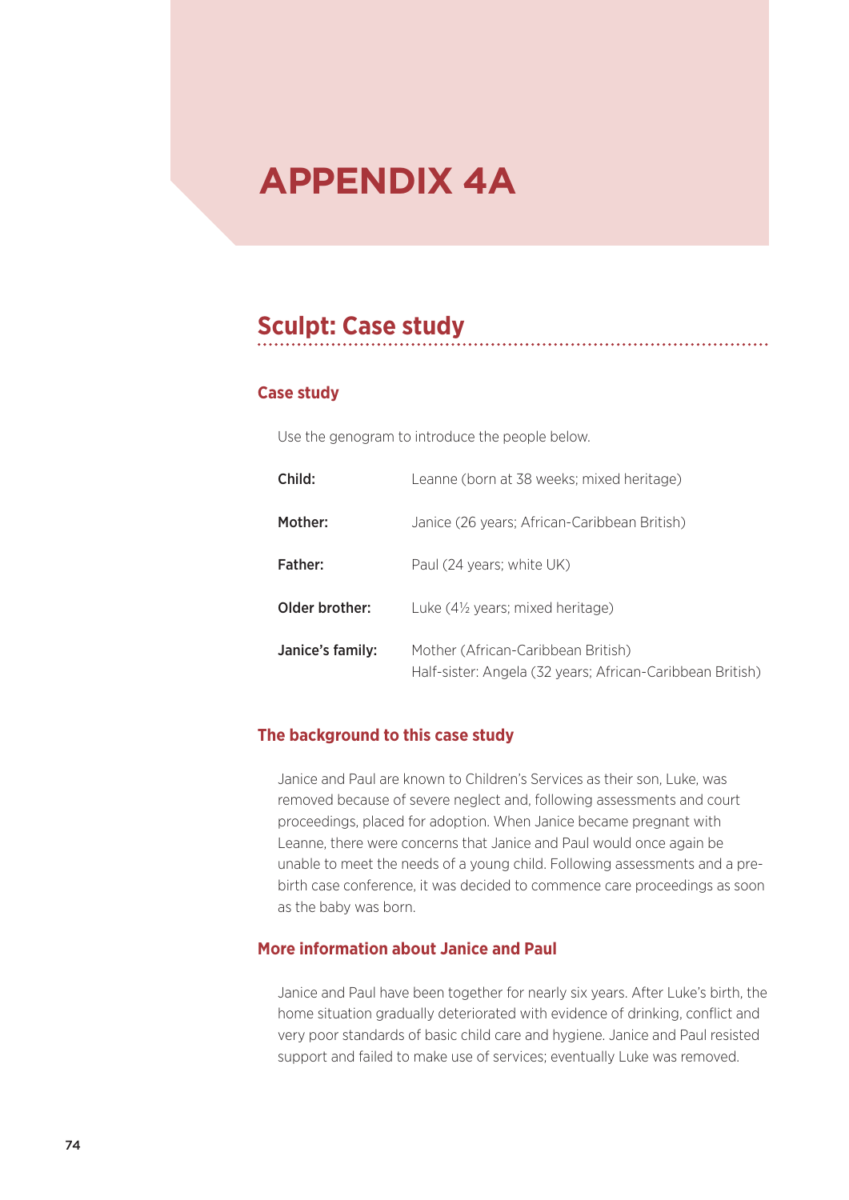# APPENDIX 4A

## Sculpt: Case study

### Case study

Use the genogram to introduce the people below.

| | |
|---|---|
| **Child:** | Leanne (born at 38 weeks; mixed heritage) |
| **Mother:** | Janice (26 years; African-Caribbean British) |
| **Father:** | Paul (24 years; white UK) |
| **Older brother:** | Luke (4½ years; mixed heritage) |
| **Janice's family:** | Mother (African-Caribbean British)<br>Half-sister: Angela (32 years; African-Caribbean British) |

### The background to this case study

Janice and Paul are known to Children's Services as their son, Luke, was removed because of severe neglect and, following assessments and court proceedings, placed for adoption. When Janice became pregnant with Leanne, there were concerns that Janice and Paul would once again be unable to meet the needs of a young child. Following assessments and a pre-birth case conference, it was decided to commence care proceedings as soon as the baby was born.

### More information about Janice and Paul

Janice and Paul have been together for nearly six years. After Luke's birth, the home situation gradually deteriorated with evidence of drinking, conflict and very poor standards of basic child care and hygiene. Janice and Paul resisted support and failed to make use of services; eventually Luke was removed.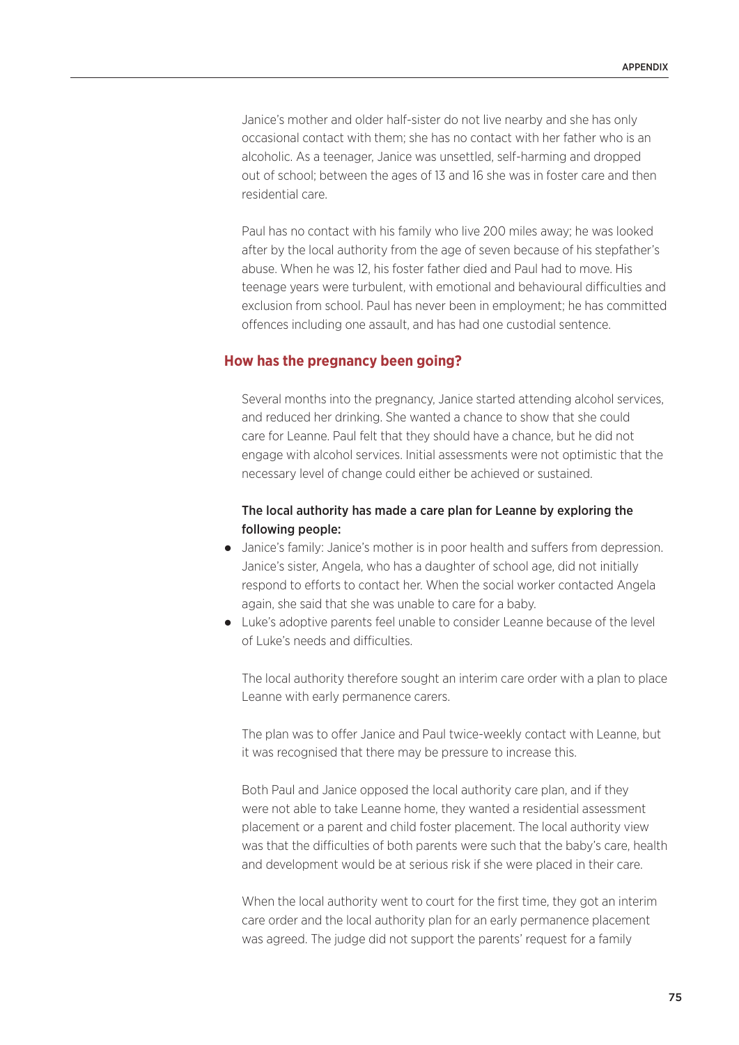Janice's mother and older half-sister do not live nearby and she has only occasional contact with them; she has no contact with her father who is an alcoholic. As a teenager, Janice was unsettled, self-harming and dropped out of school; between the ages of 13 and 16 she was in foster care and then residential care.

Paul has no contact with his family who live 200 miles away; he was looked after by the local authority from the age of seven because of his stepfather's abuse. When he was 12, his foster father died and Paul had to move. His teenage years were turbulent, with emotional and behavioural difficulties and exclusion from school. Paul has never been in employment; he has committed offences including one assault, and has had one custodial sentence.

### How has the pregnancy been going?

Several months into the pregnancy, Janice started attending alcohol services, and reduced her drinking. She wanted a chance to show that she could care for Leanne. Paul felt that they should have a chance, but he did not engage with alcohol services. Initial assessments were not optimistic that the necessary level of change could either be achieved or sustained.

**The local authority has made a care plan for Leanne by exploring the following people:**

- Janice's family: Janice's mother is in poor health and suffers from depression. Janice's sister, Angela, who has a daughter of school age, did not initially respond to efforts to contact her. When the social worker contacted Angela again, she said that she was unable to care for a baby.
- Luke's adoptive parents feel unable to consider Leanne because of the level of Luke's needs and difficulties.

The local authority therefore sought an interim care order with a plan to place Leanne with early permanence carers.

The plan was to offer Janice and Paul twice-weekly contact with Leanne, but it was recognised that there may be pressure to increase this.

Both Paul and Janice opposed the local authority care plan, and if they were not able to take Leanne home, they wanted a residential assessment placement or a parent and child foster placement. The local authority view was that the difficulties of both parents were such that the baby's care, health and development would be at serious risk if she were placed in their care.

When the local authority went to court for the first time, they got an interim care order and the local authority plan for an early permanence placement was agreed. The judge did not support the parents' request for a family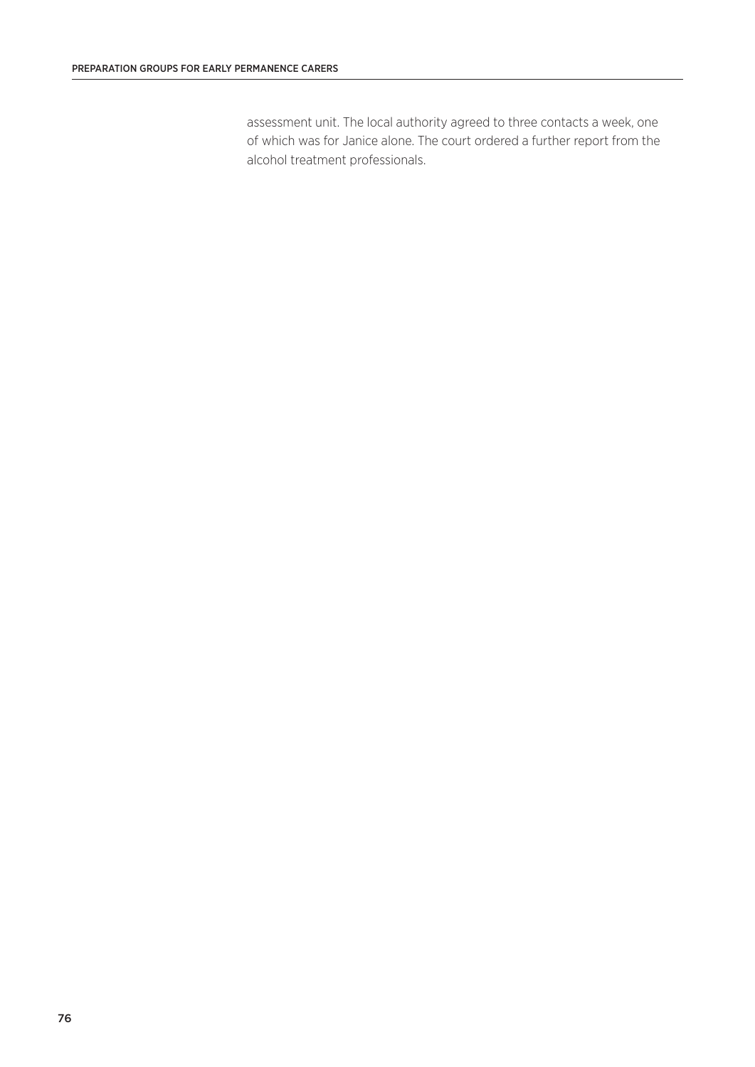assessment unit. The local authority agreed to three contacts a week, one of which was for Janice alone. The court ordered a further report from the alcohol treatment professionals.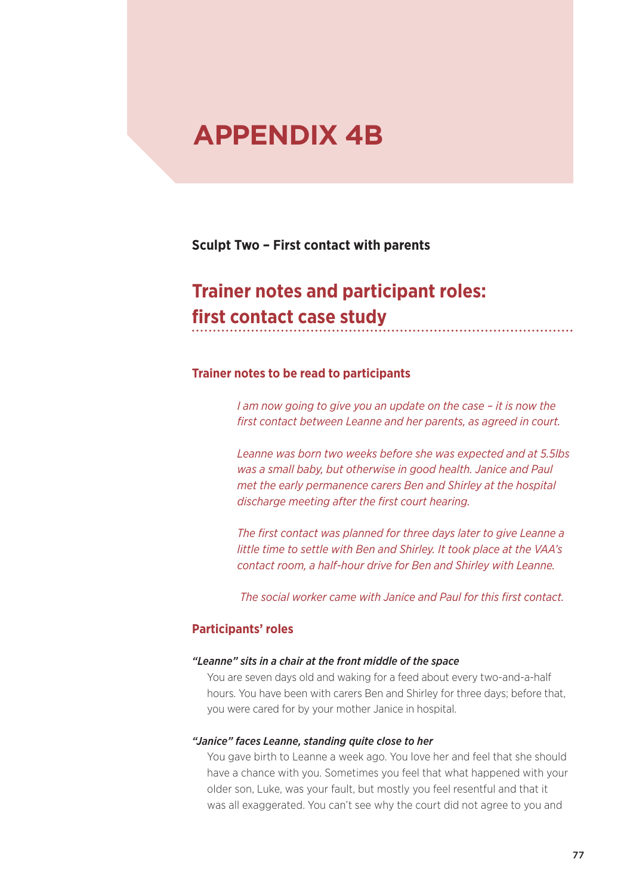# APPENDIX 4B

**Sculpt Two – First contact with parents**

## Trainer notes and participant roles: first contact case study

### Trainer notes to be read to participants

*I am now going to give you an update on the case – it is now the first contact between Leanne and her parents, as agreed in court.*

*Leanne was born two weeks before she was expected and at 5.5lbs was a small baby, but otherwise in good health. Janice and Paul met the early permanence carers Ben and Shirley at the hospital discharge meeting after the first court hearing.*

*The first contact was planned for three days later to give Leanne a little time to settle with Ben and Shirley. It took place at the VAA's contact room, a half-hour drive for Ben and Shirley with Leanne.*

*The social worker came with Janice and Paul for this first contact.*

### Participants' roles

***"Leanne" sits in a chair at the front middle of the space***

You are seven days old and waking for a feed about every two-and-a-half hours. You have been with carers Ben and Shirley for three days; before that, you were cared for by your mother Janice in hospital.

***"Janice" faces Leanne, standing quite close to her***

You gave birth to Leanne a week ago. You love her and feel that she should have a chance with you. Sometimes you feel that what happened with your older son, Luke, was your fault, but mostly you feel resentful and that it was all exaggerated. You can't see why the court did not agree to you and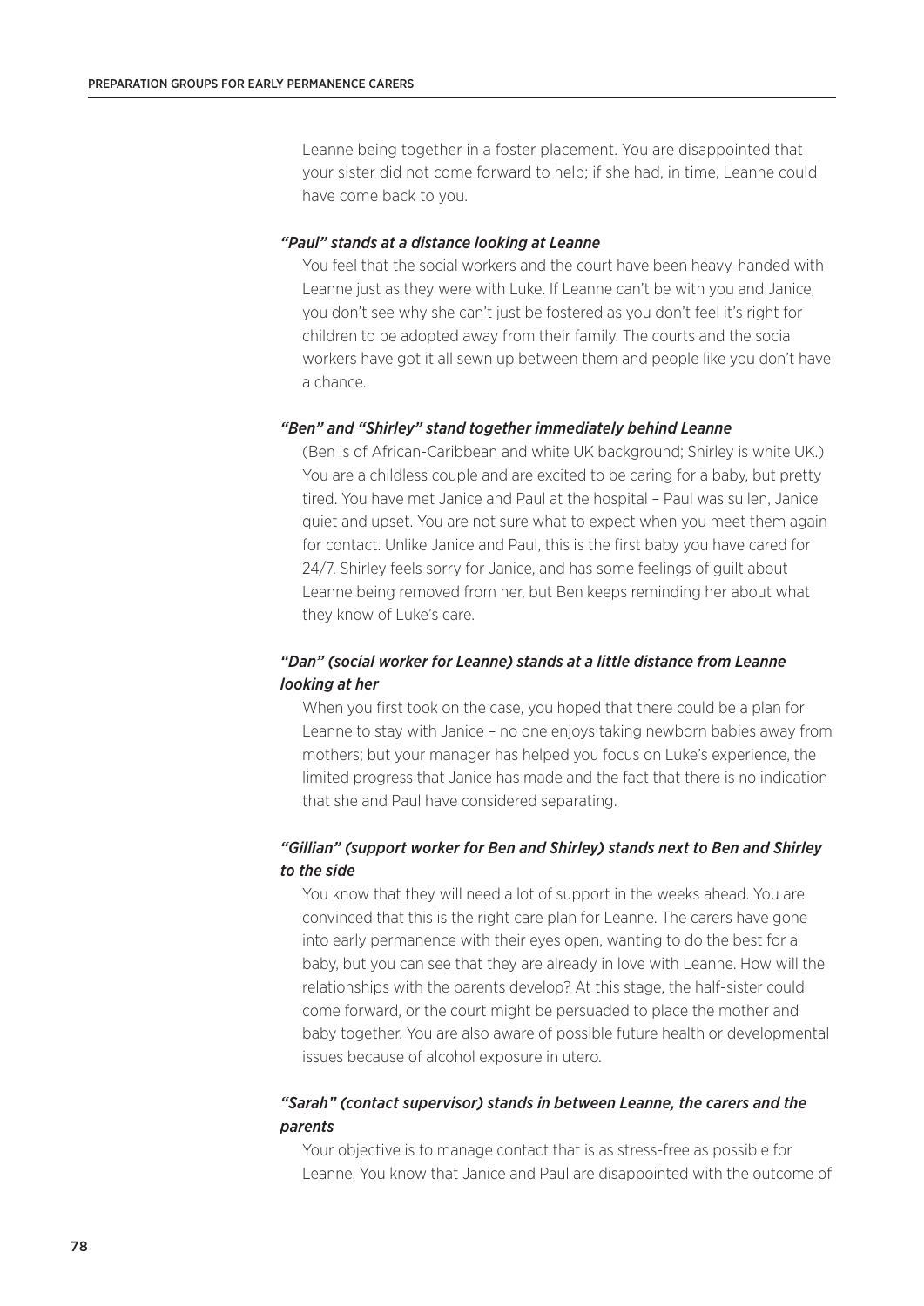Leanne being together in a foster placement. You are disappointed that your sister did not come forward to help; if she had, in time, Leanne could have come back to you.

***"Paul" stands at a distance looking at Leanne***

You feel that the social workers and the court have been heavy-handed with Leanne just as they were with Luke. If Leanne can't be with you and Janice, you don't see why she can't just be fostered as you don't feel it's right for children to be adopted away from their family. The courts and the social workers have got it all sewn up between them and people like you don't have a chance.

***"Ben" and "Shirley" stand together immediately behind Leanne***

(Ben is of African-Caribbean and white UK background; Shirley is white UK.) You are a childless couple and are excited to be caring for a baby, but pretty tired. You have met Janice and Paul at the hospital – Paul was sullen, Janice quiet and upset. You are not sure what to expect when you meet them again for contact. Unlike Janice and Paul, this is the first baby you have cared for 24/7. Shirley feels sorry for Janice, and has some feelings of guilt about Leanne being removed from her, but Ben keeps reminding her about what they know of Luke's care.

***"Dan" (social worker for Leanne) stands at a little distance from Leanne looking at her***

When you first took on the case, you hoped that there could be a plan for Leanne to stay with Janice – no one enjoys taking newborn babies away from mothers; but your manager has helped you focus on Luke's experience, the limited progress that Janice has made and the fact that there is no indication that she and Paul have considered separating.

***"Gillian" (support worker for Ben and Shirley) stands next to Ben and Shirley to the side***

You know that they will need a lot of support in the weeks ahead. You are convinced that this is the right care plan for Leanne. The carers have gone into early permanence with their eyes open, wanting to do the best for a baby, but you can see that they are already in love with Leanne. How will the relationships with the parents develop? At this stage, the half-sister could come forward, or the court might be persuaded to place the mother and baby together. You are also aware of possible future health or developmental issues because of alcohol exposure in utero.

***"Sarah" (contact supervisor) stands in between Leanne, the carers and the parents***

Your objective is to manage contact that is as stress-free as possible for Leanne. You know that Janice and Paul are disappointed with the outcome of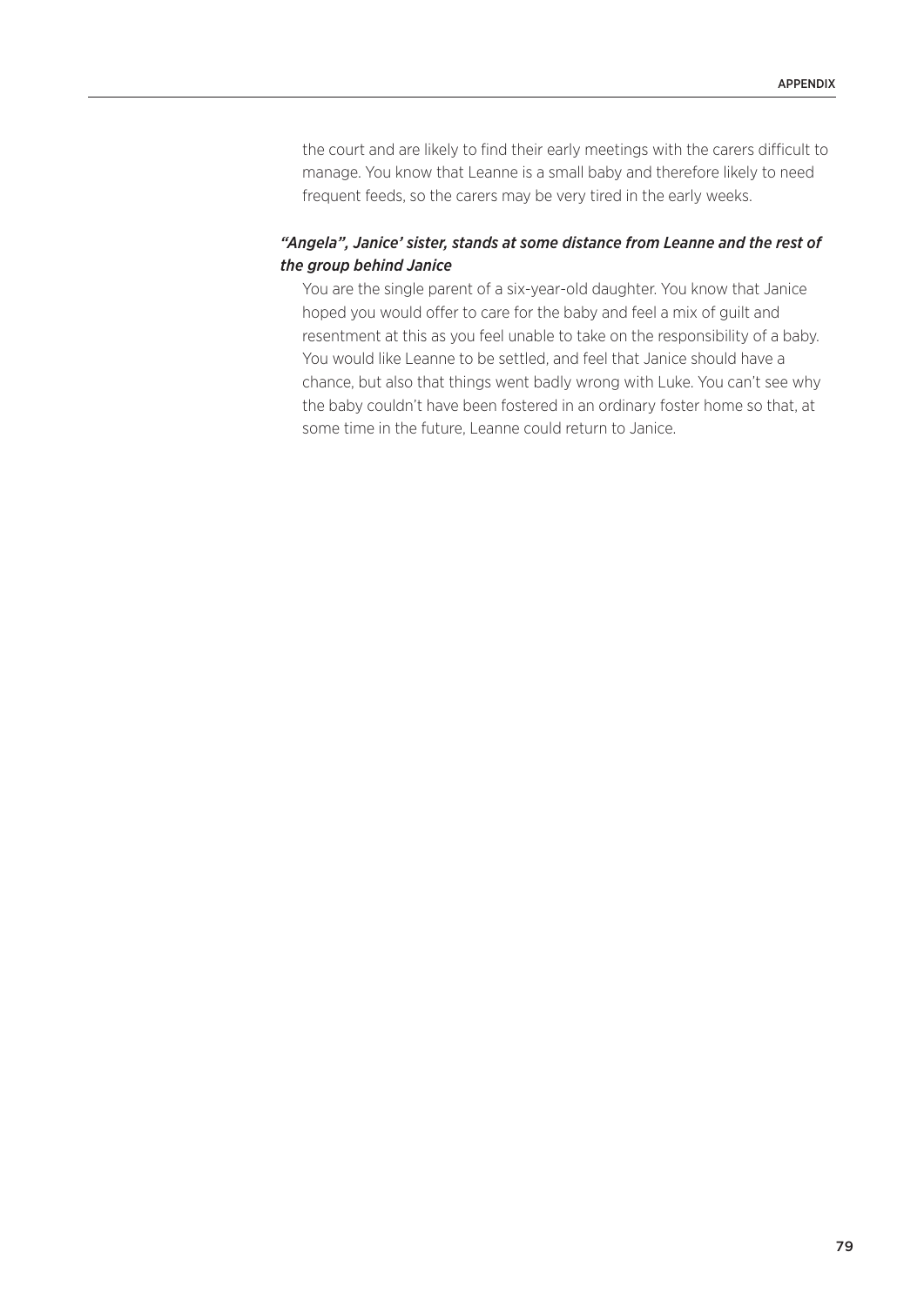the court and are likely to find their early meetings with the carers difficult to manage. You know that Leanne is a small baby and therefore likely to need frequent feeds, so the carers may be very tired in the early weeks.

***"Angela", Janice' sister, stands at some distance from Leanne and the rest of the group behind Janice***

You are the single parent of a six-year-old daughter. You know that Janice hoped you would offer to care for the baby and feel a mix of guilt and resentment at this as you feel unable to take on the responsibility of a baby. You would like Leanne to be settled, and feel that Janice should have a chance, but also that things went badly wrong with Luke. You can't see why the baby couldn't have been fostered in an ordinary foster home so that, at some time in the future, Leanne could return to Janice.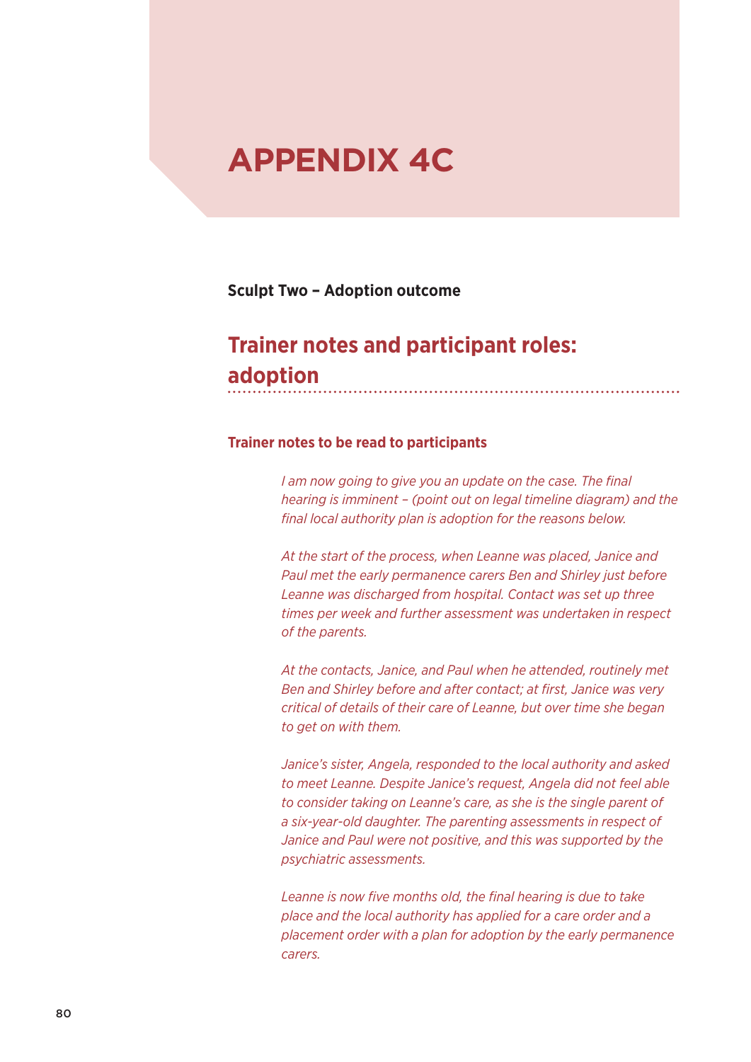# APPENDIX 4C

**Sculpt Two – Adoption outcome**

## Trainer notes and participant roles: adoption

### Trainer notes to be read to participants

*I am now going to give you an update on the case. The final hearing is imminent – (point out on legal timeline diagram) and the final local authority plan is adoption for the reasons below.*

*At the start of the process, when Leanne was placed, Janice and Paul met the early permanence carers Ben and Shirley just before Leanne was discharged from hospital. Contact was set up three times per week and further assessment was undertaken in respect of the parents.*

*At the contacts, Janice, and Paul when he attended, routinely met Ben and Shirley before and after contact; at first, Janice was very critical of details of their care of Leanne, but over time she began to get on with them.*

*Janice's sister, Angela, responded to the local authority and asked to meet Leanne. Despite Janice's request, Angela did not feel able to consider taking on Leanne's care, as she is the single parent of a six-year-old daughter. The parenting assessments in respect of Janice and Paul were not positive, and this was supported by the psychiatric assessments.*

*Leanne is now five months old, the final hearing is due to take place and the local authority has applied for a care order and a placement order with a plan for adoption by the early permanence carers.*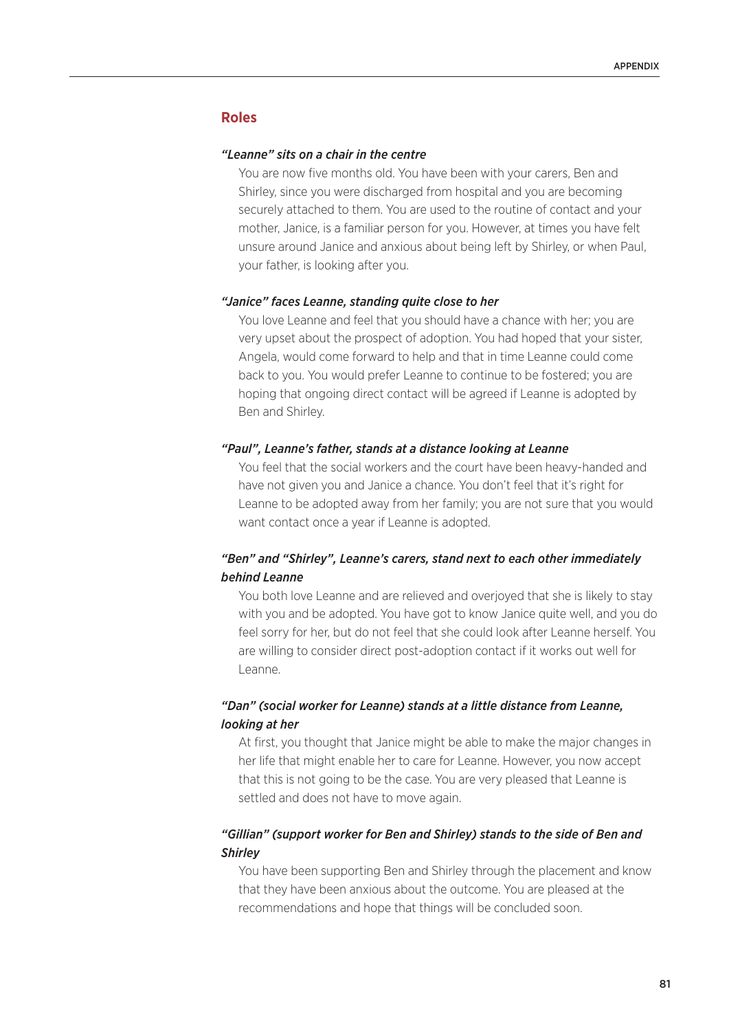## Roles

***"Leanne" sits on a chair in the centre***

You are now five months old. You have been with your carers, Ben and Shirley, since you were discharged from hospital and you are becoming securely attached to them. You are used to the routine of contact and your mother, Janice, is a familiar person for you. However, at times you have felt unsure around Janice and anxious about being left by Shirley, or when Paul, your father, is looking after you.

***"Janice" faces Leanne, standing quite close to her***

You love Leanne and feel that you should have a chance with her; you are very upset about the prospect of adoption. You had hoped that your sister, Angela, would come forward to help and that in time Leanne could come back to you. You would prefer Leanne to continue to be fostered; you are hoping that ongoing direct contact will be agreed if Leanne is adopted by Ben and Shirley.

***"Paul", Leanne's father, stands at a distance looking at Leanne***

You feel that the social workers and the court have been heavy-handed and have not given you and Janice a chance. You don't feel that it's right for Leanne to be adopted away from her family; you are not sure that you would want contact once a year if Leanne is adopted.

***"Ben" and "Shirley", Leanne's carers, stand next to each other immediately behind Leanne***

You both love Leanne and are relieved and overjoyed that she is likely to stay with you and be adopted. You have got to know Janice quite well, and you do feel sorry for her, but do not feel that she could look after Leanne herself. You are willing to consider direct post-adoption contact if it works out well for Leanne.

***"Dan" (social worker for Leanne) stands at a little distance from Leanne, looking at her***

At first, you thought that Janice might be able to make the major changes in her life that might enable her to care for Leanne. However, you now accept that this is not going to be the case. You are very pleased that Leanne is settled and does not have to move again.

***"Gillian" (support worker for Ben and Shirley) stands to the side of Ben and Shirley***

You have been supporting Ben and Shirley through the placement and know that they have been anxious about the outcome. You are pleased at the recommendations and hope that things will be concluded soon.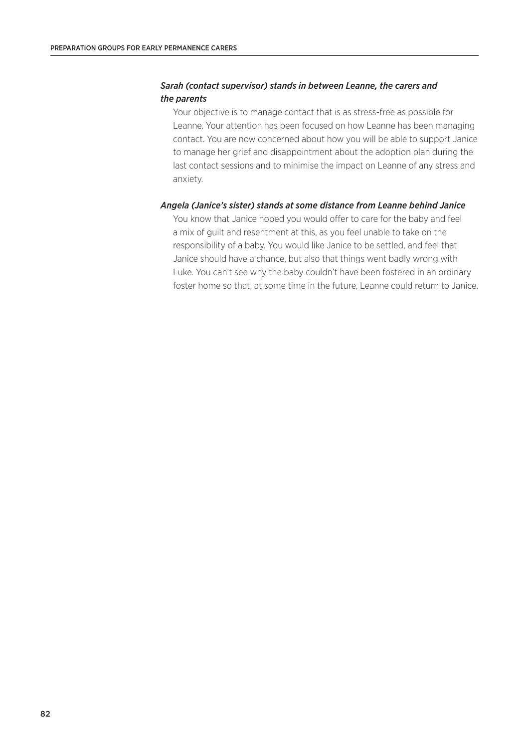***Sarah (contact supervisor) stands in between Leanne, the carers and the parents***

Your objective is to manage contact that is as stress-free as possible for Leanne. Your attention has been focused on how Leanne has been managing contact. You are now concerned about how you will be able to support Janice to manage her grief and disappointment about the adoption plan during the last contact sessions and to minimise the impact on Leanne of any stress and anxiety.

***Angela (Janice's sister) stands at some distance from Leanne behind Janice***

You know that Janice hoped you would offer to care for the baby and feel a mix of guilt and resentment at this, as you feel unable to take on the responsibility of a baby. You would like Janice to be settled, and feel that Janice should have a chance, but also that things went badly wrong with Luke. You can't see why the baby couldn't have been fostered in an ordinary foster home so that, at some time in the future, Leanne could return to Janice.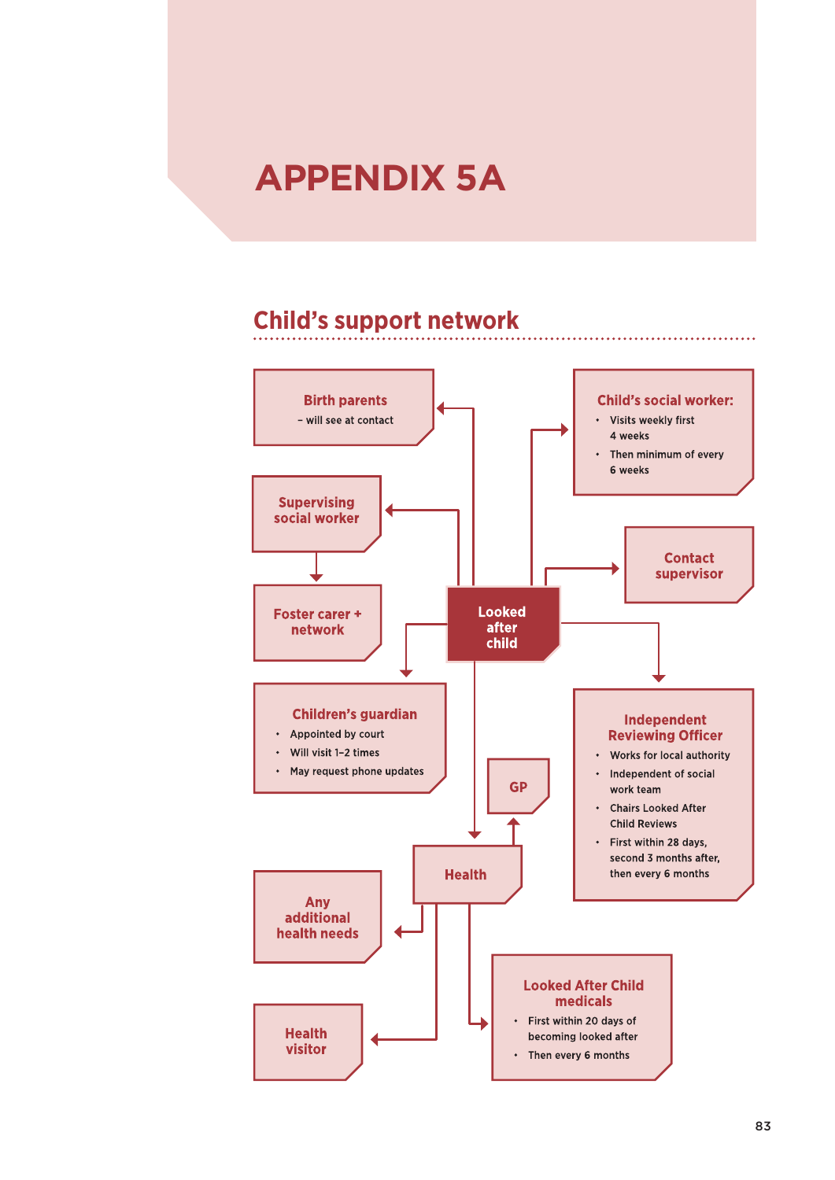# APPENDIX 5A

## Child's support network

**Looked after child**

**Birth parents**
– will see at contact

**Supervising social worker**

**Foster carer + network**

**Children's guardian**
- Appointed by court
- Will visit 1–2 times
- May request phone updates

**Child's social worker:**
- Visits weekly first 4 weeks
- Then minimum of every 6 weeks

**Contact supervisor**

**Independent Reviewing Officer**
- Works for local authority
- Independent of social work team
- Chairs Looked After Child Reviews
- First within 28 days, second 3 months after, then every 6 months

**Health**

**GP**

**Any additional health needs**

**Health visitor**

**Looked After Child medicals**
- First within 20 days of becoming looked after
- Then every 6 months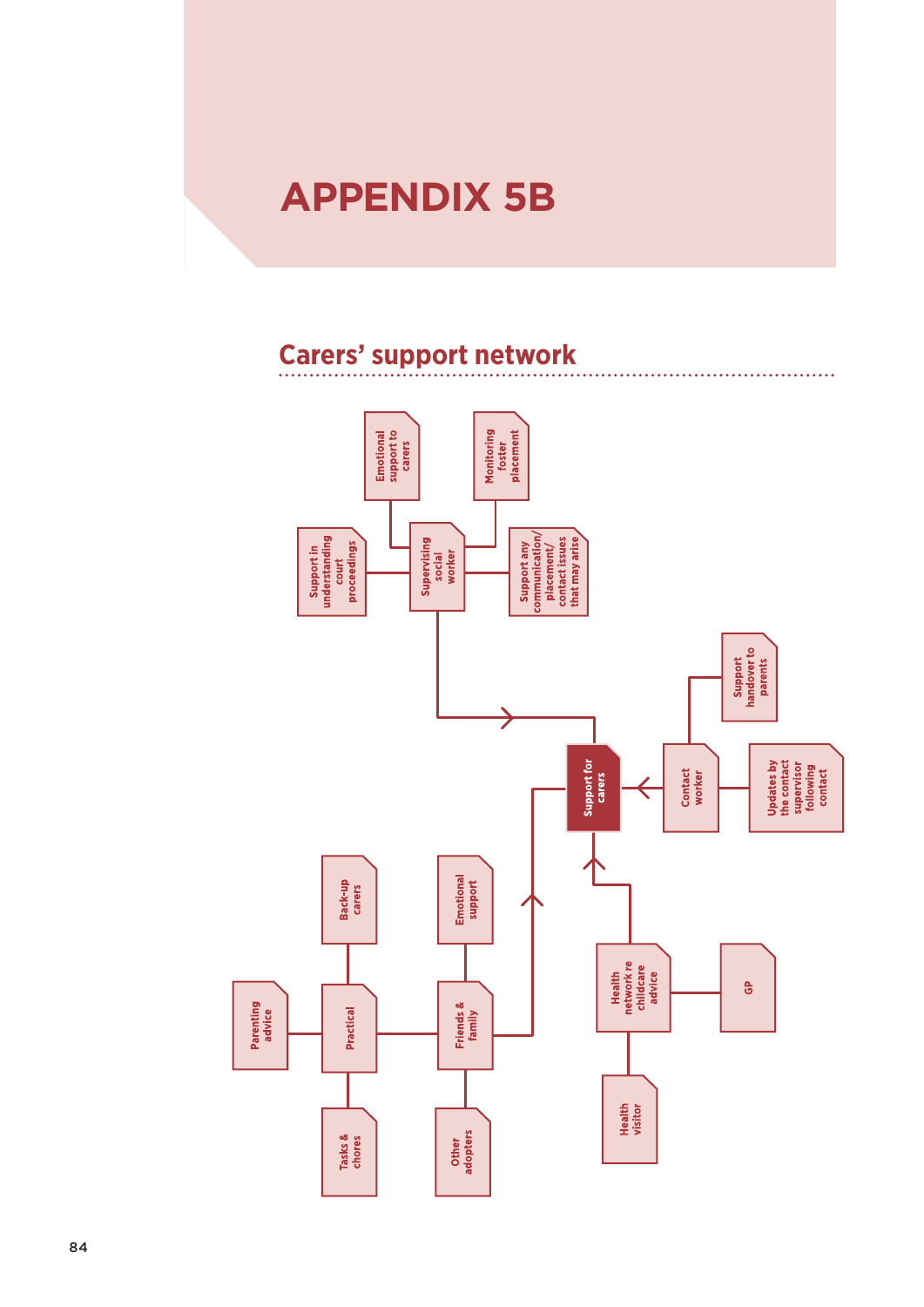# APPENDIX 5B

## Carers' support network

- **Support for carers**
  - **Supervising social worker**
    - Emotional support to carers
    - Monitoring foster placement
    - Support in understanding court proceedings
    - Support any communication/placement/contact issues that may arise
  - **Contact worker**
    - Support handover to parents
    - Updates by the contact supervisor following contact
  - **Health network re childcare advice**
    - GP
    - Health visitor
  - **Friends & family**
    - Emotional support
    - Other adopters
    - Practical
      - Back-up carers
      - Parenting advice
      - Tasks & chores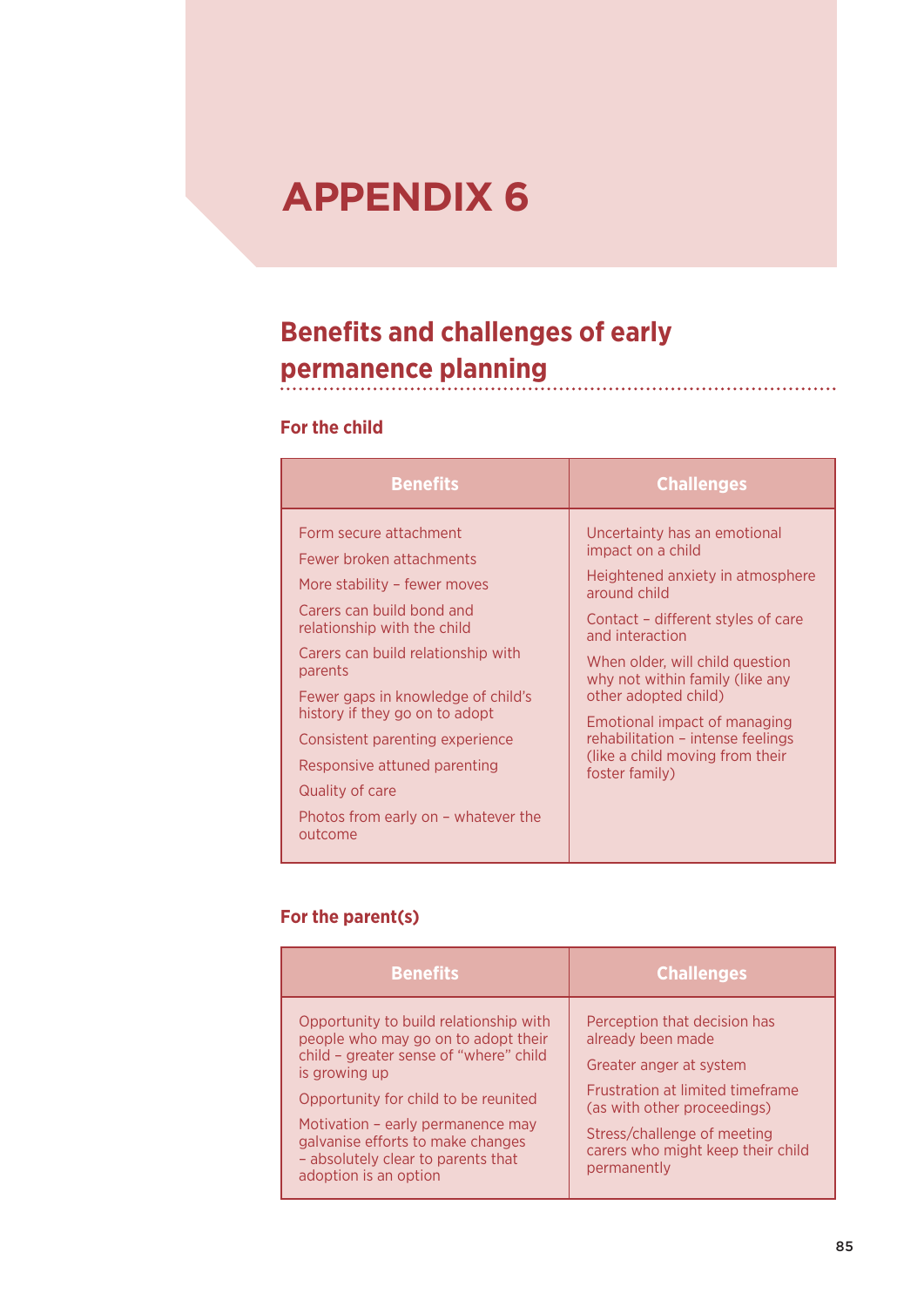# APPENDIX 6

## Benefits and challenges of early permanence planning

### For the child

| Benefits | Challenges |
| --- | --- |
| Form secure attachment<br>Fewer broken attachments<br>More stability – fewer moves<br>Carers can build bond and relationship with the child<br>Carers can build relationship with parents<br>Fewer gaps in knowledge of child's history if they go on to adopt<br>Consistent parenting experience<br>Responsive attuned parenting<br>Quality of care<br>Photos from early on – whatever the outcome | Uncertainty has an emotional impact on a child<br>Heightened anxiety in atmosphere around child<br>Contact – different styles of care and interaction<br>When older, will child question why not within family (like any other adopted child)<br>Emotional impact of managing rehabilitation – intense feelings (like a child moving from their foster family) |

### For the parent(s)

| Benefits | Challenges |
| --- | --- |
| Opportunity to build relationship with people who may go on to adopt their child – greater sense of "where" child is growing up<br>Opportunity for child to be reunited<br>Motivation – early permanence may galvanise efforts to make changes – absolutely clear to parents that adoption is an option | Perception that decision has already been made<br>Greater anger at system<br>Frustration at limited timeframe (as with other proceedings)<br>Stress/challenge of meeting carers who might keep their child permanently |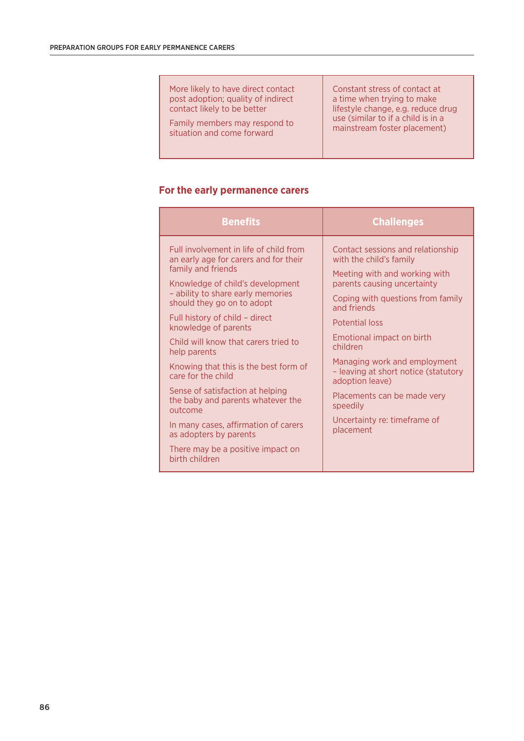| | |
|---|---|
| More likely to have direct contact post adoption; quality of indirect contact likely to be better<br><br>Family members may respond to situation and come forward | Constant stress of contact at a time when trying to make lifestyle change, e.g. reduce drug use (similar to if a child is in a mainstream foster placement) |

## For the early permanence carers

| Benefits | Challenges |
|---|---|
| Full involvement in life of child from an early age for carers and for their family and friends<br><br>Knowledge of child's development – ability to share early memories should they go on to adopt<br><br>Full history of child – direct knowledge of parents<br><br>Child will know that carers tried to help parents<br><br>Knowing that this is the best form of care for the child<br><br>Sense of satisfaction at helping the baby and parents whatever the outcome<br><br>In many cases, affirmation of carers as adopters by parents<br><br>There may be a positive impact on birth children | Contact sessions and relationship with the child's family<br><br>Meeting with and working with parents causing uncertainty<br><br>Coping with questions from family and friends<br><br>Potential loss<br><br>Emotional impact on birth children<br><br>Managing work and employment – leaving at short notice (statutory adoption leave)<br><br>Placements can be made very speedily<br><br>Uncertainty re: timeframe of placement |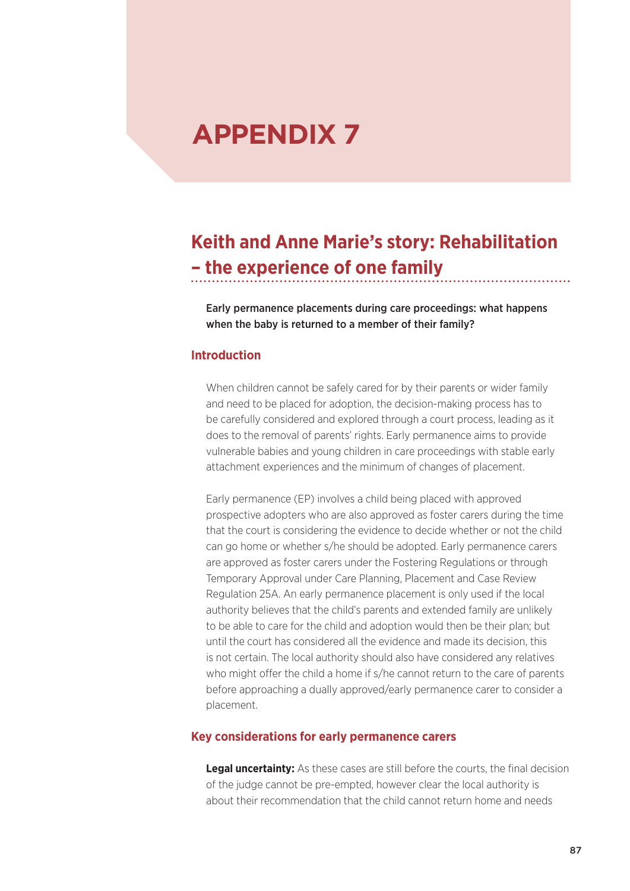# APPENDIX 7

## Keith and Anne Marie's story: Rehabilitation – the experience of one family

**Early permanence placements during care proceedings: what happens when the baby is returned to a member of their family?**

### Introduction

When children cannot be safely cared for by their parents or wider family and need to be placed for adoption, the decision-making process has to be carefully considered and explored through a court process, leading as it does to the removal of parents' rights. Early permanence aims to provide vulnerable babies and young children in care proceedings with stable early attachment experiences and the minimum of changes of placement.

Early permanence (EP) involves a child being placed with approved prospective adopters who are also approved as foster carers during the time that the court is considering the evidence to decide whether or not the child can go home or whether s/he should be adopted. Early permanence carers are approved as foster carers under the Fostering Regulations or through Temporary Approval under Care Planning, Placement and Case Review Regulation 25A. An early permanence placement is only used if the local authority believes that the child's parents and extended family are unlikely to be able to care for the child and adoption would then be their plan; but until the court has considered all the evidence and made its decision, this is not certain. The local authority should also have considered any relatives who might offer the child a home if s/he cannot return to the care of parents before approaching a dually approved/early permanence carer to consider a placement.

### Key considerations for early permanence carers

**Legal uncertainty:** As these cases are still before the courts, the final decision of the judge cannot be pre-empted, however clear the local authority is about their recommendation that the child cannot return home and needs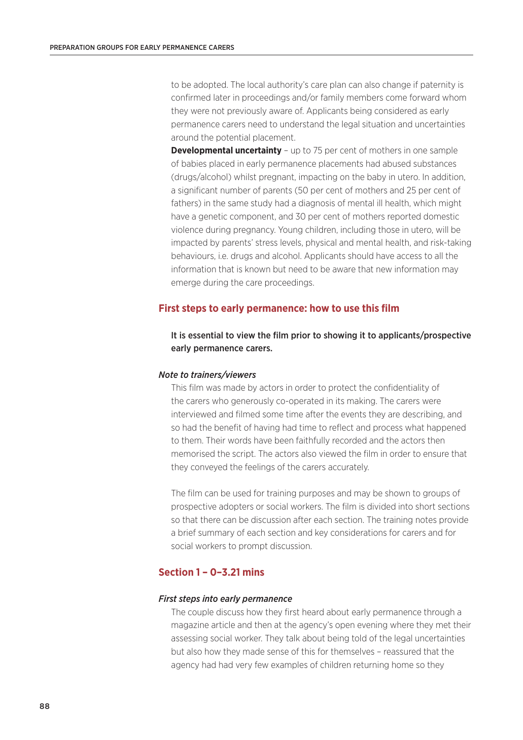to be adopted. The local authority's care plan can also change if paternity is confirmed later in proceedings and/or family members come forward whom they were not previously aware of. Applicants being considered as early permanence carers need to understand the legal situation and uncertainties around the potential placement.

**Developmental uncertainty** – up to 75 per cent of mothers in one sample of babies placed in early permanence placements had abused substances (drugs/alcohol) whilst pregnant, impacting on the baby in utero. In addition, a significant number of parents (50 per cent of mothers and 25 per cent of fathers) in the same study had a diagnosis of mental ill health, which might have a genetic component, and 30 per cent of mothers reported domestic violence during pregnancy. Young children, including those in utero, will be impacted by parents' stress levels, physical and mental health, and risk-taking behaviours, i.e. drugs and alcohol. Applicants should have access to all the information that is known but need to be aware that new information may emerge during the care proceedings.

## First steps to early permanence: how to use this film

**It is essential to view the film prior to showing it to applicants/prospective early permanence carers.**

### *Note to trainers/viewers*

This film was made by actors in order to protect the confidentiality of the carers who generously co-operated in its making. The carers were interviewed and filmed some time after the events they are describing, and so had the benefit of having had time to reflect and process what happened to them. Their words have been faithfully recorded and the actors then memorised the script. The actors also viewed the film in order to ensure that they conveyed the feelings of the carers accurately.

The film can be used for training purposes and may be shown to groups of prospective adopters or social workers. The film is divided into short sections so that there can be discussion after each section. The training notes provide a brief summary of each section and key considerations for carers and for social workers to prompt discussion.

## Section 1 – 0–3.21 mins

### *First steps into early permanence*

The couple discuss how they first heard about early permanence through a magazine article and then at the agency's open evening where they met their assessing social worker. They talk about being told of the legal uncertainties but also how they made sense of this for themselves – reassured that the agency had had very few examples of children returning home so they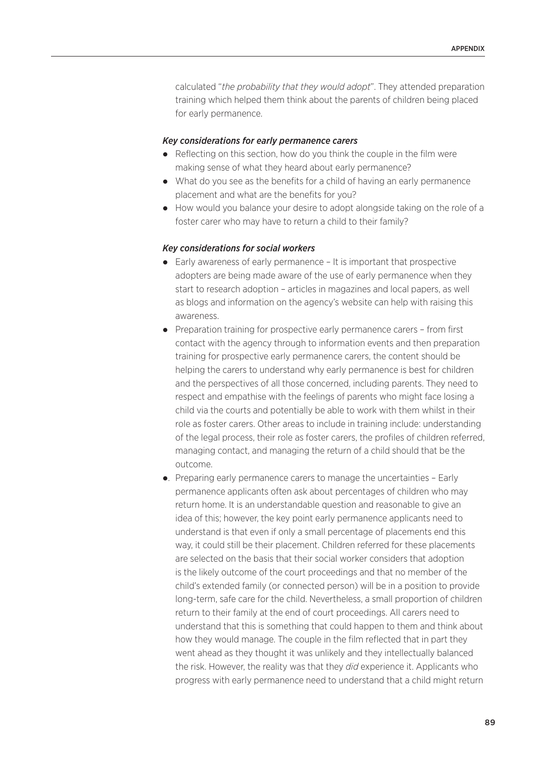calculated "*the probability that they would adopt*". They attended preparation training which helped them think about the parents of children being placed for early permanence.

***Key considerations for early permanence carers***

- Reflecting on this section, how do you think the couple in the film were making sense of what they heard about early permanence?
- What do you see as the benefits for a child of having an early permanence placement and what are the benefits for you?
- How would you balance your desire to adopt alongside taking on the role of a foster carer who may have to return a child to their family?

***Key considerations for social workers***

- Early awareness of early permanence – It is important that prospective adopters are being made aware of the use of early permanence when they start to research adoption – articles in magazines and local papers, as well as blogs and information on the agency's website can help with raising this awareness.
- Preparation training for prospective early permanence carers – from first contact with the agency through to information events and then preparation training for prospective early permanence carers, the content should be helping the carers to understand why early permanence is best for children and the perspectives of all those concerned, including parents. They need to respect and empathise with the feelings of parents who might face losing a child via the courts and potentially be able to work with them whilst in their role as foster carers. Other areas to include in training include: understanding of the legal process, their role as foster carers, the profiles of children referred, managing contact, and managing the return of a child should that be the outcome.
- . Preparing early permanence carers to manage the uncertainties – Early permanence applicants often ask about percentages of children who may return home. It is an understandable question and reasonable to give an idea of this; however, the key point early permanence applicants need to understand is that even if only a small percentage of placements end this way, it could still be their placement. Children referred for these placements are selected on the basis that their social worker considers that adoption is the likely outcome of the court proceedings and that no member of the child's extended family (or connected person) will be in a position to provide long-term, safe care for the child. Nevertheless, a small proportion of children return to their family at the end of court proceedings. All carers need to understand that this is something that could happen to them and think about how they would manage. The couple in the film reflected that in part they went ahead as they thought it was unlikely and they intellectually balanced the risk. However, the reality was that they *did* experience it. Applicants who progress with early permanence need to understand that a child might return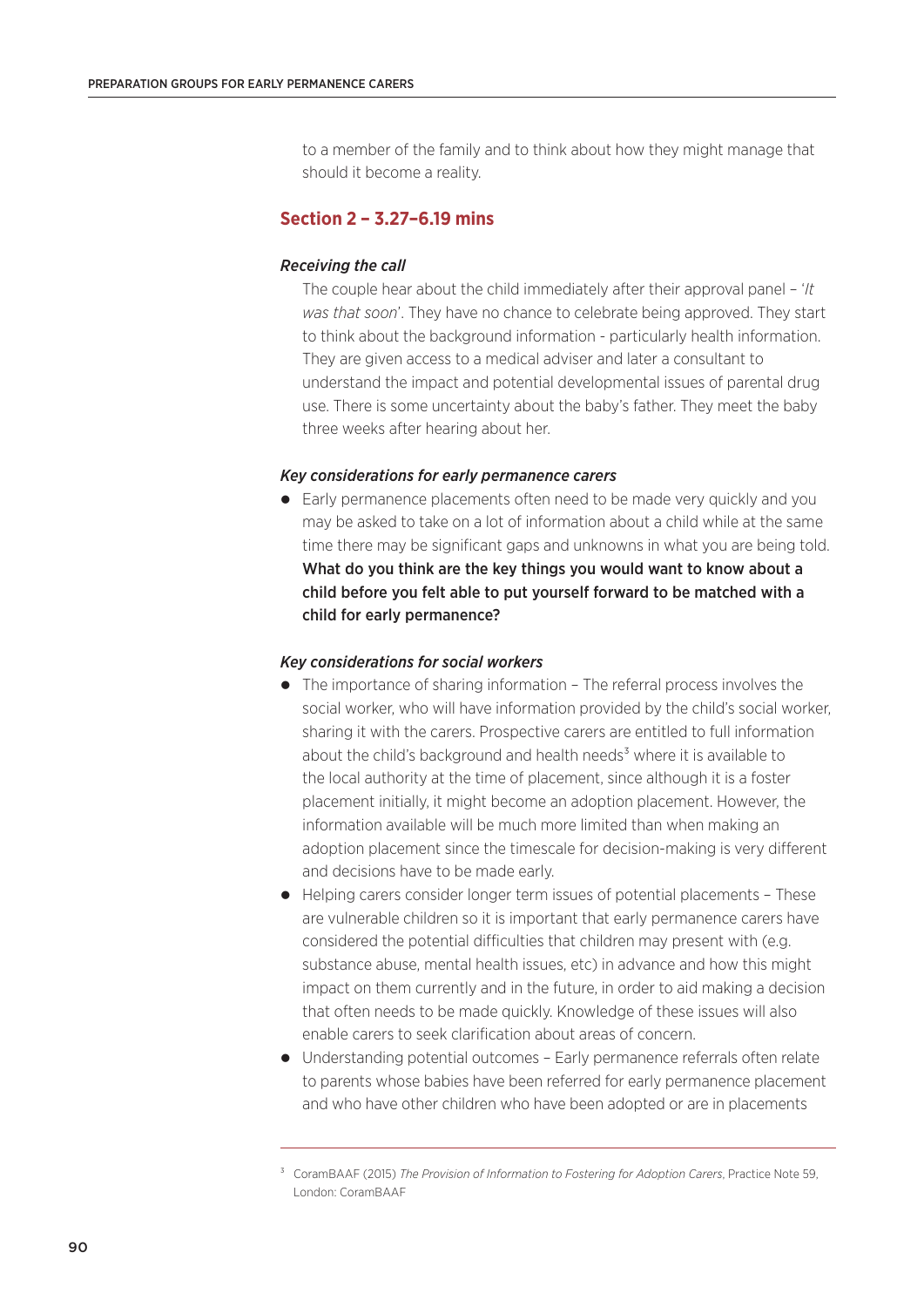to a member of the family and to think about how they might manage that should it become a reality.

## Section 2 – 3.27–6.19 mins

### *Receiving the call*

The couple hear about the child immediately after their approval panel – '*It was that soon*'. They have no chance to celebrate being approved. They start to think about the background information - particularly health information. They are given access to a medical adviser and later a consultant to understand the impact and potential developmental issues of parental drug use. There is some uncertainty about the baby's father. They meet the baby three weeks after hearing about her.

### *Key considerations for early permanence carers*

- Early permanence placements often need to be made very quickly and you may be asked to take on a lot of information about a child while at the same time there may be significant gaps and unknowns in what you are being told. **What do you think are the key things you would want to know about a child before you felt able to put yourself forward to be matched with a child for early permanence?**

### *Key considerations for social workers*

- The importance of sharing information – The referral process involves the social worker, who will have information provided by the child's social worker, sharing it with the carers. Prospective carers are entitled to full information about the child's background and health needs[3] where it is available to the local authority at the time of placement, since although it is a foster placement initially, it might become an adoption placement. However, the information available will be much more limited than when making an adoption placement since the timescale for decision-making is very different and decisions have to be made early.
- Helping carers consider longer term issues of potential placements – These are vulnerable children so it is important that early permanence carers have considered the potential difficulties that children may present with (e.g. substance abuse, mental health issues, etc) in advance and how this might impact on them currently and in the future, in order to aid making a decision that often needs to be made quickly. Knowledge of these issues will also enable carers to seek clarification about areas of concern.
- Understanding potential outcomes – Early permanence referrals often relate to parents whose babies have been referred for early permanence placement and who have other children who have been adopted or are in placements

---

[3] CoramBAAF (2015) *The Provision of Information to Fostering for Adoption Carers*, Practice Note 59, London: CoramBAAF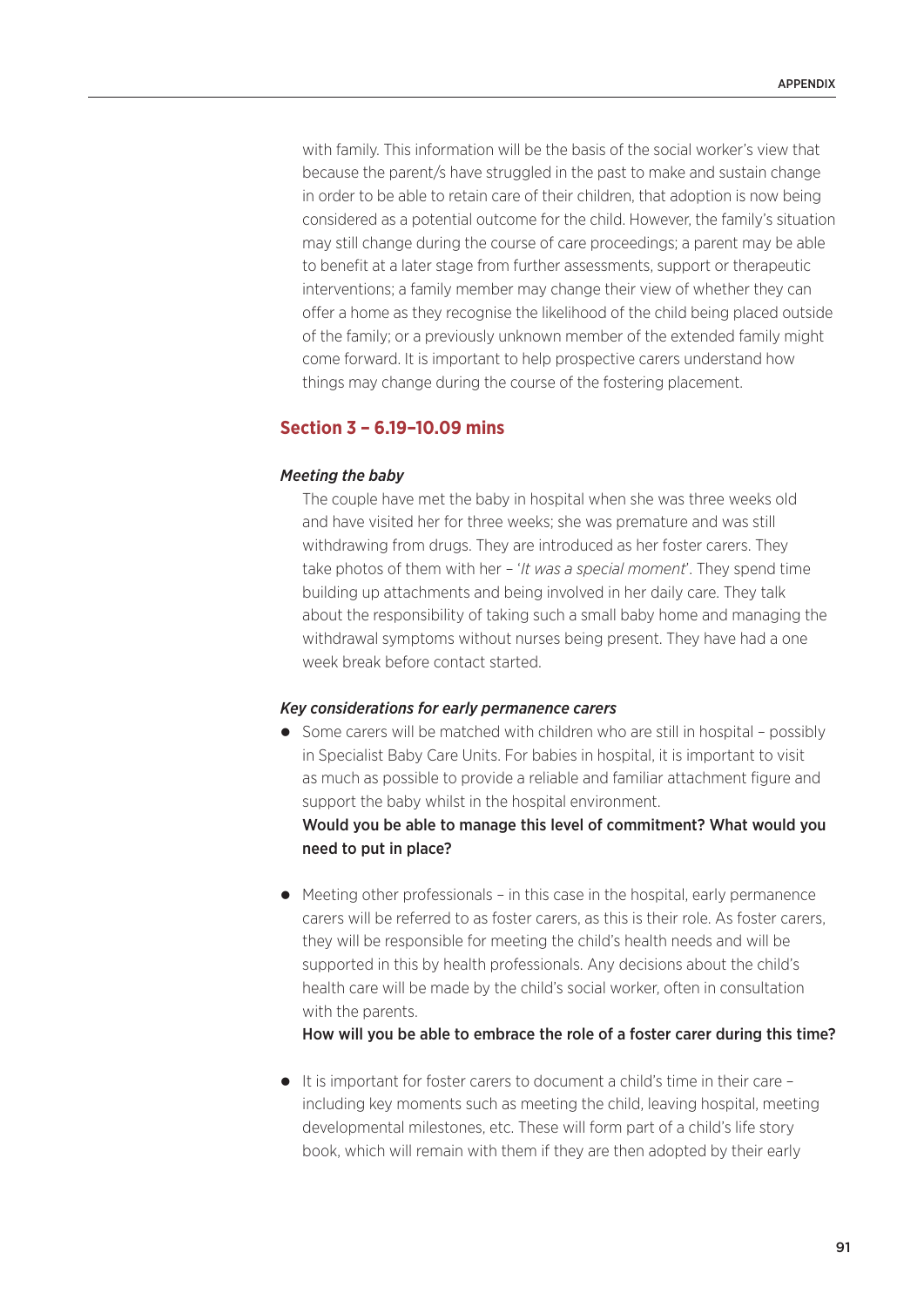with family. This information will be the basis of the social worker's view that because the parent/s have struggled in the past to make and sustain change in order to be able to retain care of their children, that adoption is now being considered as a potential outcome for the child. However, the family's situation may still change during the course of care proceedings; a parent may be able to benefit at a later stage from further assessments, support or therapeutic interventions; a family member may change their view of whether they can offer a home as they recognise the likelihood of the child being placed outside of the family; or a previously unknown member of the extended family might come forward. It is important to help prospective carers understand how things may change during the course of the fostering placement.

## Section 3 – 6.19–10.09 mins

### *Meeting the baby*

The couple have met the baby in hospital when she was three weeks old and have visited her for three weeks; she was premature and was still withdrawing from drugs. They are introduced as her foster carers. They take photos of them with her – '*It was a special moment*'. They spend time building up attachments and being involved in her daily care. They talk about the responsibility of taking such a small baby home and managing the withdrawal symptoms without nurses being present. They have had a one week break before contact started.

### *Key considerations for early permanence carers*

- Some carers will be matched with children who are still in hospital – possibly in Specialist Baby Care Units. For babies in hospital, it is important to visit as much as possible to provide a reliable and familiar attachment figure and support the baby whilst in the hospital environment.
  **Would you be able to manage this level of commitment? What would you need to put in place?**

- Meeting other professionals – in this case in the hospital, early permanence carers will be referred to as foster carers, as this is their role. As foster carers, they will be responsible for meeting the child's health needs and will be supported in this by health professionals. Any decisions about the child's health care will be made by the child's social worker, often in consultation with the parents.
  **How will you be able to embrace the role of a foster carer during this time?**

- It is important for foster carers to document a child's time in their care – including key moments such as meeting the child, leaving hospital, meeting developmental milestones, etc. These will form part of a child's life story book, which will remain with them if they are then adopted by their early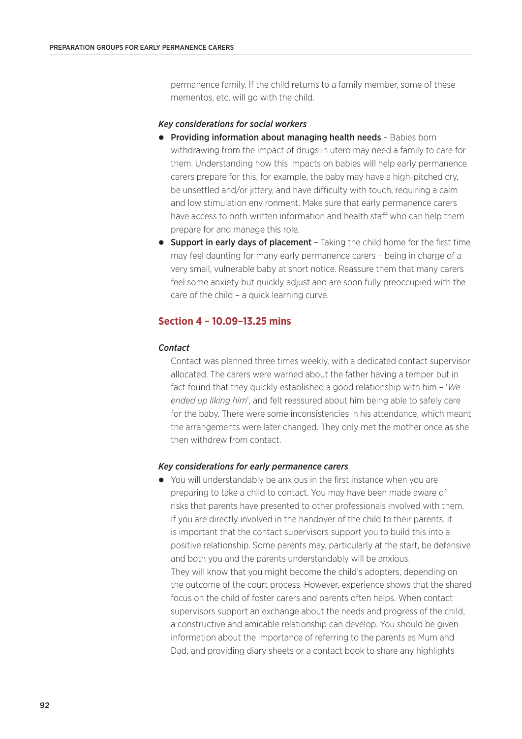permanence family. If the child returns to a family member, some of these mementos, etc, will go with the child.

*Key considerations for social workers*

- **Providing information about managing health needs** – Babies born withdrawing from the impact of drugs in utero may need a family to care for them. Understanding how this impacts on babies will help early permanence carers prepare for this, for example, the baby may have a high-pitched cry, be unsettled and/or jittery, and have difficulty with touch, requiring a calm and low stimulation environment. Make sure that early permanence carers have access to both written information and health staff who can help them prepare for and manage this role.
- **Support in early days of placement** – Taking the child home for the first time may feel daunting for many early permanence carers – being in charge of a very small, vulnerable baby at short notice. Reassure them that many carers feel some anxiety but quickly adjust and are soon fully preoccupied with the care of the child – a quick learning curve.

## Section 4 – 10.09–13.25 mins

*Contact*

Contact was planned three times weekly, with a dedicated contact supervisor allocated. The carers were warned about the father having a temper but in fact found that they quickly established a good relationship with him – '*We ended up liking him*', and felt reassured about him being able to safely care for the baby. There were some inconsistencies in his attendance, which meant the arrangements were later changed. They only met the mother once as she then withdrew from contact.

*Key considerations for early permanence carers*

- You will understandably be anxious in the first instance when you are preparing to take a child to contact. You may have been made aware of risks that parents have presented to other professionals involved with them. If you are directly involved in the handover of the child to their parents, it is important that the contact supervisors support you to build this into a positive relationship. Some parents may, particularly at the start, be defensive and both you and the parents understandably will be anxious.
  They will know that you might become the child's adopters, depending on the outcome of the court process. However, experience shows that the shared focus on the child of foster carers and parents often helps. When contact supervisors support an exchange about the needs and progress of the child, a constructive and amicable relationship can develop. You should be given information about the importance of referring to the parents as Mum and Dad, and providing diary sheets or a contact book to share any highlights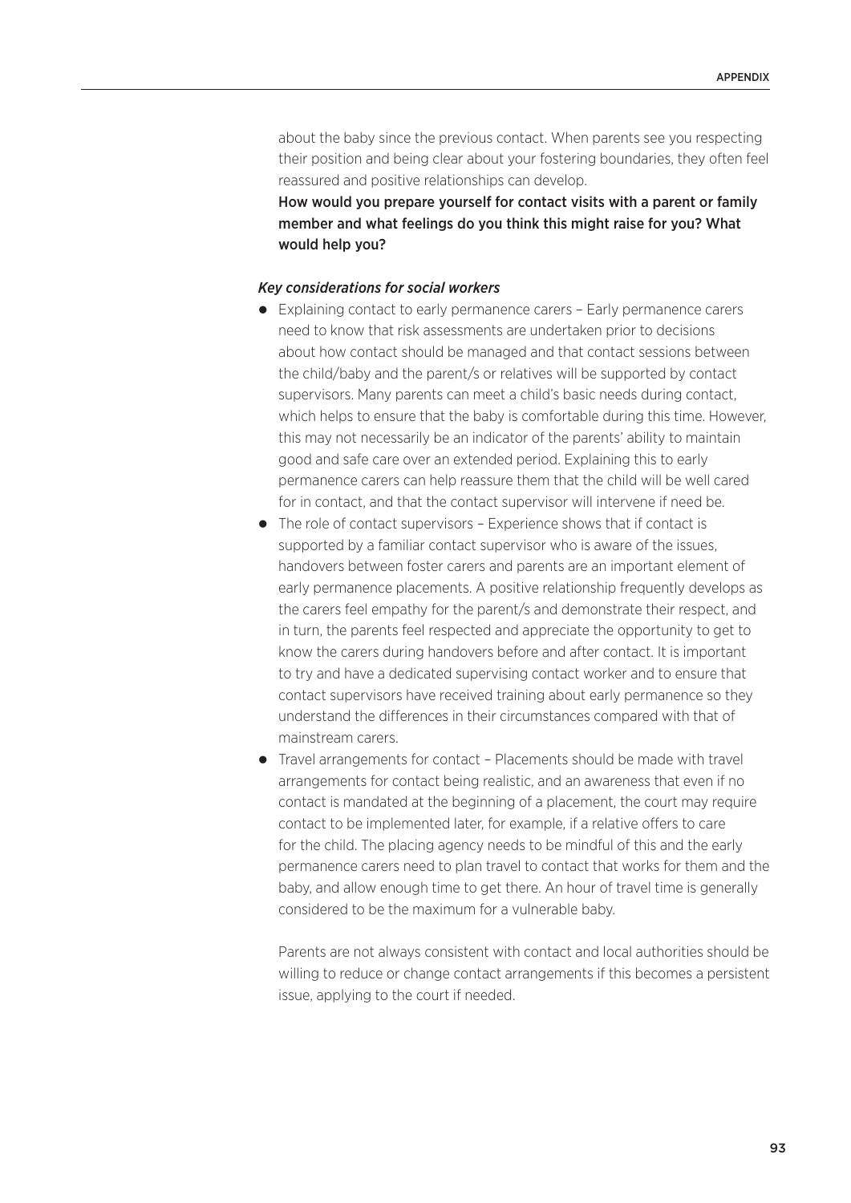about the baby since the previous contact. When parents see you respecting their position and being clear about your fostering boundaries, they often feel reassured and positive relationships can develop.

**How would you prepare yourself for contact visits with a parent or family member and what feelings do you think this might raise for you? What would help you?**

***Key considerations for social workers***

- Explaining contact to early permanence carers – Early permanence carers need to know that risk assessments are undertaken prior to decisions about how contact should be managed and that contact sessions between the child/baby and the parent/s or relatives will be supported by contact supervisors. Many parents can meet a child's basic needs during contact, which helps to ensure that the baby is comfortable during this time. However, this may not necessarily be an indicator of the parents' ability to maintain good and safe care over an extended period. Explaining this to early permanence carers can help reassure them that the child will be well cared for in contact, and that the contact supervisor will intervene if need be.
- The role of contact supervisors – Experience shows that if contact is supported by a familiar contact supervisor who is aware of the issues, handovers between foster carers and parents are an important element of early permanence placements. A positive relationship frequently develops as the carers feel empathy for the parent/s and demonstrate their respect, and in turn, the parents feel respected and appreciate the opportunity to get to know the carers during handovers before and after contact. It is important to try and have a dedicated supervising contact worker and to ensure that contact supervisors have received training about early permanence so they understand the differences in their circumstances compared with that of mainstream carers.
- Travel arrangements for contact – Placements should be made with travel arrangements for contact being realistic, and an awareness that even if no contact is mandated at the beginning of a placement, the court may require contact to be implemented later, for example, if a relative offers to care for the child. The placing agency needs to be mindful of this and the early permanence carers need to plan travel to contact that works for them and the baby, and allow enough time to get there. An hour of travel time is generally considered to be the maximum for a vulnerable baby.

  Parents are not always consistent with contact and local authorities should be willing to reduce or change contact arrangements if this becomes a persistent issue, applying to the court if needed.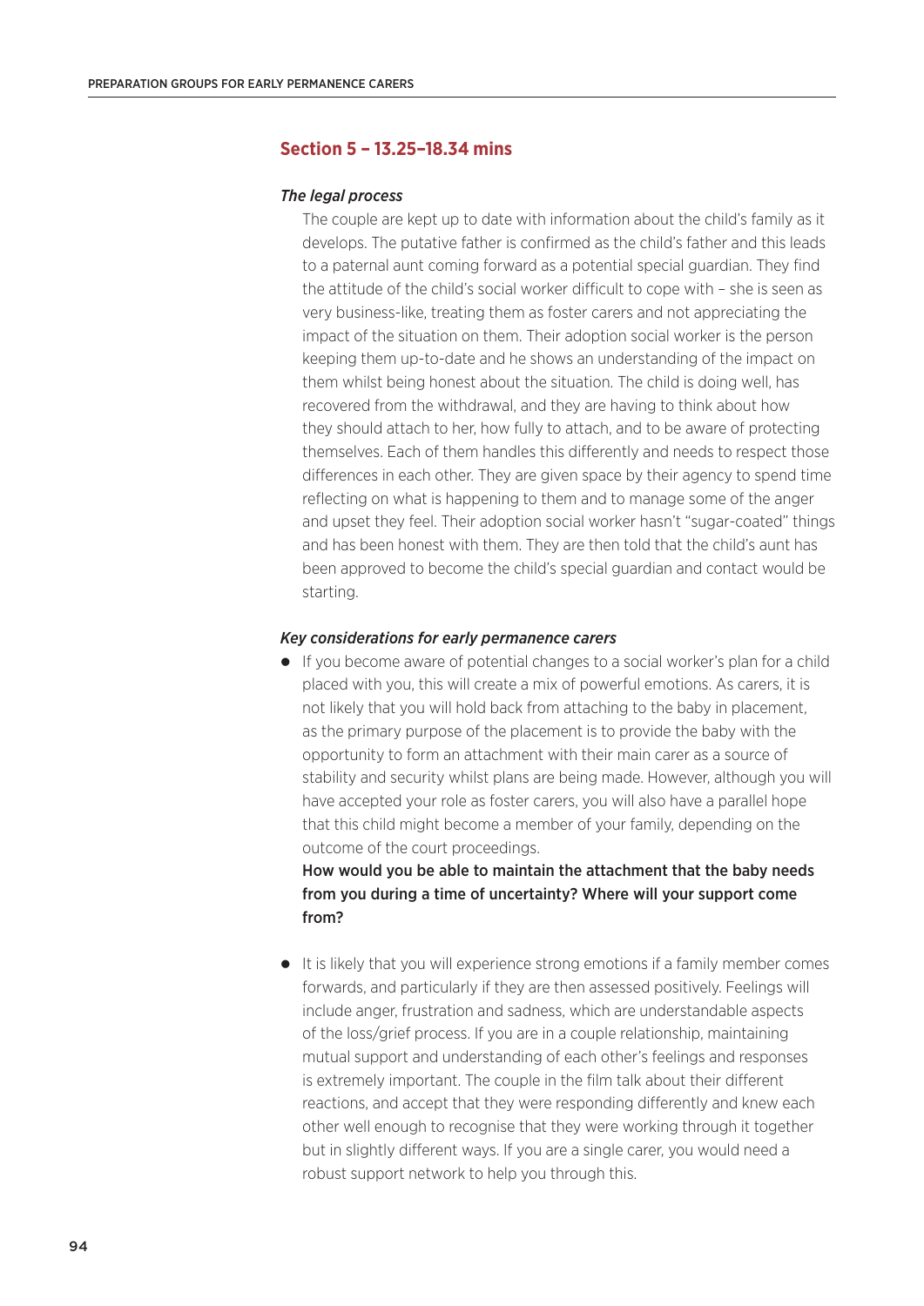## Section 5 – 13.25–18.34 mins

*The legal process*

The couple are kept up to date with information about the child's family as it develops. The putative father is confirmed as the child's father and this leads to a paternal aunt coming forward as a potential special guardian. They find the attitude of the child's social worker difficult to cope with – she is seen as very business-like, treating them as foster carers and not appreciating the impact of the situation on them. Their adoption social worker is the person keeping them up-to-date and he shows an understanding of the impact on them whilst being honest about the situation. The child is doing well, has recovered from the withdrawal, and they are having to think about how they should attach to her, how fully to attach, and to be aware of protecting themselves. Each of them handles this differently and needs to respect those differences in each other. They are given space by their agency to spend time reflecting on what is happening to them and to manage some of the anger and upset they feel. Their adoption social worker hasn't "sugar-coated" things and has been honest with them. They are then told that the child's aunt has been approved to become the child's special guardian and contact would be starting.

*Key considerations for early permanence carers*

- If you become aware of potential changes to a social worker's plan for a child placed with you, this will create a mix of powerful emotions. As carers, it is not likely that you will hold back from attaching to the baby in placement, as the primary purpose of the placement is to provide the baby with the opportunity to form an attachment with their main carer as a source of stability and security whilst plans are being made. However, although you will have accepted your role as foster carers, you will also have a parallel hope that this child might become a member of your family, depending on the outcome of the court proceedings.

  **How would you be able to maintain the attachment that the baby needs from you during a time of uncertainty? Where will your support come from?**

- It is likely that you will experience strong emotions if a family member comes forwards, and particularly if they are then assessed positively. Feelings will include anger, frustration and sadness, which are understandable aspects of the loss/grief process. If you are in a couple relationship, maintaining mutual support and understanding of each other's feelings and responses is extremely important. The couple in the film talk about their different reactions, and accept that they were responding differently and knew each other well enough to recognise that they were working through it together but in slightly different ways. If you are a single carer, you would need a robust support network to help you through this.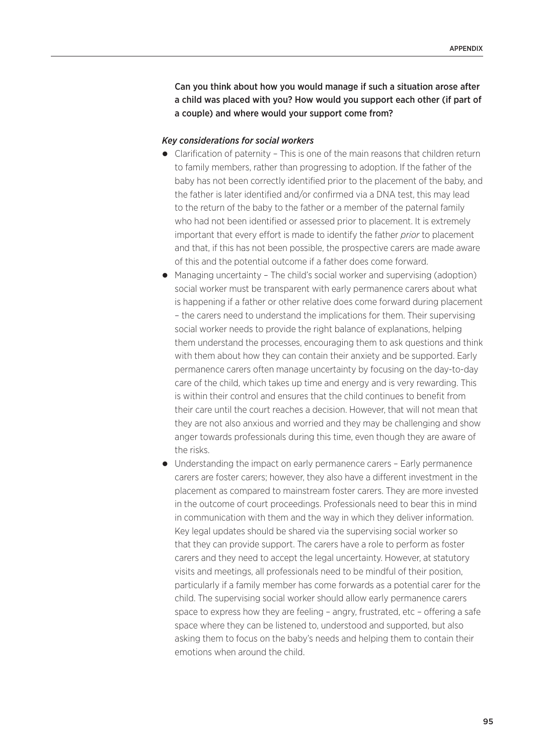**Can you think about how you would manage if such a situation arose after a child was placed with you? How would you support each other (if part of a couple) and where would your support come from?**

***Key considerations for social workers***

- Clarification of paternity – This is one of the main reasons that children return to family members, rather than progressing to adoption. If the father of the baby has not been correctly identified prior to the placement of the baby, and the father is later identified and/or confirmed via a DNA test, this may lead to the return of the baby to the father or a member of the paternal family who had not been identified or assessed prior to placement. It is extremely important that every effort is made to identify the father *prior* to placement and that, if this has not been possible, the prospective carers are made aware of this and the potential outcome if a father does come forward.
- Managing uncertainty – The child's social worker and supervising (adoption) social worker must be transparent with early permanence carers about what is happening if a father or other relative does come forward during placement – the carers need to understand the implications for them. Their supervising social worker needs to provide the right balance of explanations, helping them understand the processes, encouraging them to ask questions and think with them about how they can contain their anxiety and be supported. Early permanence carers often manage uncertainty by focusing on the day-to-day care of the child, which takes up time and energy and is very rewarding. This is within their control and ensures that the child continues to benefit from their care until the court reaches a decision. However, that will not mean that they are not also anxious and worried and they may be challenging and show anger towards professionals during this time, even though they are aware of the risks.
- Understanding the impact on early permanence carers – Early permanence carers are foster carers; however, they also have a different investment in the placement as compared to mainstream foster carers. They are more invested in the outcome of court proceedings. Professionals need to bear this in mind in communication with them and the way in which they deliver information. Key legal updates should be shared via the supervising social worker so that they can provide support. The carers have a role to perform as foster carers and they need to accept the legal uncertainty. However, at statutory visits and meetings, all professionals need to be mindful of their position, particularly if a family member has come forwards as a potential carer for the child. The supervising social worker should allow early permanence carers space to express how they are feeling – angry, frustrated, etc – offering a safe space where they can be listened to, understood and supported, but also asking them to focus on the baby's needs and helping them to contain their emotions when around the child.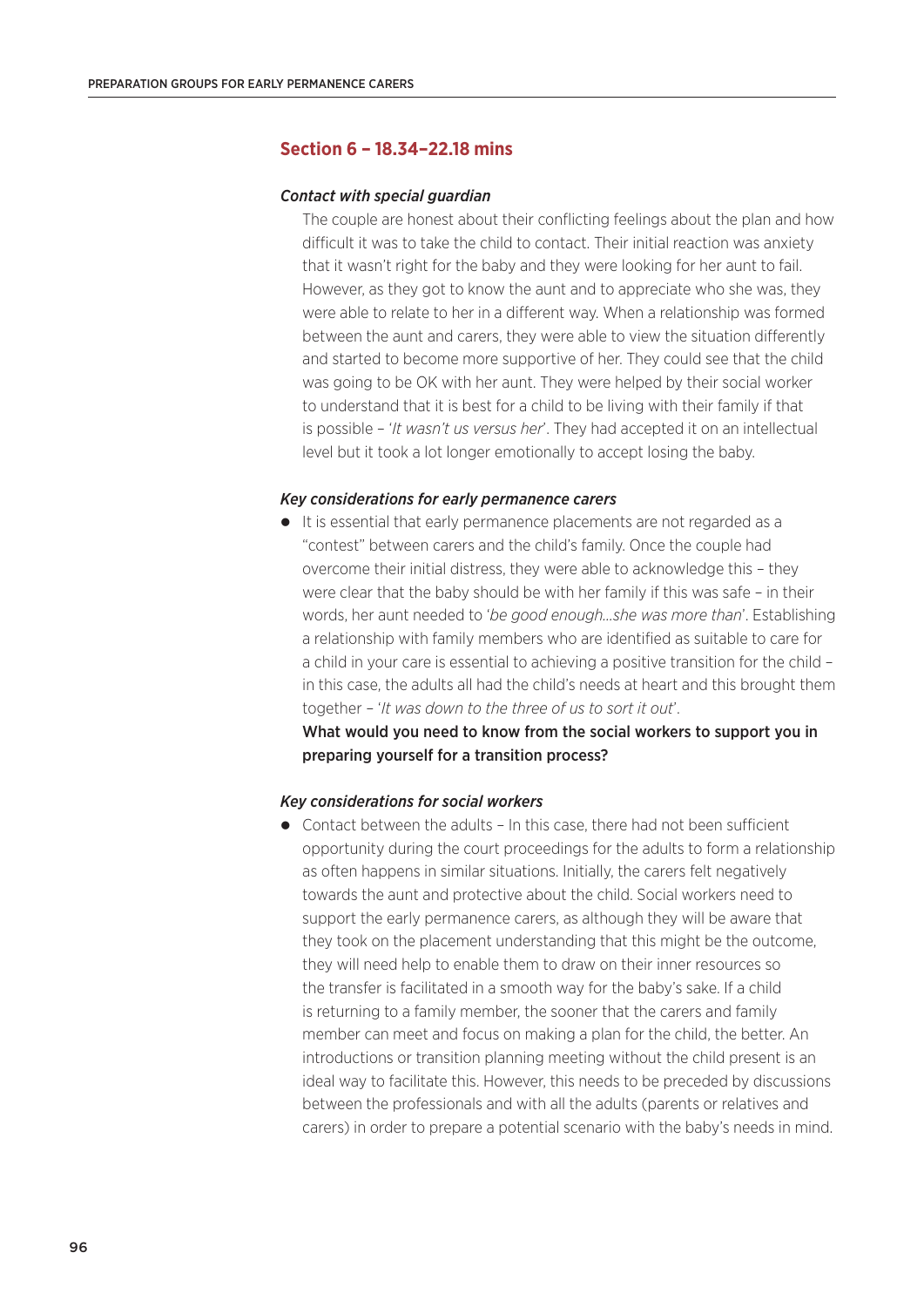## Section 6 – 18.34–22.18 mins

### *Contact with special guardian*

The couple are honest about their conflicting feelings about the plan and how difficult it was to take the child to contact. Their initial reaction was anxiety that it wasn't right for the baby and they were looking for her aunt to fail. However, as they got to know the aunt and to appreciate who she was, they were able to relate to her in a different way. When a relationship was formed between the aunt and carers, they were able to view the situation differently and started to become more supportive of her. They could see that the child was going to be OK with her aunt. They were helped by their social worker to understand that it is best for a child to be living with their family if that is possible – '*It wasn't us versus her*'. They had accepted it on an intellectual level but it took a lot longer emotionally to accept losing the baby.

### *Key considerations for early permanence carers*

- It is essential that early permanence placements are not regarded as a "contest" between carers and the child's family. Once the couple had overcome their initial distress, they were able to acknowledge this – they were clear that the baby should be with her family if this was safe – in their words, her aunt needed to '*be good enough...she was more than*'. Establishing a relationship with family members who are identified as suitable to care for a child in your care is essential to achieving a positive transition for the child – in this case, the adults all had the child's needs at heart and this brought them together – '*It was down to the three of us to sort it out*'.

  **What would you need to know from the social workers to support you in preparing yourself for a transition process?**

### *Key considerations for social workers*

- Contact between the adults – In this case, there had not been sufficient opportunity during the court proceedings for the adults to form a relationship as often happens in similar situations. Initially, the carers felt negatively towards the aunt and protective about the child. Social workers need to support the early permanence carers, as although they will be aware that they took on the placement understanding that this might be the outcome, they will need help to enable them to draw on their inner resources so the transfer is facilitated in a smooth way for the baby's sake. If a child is returning to a family member, the sooner that the carers and family member can meet and focus on making a plan for the child, the better. An introductions or transition planning meeting without the child present is an ideal way to facilitate this. However, this needs to be preceded by discussions between the professionals and with all the adults (parents or relatives and carers) in order to prepare a potential scenario with the baby's needs in mind.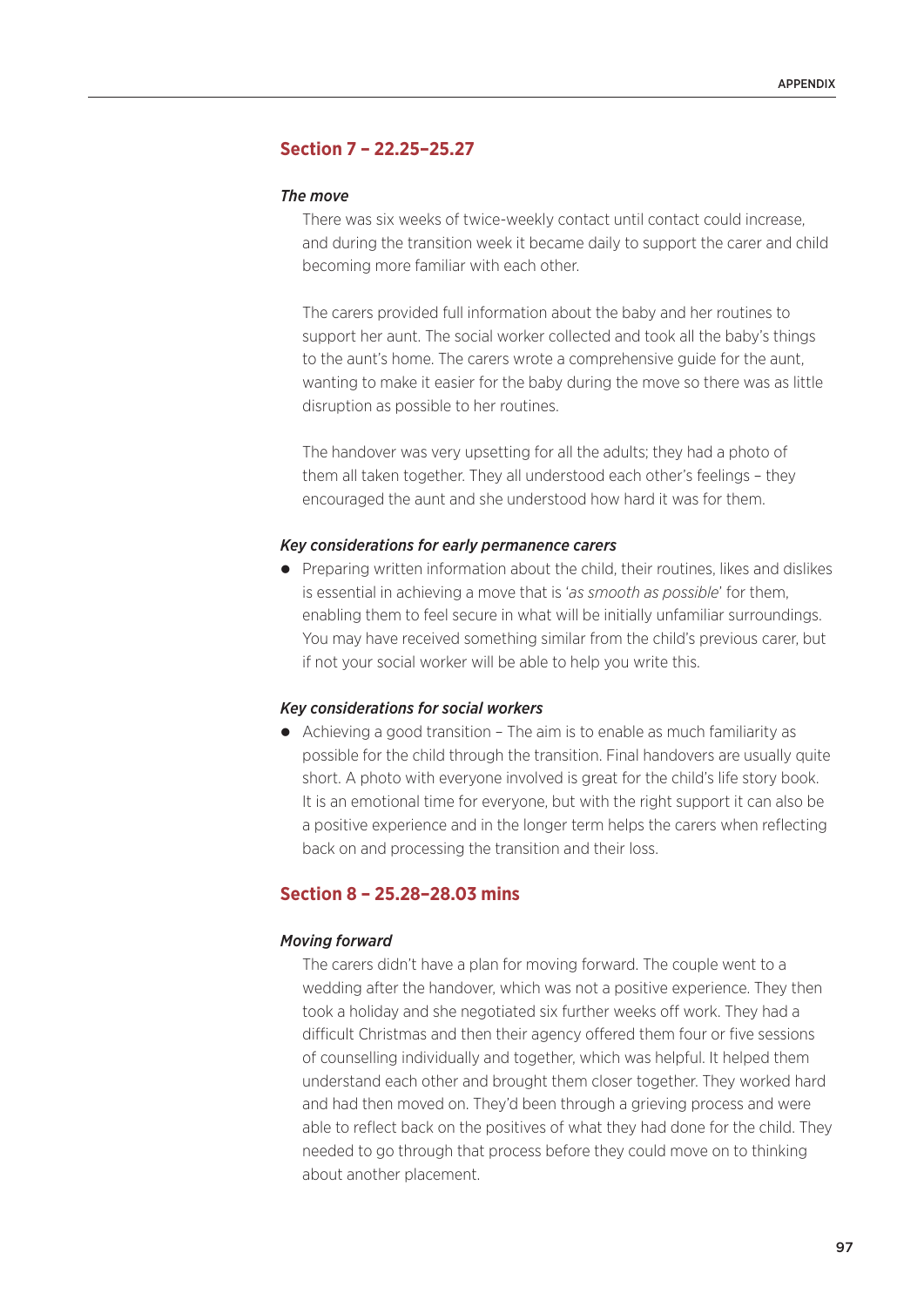## Section 7 – 22.25–25.27

### *The move*

There was six weeks of twice-weekly contact until contact could increase, and during the transition week it became daily to support the carer and child becoming more familiar with each other.

The carers provided full information about the baby and her routines to support her aunt. The social worker collected and took all the baby's things to the aunt's home. The carers wrote a comprehensive guide for the aunt, wanting to make it easier for the baby during the move so there was as little disruption as possible to her routines.

The handover was very upsetting for all the adults; they had a photo of them all taken together. They all understood each other's feelings – they encouraged the aunt and she understood how hard it was for them.

### *Key considerations for early permanence carers*

- Preparing written information about the child, their routines, likes and dislikes is essential in achieving a move that is '*as smooth as possible*' for them, enabling them to feel secure in what will be initially unfamiliar surroundings. You may have received something similar from the child's previous carer, but if not your social worker will be able to help you write this.

### *Key considerations for social workers*

- Achieving a good transition – The aim is to enable as much familiarity as possible for the child through the transition. Final handovers are usually quite short. A photo with everyone involved is great for the child's life story book. It is an emotional time for everyone, but with the right support it can also be a positive experience and in the longer term helps the carers when reflecting back on and processing the transition and their loss.

## Section 8 – 25.28–28.03 mins

### *Moving forward*

The carers didn't have a plan for moving forward. The couple went to a wedding after the handover, which was not a positive experience. They then took a holiday and she negotiated six further weeks off work. They had a difficult Christmas and then their agency offered them four or five sessions of counselling individually and together, which was helpful. It helped them understand each other and brought them closer together. They worked hard and had then moved on. They'd been through a grieving process and were able to reflect back on the positives of what they had done for the child. They needed to go through that process before they could move on to thinking about another placement.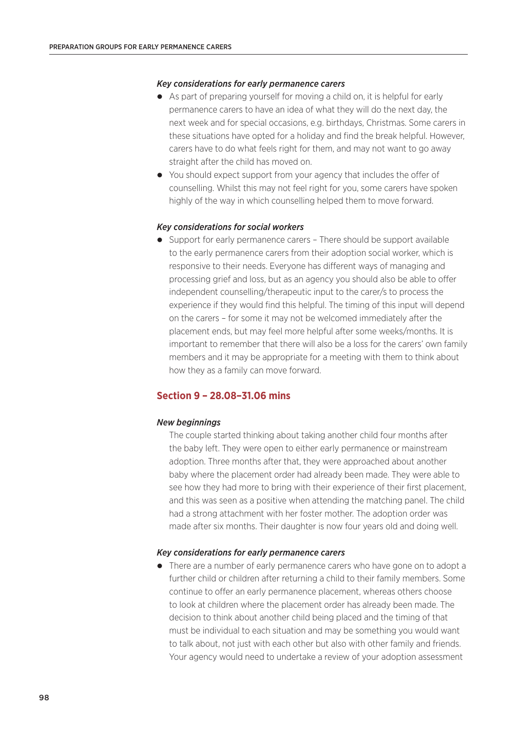*Key considerations for early permanence carers*

- As part of preparing yourself for moving a child on, it is helpful for early permanence carers to have an idea of what they will do the next day, the next week and for special occasions, e.g. birthdays, Christmas. Some carers in these situations have opted for a holiday and find the break helpful. However, carers have to do what feels right for them, and may not want to go away straight after the child has moved on.
- You should expect support from your agency that includes the offer of counselling. Whilst this may not feel right for you, some carers have spoken highly of the way in which counselling helped them to move forward.

*Key considerations for social workers*

- Support for early permanence carers – There should be support available to the early permanence carers from their adoption social worker, which is responsive to their needs. Everyone has different ways of managing and processing grief and loss, but as an agency you should also be able to offer independent counselling/therapeutic input to the carer/s to process the experience if they would find this helpful. The timing of this input will depend on the carers – for some it may not be welcomed immediately after the placement ends, but may feel more helpful after some weeks/months. It is important to remember that there will also be a loss for the carers' own family members and it may be appropriate for a meeting with them to think about how they as a family can move forward.

## Section 9 – 28.08–31.06 mins

*New beginnings*

The couple started thinking about taking another child four months after the baby left. They were open to either early permanence or mainstream adoption. Three months after that, they were approached about another baby where the placement order had already been made. They were able to see how they had more to bring with their experience of their first placement, and this was seen as a positive when attending the matching panel. The child had a strong attachment with her foster mother. The adoption order was made after six months. Their daughter is now four years old and doing well.

*Key considerations for early permanence carers*

- There are a number of early permanence carers who have gone on to adopt a further child or children after returning a child to their family members. Some continue to offer an early permanence placement, whereas others choose to look at children where the placement order has already been made. The decision to think about another child being placed and the timing of that must be individual to each situation and may be something you would want to talk about, not just with each other but also with other family and friends. Your agency would need to undertake a review of your adoption assessment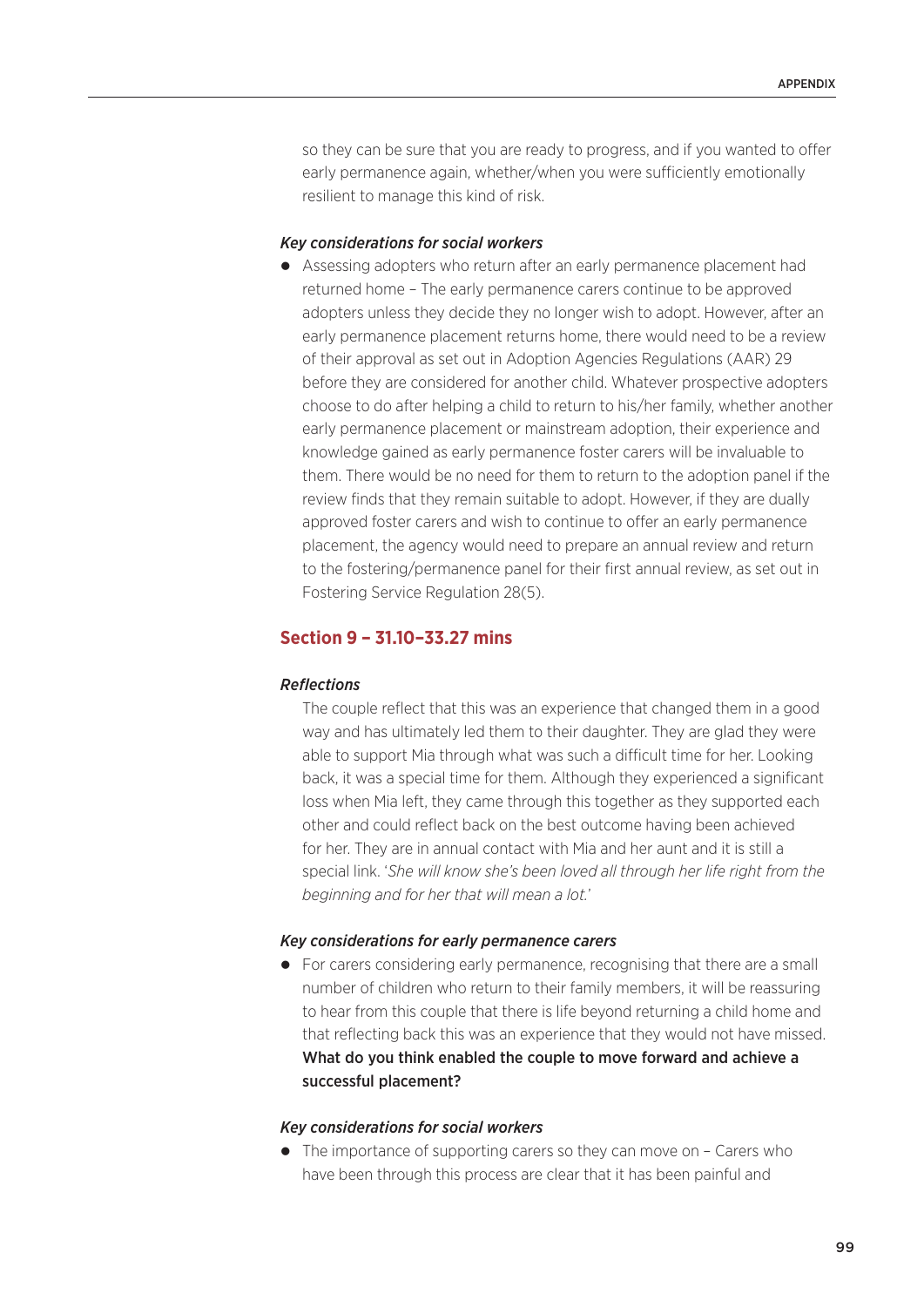so they can be sure that you are ready to progress, and if you wanted to offer early permanence again, whether/when you were sufficiently emotionally resilient to manage this kind of risk.

### *Key considerations for social workers*

- Assessing adopters who return after an early permanence placement had returned home – The early permanence carers continue to be approved adopters unless they decide they no longer wish to adopt. However, after an early permanence placement returns home, there would need to be a review of their approval as set out in Adoption Agencies Regulations (AAR) 29 before they are considered for another child. Whatever prospective adopters choose to do after helping a child to return to his/her family, whether another early permanence placement or mainstream adoption, their experience and knowledge gained as early permanence foster carers will be invaluable to them. There would be no need for them to return to the adoption panel if the review finds that they remain suitable to adopt. However, if they are dually approved foster carers and wish to continue to offer an early permanence placement, the agency would need to prepare an annual review and return to the fostering/permanence panel for their first annual review, as set out in Fostering Service Regulation 28(5).

## Section 9 – 31.10–33.27 mins

### *Reflections*

The couple reflect that this was an experience that changed them in a good way and has ultimately led them to their daughter. They are glad they were able to support Mia through what was such a difficult time for her. Looking back, it was a special time for them. Although they experienced a significant loss when Mia left, they came through this together as they supported each other and could reflect back on the best outcome having been achieved for her. They are in annual contact with Mia and her aunt and it is still a special link. '*She will know she's been loved all through her life right from the beginning and for her that will mean a lot.*'

### *Key considerations for early permanence carers*

- For carers considering early permanence, recognising that there are a small number of children who return to their family members, it will be reassuring to hear from this couple that there is life beyond returning a child home and that reflecting back this was an experience that they would not have missed. **What do you think enabled the couple to move forward and achieve a successful placement?**

### *Key considerations for social workers*

- The importance of supporting carers so they can move on – Carers who have been through this process are clear that it has been painful and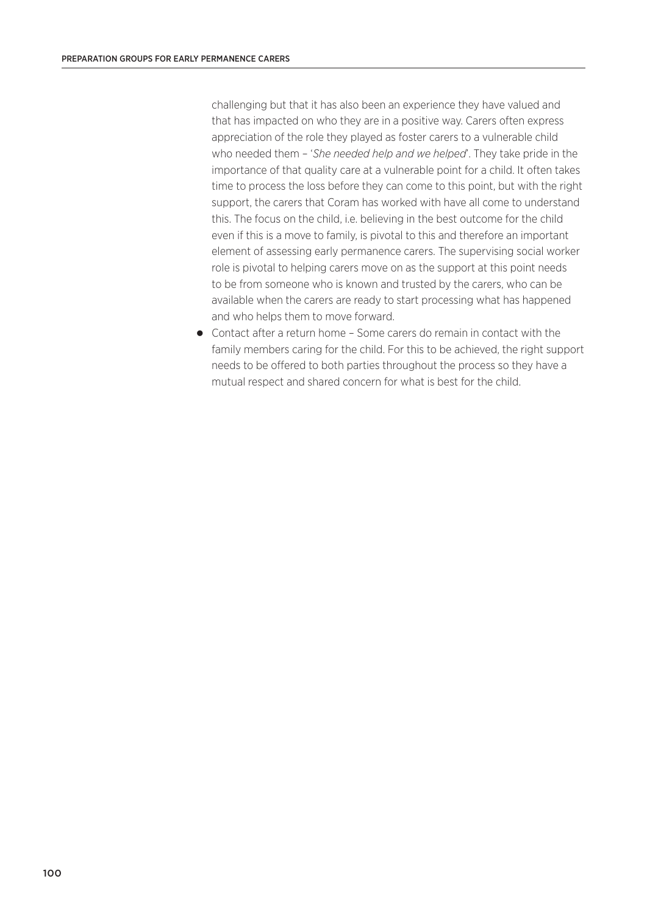challenging but that it has also been an experience they have valued and that has impacted on who they are in a positive way. Carers often express appreciation of the role they played as foster carers to a vulnerable child who needed them – '*She needed help and we helped*'. They take pride in the importance of that quality care at a vulnerable point for a child. It often takes time to process the loss before they can come to this point, but with the right support, the carers that Coram has worked with have all come to understand this. The focus on the child, i.e. believing in the best outcome for the child even if this is a move to family, is pivotal to this and therefore an important element of assessing early permanence carers. The supervising social worker role is pivotal to helping carers move on as the support at this point needs to be from someone who is known and trusted by the carers, who can be available when the carers are ready to start processing what has happened and who helps them to move forward.

- Contact after a return home – Some carers do remain in contact with the family members caring for the child. For this to be achieved, the right support needs to be offered to both parties throughout the process so they have a mutual respect and shared concern for what is best for the child.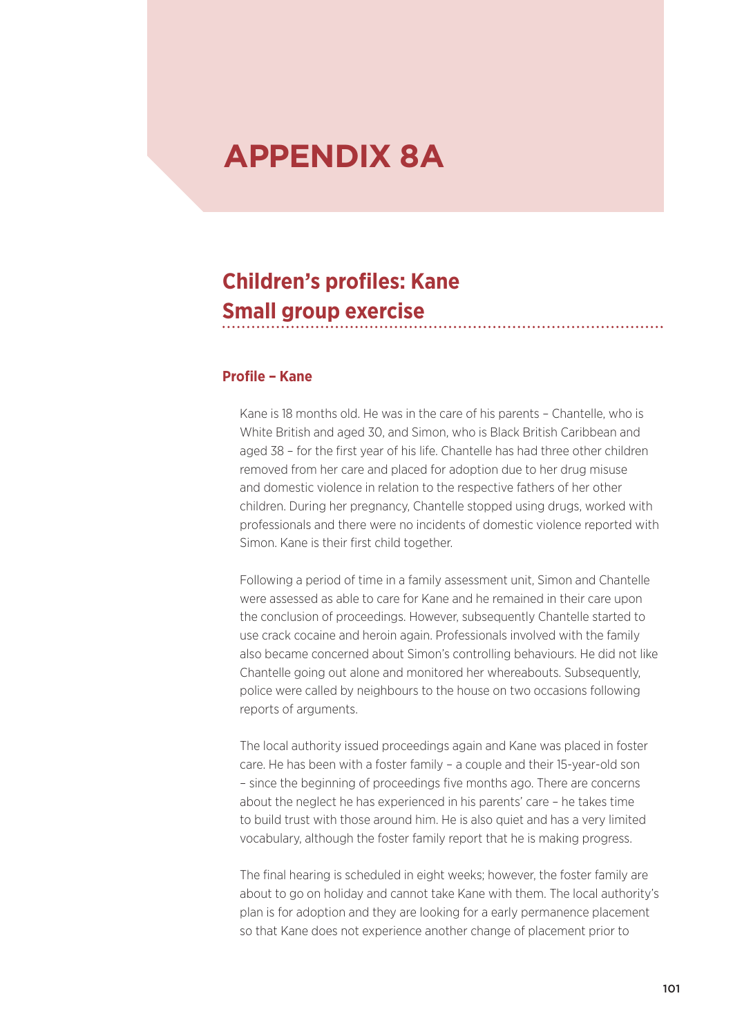# APPENDIX 8A

## Children's profiles: Kane
## Small group exercise

### Profile – Kane

Kane is 18 months old. He was in the care of his parents – Chantelle, who is White British and aged 30, and Simon, who is Black British Caribbean and aged 38 – for the first year of his life. Chantelle has had three other children removed from her care and placed for adoption due to her drug misuse and domestic violence in relation to the respective fathers of her other children. During her pregnancy, Chantelle stopped using drugs, worked with professionals and there were no incidents of domestic violence reported with Simon. Kane is their first child together.

Following a period of time in a family assessment unit, Simon and Chantelle were assessed as able to care for Kane and he remained in their care upon the conclusion of proceedings. However, subsequently Chantelle started to use crack cocaine and heroin again. Professionals involved with the family also became concerned about Simon's controlling behaviours. He did not like Chantelle going out alone and monitored her whereabouts. Subsequently, police were called by neighbours to the house on two occasions following reports of arguments.

The local authority issued proceedings again and Kane was placed in foster care. He has been with a foster family – a couple and their 15-year-old son – since the beginning of proceedings five months ago. There are concerns about the neglect he has experienced in his parents' care – he takes time to build trust with those around him. He is also quiet and has a very limited vocabulary, although the foster family report that he is making progress.

The final hearing is scheduled in eight weeks; however, the foster family are about to go on holiday and cannot take Kane with them. The local authority's plan is for adoption and they are looking for a early permanence placement so that Kane does not experience another change of placement prior to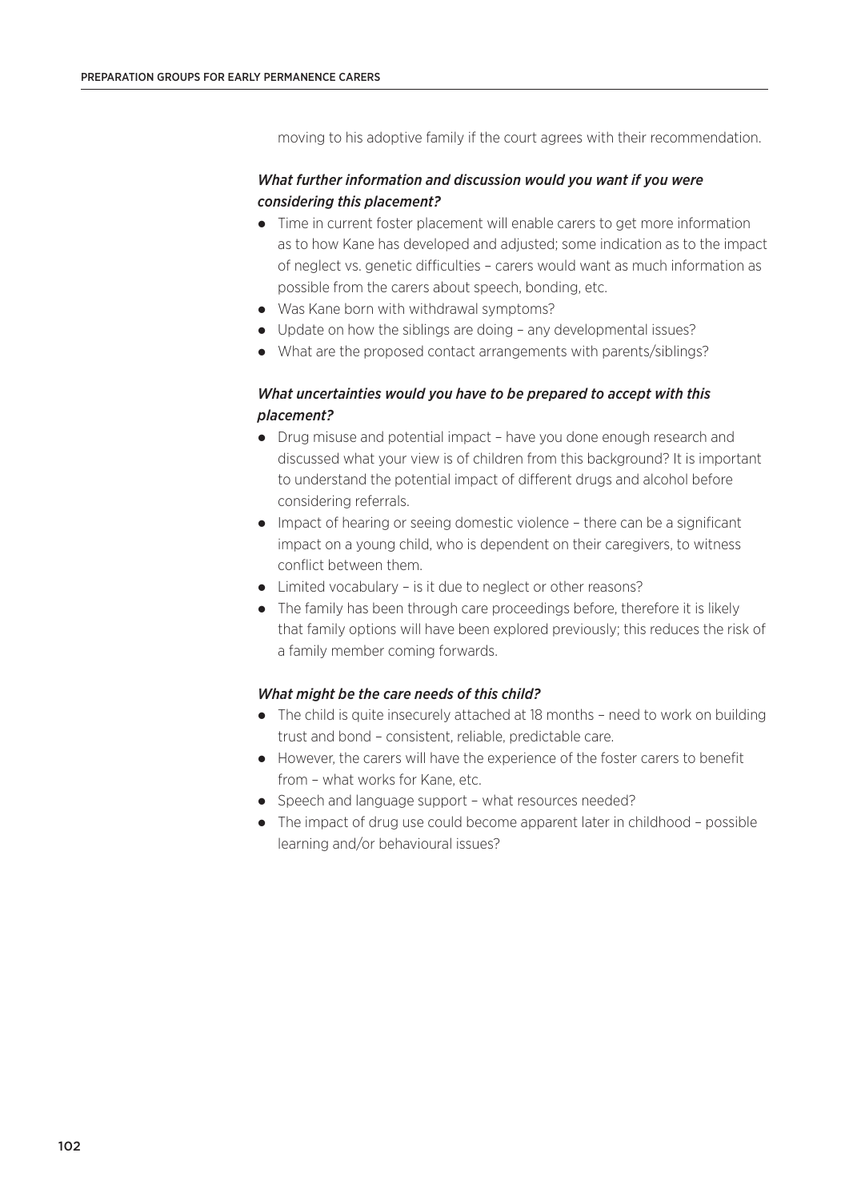moving to his adoptive family if the court agrees with their recommendation.

***What further information and discussion would you want if you were considering this placement?***

- Time in current foster placement will enable carers to get more information as to how Kane has developed and adjusted; some indication as to the impact of neglect vs. genetic difficulties – carers would want as much information as possible from the carers about speech, bonding, etc.
- Was Kane born with withdrawal symptoms?
- Update on how the siblings are doing – any developmental issues?
- What are the proposed contact arrangements with parents/siblings?

***What uncertainties would you have to be prepared to accept with this placement?***

- Drug misuse and potential impact – have you done enough research and discussed what your view is of children from this background? It is important to understand the potential impact of different drugs and alcohol before considering referrals.
- Impact of hearing or seeing domestic violence – there can be a significant impact on a young child, who is dependent on their caregivers, to witness conflict between them.
- Limited vocabulary – is it due to neglect or other reasons?
- The family has been through care proceedings before, therefore it is likely that family options will have been explored previously; this reduces the risk of a family member coming forwards.

***What might be the care needs of this child?***

- The child is quite insecurely attached at 18 months – need to work on building trust and bond – consistent, reliable, predictable care.
- However, the carers will have the experience of the foster carers to benefit from – what works for Kane, etc.
- Speech and language support – what resources needed?
- The impact of drug use could become apparent later in childhood – possible learning and/or behavioural issues?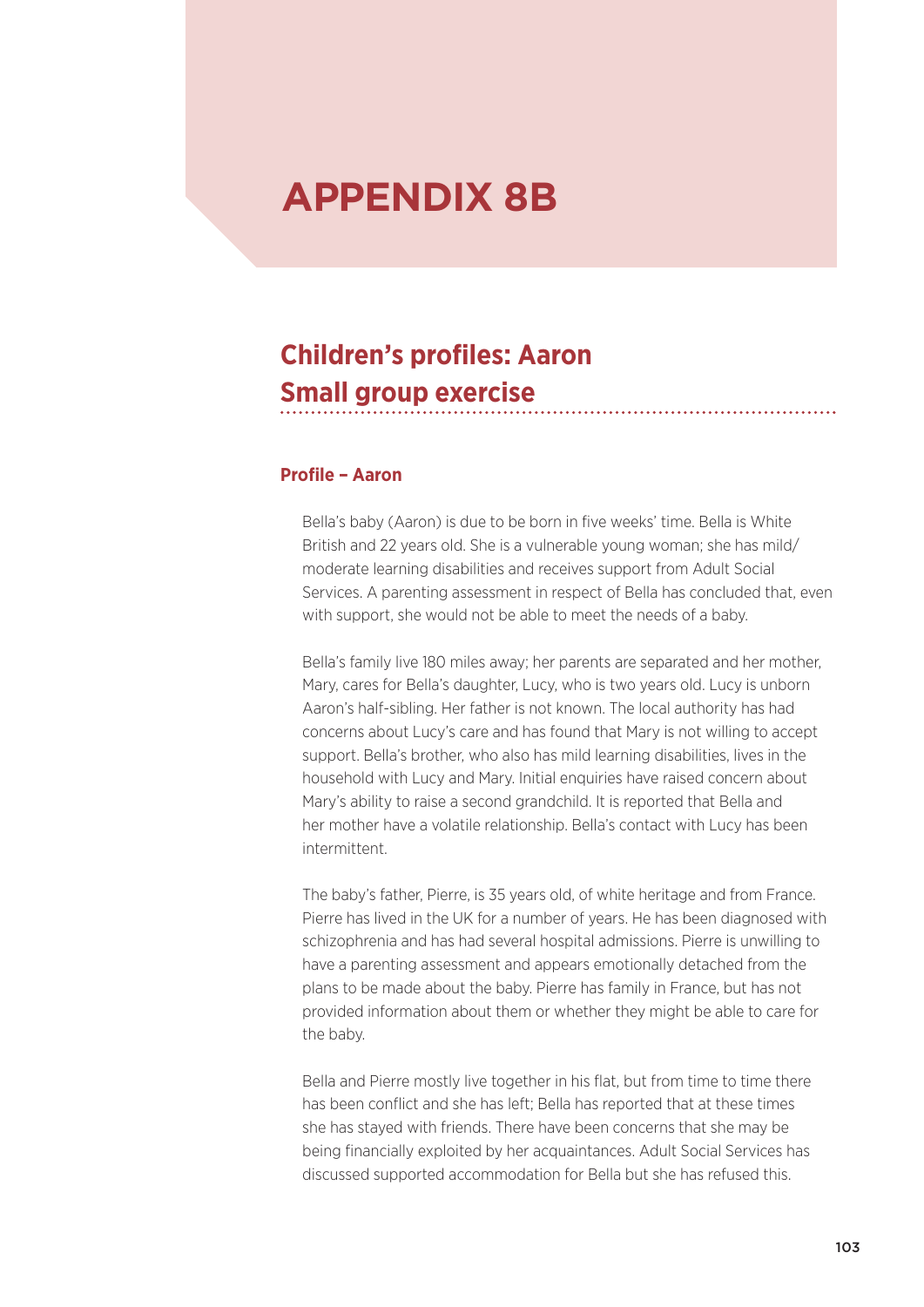# APPENDIX 8B

## Children's profiles: Aaron Small group exercise

### Profile – Aaron

Bella's baby (Aaron) is due to be born in five weeks' time. Bella is White British and 22 years old. She is a vulnerable young woman; she has mild/moderate learning disabilities and receives support from Adult Social Services. A parenting assessment in respect of Bella has concluded that, even with support, she would not be able to meet the needs of a baby.

Bella's family live 180 miles away; her parents are separated and her mother, Mary, cares for Bella's daughter, Lucy, who is two years old. Lucy is unborn Aaron's half-sibling. Her father is not known. The local authority has had concerns about Lucy's care and has found that Mary is not willing to accept support. Bella's brother, who also has mild learning disabilities, lives in the household with Lucy and Mary. Initial enquiries have raised concern about Mary's ability to raise a second grandchild. It is reported that Bella and her mother have a volatile relationship. Bella's contact with Lucy has been intermittent.

The baby's father, Pierre, is 35 years old, of white heritage and from France. Pierre has lived in the UK for a number of years. He has been diagnosed with schizophrenia and has had several hospital admissions. Pierre is unwilling to have a parenting assessment and appears emotionally detached from the plans to be made about the baby. Pierre has family in France, but has not provided information about them or whether they might be able to care for the baby.

Bella and Pierre mostly live together in his flat, but from time to time there has been conflict and she has left; Bella has reported that at these times she has stayed with friends. There have been concerns that she may be being financially exploited by her acquaintances. Adult Social Services has discussed supported accommodation for Bella but she has refused this.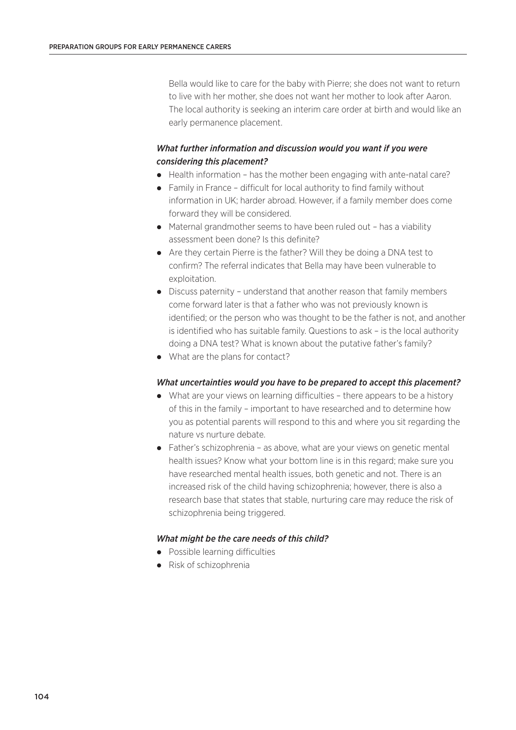Bella would like to care for the baby with Pierre; she does not want to return to live with her mother, she does not want her mother to look after Aaron. The local authority is seeking an interim care order at birth and would like an early permanence placement.

***What further information and discussion would you want if you were considering this placement?***

- Health information – has the mother been engaging with ante-natal care?
- Family in France – difficult for local authority to find family without information in UK; harder abroad. However, if a family member does come forward they will be considered.
- Maternal grandmother seems to have been ruled out – has a viability assessment been done? Is this definite?
- Are they certain Pierre is the father? Will they be doing a DNA test to confirm? The referral indicates that Bella may have been vulnerable to exploitation.
- Discuss paternity – understand that another reason that family members come forward later is that a father who was not previously known is identified; or the person who was thought to be the father is not, and another is identified who has suitable family. Questions to ask – is the local authority doing a DNA test? What is known about the putative father's family?
- What are the plans for contact?

***What uncertainties would you have to be prepared to accept this placement?***

- What are your views on learning difficulties – there appears to be a history of this in the family – important to have researched and to determine how you as potential parents will respond to this and where you sit regarding the nature vs nurture debate.
- Father's schizophrenia – as above, what are your views on genetic mental health issues? Know what your bottom line is in this regard; make sure you have researched mental health issues, both genetic and not. There is an increased risk of the child having schizophrenia; however, there is also a research base that states that stable, nurturing care may reduce the risk of schizophrenia being triggered.

***What might be the care needs of this child?***

- Possible learning difficulties
- Risk of schizophrenia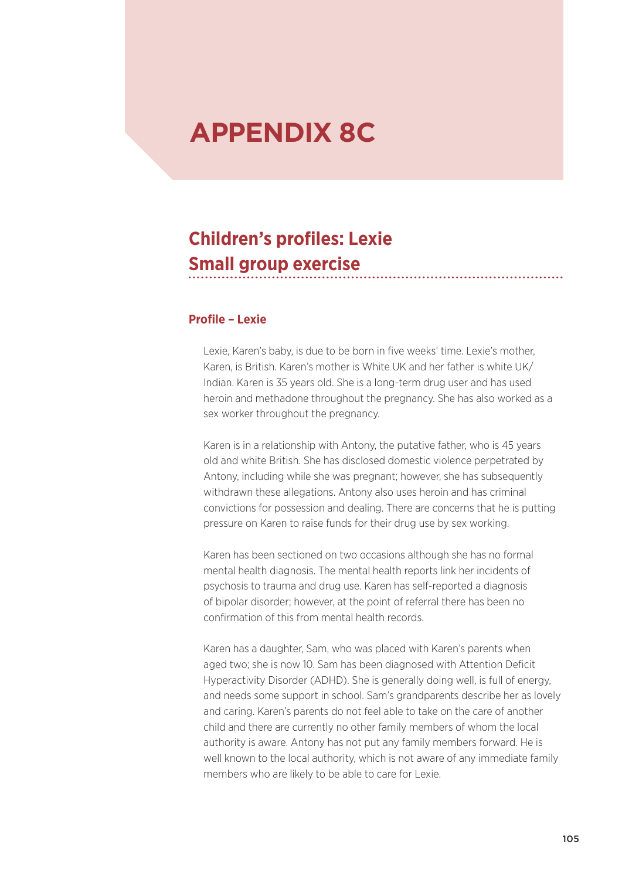# APPENDIX 8C

## Children's profiles: Lexie
## Small group exercise

### Profile – Lexie

Lexie, Karen's baby, is due to be born in five weeks' time. Lexie's mother, Karen, is British. Karen's mother is White UK and her father is white UK/ Indian. Karen is 35 years old. She is a long-term drug user and has used heroin and methadone throughout the pregnancy. She has also worked as a sex worker throughout the pregnancy.

Karen is in a relationship with Antony, the putative father, who is 45 years old and white British. She has disclosed domestic violence perpetrated by Antony, including while she was pregnant; however, she has subsequently withdrawn these allegations. Antony also uses heroin and has criminal convictions for possession and dealing. There are concerns that he is putting pressure on Karen to raise funds for their drug use by sex working.

Karen has been sectioned on two occasions although she has no formal mental health diagnosis. The mental health reports link her incidents of psychosis to trauma and drug use. Karen has self-reported a diagnosis of bipolar disorder; however, at the point of referral there has been no confirmation of this from mental health records.

Karen has a daughter, Sam, who was placed with Karen's parents when aged two; she is now 10. Sam has been diagnosed with Attention Deficit Hyperactivity Disorder (ADHD). She is generally doing well, is full of energy, and needs some support in school. Sam's grandparents describe her as lovely and caring. Karen's parents do not feel able to take on the care of another child and there are currently no other family members of whom the local authority is aware. Antony has not put any family members forward. He is well known to the local authority, which is not aware of any immediate family members who are likely to be able to care for Lexie.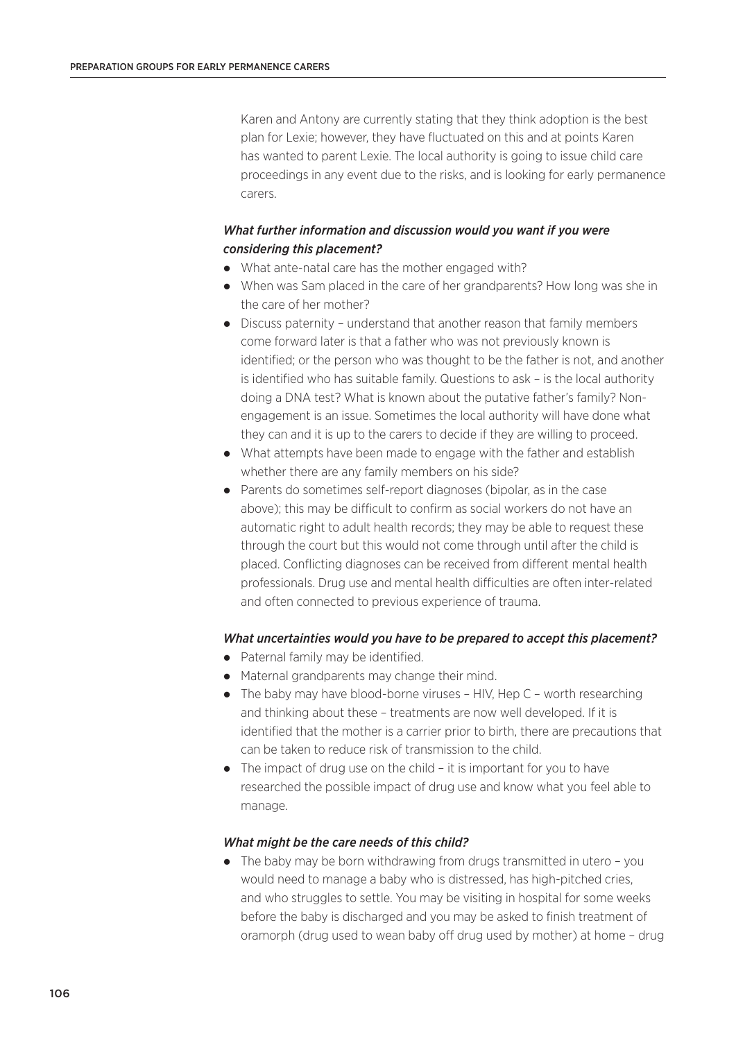Karen and Antony are currently stating that they think adoption is the best plan for Lexie; however, they have fluctuated on this and at points Karen has wanted to parent Lexie. The local authority is going to issue child care proceedings in any event due to the risks, and is looking for early permanence carers.

***What further information and discussion would you want if you were considering this placement?***

- What ante-natal care has the mother engaged with?
- When was Sam placed in the care of her grandparents? How long was she in the care of her mother?
- Discuss paternity – understand that another reason that family members come forward later is that a father who was not previously known is identified; or the person who was thought to be the father is not, and another is identified who has suitable family. Questions to ask – is the local authority doing a DNA test? What is known about the putative father's family? Non-engagement is an issue. Sometimes the local authority will have done what they can and it is up to the carers to decide if they are willing to proceed.
- What attempts have been made to engage with the father and establish whether there are any family members on his side?
- Parents do sometimes self-report diagnoses (bipolar, as in the case above); this may be difficult to confirm as social workers do not have an automatic right to adult health records; they may be able to request these through the court but this would not come through until after the child is placed. Conflicting diagnoses can be received from different mental health professionals. Drug use and mental health difficulties are often inter-related and often connected to previous experience of trauma.

***What uncertainties would you have to be prepared to accept this placement?***

- Paternal family may be identified.
- Maternal grandparents may change their mind.
- The baby may have blood-borne viruses – HIV, Hep C – worth researching and thinking about these – treatments are now well developed. If it is identified that the mother is a carrier prior to birth, there are precautions that can be taken to reduce risk of transmission to the child.
- The impact of drug use on the child – it is important for you to have researched the possible impact of drug use and know what you feel able to manage.

***What might be the care needs of this child?***

- The baby may be born withdrawing from drugs transmitted in utero – you would need to manage a baby who is distressed, has high-pitched cries, and who struggles to settle. You may be visiting in hospital for some weeks before the baby is discharged and you may be asked to finish treatment of oramorph (drug used to wean baby off drug used by mother) at home – drug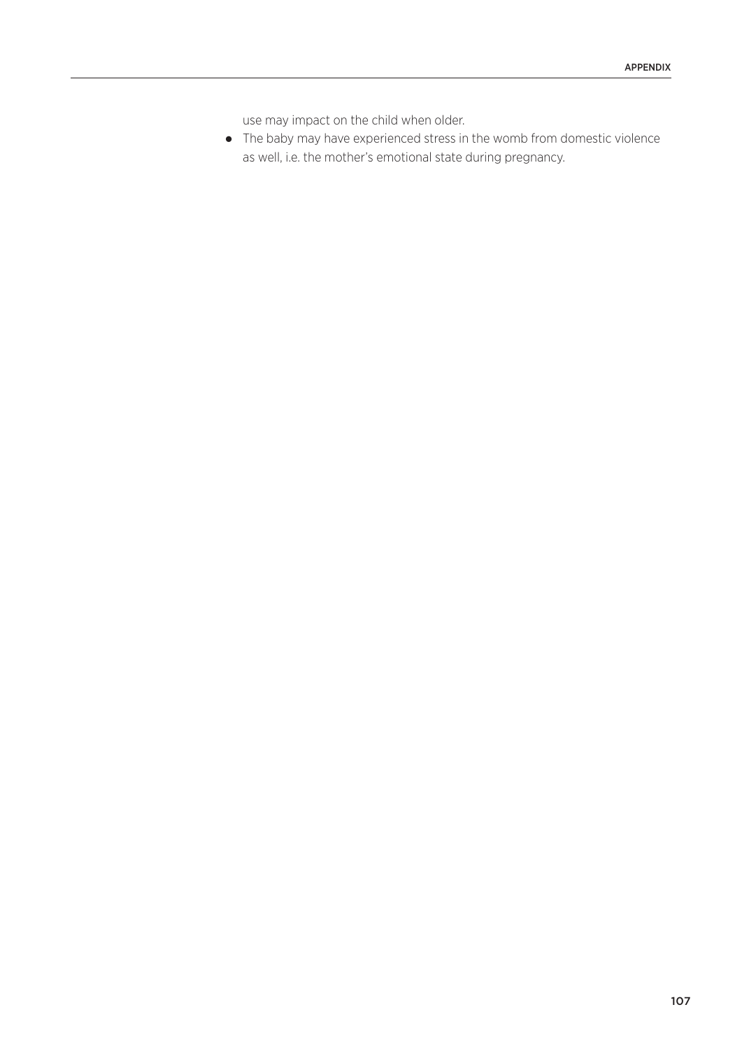use may impact on the child when older.

- The baby may have experienced stress in the womb from domestic violence as well, i.e. the mother's emotional state during pregnancy.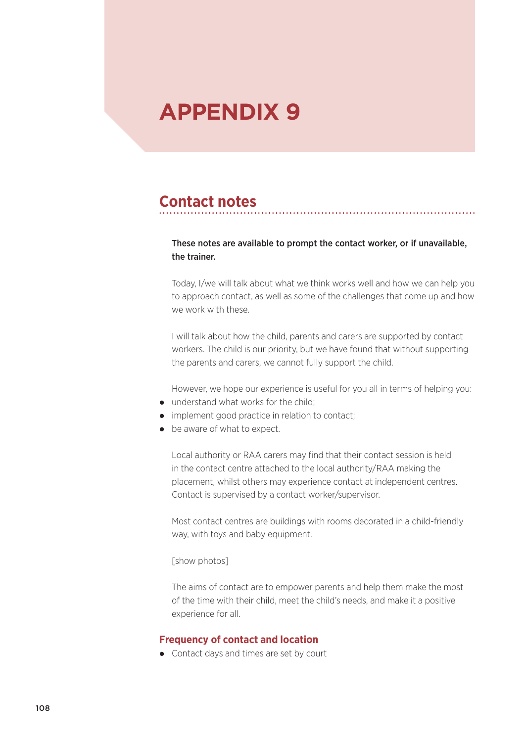# APPENDIX 9

## Contact notes

**These notes are available to prompt the contact worker, or if unavailable, the trainer.**

Today, I/we will talk about what we think works well and how we can help you to approach contact, as well as some of the challenges that come up and how we work with these.

I will talk about how the child, parents and carers are supported by contact workers. The child is our priority, but we have found that without supporting the parents and carers, we cannot fully support the child.

However, we hope our experience is useful for you all in terms of helping you:

- understand what works for the child;
- implement good practice in relation to contact;
- be aware of what to expect.

Local authority or RAA carers may find that their contact session is held in the contact centre attached to the local authority/RAA making the placement, whilst others may experience contact at independent centres. Contact is supervised by a contact worker/supervisor.

Most contact centres are buildings with rooms decorated in a child-friendly way, with toys and baby equipment.

[show photos]

The aims of contact are to empower parents and help them make the most of the time with their child, meet the child's needs, and make it a positive experience for all.

### Frequency of contact and location

- Contact days and times are set by court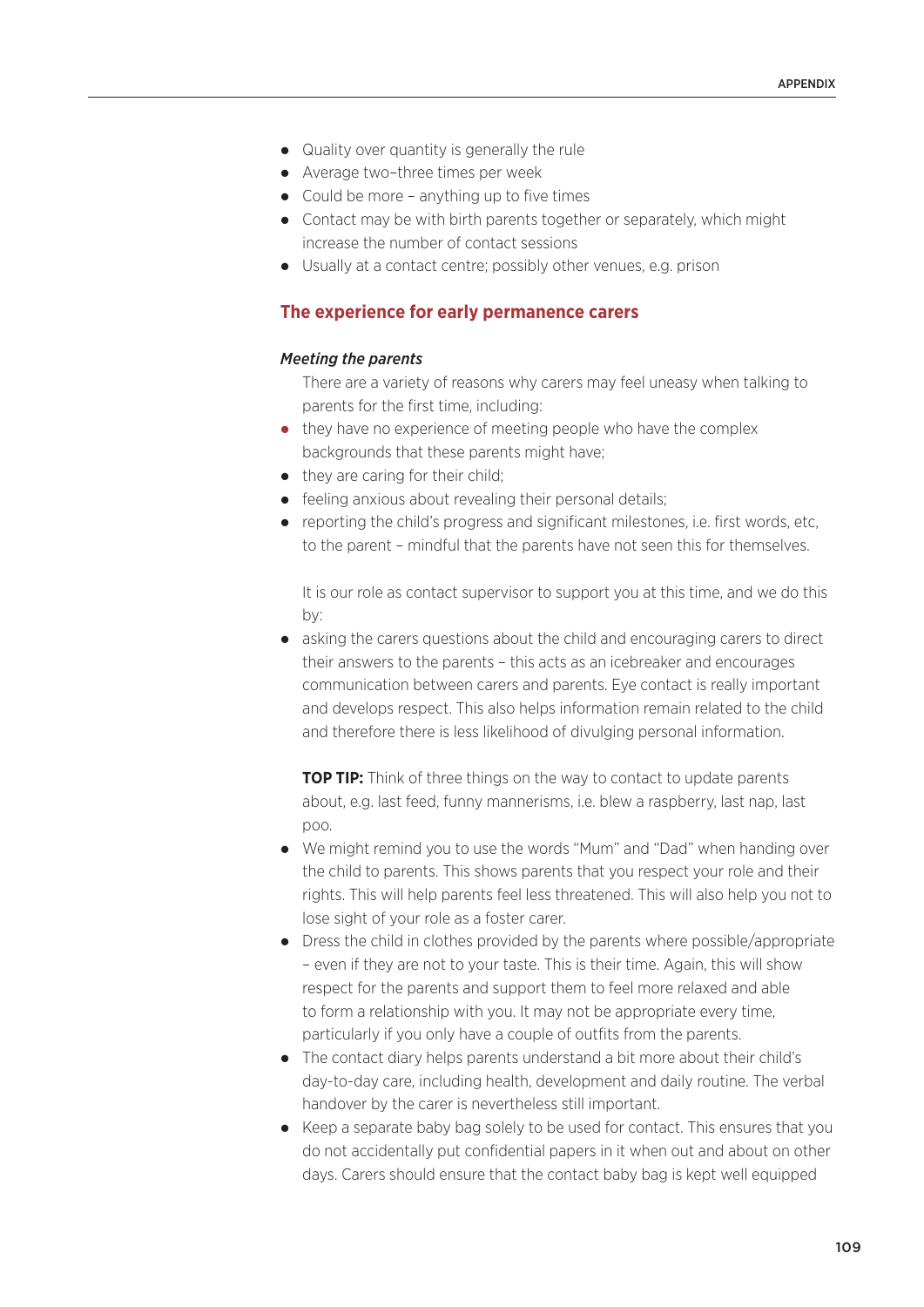- Quality over quantity is generally the rule
- Average two–three times per week
- Could be more – anything up to five times
- Contact may be with birth parents together or separately, which might increase the number of contact sessions
- Usually at a contact centre; possibly other venues, e.g. prison

## The experience for early permanence carers

### *Meeting the parents*

There are a variety of reasons why carers may feel uneasy when talking to parents for the first time, including:

- they have no experience of meeting people who have the complex backgrounds that these parents might have;
- they are caring for their child;
- feeling anxious about revealing their personal details;
- reporting the child's progress and significant milestones, i.e. first words, etc, to the parent – mindful that the parents have not seen this for themselves.

It is our role as contact supervisor to support you at this time, and we do this by:

- asking the carers questions about the child and encouraging carers to direct their answers to the parents – this acts as an icebreaker and encourages communication between carers and parents. Eye contact is really important and develops respect. This also helps information remain related to the child and therefore there is less likelihood of divulging personal information.

  **TOP TIP:** Think of three things on the way to contact to update parents about, e.g. last feed, funny mannerisms, i.e. blew a raspberry, last nap, last poo.

- We might remind you to use the words "Mum" and "Dad" when handing over the child to parents. This shows parents that you respect your role and their rights. This will help parents feel less threatened. This will also help you not to lose sight of your role as a foster carer.
- Dress the child in clothes provided by the parents where possible/appropriate – even if they are not to your taste. This is their time. Again, this will show respect for the parents and support them to feel more relaxed and able to form a relationship with you. It may not be appropriate every time, particularly if you only have a couple of outfits from the parents.
- The contact diary helps parents understand a bit more about their child's day-to-day care, including health, development and daily routine. The verbal handover by the carer is nevertheless still important.
- Keep a separate baby bag solely to be used for contact. This ensures that you do not accidentally put confidential papers in it when out and about on other days. Carers should ensure that the contact baby bag is kept well equipped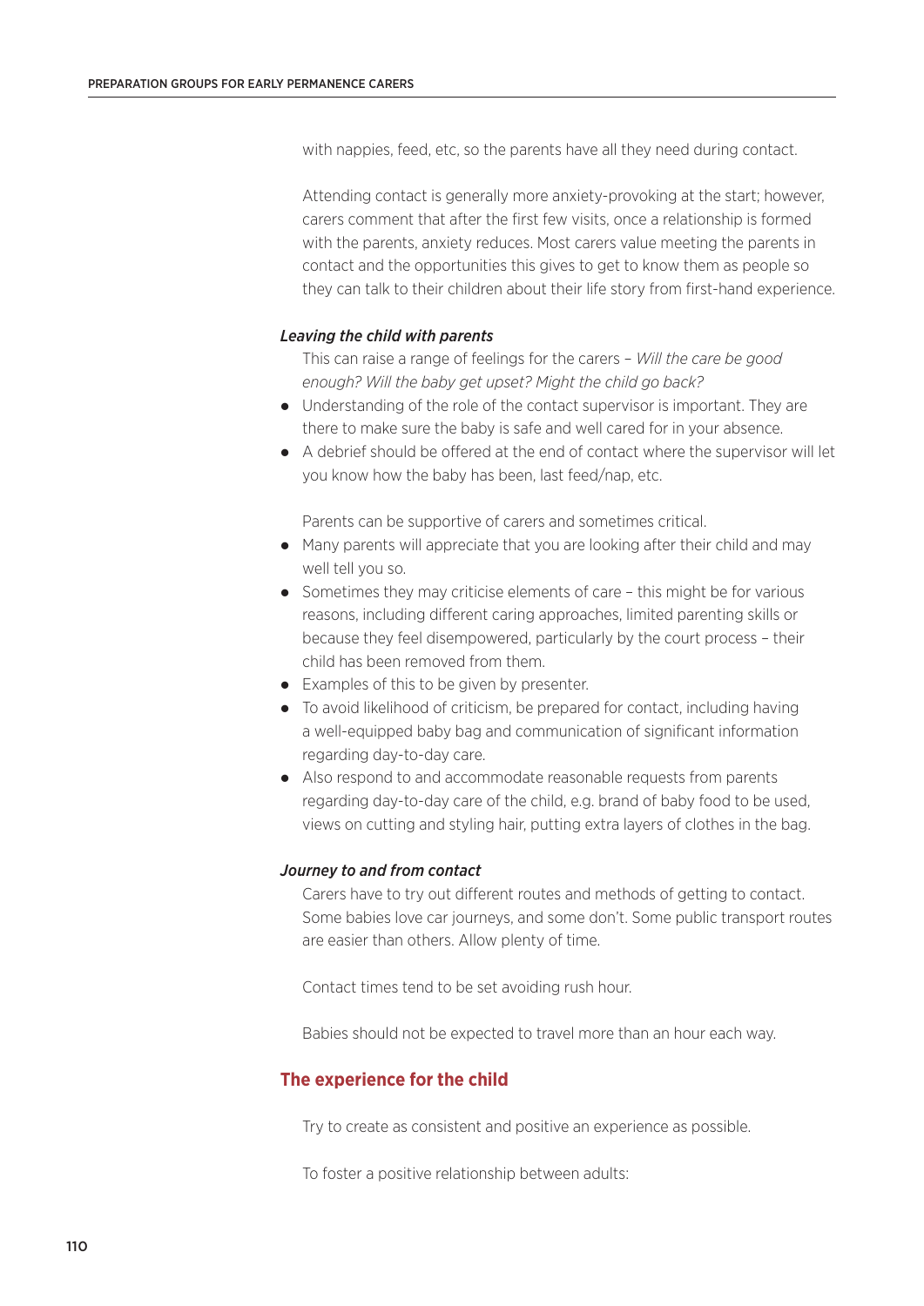with nappies, feed, etc, so the parents have all they need during contact.

Attending contact is generally more anxiety-provoking at the start; however, carers comment that after the first few visits, once a relationship is formed with the parents, anxiety reduces. Most carers value meeting the parents in contact and the opportunities this gives to get to know them as people so they can talk to their children about their life story from first-hand experience.

***Leaving the child with parents***

This can raise a range of feelings for the carers – *Will the care be good enough? Will the baby get upset? Might the child go back?*

- Understanding of the role of the contact supervisor is important. They are there to make sure the baby is safe and well cared for in your absence.
- A debrief should be offered at the end of contact where the supervisor will let you know how the baby has been, last feed/nap, etc.

Parents can be supportive of carers and sometimes critical.

- Many parents will appreciate that you are looking after their child and may well tell you so.
- Sometimes they may criticise elements of care – this might be for various reasons, including different caring approaches, limited parenting skills or because they feel disempowered, particularly by the court process – their child has been removed from them.
- Examples of this to be given by presenter.
- To avoid likelihood of criticism, be prepared for contact, including having a well-equipped baby bag and communication of significant information regarding day-to-day care.
- Also respond to and accommodate reasonable requests from parents regarding day-to-day care of the child, e.g. brand of baby food to be used, views on cutting and styling hair, putting extra layers of clothes in the bag.

***Journey to and from contact***

Carers have to try out different routes and methods of getting to contact. Some babies love car journeys, and some don't. Some public transport routes are easier than others. Allow plenty of time.

Contact times tend to be set avoiding rush hour.

Babies should not be expected to travel more than an hour each way.

## The experience for the child

Try to create as consistent and positive an experience as possible.

To foster a positive relationship between adults: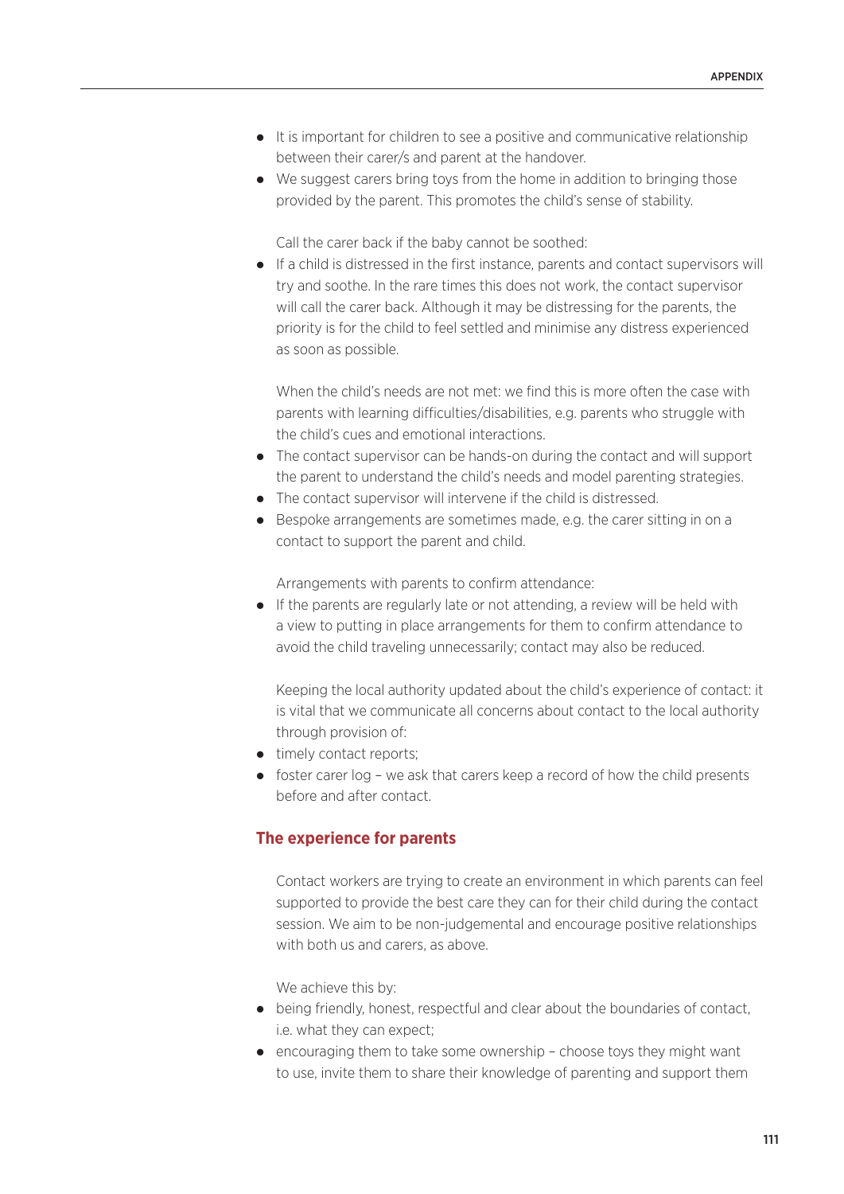- It is important for children to see a positive and communicative relationship between their carer/s and parent at the handover.
- We suggest carers bring toys from the home in addition to bringing those provided by the parent. This promotes the child's sense of stability.

Call the carer back if the baby cannot be soothed:

- If a child is distressed in the first instance, parents and contact supervisors will try and soothe. In the rare times this does not work, the contact supervisor will call the carer back. Although it may be distressing for the parents, the priority is for the child to feel settled and minimise any distress experienced as soon as possible.

When the child's needs are not met: we find this is more often the case with parents with learning difficulties/disabilities, e.g. parents who struggle with the child's cues and emotional interactions.

- The contact supervisor can be hands-on during the contact and will support the parent to understand the child's needs and model parenting strategies.
- The contact supervisor will intervene if the child is distressed.
- Bespoke arrangements are sometimes made, e.g. the carer sitting in on a contact to support the parent and child.

Arrangements with parents to confirm attendance:

- If the parents are regularly late or not attending, a review will be held with a view to putting in place arrangements for them to confirm attendance to avoid the child traveling unnecessarily; contact may also be reduced.

Keeping the local authority updated about the child's experience of contact: it is vital that we communicate all concerns about contact to the local authority through provision of:

- timely contact reports;
- foster carer log – we ask that carers keep a record of how the child presents before and after contact.

### The experience for parents

Contact workers are trying to create an environment in which parents can feel supported to provide the best care they can for their child during the contact session. We aim to be non-judgemental and encourage positive relationships with both us and carers, as above.

We achieve this by:

- being friendly, honest, respectful and clear about the boundaries of contact, i.e. what they can expect;
- encouraging them to take some ownership – choose toys they might want to use, invite them to share their knowledge of parenting and support them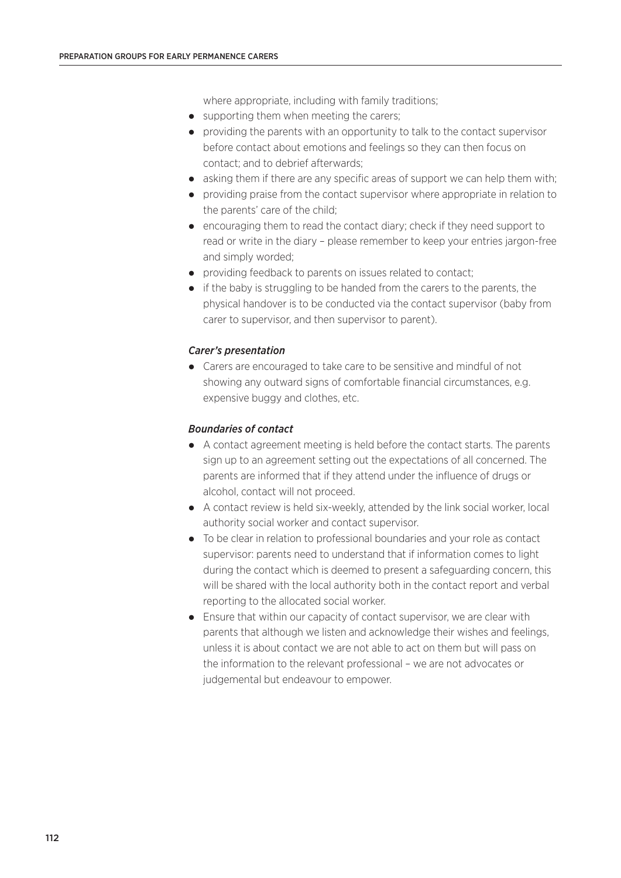where appropriate, including with family traditions;

- supporting them when meeting the carers;
- providing the parents with an opportunity to talk to the contact supervisor before contact about emotions and feelings so they can then focus on contact; and to debrief afterwards;
- asking them if there are any specific areas of support we can help them with;
- providing praise from the contact supervisor where appropriate in relation to the parents' care of the child;
- encouraging them to read the contact diary; check if they need support to read or write in the diary – please remember to keep your entries jargon-free and simply worded;
- providing feedback to parents on issues related to contact;
- if the baby is struggling to be handed from the carers to the parents, the physical handover is to be conducted via the contact supervisor (baby from carer to supervisor, and then supervisor to parent).

### *Carer's presentation*

- Carers are encouraged to take care to be sensitive and mindful of not showing any outward signs of comfortable financial circumstances, e.g. expensive buggy and clothes, etc.

### *Boundaries of contact*

- A contact agreement meeting is held before the contact starts. The parents sign up to an agreement setting out the expectations of all concerned. The parents are informed that if they attend under the influence of drugs or alcohol, contact will not proceed.
- A contact review is held six-weekly, attended by the link social worker, local authority social worker and contact supervisor.
- To be clear in relation to professional boundaries and your role as contact supervisor: parents need to understand that if information comes to light during the contact which is deemed to present a safeguarding concern, this will be shared with the local authority both in the contact report and verbal reporting to the allocated social worker.
- Ensure that within our capacity of contact supervisor, we are clear with parents that although we listen and acknowledge their wishes and feelings, unless it is about contact we are not able to act on them but will pass on the information to the relevant professional – we are not advocates or judgemental but endeavour to empower.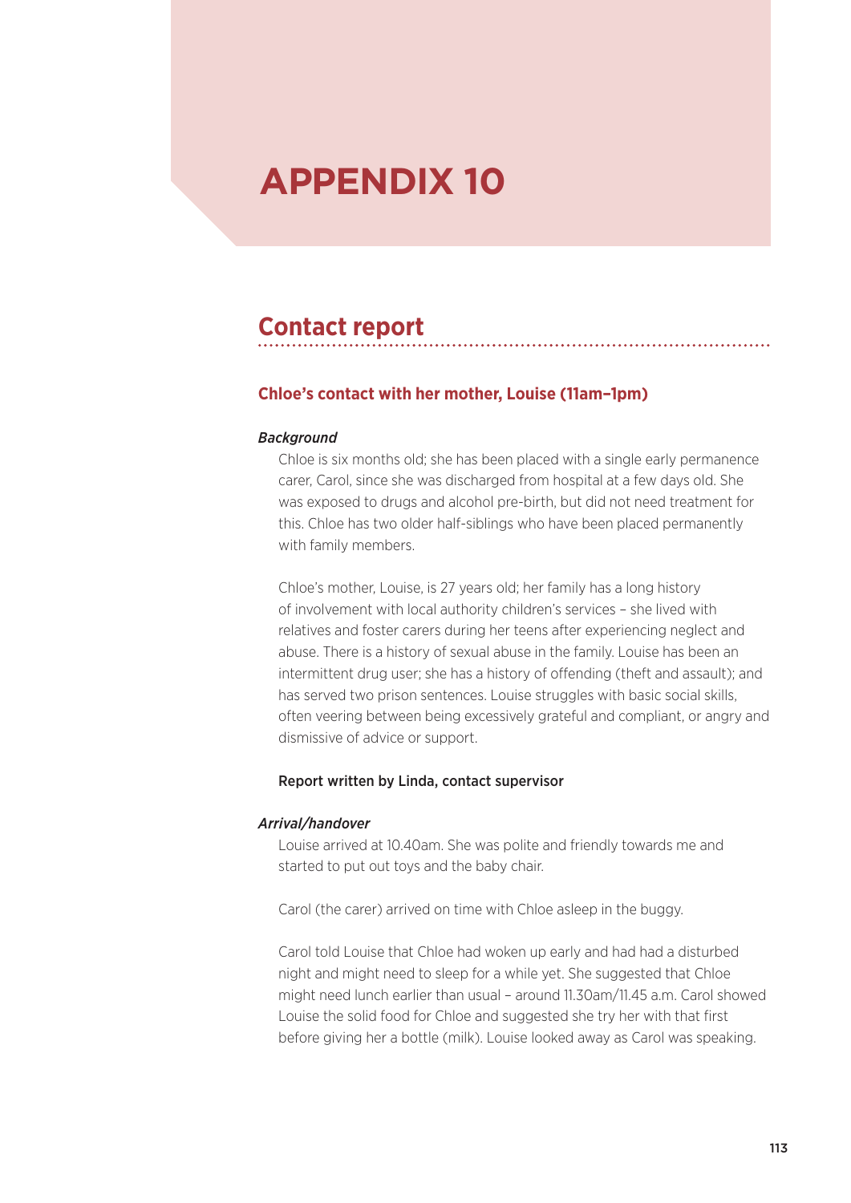# APPENDIX 10

## Contact report

### Chloe's contact with her mother, Louise (11am–1pm)

*Background*

Chloe is six months old; she has been placed with a single early permanence carer, Carol, since she was discharged from hospital at a few days old. She was exposed to drugs and alcohol pre-birth, but did not need treatment for this. Chloe has two older half-siblings who have been placed permanently with family members.

Chloe's mother, Louise, is 27 years old; her family has a long history of involvement with local authority children's services – she lived with relatives and foster carers during her teens after experiencing neglect and abuse. There is a history of sexual abuse in the family. Louise has been an intermittent drug user; she has a history of offending (theft and assault); and has served two prison sentences. Louise struggles with basic social skills, often veering between being excessively grateful and compliant, or angry and dismissive of advice or support.

**Report written by Linda, contact supervisor**

*Arrival/handover*

Louise arrived at 10.40am. She was polite and friendly towards me and started to put out toys and the baby chair.

Carol (the carer) arrived on time with Chloe asleep in the buggy.

Carol told Louise that Chloe had woken up early and had had a disturbed night and might need to sleep for a while yet. She suggested that Chloe might need lunch earlier than usual – around 11.30am/11.45 a.m. Carol showed Louise the solid food for Chloe and suggested she try her with that first before giving her a bottle (milk). Louise looked away as Carol was speaking.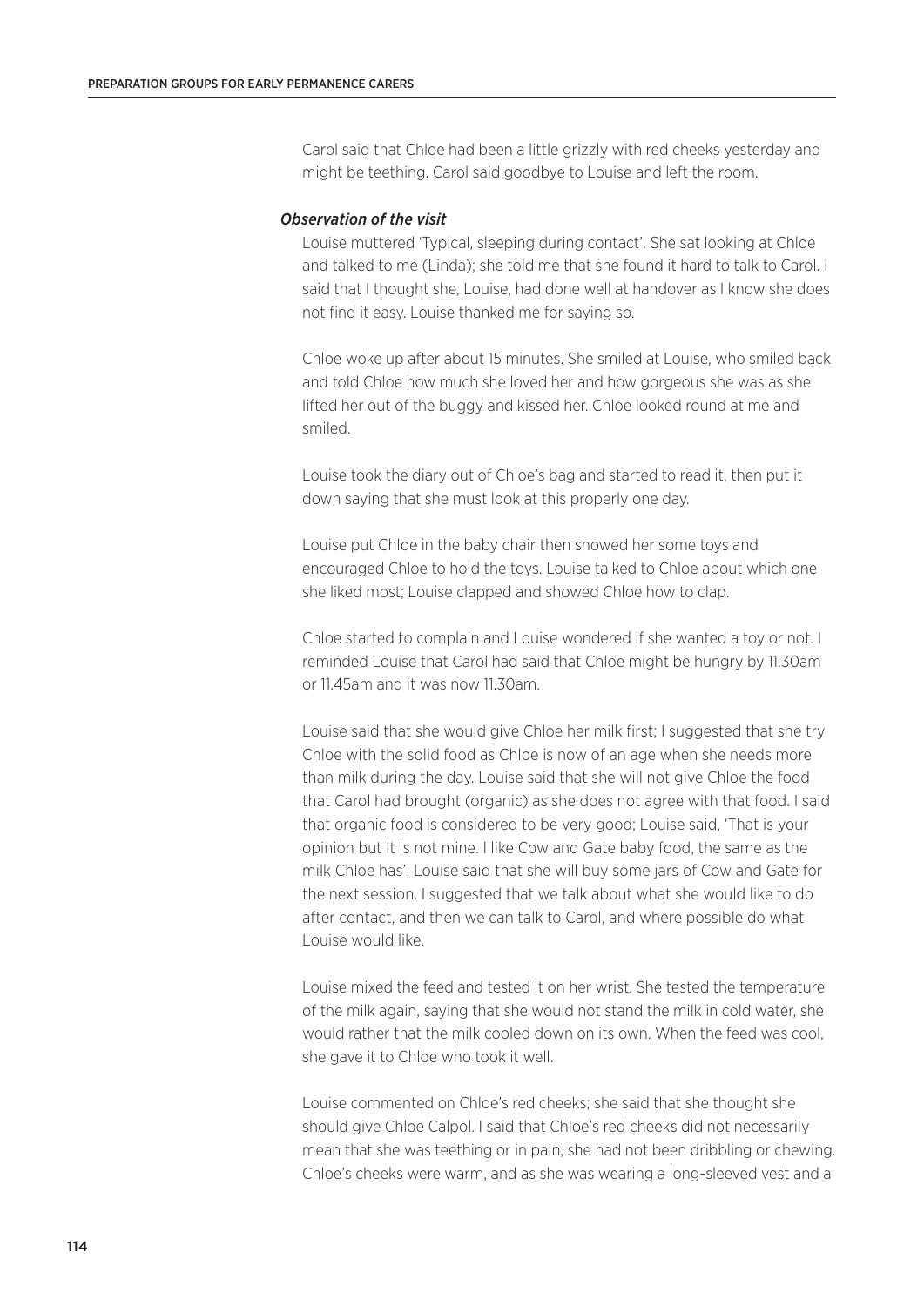Carol said that Chloe had been a little grizzly with red cheeks yesterday and might be teething. Carol said goodbye to Louise and left the room.

### *Observation of the visit*

Louise muttered 'Typical, sleeping during contact'. She sat looking at Chloe and talked to me (Linda); she told me that she found it hard to talk to Carol. I said that I thought she, Louise, had done well at handover as I know she does not find it easy. Louise thanked me for saying so.

Chloe woke up after about 15 minutes. She smiled at Louise, who smiled back and told Chloe how much she loved her and how gorgeous she was as she lifted her out of the buggy and kissed her. Chloe looked round at me and smiled.

Louise took the diary out of Chloe's bag and started to read it, then put it down saying that she must look at this properly one day.

Louise put Chloe in the baby chair then showed her some toys and encouraged Chloe to hold the toys. Louise talked to Chloe about which one she liked most; Louise clapped and showed Chloe how to clap.

Chloe started to complain and Louise wondered if she wanted a toy or not. I reminded Louise that Carol had said that Chloe might be hungry by 11.30am or 11.45am and it was now 11.30am.

Louise said that she would give Chloe her milk first; I suggested that she try Chloe with the solid food as Chloe is now of an age when she needs more than milk during the day. Louise said that she will not give Chloe the food that Carol had brought (organic) as she does not agree with that food. I said that organic food is considered to be very good; Louise said, 'That is your opinion but it is not mine. I like Cow and Gate baby food, the same as the milk Chloe has'. Louise said that she will buy some jars of Cow and Gate for the next session. I suggested that we talk about what she would like to do after contact, and then we can talk to Carol, and where possible do what Louise would like.

Louise mixed the feed and tested it on her wrist. She tested the temperature of the milk again, saying that she would not stand the milk in cold water, she would rather that the milk cooled down on its own. When the feed was cool, she gave it to Chloe who took it well.

Louise commented on Chloe's red cheeks; she said that she thought she should give Chloe Calpol. I said that Chloe's red cheeks did not necessarily mean that she was teething or in pain, she had not been dribbling or chewing. Chloe's cheeks were warm, and as she was wearing a long-sleeved vest and a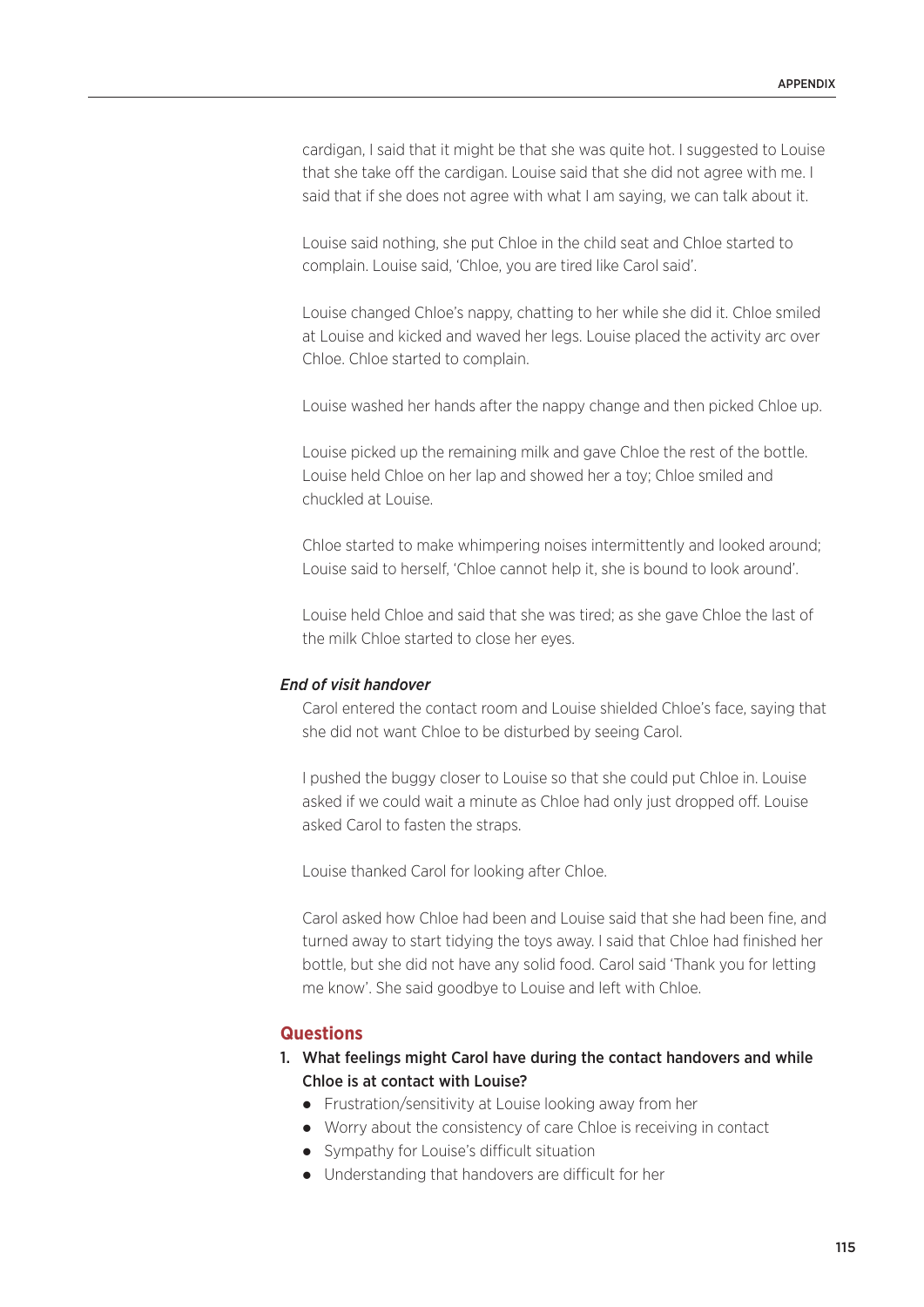cardigan, I said that it might be that she was quite hot. I suggested to Louise that she take off the cardigan. Louise said that she did not agree with me. I said that if she does not agree with what I am saying, we can talk about it.

Louise said nothing, she put Chloe in the child seat and Chloe started to complain. Louise said, 'Chloe, you are tired like Carol said'.

Louise changed Chloe's nappy, chatting to her while she did it. Chloe smiled at Louise and kicked and waved her legs. Louise placed the activity arc over Chloe. Chloe started to complain.

Louise washed her hands after the nappy change and then picked Chloe up.

Louise picked up the remaining milk and gave Chloe the rest of the bottle. Louise held Chloe on her lap and showed her a toy; Chloe smiled and chuckled at Louise.

Chloe started to make whimpering noises intermittently and looked around; Louise said to herself, 'Chloe cannot help it, she is bound to look around'.

Louise held Chloe and said that she was tired; as she gave Chloe the last of the milk Chloe started to close her eyes.

*End of visit handover*

Carol entered the contact room and Louise shielded Chloe's face, saying that she did not want Chloe to be disturbed by seeing Carol.

I pushed the buggy closer to Louise so that she could put Chloe in. Louise asked if we could wait a minute as Chloe had only just dropped off. Louise asked Carol to fasten the straps.

Louise thanked Carol for looking after Chloe.

Carol asked how Chloe had been and Louise said that she had been fine, and turned away to start tidying the toys away. I said that Chloe had finished her bottle, but she did not have any solid food. Carol said 'Thank you for letting me know'. She said goodbye to Louise and left with Chloe.

## Questions

1. **What feelings might Carol have during the contact handovers and while Chloe is at contact with Louise?**
   - Frustration/sensitivity at Louise looking away from her
   - Worry about the consistency of care Chloe is receiving in contact
   - Sympathy for Louise's difficult situation
   - Understanding that handovers are difficult for her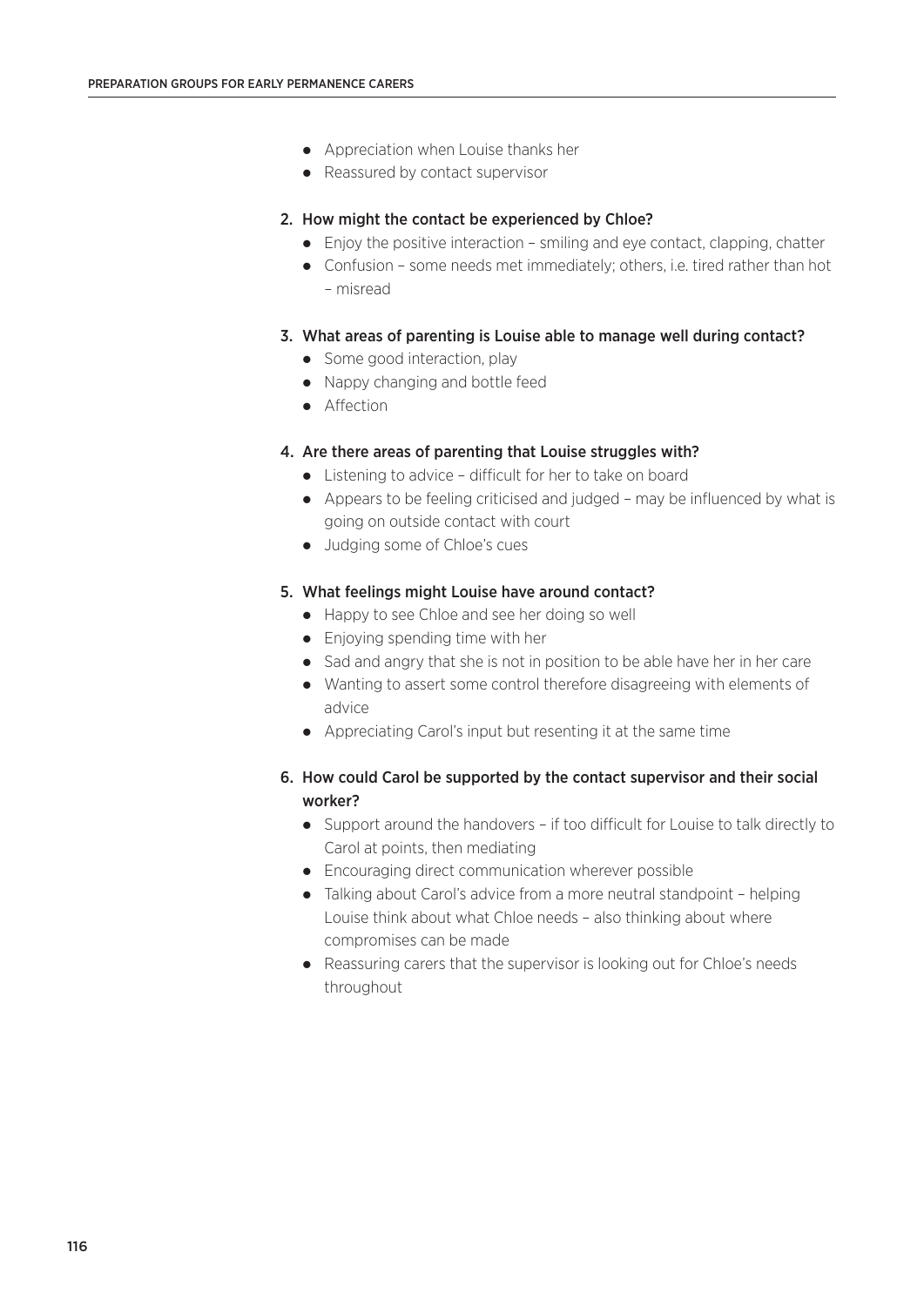- Appreciation when Louise thanks her
- Reassured by contact supervisor

2. How might the contact be experienced by Chloe?
   - Enjoy the positive interaction – smiling and eye contact, clapping, chatter
   - Confusion – some needs met immediately; others, i.e. tired rather than hot – misread

3. What areas of parenting is Louise able to manage well during contact?
   - Some good interaction, play
   - Nappy changing and bottle feed
   - Affection

4. Are there areas of parenting that Louise struggles with?
   - Listening to advice – difficult for her to take on board
   - Appears to be feeling criticised and judged – may be influenced by what is going on outside contact with court
   - Judging some of Chloe's cues

5. What feelings might Louise have around contact?
   - Happy to see Chloe and see her doing so well
   - Enjoying spending time with her
   - Sad and angry that she is not in position to be able have her in her care
   - Wanting to assert some control therefore disagreeing with elements of advice
   - Appreciating Carol's input but resenting it at the same time

6. How could Carol be supported by the contact supervisor and their social worker?
   - Support around the handovers – if too difficult for Louise to talk directly to Carol at points, then mediating
   - Encouraging direct communication wherever possible
   - Talking about Carol's advice from a more neutral standpoint – helping Louise think about what Chloe needs – also thinking about where compromises can be made
   - Reassuring carers that the supervisor is looking out for Chloe's needs throughout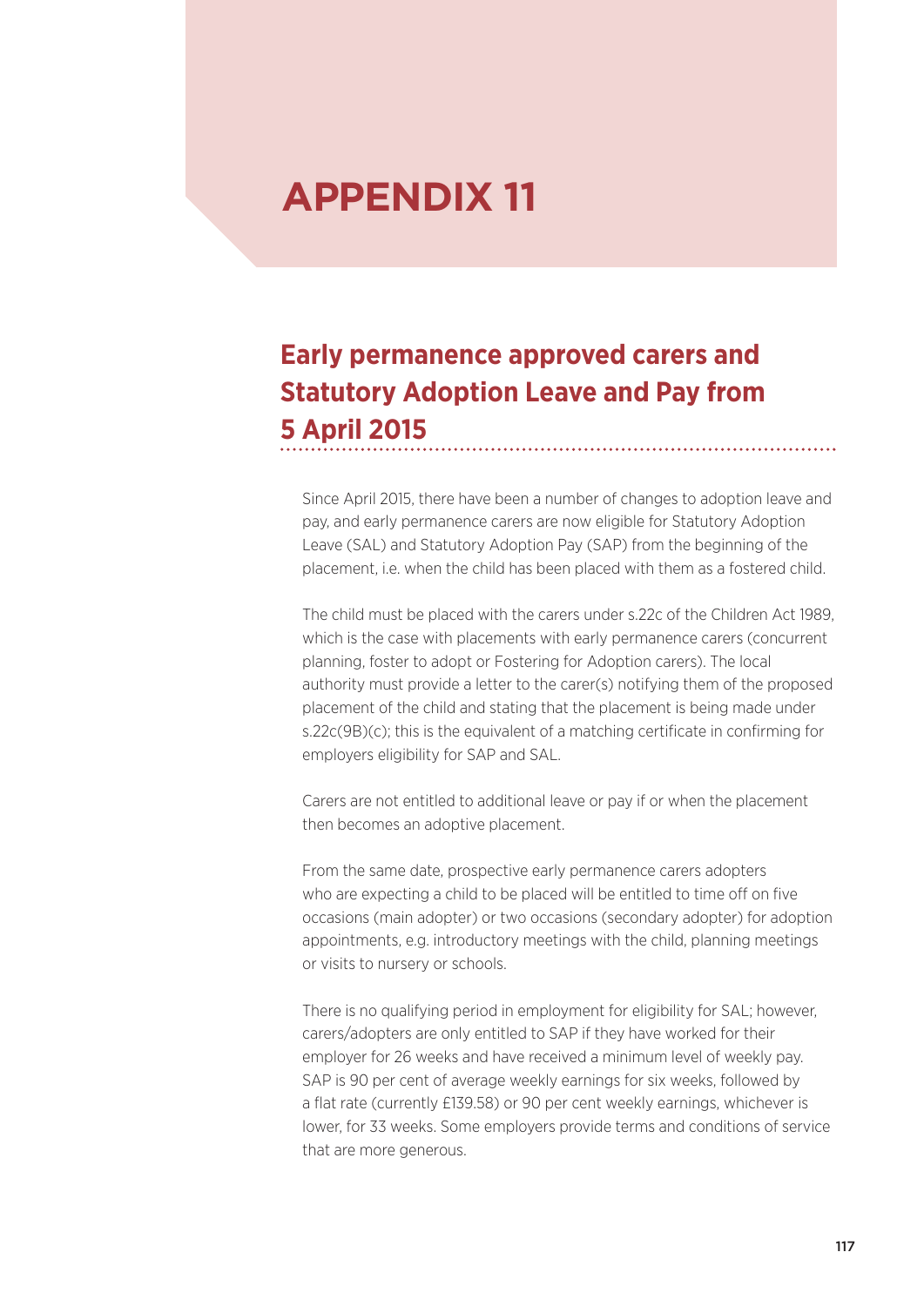# APPENDIX 11

## Early permanence approved carers and Statutory Adoption Leave and Pay from 5 April 2015

Since April 2015, there have been a number of changes to adoption leave and pay, and early permanence carers are now eligible for Statutory Adoption Leave (SAL) and Statutory Adoption Pay (SAP) from the beginning of the placement, i.e. when the child has been placed with them as a fostered child.

The child must be placed with the carers under s.22c of the Children Act 1989, which is the case with placements with early permanence carers (concurrent planning, foster to adopt or Fostering for Adoption carers). The local authority must provide a letter to the carer(s) notifying them of the proposed placement of the child and stating that the placement is being made under s.22c(9B)(c); this is the equivalent of a matching certificate in confirming for employers eligibility for SAP and SAL.

Carers are not entitled to additional leave or pay if or when the placement then becomes an adoptive placement.

From the same date, prospective early permanence carers adopters who are expecting a child to be placed will be entitled to time off on five occasions (main adopter) or two occasions (secondary adopter) for adoption appointments, e.g. introductory meetings with the child, planning meetings or visits to nursery or schools.

There is no qualifying period in employment for eligibility for SAL; however, carers/adopters are only entitled to SAP if they have worked for their employer for 26 weeks and have received a minimum level of weekly pay. SAP is 90 per cent of average weekly earnings for six weeks, followed by a flat rate (currently £139.58) or 90 per cent weekly earnings, whichever is lower, for 33 weeks. Some employers provide terms and conditions of service that are more generous.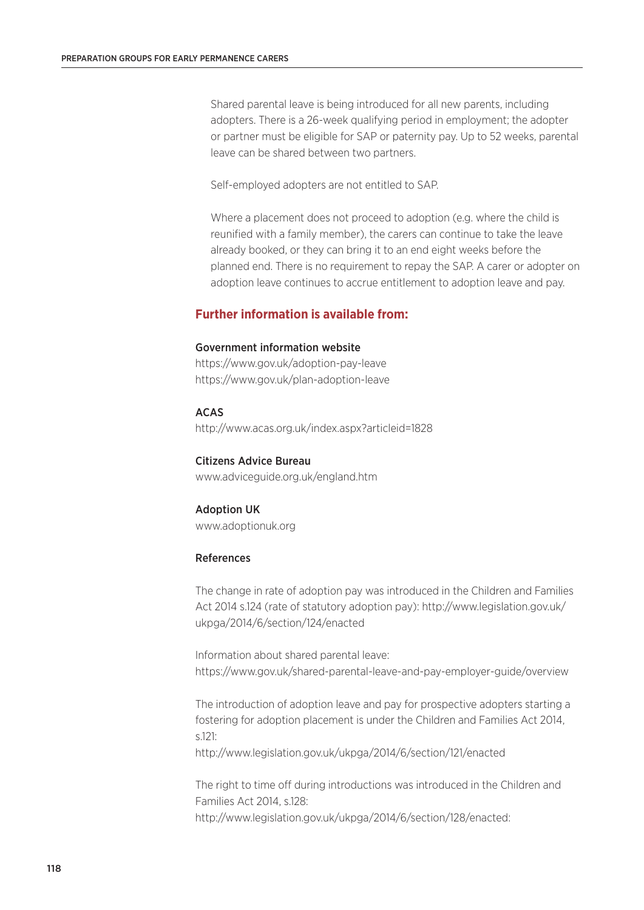Shared parental leave is being introduced for all new parents, including adopters. There is a 26-week qualifying period in employment; the adopter or partner must be eligible for SAP or paternity pay. Up to 52 weeks, parental leave can be shared between two partners.

Self-employed adopters are not entitled to SAP.

Where a placement does not proceed to adoption (e.g. where the child is reunified with a family member), the carers can continue to take the leave already booked, or they can bring it to an end eight weeks before the planned end. There is no requirement to repay the SAP. A carer or adopter on adoption leave continues to accrue entitlement to adoption leave and pay.

## Further information is available from:

**Government information website**
https://www.gov.uk/adoption-pay-leave
https://www.gov.uk/plan-adoption-leave

**ACAS**
http://www.acas.org.uk/index.aspx?articleid=1828

**Citizens Advice Bureau**
www.adviceguide.org.uk/england.htm

**Adoption UK**
www.adoptionuk.org

### References

The change in rate of adoption pay was introduced in the Children and Families Act 2014 s.124 (rate of statutory adoption pay): http://www.legislation.gov.uk/ukpga/2014/6/section/124/enacted

Information about shared parental leave:
https://www.gov.uk/shared-parental-leave-and-pay-employer-guide/overview

The introduction of adoption leave and pay for prospective adopters starting a fostering for adoption placement is under the Children and Families Act 2014, s.121:
http://www.legislation.gov.uk/ukpga/2014/6/section/121/enacted

The right to time off during introductions was introduced in the Children and Families Act 2014, s.128:
http://www.legislation.gov.uk/ukpga/2014/6/section/128/enacted: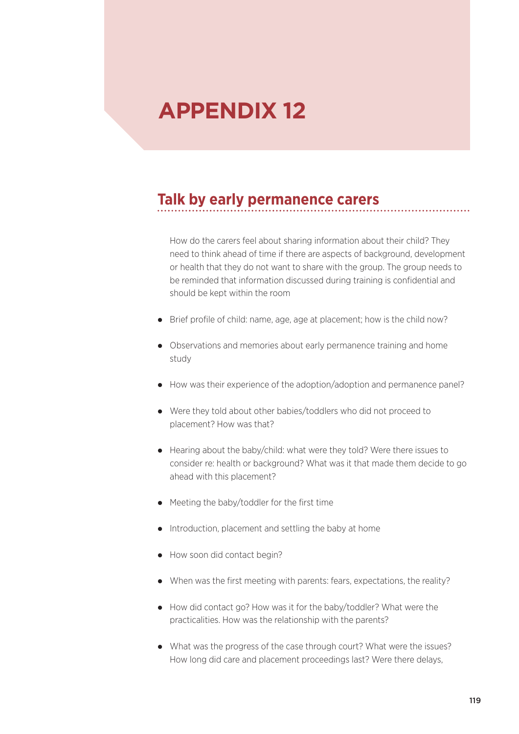# APPENDIX 12

## Talk by early permanence carers

How do the carers feel about sharing information about their child? They need to think ahead of time if there are aspects of background, development or health that they do not want to share with the group. The group needs to be reminded that information discussed during training is confidential and should be kept within the room

- Brief profile of child: name, age, age at placement; how is the child now?
- Observations and memories about early permanence training and home study
- How was their experience of the adoption/adoption and permanence panel?
- Were they told about other babies/toddlers who did not proceed to placement? How was that?
- Hearing about the baby/child: what were they told? Were there issues to consider re: health or background? What was it that made them decide to go ahead with this placement?
- Meeting the baby/toddler for the first time
- Introduction, placement and settling the baby at home
- How soon did contact begin?
- When was the first meeting with parents: fears, expectations, the reality?
- How did contact go? How was it for the baby/toddler? What were the practicalities. How was the relationship with the parents?
- What was the progress of the case through court? What were the issues? How long did care and placement proceedings last? Were there delays,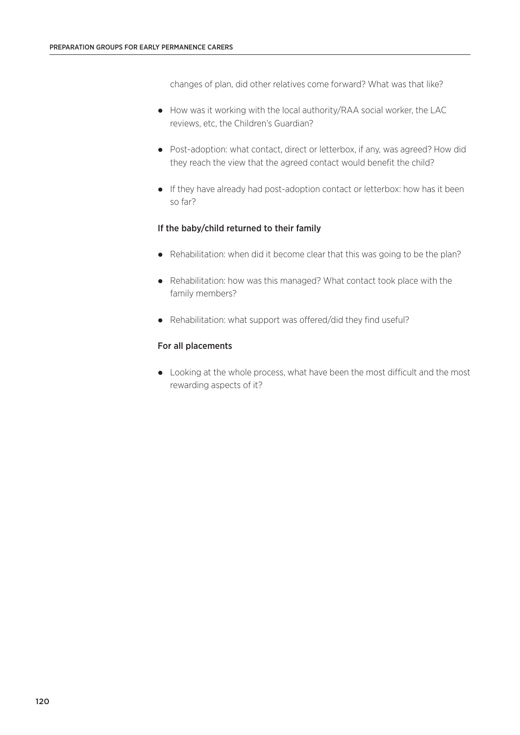changes of plan, did other relatives come forward? What was that like?

- How was it working with the local authority/RAA social worker, the LAC reviews, etc, the Children's Guardian?
- Post-adoption: what contact, direct or letterbox, if any, was agreed? How did they reach the view that the agreed contact would benefit the child?
- If they have already had post-adoption contact or letterbox: how has it been so far?

### If the baby/child returned to their family

- Rehabilitation: when did it become clear that this was going to be the plan?
- Rehabilitation: how was this managed? What contact took place with the family members?
- Rehabilitation: what support was offered/did they find useful?

### For all placements

- Looking at the whole process, what have been the most difficult and the most rewarding aspects of it?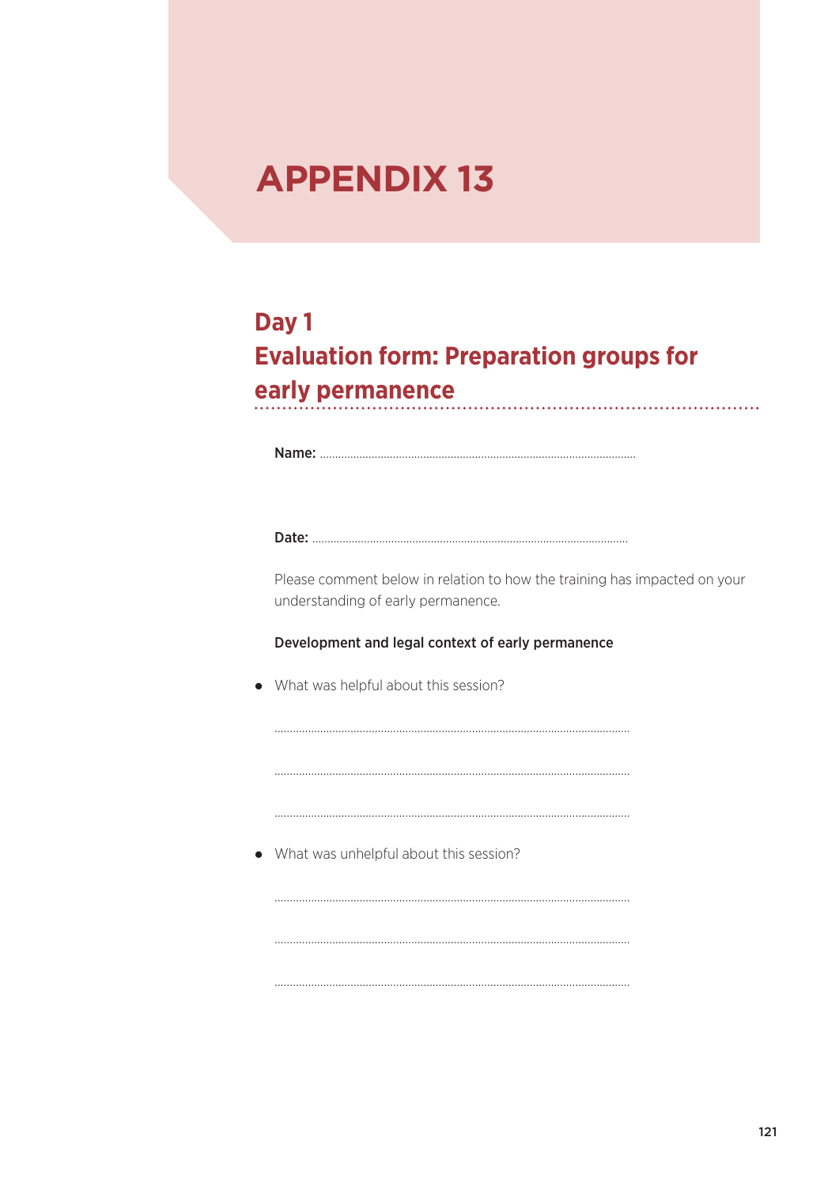# APPENDIX 13

## Day 1
## Evaluation form: Preparation groups for early permanence

**Name:** ..........................................................................................................

**Date:** ..........................................................................................................

Please comment below in relation to how the training has impacted on your understanding of early permanence.

**Development and legal context of early permanence**

- What was helpful about this session?

..........................................................................................................

..........................................................................................................

..........................................................................................................

- What was unhelpful about this session?

..........................................................................................................

..........................................................................................................

..........................................................................................................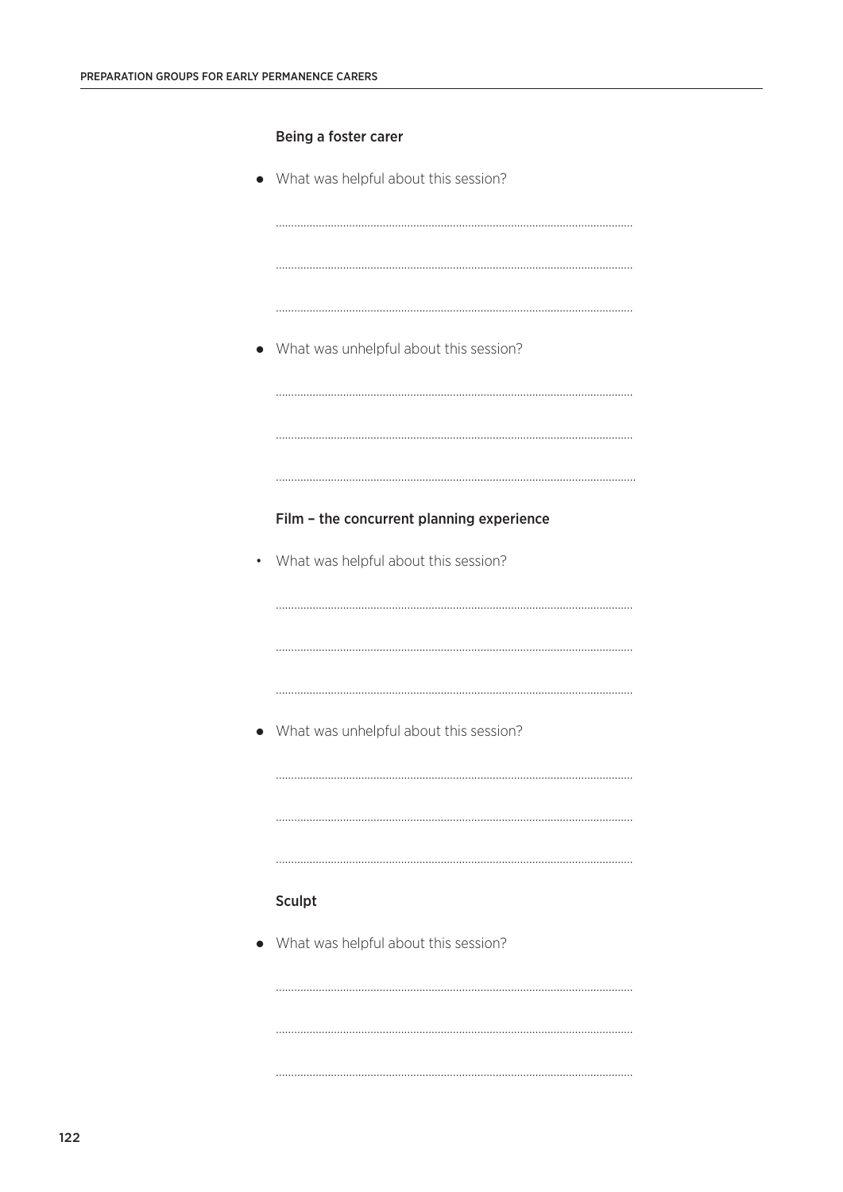### Being a foster carer

- What was helpful about this session?

....................................................................................................................

....................................................................................................................

....................................................................................................................

- What was unhelpful about this session?

....................................................................................................................

....................................................................................................................

....................................................................................................................

### Film – the concurrent planning experience

- What was helpful about this session?

....................................................................................................................

....................................................................................................................

....................................................................................................................

- What was unhelpful about this session?

....................................................................................................................

....................................................................................................................

....................................................................................................................

### Sculpt

- What was helpful about this session?

....................................................................................................................

....................................................................................................................

....................................................................................................................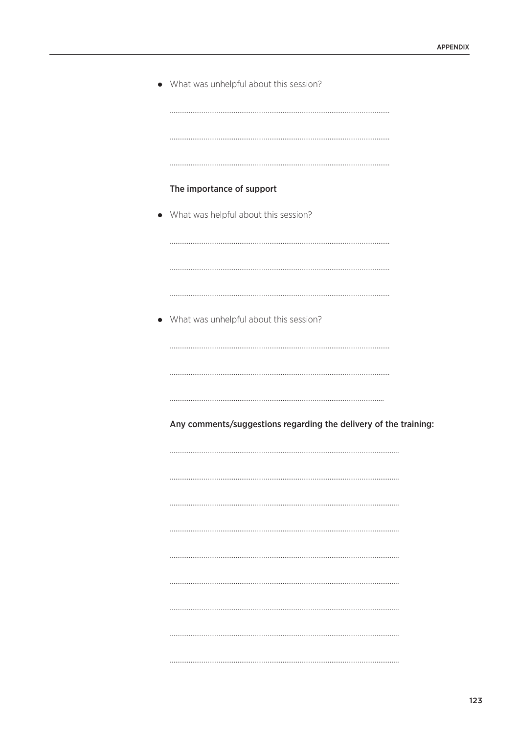- What was unhelpful about this session?

.....................................................................................................................

.....................................................................................................................

.....................................................................................................................

**The importance of support**

- What was helpful about this session?

.....................................................................................................................

.....................................................................................................................

.....................................................................................................................

- What was unhelpful about this session?

.....................................................................................................................

.....................................................................................................................

.....................................................................................................................

**Any comments/suggestions regarding the delivery of the training:**

.....................................................................................................................

.....................................................................................................................

.....................................................................................................................

.....................................................................................................................

.....................................................................................................................

.....................................................................................................................

.....................................................................................................................

.....................................................................................................................

.....................................................................................................................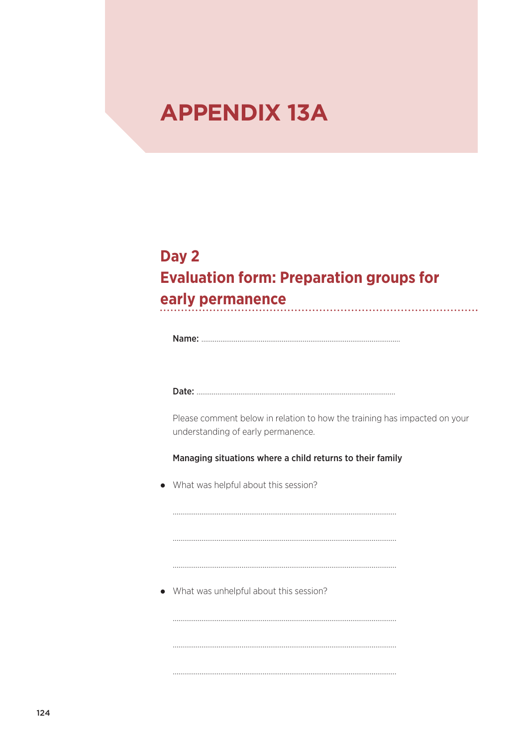# APPENDIX 13A

## Day 2
## Evaluation form: Preparation groups for early permanence

**Name:** ..................................................................................................

**Date:** ..................................................................................................

Please comment below in relation to how the training has impacted on your understanding of early permanence.

**Managing situations where a child returns to their family**

- What was helpful about this session?

..................................................................................................

..................................................................................................

..................................................................................................

- What was unhelpful about this session?

..................................................................................................

..................................................................................................

..................................................................................................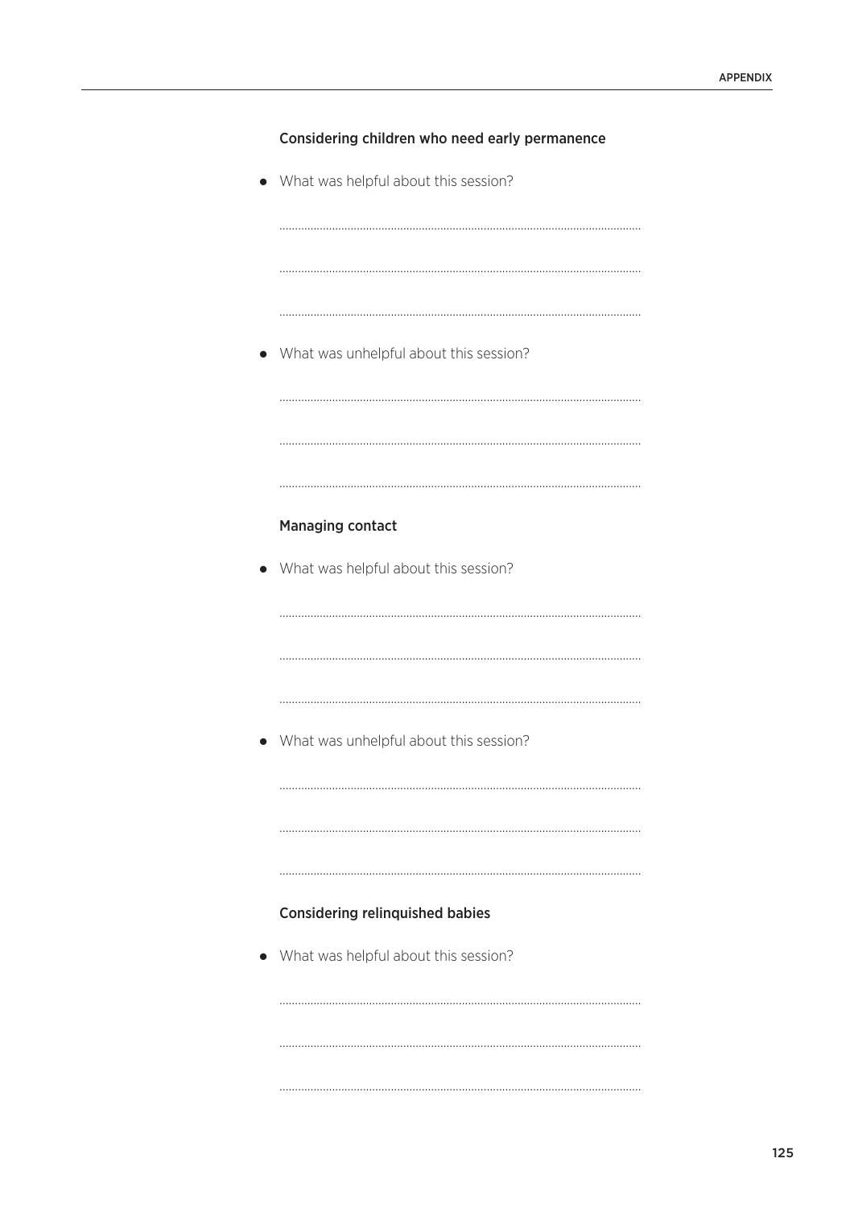**Considering children who need early permanence**

- What was helpful about this session?

.....................................................................................................................

.....................................................................................................................

.....................................................................................................................

- What was unhelpful about this session?

.....................................................................................................................

.....................................................................................................................

.....................................................................................................................

**Managing contact**

- What was helpful about this session?

.....................................................................................................................

.....................................................................................................................

.....................................................................................................................

- What was unhelpful about this session?

.....................................................................................................................

.....................................................................................................................

.....................................................................................................................

**Considering relinquished babies**

- What was helpful about this session?

.....................................................................................................................

.....................................................................................................................

.....................................................................................................................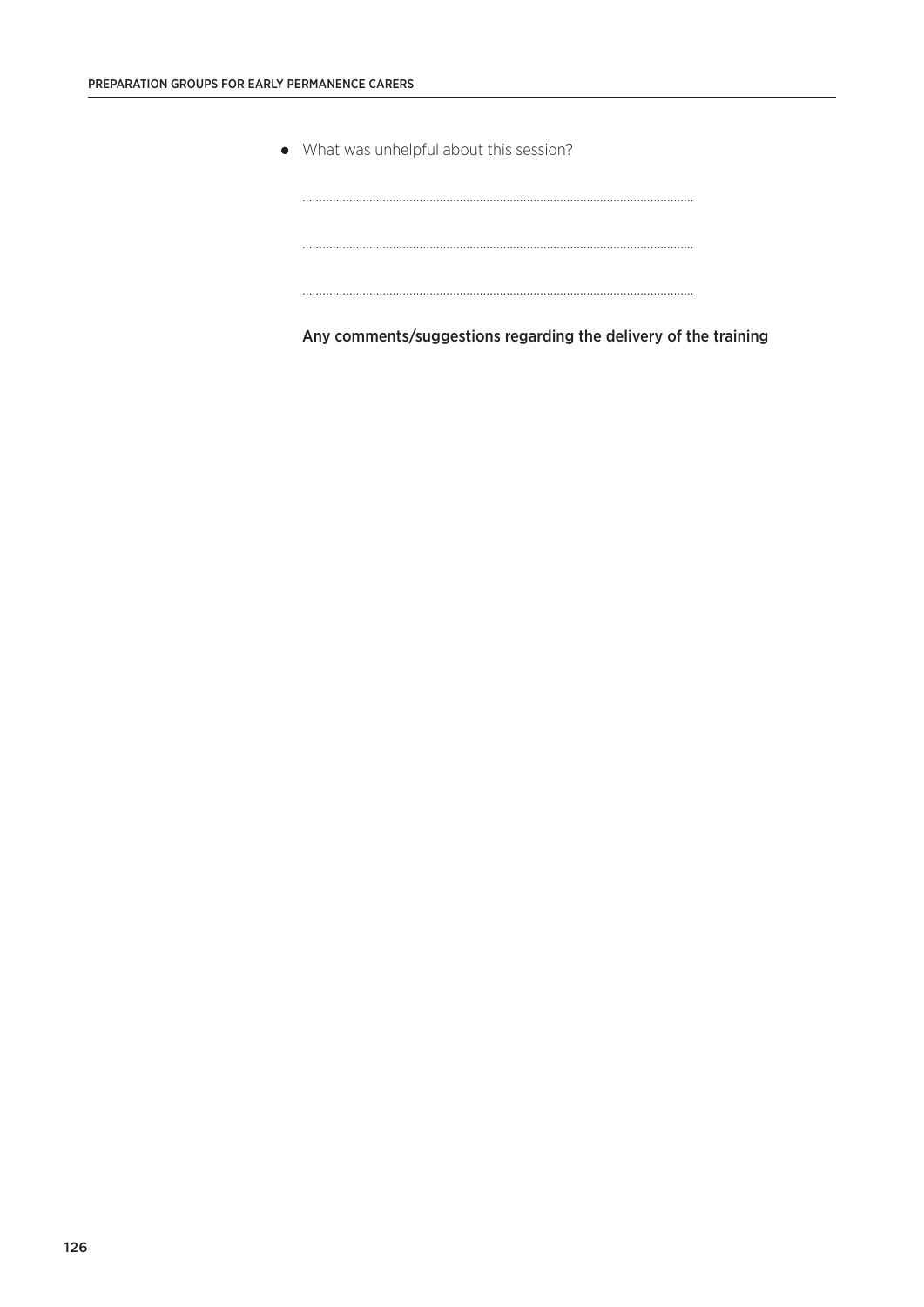- What was unhelpful about this session?

 ..................................................................................................................

 ..................................................................................................................

 ..................................................................................................................

 **Any comments/suggestions regarding the delivery of the training**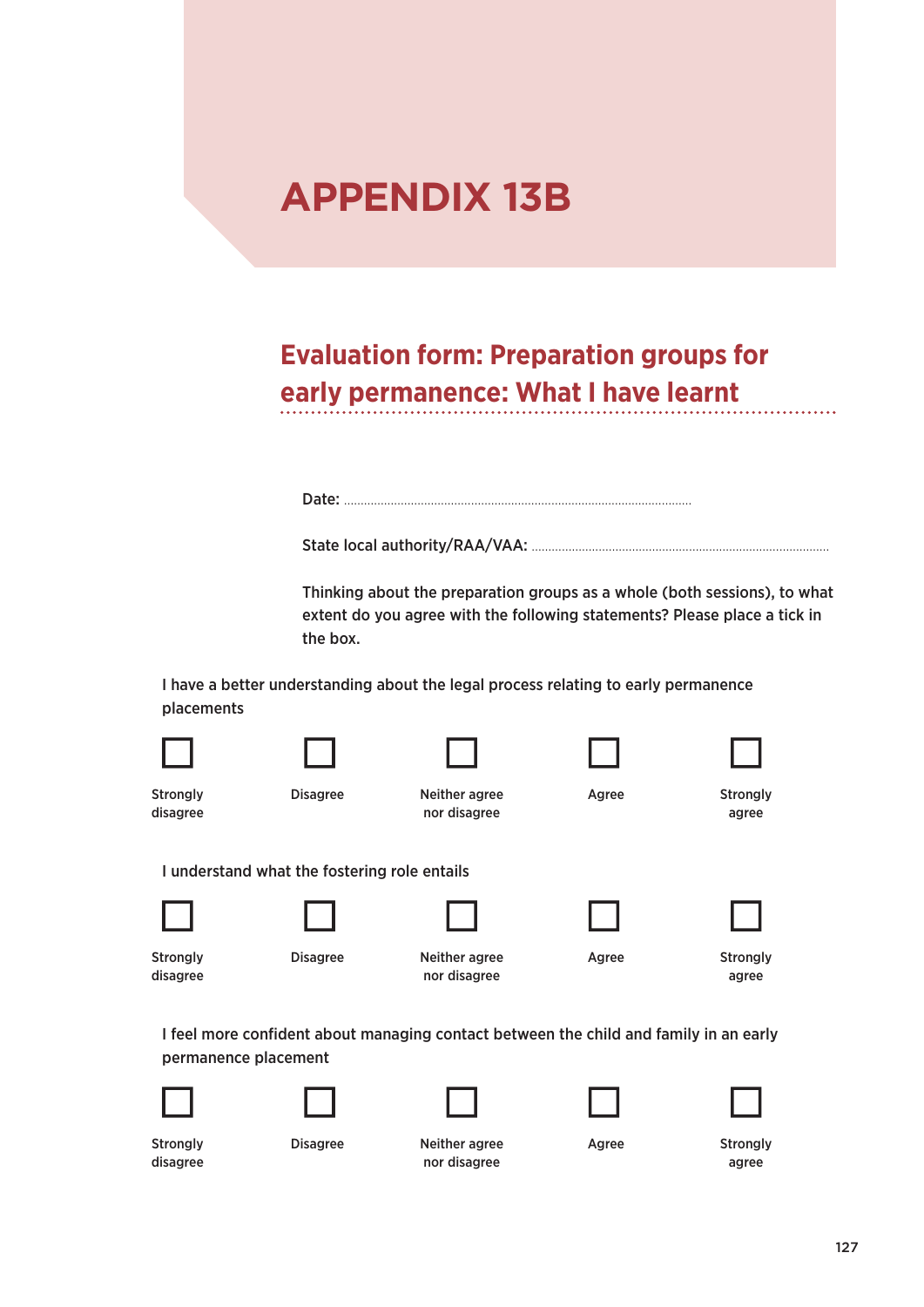# APPENDIX 13B

## Evaluation form: Preparation groups for early permanence: What I have learnt

Date: ..............................................................................................

State local authority/RAA/VAA: ..........................................................................................

Thinking about the preparation groups as a whole (both sessions), to what extent do you agree with the following statements? Please place a tick in the box.

I have a better understanding about the legal process relating to early permanence placements

| ☐ | ☐ | ☐ | ☐ | ☐ |
|---|---|---|---|---|
| Strongly disagree | Disagree | Neither agree nor disagree | Agree | Strongly agree |

I understand what the fostering role entails

| ☐ | ☐ | ☐ | ☐ | ☐ |
|---|---|---|---|---|
| Strongly disagree | Disagree | Neither agree nor disagree | Agree | Strongly agree |

I feel more confident about managing contact between the child and family in an early permanence placement

| ☐ | ☐ | ☐ | ☐ | ☐ |
|---|---|---|---|---|
| Strongly disagree | Disagree | Neither agree nor disagree | Agree | Strongly agree |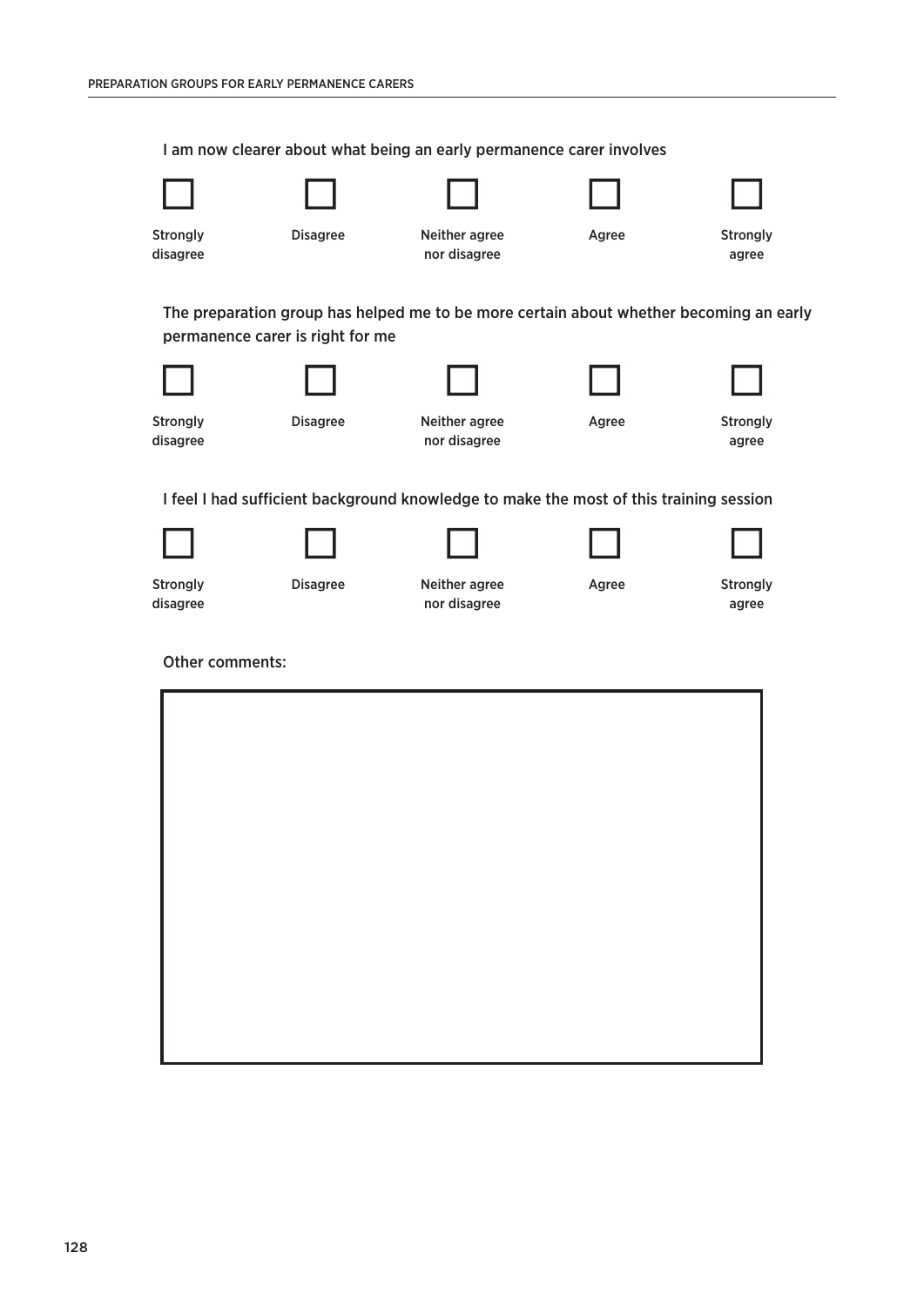I am now clearer about what being an early permanence carer involves

| ☐ | ☐ | ☐ | ☐ | ☐ |
|---|---|---|---|---|
| Strongly disagree | Disagree | Neither agree nor disagree | Agree | Strongly agree |

The preparation group has helped me to be more certain about whether becoming an early permanence carer is right for me

| ☐ | ☐ | ☐ | ☐ | ☐ |
|---|---|---|---|---|
| Strongly disagree | Disagree | Neither agree nor disagree | Agree | Strongly agree |

I feel I had sufficient background knowledge to make the most of this training session

| ☐ | ☐ | ☐ | ☐ | ☐ |
|---|---|---|---|---|
| Strongly disagree | Disagree | Neither agree nor disagree | Agree | Strongly agree |

Other comments: